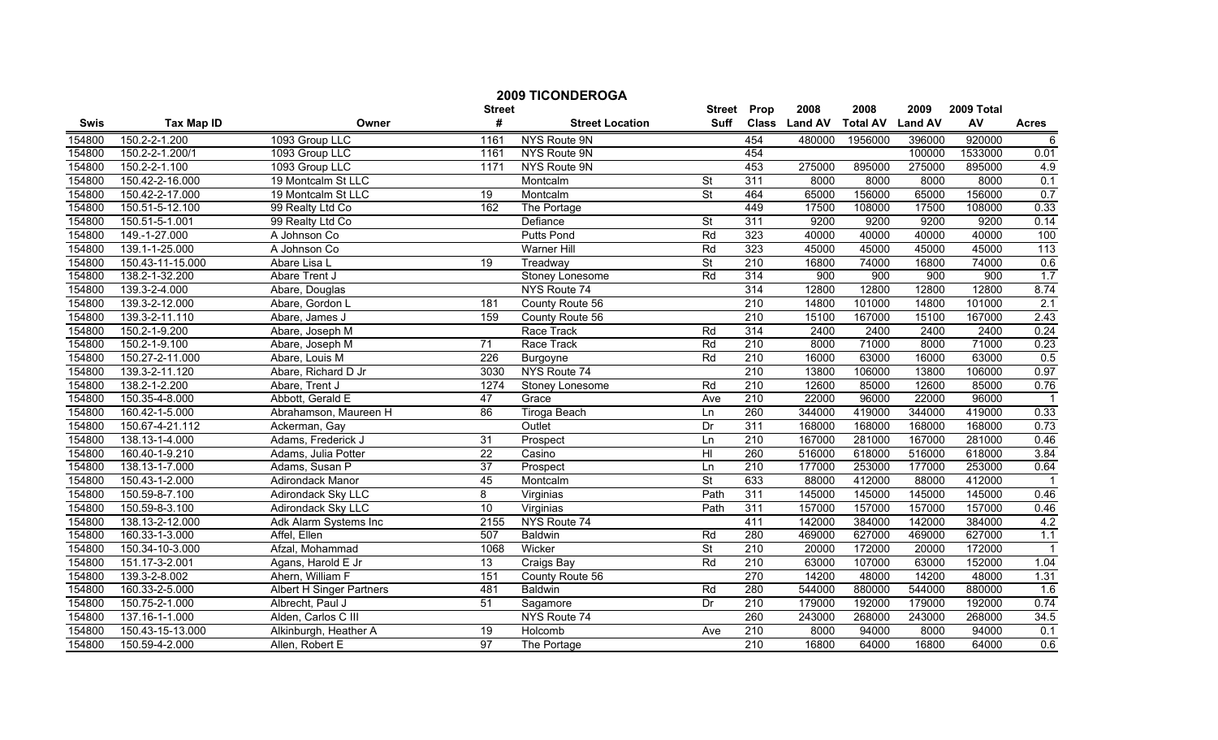# 2009 TICONDEROGA

| Swis | Tax Map ID | Owner | Street # | Street Location | Street Suff | Prop Class | 2008 Land AV | 2008 Total AV | 2009 Land AV | 2009 Total AV | Acres |
|---|---|---|---|---|---|---|---|---|---|---|---|
| 154800 | 150.2-2-1.200 | 1093 Group LLC | 1161 | NYS Route 9N | | 454 | 480000 | 1956000 | 396000 | 920000 | 6 |
| 154800 | 150.2-2-1.200/1 | 1093 Group LLC | 1161 | NYS Route 9N | | 454 | | | 100000 | 1533000 | 0.01 |
| 154800 | 150.2-2-1.100 | 1093 Group LLC | 1171 | NYS Route 9N | | 453 | 275000 | 895000 | 275000 | 895000 | 4.9 |
| 154800 | 150.42-2-16.000 | 19 Montcalm St LLC | | Montcalm | St | 311 | 8000 | 8000 | 8000 | 8000 | 0.1 |
| 154800 | 150.42-2-17.000 | 19 Montcalm St LLC | 19 | Montcalm | St | 464 | 65000 | 156000 | 65000 | 156000 | 0.7 |
| 154800 | 150.51-5-12.100 | 99 Realty Ltd Co | 162 | The Portage | | 449 | 17500 | 108000 | 17500 | 108000 | 0.33 |
| 154800 | 150.51-5-1.001 | 99 Realty Ltd Co | | Defiance | St | 311 | 9200 | 9200 | 9200 | 9200 | 0.14 |
| 154800 | 149.-1-27.000 | A Johnson Co | | Putts Pond | Rd | 323 | 40000 | 40000 | 40000 | 40000 | 100 |
| 154800 | 139.1-1-25.000 | A Johnson Co | | Warner Hill | Rd | 323 | 45000 | 45000 | 45000 | 45000 | 113 |
| 154800 | 150.43-11-15.000 | Abare Lisa L | 19 | Treadway | St | 210 | 16800 | 74000 | 16800 | 74000 | 0.6 |
| 154800 | 138.2-1-32.200 | Abare Trent J | | Stoney Lonesome | Rd | 314 | 900 | 900 | 900 | 900 | 1.7 |
| 154800 | 139.3-2-4.000 | Abare, Douglas | | NYS Route 74 | | 314 | 12800 | 12800 | 12800 | 12800 | 8.74 |
| 154800 | 139.3-2-12.000 | Abare, Gordon L | 181 | County Route 56 | | 210 | 14800 | 101000 | 14800 | 101000 | 2.1 |
| 154800 | 139.3-2-11.110 | Abare, James J | 159 | County Route 56 | | 210 | 15100 | 167000 | 15100 | 167000 | 2.43 |
| 154800 | 150.2-1-9.200 | Abare, Joseph M | | Race Track | Rd | 314 | 2400 | 2400 | 2400 | 2400 | 0.24 |
| 154800 | 150.2-1-9.100 | Abare, Joseph M | 71 | Race Track | Rd | 210 | 8000 | 71000 | 8000 | 71000 | 0.23 |
| 154800 | 150.27-2-11.000 | Abare, Louis M | 226 | Burgoyne | Rd | 210 | 16000 | 63000 | 16000 | 63000 | 0.5 |
| 154800 | 139.3-2-11.120 | Abare, Richard D Jr | 3030 | NYS Route 74 | | 210 | 13800 | 106000 | 13800 | 106000 | 0.97 |
| 154800 | 138.2-1-2.200 | Abare, Trent J | 1274 | Stoney Lonesome | Rd | 210 | 12600 | 85000 | 12600 | 85000 | 0.76 |
| 154800 | 150.35-4-8.000 | Abbott, Gerald E | 47 | Grace | Ave | 210 | 22000 | 96000 | 22000 | 96000 | 1 |
| 154800 | 160.42-1-5.000 | Abrahamson, Maureen H | 86 | Tiroga Beach | Ln | 260 | 344000 | 419000 | 344000 | 419000 | 0.33 |
| 154800 | 150.67-4-21.112 | Ackerman, Gay | | Outlet | Dr | 311 | 168000 | 168000 | 168000 | 168000 | 0.73 |
| 154800 | 138.13-1-4.000 | Adams, Frederick J | 31 | Prospect | Ln | 210 | 167000 | 281000 | 167000 | 281000 | 0.46 |
| 154800 | 160.40-1-9.210 | Adams, Julia Potter | 22 | Casino | Hl | 260 | 516000 | 618000 | 516000 | 618000 | 3.84 |
| 154800 | 138.13-1-7.000 | Adams, Susan P | 37 | Prospect | Ln | 210 | 177000 | 253000 | 177000 | 253000 | 0.64 |
| 154800 | 150.43-1-2.000 | Adirondack Manor | 45 | Montcalm | St | 633 | 88000 | 412000 | 88000 | 412000 | 1 |
| 154800 | 150.59-8-7.100 | Adirondack Sky LLC | 8 | Virginias | Path | 311 | 145000 | 145000 | 145000 | 145000 | 0.46 |
| 154800 | 150.59-8-3.100 | Adirondack Sky LLC | 10 | Virginias | Path | 311 | 157000 | 157000 | 157000 | 157000 | 0.46 |
| 154800 | 138.13-2-12.000 | Adk Alarm Systems Inc | 2155 | NYS Route 74 | | 411 | 142000 | 384000 | 142000 | 384000 | 4.2 |
| 154800 | 160.33-1-3.000 | Affel, Ellen | 507 | Baldwin | Rd | 280 | 469000 | 627000 | 469000 | 627000 | 1.1 |
| 154800 | 150.34-10-3.000 | Afzal, Mohammad | 1068 | Wicker | St | 210 | 20000 | 172000 | 20000 | 172000 | 1 |
| 154800 | 151.17-3-2.001 | Agans, Harold E Jr | 13 | Craigs Bay | Rd | 210 | 63000 | 107000 | 63000 | 152000 | 1.04 |
| 154800 | 139.3-2-8.002 | Ahern, William F | 151 | County Route 56 | | 270 | 14200 | 48000 | 14200 | 48000 | 1.31 |
| 154800 | 160.33-2-5.000 | Albert H Singer Partners | 481 | Baldwin | Rd | 280 | 544000 | 880000 | 544000 | 880000 | 1.6 |
| 154800 | 150.75-2-1.000 | Albrecht, Paul J | 51 | Sagamore | Dr | 210 | 179000 | 192000 | 179000 | 192000 | 0.74 |
| 154800 | 137.16-1-1.000 | Alden, Carlos C III | | NYS Route 74 | | 260 | 243000 | 268000 | 243000 | 268000 | 34.5 |
| 154800 | 150.43-15-13.000 | Alkinburgh, Heather A | 19 | Holcomb | Ave | 210 | 8000 | 94000 | 8000 | 94000 | 0.1 |
| 154800 | 150.59-4-2.000 | Allen, Robert E | 97 | The Portage | | 210 | 16800 | 64000 | 16800 | 64000 | 0.6 |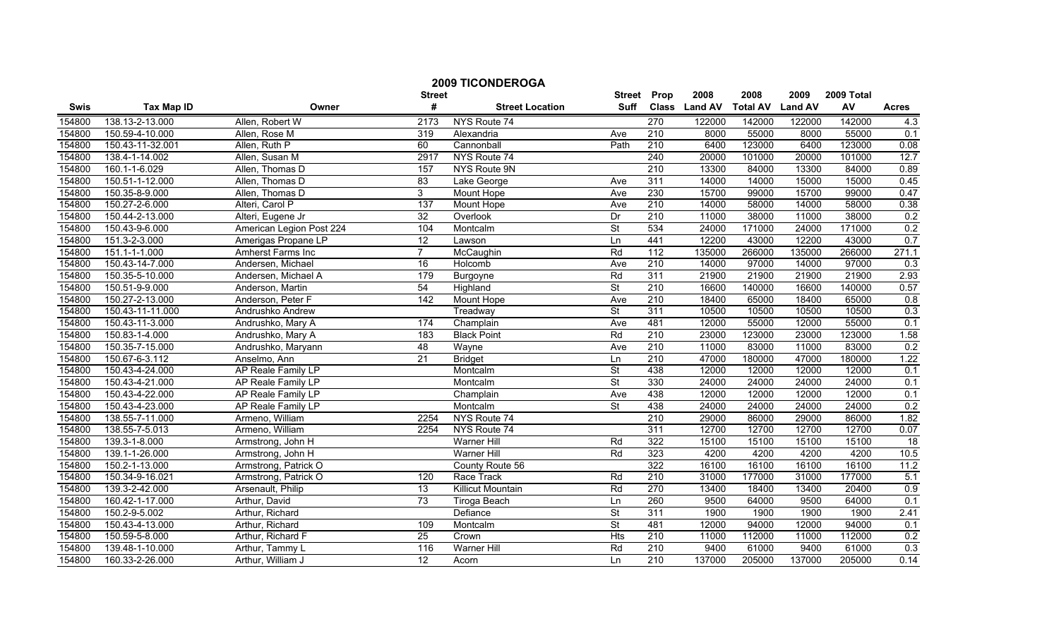## 2009 TICONDEROGA

| Swis | Tax Map ID | Owner | Street # | Street Location | Street Suff | Prop Class | 2008 Land AV | 2008 Total AV | 2009 Land AV | 2009 Total AV | Acres |
|---|---|---|---|---|---|---|---|---|---|---|---|
| 154800 | 138.13-2-13.000 | Allen, Robert W | 2173 | NYS Route 74 | | 270 | 122000 | 142000 | 122000 | 142000 | 4.3 |
| 154800 | 150.59-4-10.000 | Allen, Rose M | 319 | Alexandria | Ave | 210 | 8000 | 55000 | 8000 | 55000 | 0.1 |
| 154800 | 150.43-11-32.001 | Allen, Ruth P | 60 | Cannonball | Path | 210 | 6400 | 123000 | 6400 | 123000 | 0.08 |
| 154800 | 138.4-1-14.002 | Allen, Susan M | 2917 | NYS Route 74 | | 240 | 20000 | 101000 | 20000 | 101000 | 12.7 |
| 154800 | 160.1-1-6.029 | Allen, Thomas D | 157 | NYS Route 9N | | 210 | 13300 | 84000 | 13300 | 84000 | 0.89 |
| 154800 | 150.51-1-12.000 | Allen, Thomas D | 83 | Lake George | Ave | 311 | 14000 | 14000 | 15000 | 15000 | 0.45 |
| 154800 | 150.35-8-9.000 | Allen, Thomas D | 3 | Mount Hope | Ave | 230 | 15700 | 99000 | 15700 | 99000 | 0.47 |
| 154800 | 150.27-2-6.000 | Alteri, Carol P | 137 | Mount Hope | Ave | 210 | 14000 | 58000 | 14000 | 58000 | 0.38 |
| 154800 | 150.44-2-13.000 | Alteri, Eugene Jr | 32 | Overlook | Dr | 210 | 11000 | 38000 | 11000 | 38000 | 0.2 |
| 154800 | 150.43-9-6.000 | American Legion Post 224 | 104 | Montcalm | St | 534 | 24000 | 171000 | 24000 | 171000 | 0.2 |
| 154800 | 151.3-2-3.000 | Amerigas Propane LP | 12 | Lawson | Ln | 441 | 12200 | 43000 | 12200 | 43000 | 0.7 |
| 154800 | 151.1-1-1.000 | Amherst Farms Inc | 7 | McCaughin | Rd | 112 | 135000 | 266000 | 135000 | 266000 | 271.1 |
| 154800 | 150.43-14-7.000 | Andersen, Michael | 16 | Holcomb | Ave | 210 | 14000 | 97000 | 14000 | 97000 | 0.3 |
| 154800 | 150.35-5-10.000 | Andersen, Michael A | 179 | Burgoyne | Rd | 311 | 21900 | 21900 | 21900 | 21900 | 2.93 |
| 154800 | 150.51-9-9.000 | Anderson, Martin | 54 | Highland | St | 210 | 16600 | 140000 | 16600 | 140000 | 0.57 |
| 154800 | 150.27-2-13.000 | Anderson, Peter F | 142 | Mount Hope | Ave | 210 | 18400 | 65000 | 18400 | 65000 | 0.8 |
| 154800 | 150.43-11-11.000 | Andrushko Andrew | | Treadway | St | 311 | 10500 | 10500 | 10500 | 10500 | 0.3 |
| 154800 | 150.43-11-3.000 | Andrushko, Mary A | 174 | Champlain | Ave | 481 | 12000 | 55000 | 12000 | 55000 | 0.1 |
| 154800 | 150.83-1-4.000 | Andrushko, Mary A | 183 | Black Point | Rd | 210 | 23000 | 123000 | 23000 | 123000 | 1.58 |
| 154800 | 150.35-7-15.000 | Andrushko, Maryann | 48 | Wayne | Ave | 210 | 11000 | 83000 | 11000 | 83000 | 0.2 |
| 154800 | 150.67-6-3.112 | Anselmo, Ann | 21 | Bridget | Ln | 210 | 47000 | 180000 | 47000 | 180000 | 1.22 |
| 154800 | 150.43-4-24.000 | AP Reale Family LP | | Montcalm | St | 438 | 12000 | 12000 | 12000 | 12000 | 0.1 |
| 154800 | 150.43-4-21.000 | AP Reale Family LP | | Montcalm | St | 330 | 24000 | 24000 | 24000 | 24000 | 0.1 |
| 154800 | 150.43-4-22.000 | AP Reale Family LP | | Champlain | Ave | 438 | 12000 | 12000 | 12000 | 12000 | 0.1 |
| 154800 | 150.43-4-23.000 | AP Reale Family LP | | Montcalm | St | 438 | 24000 | 24000 | 24000 | 24000 | 0.2 |
| 154800 | 138.55-7-11.000 | Armeno, William | 2254 | NYS Route 74 | | 210 | 29000 | 86000 | 29000 | 86000 | 1.82 |
| 154800 | 138.55-7-5.013 | Armeno, William | 2254 | NYS Route 74 | | 311 | 12700 | 12700 | 12700 | 12700 | 0.07 |
| 154800 | 139.3-1-8.000 | Armstrong, John H | | Warner Hill | Rd | 322 | 15100 | 15100 | 15100 | 15100 | 18 |
| 154800 | 139.1-1-26.000 | Armstrong, John H | | Warner Hill | Rd | 323 | 4200 | 4200 | 4200 | 4200 | 10.5 |
| 154800 | 150.2-1-13.000 | Armstrong, Patrick O | | County Route 56 | | 322 | 16100 | 16100 | 16100 | 16100 | 11.2 |
| 154800 | 150.34-9-16.021 | Armstrong, Patrick O | 120 | Race Track | Rd | 210 | 31000 | 177000 | 31000 | 177000 | 5.1 |
| 154800 | 139.3-2-42.000 | Arsenault, Philip | 13 | Killicut Mountain | Rd | 270 | 13400 | 18400 | 13400 | 20400 | 0.9 |
| 154800 | 160.42-1-17.000 | Arthur, David | 73 | Tiroga Beach | Ln | 260 | 9500 | 64000 | 9500 | 64000 | 0.1 |
| 154800 | 150.2-9-5.002 | Arthur, Richard | | Defiance | St | 311 | 1900 | 1900 | 1900 | 1900 | 2.41 |
| 154800 | 150.43-4-13.000 | Arthur, Richard | 109 | Montcalm | St | 481 | 12000 | 94000 | 12000 | 94000 | 0.1 |
| 154800 | 150.59-5-8.000 | Arthur, Richard F | 25 | Crown | Hts | 210 | 11000 | 112000 | 11000 | 112000 | 0.2 |
| 154800 | 139.48-1-10.000 | Arthur, Tammy L | 116 | Warner Hill | Rd | 210 | 9400 | 61000 | 9400 | 61000 | 0.3 |
| 154800 | 160.33-2-26.000 | Arthur, William J | 12 | Acorn | Ln | 210 | 137000 | 205000 | 137000 | 205000 | 0.14 |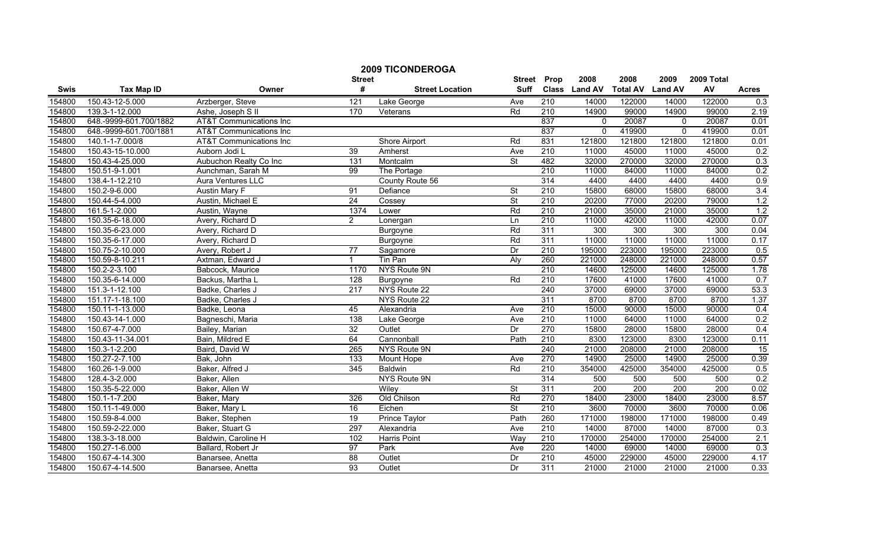# 2009 TICONDEROGA

| Swis | Tax Map ID | Owner | Street # | Street Location | Street Suff | Prop Class | 2008 Land AV | 2008 Total AV | 2009 Land AV | 2009 Total AV | Acres |
|---|---|---|---|---|---|---|---|---|---|---|---|
| 154800 | 150.43-12-5.000 | Arzberger, Steve | 121 | Lake George | Ave | 210 | 14000 | 122000 | 14000 | 122000 | 0.3 |
| 154800 | 139.3-1-12.000 | Ashe, Joseph S II | 170 | Veterans | Rd | 210 | 14900 | 99000 | 14900 | 99000 | 2.19 |
| 154800 | 648.-9999-601.700/1882 | AT&T Communications Inc | | | | 837 | 0 | 20087 | 0 | 20087 | 0.01 |
| 154800 | 648.-9999-601.700/1881 | AT&T Communications Inc | | | | 837 | 0 | 419900 | 0 | 419900 | 0.01 |
| 154800 | 140.1-1-7.000/8 | AT&T Communications Inc | | Shore Airport | Rd | 831 | 121800 | 121800 | 121800 | 121800 | 0.01 |
| 154800 | 150.43-15-10.000 | Auborn Jodi L | 39 | Amherst | Ave | 210 | 11000 | 45000 | 11000 | 45000 | 0.2 |
| 154800 | 150.43-4-25.000 | Aubuchon Realty Co Inc | 131 | Montcalm | St | 482 | 32000 | 270000 | 32000 | 270000 | 0.3 |
| 154800 | 150.51-9-1.001 | Aunchman, Sarah M | 99 | The Portage | | 210 | 11000 | 84000 | 11000 | 84000 | 0.2 |
| 154800 | 138.4-1-12.210 | Aura Ventures LLC | | County Route 56 | | 314 | 4400 | 4400 | 4400 | 4400 | 0.9 |
| 154800 | 150.2-9-6.000 | Austin Mary F | 91 | Defiance | St | 210 | 15800 | 68000 | 15800 | 68000 | 3.4 |
| 154800 | 150.44-5-4.000 | Austin, Michael E | 24 | Cossey | St | 210 | 20200 | 77000 | 20200 | 79000 | 1.2 |
| 154800 | 161.5-1-2.000 | Austin, Wayne | 1374 | Lower | Rd | 210 | 21000 | 35000 | 21000 | 35000 | 1.2 |
| 154800 | 150.35-6-18.000 | Avery, Richard D | 2 | Lonergan | Ln | 210 | 11000 | 42000 | 11000 | 42000 | 0.07 |
| 154800 | 150.35-6-23.000 | Avery, Richard D | | Burgoyne | Rd | 311 | 300 | 300 | 300 | 300 | 0.04 |
| 154800 | 150.35-6-17.000 | Avery, Richard D | | Burgoyne | Rd | 311 | 11000 | 11000 | 11000 | 11000 | 0.17 |
| 154800 | 150.75-2-10.000 | Avery, Robert J | 77 | Sagamore | Dr | 210 | 195000 | 223000 | 195000 | 223000 | 0.5 |
| 154800 | 150.59-8-10.211 | Axtman, Edward J | 1 | Tin Pan | Aly | 260 | 221000 | 248000 | 221000 | 248000 | 0.57 |
| 154800 | 150.2-2-3.100 | Babcock, Maurice | 1170 | NYS Route 9N | | 210 | 14600 | 125000 | 14600 | 125000 | 1.78 |
| 154800 | 150.35-6-14.000 | Backus, Martha L | 128 | Burgoyne | Rd | 210 | 17600 | 41000 | 17600 | 41000 | 0.7 |
| 154800 | 151.3-1-12.100 | Badke, Charles J | 217 | NYS Route 22 | | 240 | 37000 | 69000 | 37000 | 69000 | 53.3 |
| 154800 | 151.17-1-18.100 | Badke, Charles J | | NYS Route 22 | | 311 | 8700 | 8700 | 8700 | 8700 | 1.37 |
| 154800 | 150.11-1-13.000 | Badke, Leona | 45 | Alexandria | Ave | 210 | 15000 | 90000 | 15000 | 90000 | 0.4 |
| 154800 | 150.43-14-1.000 | Bagneschi, Maria | 138 | Lake George | Ave | 210 | 11000 | 64000 | 11000 | 64000 | 0.2 |
| 154800 | 150.67-4-7.000 | Bailey, Marian | 32 | Outlet | Dr | 270 | 15800 | 28000 | 15800 | 28000 | 0.4 |
| 154800 | 150.43-11-34.001 | Bain, Mildred E | 64 | Cannonball | Path | 210 | 8300 | 123000 | 8300 | 123000 | 0.11 |
| 154800 | 150.3-1-2.200 | Baird, David W | 265 | NYS Route 9N | | 240 | 21000 | 208000 | 21000 | 208000 | 15 |
| 154800 | 150.27-2-7.100 | Bak, John | 133 | Mount Hope | Ave | 270 | 14900 | 25000 | 14900 | 25000 | 0.39 |
| 154800 | 160.26-1-9.000 | Baker, Alfred J | 345 | Baldwin | Rd | 210 | 354000 | 425000 | 354000 | 425000 | 0.5 |
| 154800 | 128.4-3-2.000 | Baker, Allen | | NYS Route 9N | | 314 | 500 | 500 | 500 | 500 | 0.2 |
| 154800 | 150.35-5-22.000 | Baker, Allen W | | Wiley | St | 311 | 200 | 200 | 200 | 200 | 0.02 |
| 154800 | 150.1-1-7.200 | Baker, Mary | 326 | Old Chilson | Rd | 270 | 18400 | 23000 | 18400 | 23000 | 8.57 |
| 154800 | 150.11-1-49.000 | Baker, Mary L | 16 | Eichen | St | 210 | 3600 | 70000 | 3600 | 70000 | 0.06 |
| 154800 | 150.59-8-4.000 | Baker, Stephen | 19 | Prince Taylor | Path | 260 | 171000 | 198000 | 171000 | 198000 | 0.49 |
| 154800 | 150.59-2-22.000 | Baker, Stuart G | 297 | Alexandria | Ave | 210 | 14000 | 87000 | 14000 | 87000 | 0.3 |
| 154800 | 138.3-3-18.000 | Baldwin, Caroline H | 102 | Harris Point | Way | 210 | 170000 | 254000 | 170000 | 254000 | 2.1 |
| 154800 | 150.27-1-6.000 | Ballard, Robert Jr | 97 | Park | Ave | 220 | 14000 | 69000 | 14000 | 69000 | 0.3 |
| 154800 | 150.67-4-14.300 | Banarsee, Anetta | 88 | Outlet | Dr | 210 | 45000 | 229000 | 45000 | 229000 | 4.17 |
| 154800 | 150.67-4-14.500 | Banarsee, Anetta | 93 | Outlet | Dr | 311 | 21000 | 21000 | 21000 | 21000 | 0.33 |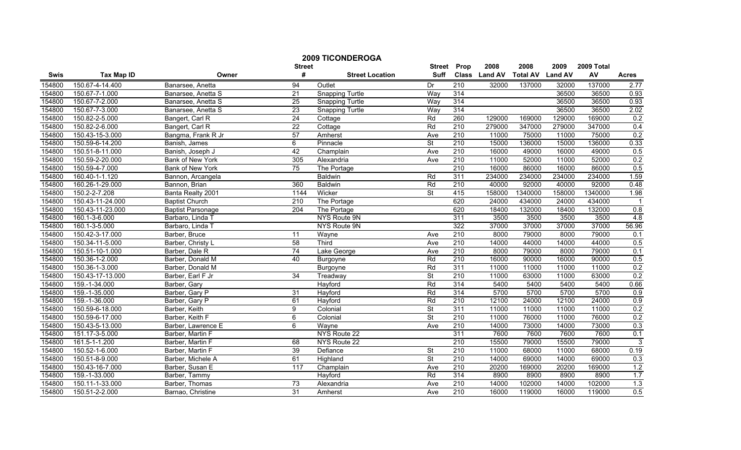## 2009 TICONDEROGA

| Swis | Tax Map ID | Owner | Street # | Street Location | Street Suff | Prop Class | 2008 Land AV | 2008 Total AV | 2009 Land AV | 2009 Total AV | Acres |
|---|---|---|---|---|---|---|---|---|---|---|---|
| 154800 | 150.67-4-14.400 | Banarsee, Anetta | 94 | Outlet | Dr | 210 | 32000 | 137000 | 32000 | 137000 | 2.77 |
| 154800 | 150.67-7-1.000 | Banarsee, Anetta S | 21 | Snapping Turtle | Way | 314 | | | 36500 | 36500 | 0.93 |
| 154800 | 150.67-7-2.000 | Banarsee, Anetta S | 25 | Snapping Turtle | Way | 314 | | | 36500 | 36500 | 0.93 |
| 154800 | 150.67-7-3.000 | Banarsee, Anetta S | 23 | Snapping Turtle | Way | 314 | | | 36500 | 36500 | 2.02 |
| 154800 | 150.82-2-5.000 | Bangert, Carl R | 24 | Cottage | Rd | 260 | 129000 | 169000 | 129000 | 169000 | 0.2 |
| 154800 | 150.82-2-6.000 | Bangert, Carl R | 22 | Cottage | Rd | 210 | 279000 | 347000 | 279000 | 347000 | 0.4 |
| 154800 | 150.43-15-3.000 | Bangma, Frank R Jr | 57 | Amherst | Ave | 210 | 11000 | 75000 | 11000 | 75000 | 0.2 |
| 154800 | 150.59-6-14.200 | Banish, James | 6 | Pinnacle | St | 210 | 15000 | 136000 | 15000 | 136000 | 0.33 |
| 154800 | 150.51-8-11.000 | Banish, Joseph J | 42 | Champlain | Ave | 210 | 16000 | 49000 | 16000 | 49000 | 0.5 |
| 154800 | 150.59-2-20.000 | Bank of New York | 305 | Alexandria | Ave | 210 | 11000 | 52000 | 11000 | 52000 | 0.2 |
| 154800 | 150.59-4-7.000 | Bank of New York | 75 | The Portage | | 210 | 16000 | 86000 | 16000 | 86000 | 0.5 |
| 154800 | 160.40-1-1.120 | Bannon, Arcangela | | Baldwin | Rd | 311 | 234000 | 234000 | 234000 | 234000 | 1.59 |
| 154800 | 160.26-1-29.000 | Bannon, Brian | 360 | Baldwin | Rd | 210 | 40000 | 92000 | 40000 | 92000 | 0.48 |
| 154800 | 150.2-2-7.208 | Banta Realty 2001 | 1144 | Wicker | St | 415 | 158000 | 1340000 | 158000 | 1340000 | 1.98 |
| 154800 | 150.43-11-24.000 | Baptist Church | 210 | The Portage | | 620 | 24000 | 434000 | 24000 | 434000 | 1 |
| 154800 | 150.43-11-23.000 | Baptist Parsonage | 204 | The Portage | | 620 | 18400 | 132000 | 18400 | 132000 | 0.8 |
| 154800 | 160.1-3-6.000 | Barbaro, Linda T | | NYS Route 9N | | 311 | 3500 | 3500 | 3500 | 3500 | 4.8 |
| 154800 | 160.1-3-5.000 | Barbaro, Linda T | | NYS Route 9N | | 322 | 37000 | 37000 | 37000 | 37000 | 56.96 |
| 154800 | 150.42-3-17.000 | Barber, Bruce | 11 | Wayne | Ave | 210 | 8000 | 79000 | 8000 | 79000 | 0.1 |
| 154800 | 150.34-11-5.000 | Barber, Christy L | 58 | Third | Ave | 210 | 14000 | 44000 | 14000 | 44000 | 0.5 |
| 154800 | 150.51-10-1.000 | Barber, Dale R | 74 | Lake George | Ave | 210 | 8000 | 79000 | 8000 | 79000 | 0.1 |
| 154800 | 150.36-1-2.000 | Barber, Donald M | 40 | Burgoyne | Rd | 210 | 16000 | 90000 | 16000 | 90000 | 0.5 |
| 154800 | 150.36-1-3.000 | Barber, Donald M | | Burgoyne | Rd | 311 | 11000 | 11000 | 11000 | 11000 | 0.2 |
| 154800 | 150.43-17-13.000 | Barber, Earl F Jr | 34 | Treadway | St | 210 | 11000 | 63000 | 11000 | 63000 | 0.2 |
| 154800 | 159.-1-34.000 | Barber, Gary | | Hayford | Rd | 314 | 5400 | 5400 | 5400 | 5400 | 0.66 |
| 154800 | 159.-1-35.000 | Barber, Gary P | 31 | Hayford | Rd | 314 | 5700 | 5700 | 5700 | 5700 | 0.9 |
| 154800 | 159.-1-36.000 | Barber, Gary P | 61 | Hayford | Rd | 210 | 12100 | 24000 | 12100 | 24000 | 0.9 |
| 154800 | 150.59-6-18.000 | Barber, Keith | 9 | Colonial | St | 311 | 11000 | 11000 | 11000 | 11000 | 0.2 |
| 154800 | 150.59-6-17.000 | Barber, Keith F | 6 | Colonial | St | 210 | 11000 | 76000 | 11000 | 76000 | 0.2 |
| 154800 | 150.43-5-13.000 | Barber, Lawrence E | 6 | Wayne | Ave | 210 | 14000 | 73000 | 14000 | 73000 | 0.3 |
| 154800 | 151.17-3-5.000 | Barber, Martin F | | NYS Route 22 | | 311 | 7600 | 7600 | 7600 | 7600 | 0.1 |
| 154800 | 161.5-1-1.200 | Barber, Martin F | 68 | NYS Route 22 | | 210 | 15500 | 79000 | 15500 | 79000 | 3 |
| 154800 | 150.52-1-6.000 | Barber, Martin F | 39 | Defiance | St | 210 | 11000 | 68000 | 11000 | 68000 | 0.19 |
| 154800 | 150.51-8-9.000 | Barber, Michele A | 61 | Highland | St | 210 | 14000 | 69000 | 14000 | 69000 | 0.3 |
| 154800 | 150.43-16-7.000 | Barber, Susan E | 117 | Champlain | Ave | 210 | 20200 | 169000 | 20200 | 169000 | 1.2 |
| 154800 | 159.-1-33.000 | Barber, Tammy | | Hayford | Rd | 314 | 8900 | 8900 | 8900 | 8900 | 1.7 |
| 154800 | 150.11-1-33.000 | Barber, Thomas | 73 | Alexandria | Ave | 210 | 14000 | 102000 | 14000 | 102000 | 1.3 |
| 154800 | 150.51-2-2.000 | Barnao, Christine | 31 | Amherst | Ave | 210 | 16000 | 119000 | 16000 | 119000 | 0.5 |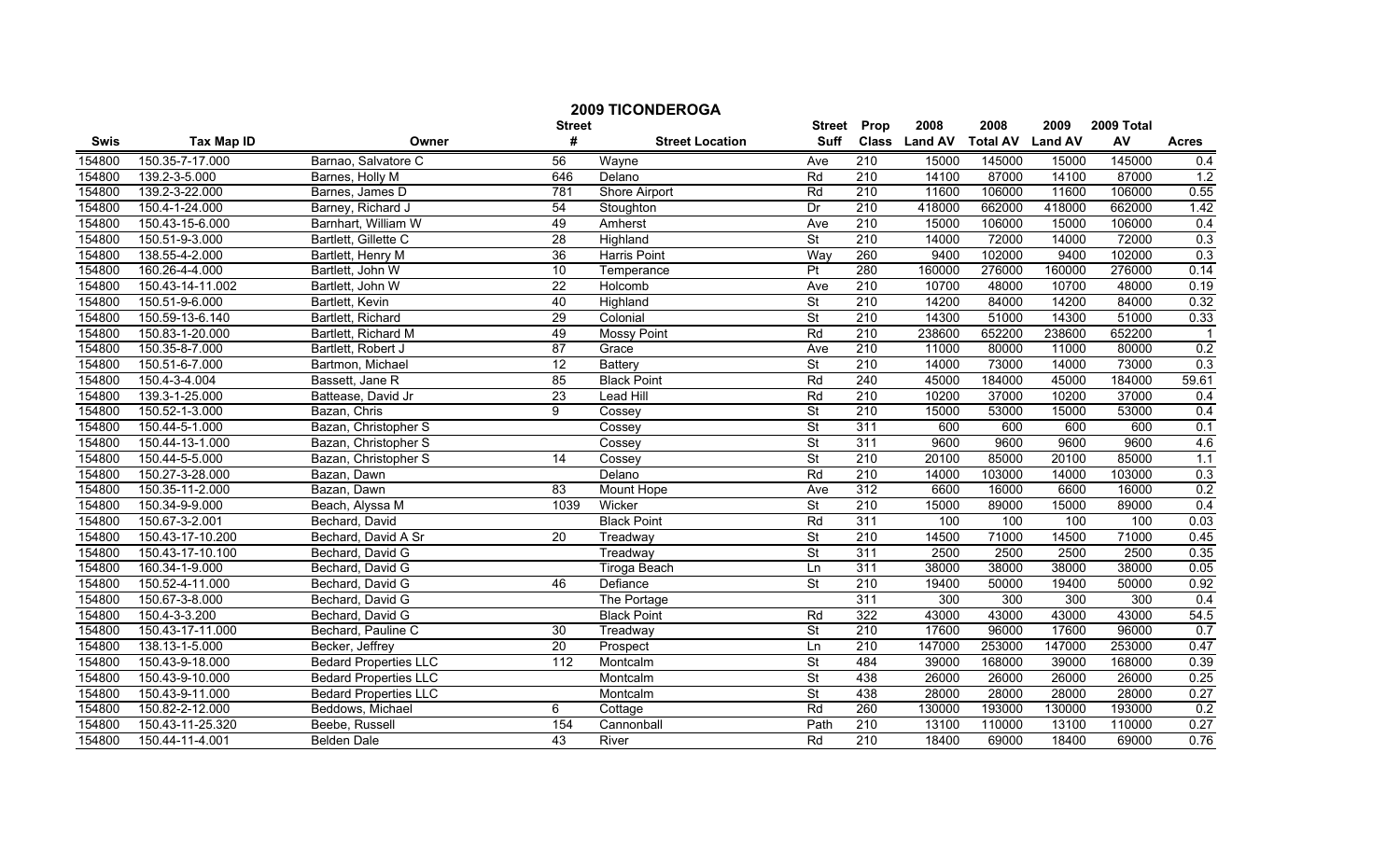# 2009 TICONDEROGA

| Swis | Tax Map ID | Owner | Street # | Street Location | Street Suff | Prop Class | 2008 Land AV | 2008 Total AV | 2009 Land AV | 2009 Total AV | Acres |
|---|---|---|---|---|---|---|---|---|---|---|---|
| 154800 | 150.35-7-17.000 | Barnao, Salvatore C | 56 | Wayne | Ave | 210 | 15000 | 145000 | 15000 | 145000 | 0.4 |
| 154800 | 139.2-3-5.000 | Barnes, Holly M | 646 | Delano | Rd | 210 | 14100 | 87000 | 14100 | 87000 | 1.2 |
| 154800 | 139.2-3-22.000 | Barnes, James D | 781 | Shore Airport | Rd | 210 | 11600 | 106000 | 11600 | 106000 | 0.55 |
| 154800 | 150.4-1-24.000 | Barney, Richard J | 54 | Stoughton | Dr | 210 | 418000 | 662000 | 418000 | 662000 | 1.42 |
| 154800 | 150.43-15-6.000 | Barnhart, William W | 49 | Amherst | Ave | 210 | 15000 | 106000 | 15000 | 106000 | 0.4 |
| 154800 | 150.51-9-3.000 | Bartlett, Gillette C | 28 | Highland | St | 210 | 14000 | 72000 | 14000 | 72000 | 0.3 |
| 154800 | 138.55-4-2.000 | Bartlett, Henry M | 36 | Harris Point | Way | 260 | 9400 | 102000 | 9400 | 102000 | 0.3 |
| 154800 | 160.26-4-4.000 | Bartlett, John W | 10 | Temperance | Pt | 280 | 160000 | 276000 | 160000 | 276000 | 0.14 |
| 154800 | 150.43-14-11.002 | Bartlett, John W | 22 | Holcomb | Ave | 210 | 10700 | 48000 | 10700 | 48000 | 0.19 |
| 154800 | 150.51-9-6.000 | Bartlett, Kevin | 40 | Highland | St | 210 | 14200 | 84000 | 14200 | 84000 | 0.32 |
| 154800 | 150.59-13-6.140 | Bartlett, Richard | 29 | Colonial | St | 210 | 14300 | 51000 | 14300 | 51000 | 0.33 |
| 154800 | 150.83-1-20.000 | Bartlett, Richard M | 49 | Mossy Point | Rd | 210 | 238600 | 652200 | 238600 | 652200 | 1 |
| 154800 | 150.35-8-7.000 | Bartlett, Robert J | 87 | Grace | Ave | 210 | 11000 | 80000 | 11000 | 80000 | 0.2 |
| 154800 | 150.51-6-7.000 | Bartmon, Michael | 12 | Battery | St | 210 | 14000 | 73000 | 14000 | 73000 | 0.3 |
| 154800 | 150.4-3-4.004 | Bassett, Jane R | 85 | Black Point | Rd | 240 | 45000 | 184000 | 45000 | 184000 | 59.61 |
| 154800 | 139.3-1-25.000 | Battease, David Jr | 23 | Lead Hill | Rd | 210 | 10200 | 37000 | 10200 | 37000 | 0.4 |
| 154800 | 150.52-1-3.000 | Bazan, Chris | 9 | Cossey | St | 210 | 15000 | 53000 | 15000 | 53000 | 0.4 |
| 154800 | 150.44-5-1.000 | Bazan, Christopher S | | Cossey | St | 311 | 600 | 600 | 600 | 600 | 0.1 |
| 154800 | 150.44-13-1.000 | Bazan, Christopher S | | Cossey | St | 311 | 9600 | 9600 | 9600 | 9600 | 4.6 |
| 154800 | 150.44-5-5.000 | Bazan, Christopher S | 14 | Cossey | St | 210 | 20100 | 85000 | 20100 | 85000 | 1.1 |
| 154800 | 150.27-3-28.000 | Bazan, Dawn | | Delano | Rd | 210 | 14000 | 103000 | 14000 | 103000 | 0.3 |
| 154800 | 150.35-11-2.000 | Bazan, Dawn | 83 | Mount Hope | Ave | 312 | 6600 | 16000 | 6600 | 16000 | 0.2 |
| 154800 | 150.34-9-9.000 | Beach, Alyssa M | 1039 | Wicker | St | 210 | 15000 | 89000 | 15000 | 89000 | 0.4 |
| 154800 | 150.67-3-2.001 | Bechard, David | | Black Point | Rd | 311 | 100 | 100 | 100 | 100 | 0.03 |
| 154800 | 150.43-17-10.200 | Bechard, David A Sr | 20 | Treadway | St | 210 | 14500 | 71000 | 14500 | 71000 | 0.45 |
| 154800 | 150.43-17-10.100 | Bechard, David G | | Treadway | St | 311 | 2500 | 2500 | 2500 | 2500 | 0.35 |
| 154800 | 160.34-1-9.000 | Bechard, David G | | Tiroga Beach | Ln | 311 | 38000 | 38000 | 38000 | 38000 | 0.05 |
| 154800 | 150.52-4-11.000 | Bechard, David G | 46 | Defiance | St | 210 | 19400 | 50000 | 19400 | 50000 | 0.92 |
| 154800 | 150.67-3-8.000 | Bechard, David G | | The Portage | | 311 | 300 | 300 | 300 | 300 | 0.4 |
| 154800 | 150.4-3-3.200 | Bechard, David G | | Black Point | Rd | 322 | 43000 | 43000 | 43000 | 43000 | 54.5 |
| 154800 | 150.43-17-11.000 | Bechard, Pauline C | 30 | Treadway | St | 210 | 17600 | 96000 | 17600 | 96000 | 0.7 |
| 154800 | 138.13-1-5.000 | Becker, Jeffrey | 20 | Prospect | Ln | 210 | 147000 | 253000 | 147000 | 253000 | 0.47 |
| 154800 | 150.43-9-18.000 | Bedard Properties LLC | 112 | Montcalm | St | 484 | 39000 | 168000 | 39000 | 168000 | 0.39 |
| 154800 | 150.43-9-10.000 | Bedard Properties LLC | | Montcalm | St | 438 | 26000 | 26000 | 26000 | 26000 | 0.25 |
| 154800 | 150.43-9-11.000 | Bedard Properties LLC | | Montcalm | St | 438 | 28000 | 28000 | 28000 | 28000 | 0.27 |
| 154800 | 150.82-2-12.000 | Beddows, Michael | 6 | Cottage | Rd | 260 | 130000 | 193000 | 130000 | 193000 | 0.2 |
| 154800 | 150.43-11-25.320 | Beebe, Russell | 154 | Cannonball | Path | 210 | 13100 | 110000 | 13100 | 110000 | 0.27 |
| 154800 | 150.44-11-4.001 | Belden Dale | 43 | River | Rd | 210 | 18400 | 69000 | 18400 | 69000 | 0.76 |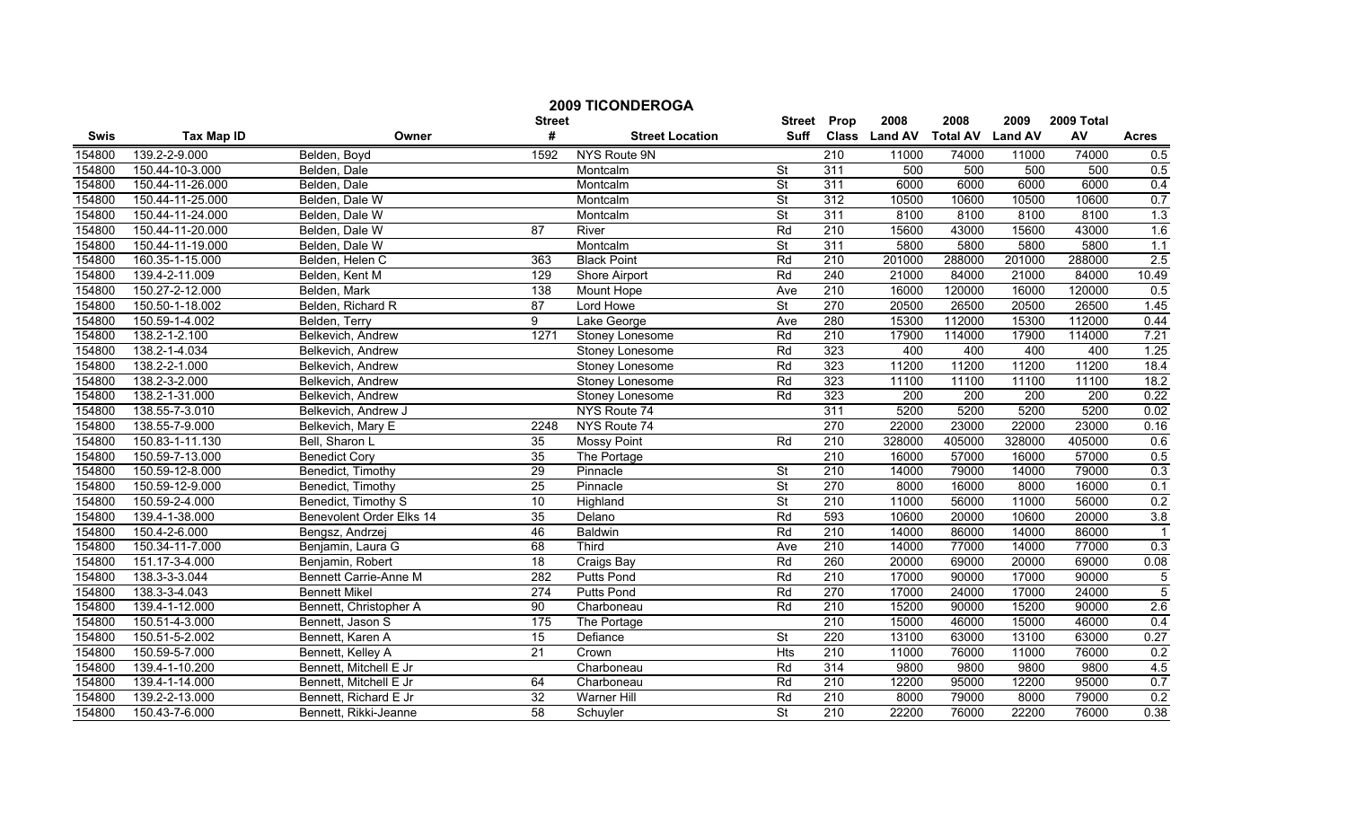# 2009 TICONDEROGA

| Swis | Tax Map ID | Owner | Street # | Street Location | Street Suff | Prop Class | 2008 Land AV | 2008 Total AV | 2009 Land AV | 2009 Total AV | Acres |
|---|---|---|---|---|---|---|---|---|---|---|---|
| 154800 | 139.2-2-9.000 | Belden, Boyd | 1592 | NYS Route 9N | | 210 | 11000 | 74000 | 11000 | 74000 | 0.5 |
| 154800 | 150.44-10-3.000 | Belden, Dale | | Montcalm | St | 311 | 500 | 500 | 500 | 500 | 0.5 |
| 154800 | 150.44-11-26.000 | Belden, Dale | | Montcalm | St | 311 | 6000 | 6000 | 6000 | 6000 | 0.4 |
| 154800 | 150.44-11-25.000 | Belden, Dale W | | Montcalm | St | 312 | 10500 | 10600 | 10500 | 10600 | 0.7 |
| 154800 | 150.44-11-24.000 | Belden, Dale W | | Montcalm | St | 311 | 8100 | 8100 | 8100 | 8100 | 1.3 |
| 154800 | 150.44-11-20.000 | Belden, Dale W | 87 | River | Rd | 210 | 15600 | 43000 | 15600 | 43000 | 1.6 |
| 154800 | 150.44-11-19.000 | Belden, Dale W | | Montcalm | St | 311 | 5800 | 5800 | 5800 | 5800 | 1.1 |
| 154800 | 160.35-1-15.000 | Belden, Helen C | 363 | Black Point | Rd | 210 | 201000 | 288000 | 201000 | 288000 | 2.5 |
| 154800 | 139.4-2-11.009 | Belden, Kent M | 129 | Shore Airport | Rd | 240 | 21000 | 84000 | 21000 | 84000 | 10.49 |
| 154800 | 150.27-2-12.000 | Belden, Mark | 138 | Mount Hope | Ave | 210 | 16000 | 120000 | 16000 | 120000 | 0.5 |
| 154800 | 150.50-1-18.002 | Belden, Richard R | 87 | Lord Howe | St | 270 | 20500 | 26500 | 20500 | 26500 | 1.45 |
| 154800 | 150.59-1-4.002 | Belden, Terry | 9 | Lake George | Ave | 280 | 15300 | 112000 | 15300 | 112000 | 0.44 |
| 154800 | 138.2-1-2.100 | Belkevich, Andrew | 1271 | Stoney Lonesome | Rd | 210 | 17900 | 114000 | 17900 | 114000 | 7.21 |
| 154800 | 138.2-1-4.034 | Belkevich, Andrew | | Stoney Lonesome | Rd | 323 | 400 | 400 | 400 | 400 | 1.25 |
| 154800 | 138.2-2-1.000 | Belkevich, Andrew | | Stoney Lonesome | Rd | 323 | 11200 | 11200 | 11200 | 11200 | 18.4 |
| 154800 | 138.2-3-2.000 | Belkevich, Andrew | | Stoney Lonesome | Rd | 323 | 11100 | 11100 | 11100 | 11100 | 18.2 |
| 154800 | 138.2-1-31.000 | Belkevich, Andrew | | Stoney Lonesome | Rd | 323 | 200 | 200 | 200 | 200 | 0.22 |
| 154800 | 138.55-7-3.010 | Belkevich, Andrew J | | NYS Route 74 | | 311 | 5200 | 5200 | 5200 | 5200 | 0.02 |
| 154800 | 138.55-7-9.000 | Belkevich, Mary E | 2248 | NYS Route 74 | | 270 | 22000 | 23000 | 22000 | 23000 | 0.16 |
| 154800 | 150.83-1-11.130 | Bell, Sharon L | 35 | Mossy Point | Rd | 210 | 328000 | 405000 | 328000 | 405000 | 0.6 |
| 154800 | 150.59-7-13.000 | Benedict Cory | 35 | The Portage | | 210 | 16000 | 57000 | 16000 | 57000 | 0.5 |
| 154800 | 150.59-12-8.000 | Benedict, Timothy | 29 | Pinnacle | St | 210 | 14000 | 79000 | 14000 | 79000 | 0.3 |
| 154800 | 150.59-12-9.000 | Benedict, Timothy | 25 | Pinnacle | St | 270 | 8000 | 16000 | 8000 | 16000 | 0.1 |
| 154800 | 150.59-2-4.000 | Benedict, Timothy S | 10 | Highland | St | 210 | 11000 | 56000 | 11000 | 56000 | 0.2 |
| 154800 | 139.4-1-38.000 | Benevolent Order Elks 14 | 35 | Delano | Rd | 593 | 10600 | 20000 | 10600 | 20000 | 3.8 |
| 154800 | 150.4-2-6.000 | Bengsz, Andrzej | 46 | Baldwin | Rd | 210 | 14000 | 86000 | 14000 | 86000 | 1 |
| 154800 | 150.34-11-7.000 | Benjamin, Laura G | 68 | Third | Ave | 210 | 14000 | 77000 | 14000 | 77000 | 0.3 |
| 154800 | 151.17-3-4.000 | Benjamin, Robert | 18 | Craigs Bay | Rd | 260 | 20000 | 69000 | 20000 | 69000 | 0.08 |
| 154800 | 138.3-3-3.044 | Bennett Carrie-Anne M | 282 | Putts Pond | Rd | 210 | 17000 | 90000 | 17000 | 90000 | 5 |
| 154800 | 138.3-3-4.043 | Bennett Mikel | 274 | Putts Pond | Rd | 270 | 17000 | 24000 | 17000 | 24000 | 5 |
| 154800 | 139.4-1-12.000 | Bennett, Christopher A | 90 | Charboneau | Rd | 210 | 15200 | 90000 | 15200 | 90000 | 2.6 |
| 154800 | 150.51-4-3.000 | Bennett, Jason S | 175 | The Portage | | 210 | 15000 | 46000 | 15000 | 46000 | 0.4 |
| 154800 | 150.51-5-2.002 | Bennett, Karen A | 15 | Defiance | St | 220 | 13100 | 63000 | 13100 | 63000 | 0.27 |
| 154800 | 150.59-5-7.000 | Bennett, Kelley A | 21 | Crown | Hts | 210 | 11000 | 76000 | 11000 | 76000 | 0.2 |
| 154800 | 139.4-1-10.200 | Bennett, Mitchell E Jr | | Charboneau | Rd | 314 | 9800 | 9800 | 9800 | 9800 | 4.5 |
| 154800 | 139.4-1-14.000 | Bennett, Mitchell E Jr | 64 | Charboneau | Rd | 210 | 12200 | 95000 | 12200 | 95000 | 0.7 |
| 154800 | 139.2-2-13.000 | Bennett, Richard E Jr | 32 | Warner Hill | Rd | 210 | 8000 | 79000 | 8000 | 79000 | 0.2 |
| 154800 | 150.43-7-6.000 | Bennett, Rikki-Jeanne | 58 | Schuyler | St | 210 | 22200 | 76000 | 22200 | 76000 | 0.38 |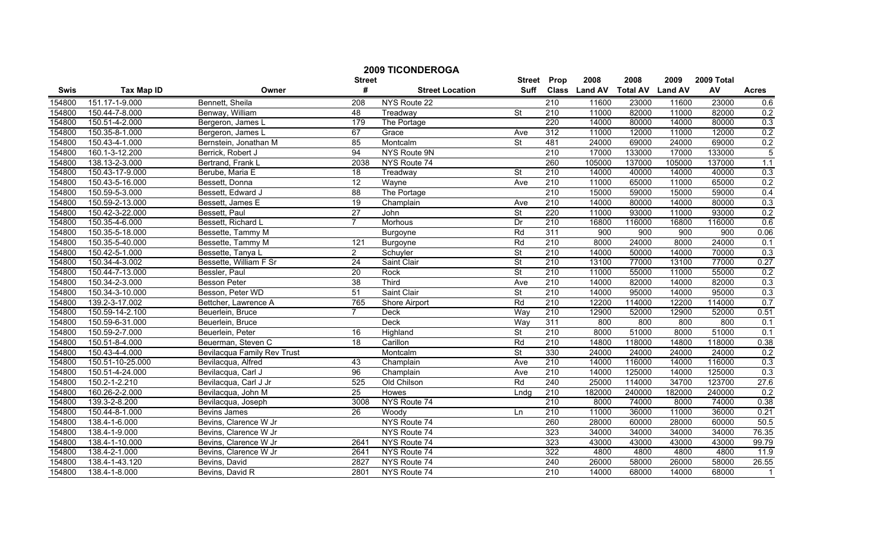# 2009 TICONDEROGA

| Swis | Tax Map ID | Owner | Street # | Street Location | Street Suff | Prop Class | 2008 Land AV | 2008 Total AV | 2009 Land AV | 2009 Total AV | Acres |
|---|---|---|---|---|---|---|---|---|---|---|---|
| 154800 | 151.17-1-9.000 | Bennett, Sheila | 208 | NYS Route 22 | | 210 | 11600 | 23000 | 11600 | 23000 | 0.6 |
| 154800 | 150.44-7-8.000 | Benway, William | 48 | Treadway | St | 210 | 11000 | 82000 | 11000 | 82000 | 0.2 |
| 154800 | 150.51-4-2.000 | Bergeron, James L | 179 | The Portage | | 220 | 14000 | 80000 | 14000 | 80000 | 0.3 |
| 154800 | 150.35-8-1.000 | Bergeron, James L | 67 | Grace | Ave | 312 | 11000 | 12000 | 11000 | 12000 | 0.2 |
| 154800 | 150.43-4-1.000 | Bernstein, Jonathan M | 85 | Montcalm | St | 481 | 24000 | 69000 | 24000 | 69000 | 0.2 |
| 154800 | 160.1-3-12.200 | Berrick, Robert J | 94 | NYS Route 9N | | 210 | 17000 | 133000 | 17000 | 133000 | 5 |
| 154800 | 138.13-2-3.000 | Bertrand, Frank L | 2038 | NYS Route 74 | | 260 | 105000 | 137000 | 105000 | 137000 | 1.1 |
| 154800 | 150.43-17-9.000 | Berube, Maria E | 18 | Treadway | St | 210 | 14000 | 40000 | 14000 | 40000 | 0.3 |
| 154800 | 150.43-5-16.000 | Bessett, Donna | 12 | Wayne | Ave | 210 | 11000 | 65000 | 11000 | 65000 | 0.2 |
| 154800 | 150.59-5-3.000 | Bessett, Edward J | 88 | The Portage | | 210 | 15000 | 59000 | 15000 | 59000 | 0.4 |
| 154800 | 150.59-2-13.000 | Bessett, James E | 19 | Champlain | Ave | 210 | 14000 | 80000 | 14000 | 80000 | 0.3 |
| 154800 | 150.42-3-22.000 | Bessett, Paul | 27 | John | St | 220 | 11000 | 93000 | 11000 | 93000 | 0.2 |
| 154800 | 150.35-4-6.000 | Bessett, Richard L | 7 | Morhous | Dr | 210 | 16800 | 116000 | 16800 | 116000 | 0.6 |
| 154800 | 150.35-5-18.000 | Bessette, Tammy M | | Burgoyne | Rd | 311 | 900 | 900 | 900 | 900 | 0.06 |
| 154800 | 150.35-5-40.000 | Bessette, Tammy M | 121 | Burgoyne | Rd | 210 | 8000 | 24000 | 8000 | 24000 | 0.1 |
| 154800 | 150.42-5-1.000 | Bessette, Tanya L | 2 | Schuyler | St | 210 | 14000 | 50000 | 14000 | 70000 | 0.3 |
| 154800 | 150.34-4-3.002 | Bessette, William F Sr | 24 | Saint Clair | St | 210 | 13100 | 77000 | 13100 | 77000 | 0.27 |
| 154800 | 150.44-7-13.000 | Bessler, Paul | 20 | Rock | St | 210 | 11000 | 55000 | 11000 | 55000 | 0.2 |
| 154800 | 150.34-2-3.000 | Besson Peter | 38 | Third | Ave | 210 | 14000 | 82000 | 14000 | 82000 | 0.3 |
| 154800 | 150.34-3-10.000 | Besson, Peter WD | 51 | Saint Clair | St | 210 | 14000 | 95000 | 14000 | 95000 | 0.3 |
| 154800 | 139.2-3-17.002 | Bettcher, Lawrence A | 765 | Shore Airport | Rd | 210 | 12200 | 114000 | 12200 | 114000 | 0.7 |
| 154800 | 150.59-14-2.100 | Beuerlein, Bruce | 7 | Deck | Way | 210 | 12900 | 52000 | 12900 | 52000 | 0.51 |
| 154800 | 150.59-6-31.000 | Beuerlein, Bruce | | Deck | Way | 311 | 800 | 800 | 800 | 800 | 0.1 |
| 154800 | 150.59-2-7.000 | Beuerlein, Peter | 16 | Highland | St | 210 | 8000 | 51000 | 8000 | 51000 | 0.1 |
| 154800 | 150.51-8-4.000 | Beuerman, Steven C | 18 | Carillon | Rd | 210 | 14800 | 118000 | 14800 | 118000 | 0.38 |
| 154800 | 150.43-4-4.000 | Bevilacqua Family Rev Trust | | Montcalm | St | 330 | 24000 | 24000 | 24000 | 24000 | 0.2 |
| 154800 | 150.51-10-25.000 | Bevilacqua, Alfred | 43 | Champlain | Ave | 210 | 14000 | 116000 | 14000 | 116000 | 0.3 |
| 154800 | 150.51-4-24.000 | Bevilacqua, Carl J | 96 | Champlain | Ave | 210 | 14000 | 125000 | 14000 | 125000 | 0.3 |
| 154800 | 150.2-1-2.210 | Bevilacqua, Carl J Jr | 525 | Old Chilson | Rd | 240 | 25000 | 114000 | 34700 | 123700 | 27.6 |
| 154800 | 160.26-2-2.000 | Bevilacqua, John M | 25 | Howes | Lndg | 210 | 182000 | 240000 | 182000 | 240000 | 0.2 |
| 154800 | 139.3-2-8.200 | Bevilacqua, Joseph | 3008 | NYS Route 74 | | 210 | 8000 | 74000 | 8000 | 74000 | 0.38 |
| 154800 | 150.44-8-1.000 | Bevins James | 26 | Woody | Ln | 210 | 11000 | 36000 | 11000 | 36000 | 0.21 |
| 154800 | 138.4-1-6.000 | Bevins, Clarence W Jr | | NYS Route 74 | | 260 | 28000 | 60000 | 28000 | 60000 | 50.5 |
| 154800 | 138.4-1-9.000 | Bevins, Clarence W Jr | | NYS Route 74 | | 323 | 34000 | 34000 | 34000 | 34000 | 76.35 |
| 154800 | 138.4-1-10.000 | Bevins, Clarence W Jr | 2641 | NYS Route 74 | | 323 | 43000 | 43000 | 43000 | 43000 | 99.79 |
| 154800 | 138.4-2-1.000 | Bevins, Clarence W Jr | 2641 | NYS Route 74 | | 322 | 4800 | 4800 | 4800 | 4800 | 11.9 |
| 154800 | 138.4-1-43.120 | Bevins, David | 2827 | NYS Route 74 | | 240 | 26000 | 58000 | 26000 | 58000 | 26.55 |
| 154800 | 138.4-1-8.000 | Bevins, David R | 2801 | NYS Route 74 | | 210 | 14000 | 68000 | 14000 | 68000 | 1 |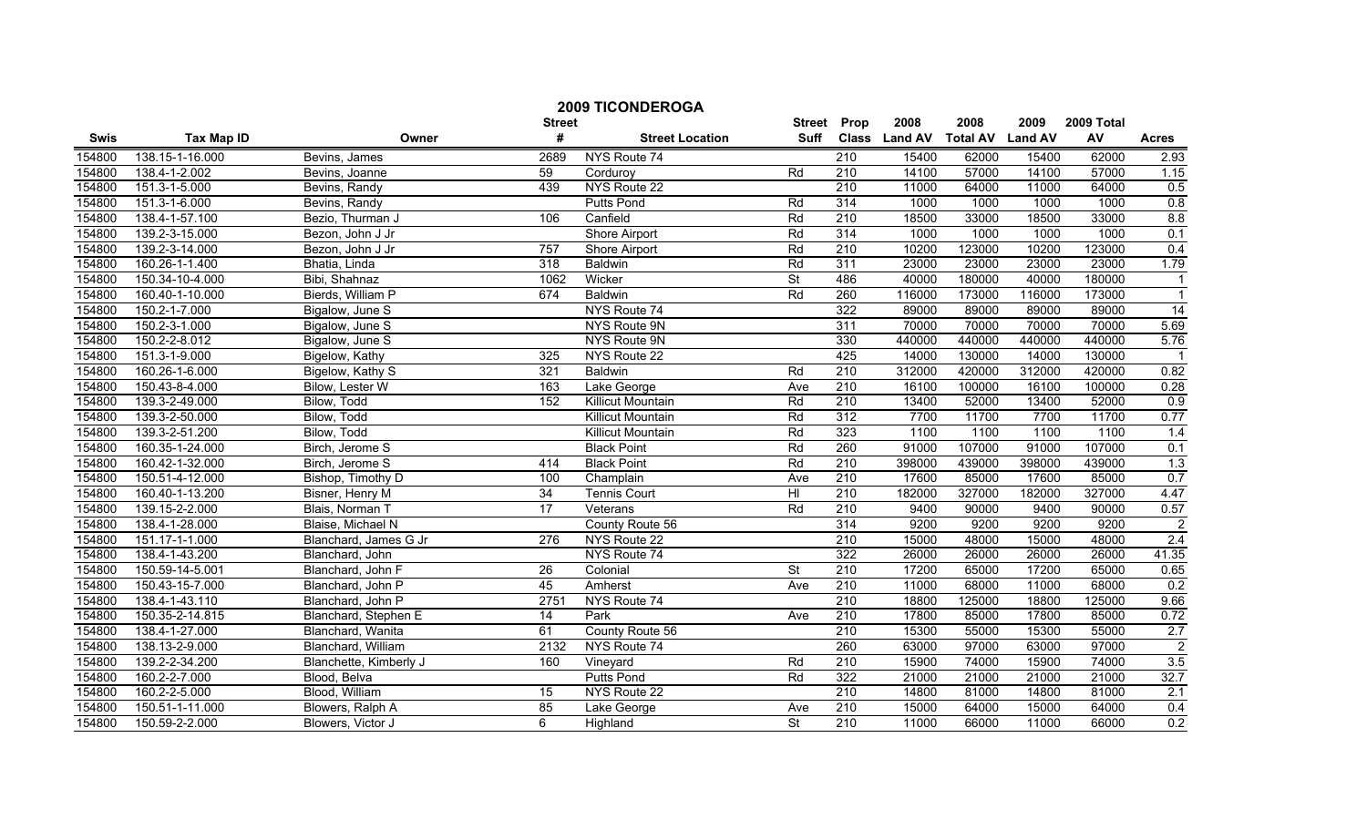# 2009 TICONDEROGA

| Swis | Tax Map ID | Owner | Street # | Street Location | Street Suff | Prop Class | 2008 Land AV | 2008 Total AV | 2009 Land AV | 2009 Total AV | Acres |
|---|---|---|---|---|---|---|---|---|---|---|---|
| 154800 | 138.15-1-16.000 | Bevins, James | 2689 | NYS Route 74 | | 210 | 15400 | 62000 | 15400 | 62000 | 2.93 |
| 154800 | 138.4-1-2.002 | Bevins, Joanne | 59 | Corduroy | Rd | 210 | 14100 | 57000 | 14100 | 57000 | 1.15 |
| 154800 | 151.3-1-5.000 | Bevins, Randy | 439 | NYS Route 22 | | 210 | 11000 | 64000 | 11000 | 64000 | 0.5 |
| 154800 | 151.3-1-6.000 | Bevins, Randy | | Putts Pond | Rd | 314 | 1000 | 1000 | 1000 | 1000 | 0.8 |
| 154800 | 138.4-1-57.100 | Bezio, Thurman J | 106 | Canfield | Rd | 210 | 18500 | 33000 | 18500 | 33000 | 8.8 |
| 154800 | 139.2-3-15.000 | Bezon, John J Jr | | Shore Airport | Rd | 314 | 1000 | 1000 | 1000 | 1000 | 0.1 |
| 154800 | 139.2-3-14.000 | Bezon, John J Jr | 757 | Shore Airport | Rd | 210 | 10200 | 123000 | 10200 | 123000 | 0.4 |
| 154800 | 160.26-1-1.400 | Bhatia, Linda | 318 | Baldwin | Rd | 311 | 23000 | 23000 | 23000 | 23000 | 1.79 |
| 154800 | 150.34-10-4.000 | Bibi, Shahnaz | 1062 | Wicker | St | 486 | 40000 | 180000 | 40000 | 180000 | 1 |
| 154800 | 160.40-1-10.000 | Bierds, William P | 674 | Baldwin | Rd | 260 | 116000 | 173000 | 116000 | 173000 | 1 |
| 154800 | 150.2-1-7.000 | Bigalow, June S | | NYS Route 74 | | 322 | 89000 | 89000 | 89000 | 89000 | 14 |
| 154800 | 150.2-3-1.000 | Bigalow, June S | | NYS Route 9N | | 311 | 70000 | 70000 | 70000 | 70000 | 5.69 |
| 154800 | 150.2-2-8.012 | Bigalow, June S | | NYS Route 9N | | 330 | 440000 | 440000 | 440000 | 440000 | 5.76 |
| 154800 | 151.3-1-9.000 | Bigelow, Kathy | 325 | NYS Route 22 | | 425 | 14000 | 130000 | 14000 | 130000 | 1 |
| 154800 | 160.26-1-6.000 | Bigelow, Kathy S | 321 | Baldwin | Rd | 210 | 312000 | 420000 | 312000 | 420000 | 0.82 |
| 154800 | 150.43-8-4.000 | Bilow, Lester W | 163 | Lake George | Ave | 210 | 16100 | 100000 | 16100 | 100000 | 0.28 |
| 154800 | 139.3-2-49.000 | Bilow, Todd | 152 | Killicut Mountain | Rd | 210 | 13400 | 52000 | 13400 | 52000 | 0.9 |
| 154800 | 139.3-2-50.000 | Bilow, Todd | | Killicut Mountain | Rd | 312 | 7700 | 11700 | 7700 | 11700 | 0.77 |
| 154800 | 139.3-2-51.200 | Bilow, Todd | | Killicut Mountain | Rd | 323 | 1100 | 1100 | 1100 | 1100 | 1.4 |
| 154800 | 160.35-1-24.000 | Birch, Jerome S | | Black Point | Rd | 260 | 91000 | 107000 | 91000 | 107000 | 0.1 |
| 154800 | 160.42-1-32.000 | Birch, Jerome S | 414 | Black Point | Rd | 210 | 398000 | 439000 | 398000 | 439000 | 1.3 |
| 154800 | 150.51-4-12.000 | Bishop, Timothy D | 100 | Champlain | Ave | 210 | 17600 | 85000 | 17600 | 85000 | 0.7 |
| 154800 | 160.40-1-13.200 | Bisner, Henry M | 34 | Tennis Court | Hl | 210 | 182000 | 327000 | 182000 | 327000 | 4.47 |
| 154800 | 139.15-2-2.000 | Blais, Norman T | 17 | Veterans | Rd | 210 | 9400 | 90000 | 9400 | 90000 | 0.57 |
| 154800 | 138.4-1-28.000 | Blaise, Michael N | | County Route 56 | | 314 | 9200 | 9200 | 9200 | 9200 | 2 |
| 154800 | 151.17-1-1.000 | Blanchard, James G Jr | 276 | NYS Route 22 | | 210 | 15000 | 48000 | 15000 | 48000 | 2.4 |
| 154800 | 138.4-1-43.200 | Blanchard, John | | NYS Route 74 | | 322 | 26000 | 26000 | 26000 | 26000 | 41.35 |
| 154800 | 150.59-14-5.001 | Blanchard, John F | 26 | Colonial | St | 210 | 17200 | 65000 | 17200 | 65000 | 0.65 |
| 154800 | 150.43-15-7.000 | Blanchard, John P | 45 | Amherst | Ave | 210 | 11000 | 68000 | 11000 | 68000 | 0.2 |
| 154800 | 138.4-1-43.110 | Blanchard, John P | 2751 | NYS Route 74 | | 210 | 18800 | 125000 | 18800 | 125000 | 9.66 |
| 154800 | 150.35-2-14.815 | Blanchard, Stephen E | 14 | Park | Ave | 210 | 17800 | 85000 | 17800 | 85000 | 0.72 |
| 154800 | 138.4-1-27.000 | Blanchard, Wanita | 61 | County Route 56 | | 210 | 15300 | 55000 | 15300 | 55000 | 2.7 |
| 154800 | 138.13-2-9.000 | Blanchard, William | 2132 | NYS Route 74 | | 260 | 63000 | 97000 | 63000 | 97000 | 2 |
| 154800 | 139.2-2-34.200 | Blanchette, Kimberly J | 160 | Vineyard | Rd | 210 | 15900 | 74000 | 15900 | 74000 | 3.5 |
| 154800 | 160.2-2-7.000 | Blood, Belva | | Putts Pond | Rd | 322 | 21000 | 21000 | 21000 | 21000 | 32.7 |
| 154800 | 160.2-2-5.000 | Blood, William | 15 | NYS Route 22 | | 210 | 14800 | 81000 | 14800 | 81000 | 2.1 |
| 154800 | 150.51-1-11.000 | Blowers, Ralph A | 85 | Lake George | Ave | 210 | 15000 | 64000 | 15000 | 64000 | 0.4 |
| 154800 | 150.59-2-2.000 | Blowers, Victor J | 6 | Highland | St | 210 | 11000 | 66000 | 11000 | 66000 | 0.2 |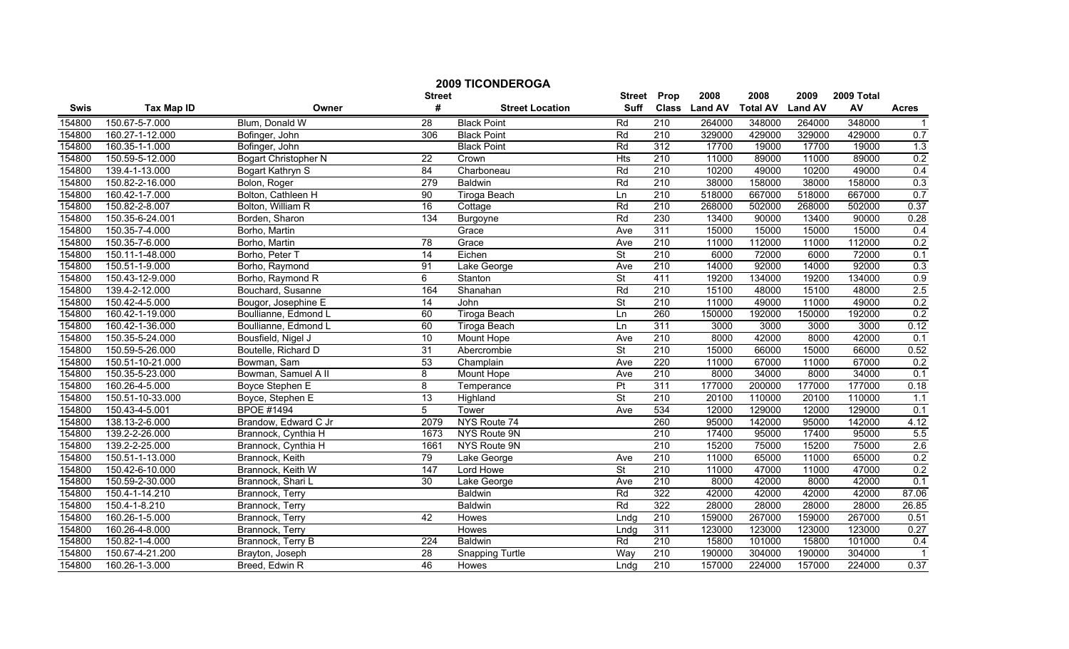# 2009 TICONDEROGA

| Swis | Tax Map ID | Owner | Street # | Street Location | Street Suff | Prop Class | 2008 Land AV | 2008 Total AV | 2009 Land AV | 2009 Total AV | Acres |
|---|---|---|---|---|---|---|---|---|---|---|---|
| 154800 | 150.67-5-7.000 | Blum, Donald W | 28 | Black Point | Rd | 210 | 264000 | 348000 | 264000 | 348000 | 1 |
| 154800 | 160.27-1-12.000 | Bofinger, John | 306 | Black Point | Rd | 210 | 329000 | 429000 | 329000 | 429000 | 0.7 |
| 154800 | 160.35-1-1.000 | Bofinger, John | | Black Point | Rd | 312 | 17700 | 19000 | 17700 | 19000 | 1.3 |
| 154800 | 150.59-5-12.000 | Bogart Christopher N | 22 | Crown | Hts | 210 | 11000 | 89000 | 11000 | 89000 | 0.2 |
| 154800 | 139.4-1-13.000 | Bogart Kathryn S | 84 | Charboneau | Rd | 210 | 10200 | 49000 | 10200 | 49000 | 0.4 |
| 154800 | 150.82-2-16.000 | Bolon, Roger | 279 | Baldwin | Rd | 210 | 38000 | 158000 | 38000 | 158000 | 0.3 |
| 154800 | 160.42-1-7.000 | Bolton, Cathleen H | 90 | Tiroga Beach | Ln | 210 | 518000 | 667000 | 518000 | 667000 | 0.7 |
| 154800 | 150.82-2-8.007 | Bolton, William R | 16 | Cottage | Rd | 210 | 268000 | 502000 | 268000 | 502000 | 0.37 |
| 154800 | 150.35-6-24.001 | Borden, Sharon | 134 | Burgoyne | Rd | 230 | 13400 | 90000 | 13400 | 90000 | 0.28 |
| 154800 | 150.35-7-4.000 | Borho, Martin | | Grace | Ave | 311 | 15000 | 15000 | 15000 | 15000 | 0.4 |
| 154800 | 150.35-7-6.000 | Borho, Martin | 78 | Grace | Ave | 210 | 11000 | 112000 | 11000 | 112000 | 0.2 |
| 154800 | 150.11-1-48.000 | Borho, Peter T | 14 | Eichen | St | 210 | 6000 | 72000 | 6000 | 72000 | 0.1 |
| 154800 | 150.51-1-9.000 | Borho, Raymond | 91 | Lake George | Ave | 210 | 14000 | 92000 | 14000 | 92000 | 0.3 |
| 154800 | 150.43-12-9.000 | Borho, Raymond R | 6 | Stanton | St | 411 | 19200 | 134000 | 19200 | 134000 | 0.9 |
| 154800 | 139.4-2-12.000 | Bouchard, Susanne | 164 | Shanahan | Rd | 210 | 15100 | 48000 | 15100 | 48000 | 2.5 |
| 154800 | 150.42-4-5.000 | Bougor, Josephine E | 14 | John | St | 210 | 11000 | 49000 | 11000 | 49000 | 0.2 |
| 154800 | 160.42-1-19.000 | Boullianne, Edmond L | 60 | Tiroga Beach | Ln | 260 | 150000 | 192000 | 150000 | 192000 | 0.2 |
| 154800 | 160.42-1-36.000 | Boullianne, Edmond L | 60 | Tiroga Beach | Ln | 311 | 3000 | 3000 | 3000 | 3000 | 0.12 |
| 154800 | 150.35-5-24.000 | Bousfield, Nigel J | 10 | Mount Hope | Ave | 210 | 8000 | 42000 | 8000 | 42000 | 0.1 |
| 154800 | 150.59-5-26.000 | Boutelle, Richard D | 31 | Abercrombie | St | 210 | 15000 | 66000 | 15000 | 66000 | 0.52 |
| 154800 | 150.51-10-21.000 | Bowman, Sam | 53 | Champlain | Ave | 220 | 11000 | 67000 | 11000 | 67000 | 0.2 |
| 154800 | 150.35-5-23.000 | Bowman, Samuel A II | 8 | Mount Hope | Ave | 210 | 8000 | 34000 | 8000 | 34000 | 0.1 |
| 154800 | 160.26-4-5.000 | Boyce Stephen E | 8 | Temperance | Pt | 311 | 177000 | 200000 | 177000 | 177000 | 0.18 |
| 154800 | 150.51-10-33.000 | Boyce, Stephen E | 13 | Highland | St | 210 | 20100 | 110000 | 20100 | 110000 | 1.1 |
| 154800 | 150.43-4-5.001 | BPOE #1494 | 5 | Tower | Ave | 534 | 12000 | 129000 | 12000 | 129000 | 0.1 |
| 154800 | 138.13-2-6.000 | Brandow, Edward C Jr | 2079 | NYS Route 74 | | 260 | 95000 | 142000 | 95000 | 142000 | 4.12 |
| 154800 | 139.2-2-26.000 | Brannock, Cynthia H | 1673 | NYS Route 9N | | 210 | 17400 | 95000 | 17400 | 95000 | 5.5 |
| 154800 | 139.2-2-25.000 | Brannock, Cynthia H | 1661 | NYS Route 9N | | 210 | 15200 | 75000 | 15200 | 75000 | 2.6 |
| 154800 | 150.51-1-13.000 | Brannock, Keith | 79 | Lake George | Ave | 210 | 11000 | 65000 | 11000 | 65000 | 0.2 |
| 154800 | 150.42-6-10.000 | Brannock, Keith W | 147 | Lord Howe | St | 210 | 11000 | 47000 | 11000 | 47000 | 0.2 |
| 154800 | 150.59-2-30.000 | Brannock, Shari L | 30 | Lake George | Ave | 210 | 8000 | 42000 | 8000 | 42000 | 0.1 |
| 154800 | 150.4-1-14.210 | Brannock, Terry | | Baldwin | Rd | 322 | 42000 | 42000 | 42000 | 42000 | 87.06 |
| 154800 | 150.4-1-8.210 | Brannock, Terry | | Baldwin | Rd | 322 | 28000 | 28000 | 28000 | 28000 | 26.85 |
| 154800 | 160.26-1-5.000 | Brannock, Terry | 42 | Howes | Lndg | 210 | 159000 | 267000 | 159000 | 267000 | 0.51 |
| 154800 | 160.26-4-8.000 | Brannock, Terry | | Howes | Lndg | 311 | 123000 | 123000 | 123000 | 123000 | 0.27 |
| 154800 | 150.82-1-4.000 | Brannock, Terry B | 224 | Baldwin | Rd | 210 | 15800 | 101000 | 15800 | 101000 | 0.4 |
| 154800 | 150.67-4-21.200 | Brayton, Joseph | 28 | Snapping Turtle | Way | 210 | 190000 | 304000 | 190000 | 304000 | 1 |
| 154800 | 160.26-1-3.000 | Breed, Edwin R | 46 | Howes | Lndg | 210 | 157000 | 224000 | 157000 | 224000 | 0.37 |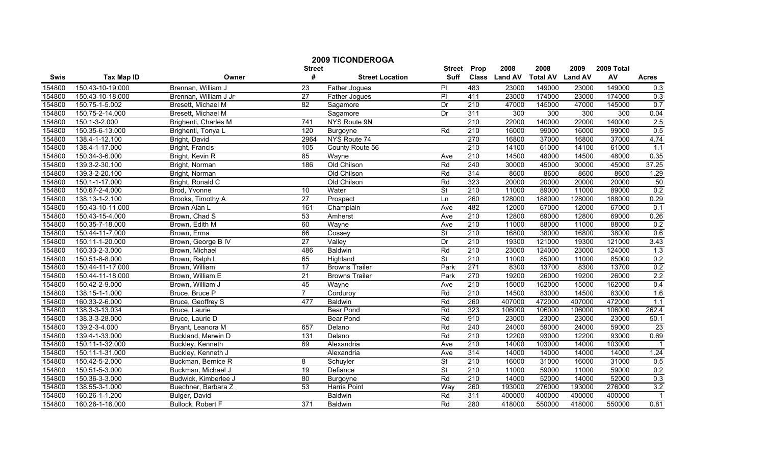# 2009 TICONDEROGA

| Swis | Tax Map ID | Owner | Street # | Street Location | Street Suff | Prop Class | 2008 Land AV | 2008 Total AV | 2009 Land AV | 2009 Total AV | Acres |
|---|---|---|---|---|---|---|---|---|---|---|---|
| 154800 | 150.43-10-19.000 | Brennan, William J | 23 | Father Jogues | Pl | 483 | 23000 | 149000 | 23000 | 149000 | 0.3 |
| 154800 | 150.43-10-18.000 | Brennan, William J Jr | 27 | Father Jogues | Pl | 411 | 23000 | 174000 | 23000 | 174000 | 0.3 |
| 154800 | 150.75-1-5.002 | Bresett, Michael M | 82 | Sagamore | Dr | 210 | 47000 | 145000 | 47000 | 145000 | 0.7 |
| 154800 | 150.75-2-14.000 | Bresett, Michael M | | Sagamore | Dr | 311 | 300 | 300 | 300 | 300 | 0.04 |
| 154800 | 150.1-3-2.000 | Brighenti, Charles M | 741 | NYS Route 9N | | 210 | 22000 | 140000 | 22000 | 140000 | 2.5 |
| 154800 | 150.35-6-13.000 | Brighenti, Tonya L | 120 | Burgoyne | Rd | 210 | 16000 | 99000 | 16000 | 99000 | 0.5 |
| 154800 | 138.4-1-12.100 | Bright, David | 2964 | NYS Route 74 | | 270 | 16800 | 37000 | 16800 | 37000 | 4.74 |
| 154800 | 138.4-1-17.000 | Bright, Francis | 105 | County Route 56 | | 210 | 14100 | 61000 | 14100 | 61000 | 1.1 |
| 154800 | 150.34-3-6.000 | Bright, Kevin R | 85 | Wayne | Ave | 210 | 14500 | 48000 | 14500 | 48000 | 0.35 |
| 154800 | 139.3-2-30.100 | Bright, Norman | 186 | Old Chilson | Rd | 240 | 30000 | 45000 | 30000 | 45000 | 37.25 |
| 154800 | 139.3-2-20.100 | Bright, Norman | | Old Chilson | Rd | 314 | 8600 | 8600 | 8600 | 8600 | 1.29 |
| 154800 | 150.1-1-17.000 | Bright, Ronald C | | Old Chilson | Rd | 323 | 20000 | 20000 | 20000 | 20000 | 50 |
| 154800 | 150.67-2-4.000 | Brod, Yvonne | 10 | Water | St | 210 | 11000 | 89000 | 11000 | 89000 | 0.2 |
| 154800 | 138.13-1-2.100 | Brooks, Timothy A | 27 | Prospect | Ln | 260 | 128000 | 188000 | 128000 | 188000 | 0.29 |
| 154800 | 150.43-10-11.000 | Brown Alan L | 161 | Champlain | Ave | 482 | 12000 | 67000 | 12000 | 67000 | 0.1 |
| 154800 | 150.43-15-4.000 | Brown, Chad S | 53 | Amherst | Ave | 210 | 12800 | 69000 | 12800 | 69000 | 0.26 |
| 154800 | 150.35-7-18.000 | Brown, Edith M | 60 | Wayne | Ave | 210 | 11000 | 88000 | 11000 | 88000 | 0.2 |
| 154800 | 150.44-11-7.000 | Brown, Erma | 66 | Cossey | St | 210 | 16800 | 38000 | 16800 | 38000 | 0.6 |
| 154800 | 150.11-1-20.000 | Brown, George B IV | 27 | Valley | Dr | 210 | 19300 | 121000 | 19300 | 121000 | 3.43 |
| 154800 | 160.33-2-3.000 | Brown, Michael | 486 | Baldwin | Rd | 210 | 23000 | 124000 | 23000 | 124000 | 1.3 |
| 154800 | 150.51-8-8.000 | Brown, Ralph L | 65 | Highland | St | 210 | 11000 | 85000 | 11000 | 85000 | 0.2 |
| 154800 | 150.44-11-17.000 | Brown, William | 17 | Browns Trailer | Park | 271 | 8300 | 13700 | 8300 | 13700 | 0.2 |
| 154800 | 150.44-11-18.000 | Brown, William E | 21 | Browns Trailer | Park | 270 | 19200 | 26000 | 19200 | 26000 | 2.2 |
| 154800 | 150.42-2-9.000 | Brown, William J | 45 | Wayne | Ave | 210 | 15000 | 162000 | 15000 | 162000 | 0.4 |
| 154800 | 138.15-1-1.000 | Bruce, Bruce P | 7 | Corduroy | Rd | 210 | 14500 | 83000 | 14500 | 83000 | 1.6 |
| 154800 | 160.33-2-6.000 | Bruce, Geoffrey S | 477 | Baldwin | Rd | 260 | 407000 | 472000 | 407000 | 472000 | 1.1 |
| 154800 | 138.3-3-13.034 | Bruce, Laurie | | Bear Pond | Rd | 323 | 106000 | 106000 | 106000 | 106000 | 262.4 |
| 154800 | 138.3-3-28.000 | Bruce, Laurie D | | Bear Pond | Rd | 910 | 23000 | 23000 | 23000 | 23000 | 50.1 |
| 154800 | 139.2-3-4.000 | Bryant, Leanora M | 657 | Delano | Rd | 240 | 24000 | 59000 | 24000 | 59000 | 23 |
| 154800 | 139.4-1-33.000 | Buckland, Merwin D | 131 | Delano | Rd | 210 | 12200 | 93000 | 12200 | 93000 | 0.69 |
| 154800 | 150.11-1-32.000 | Buckley, Kenneth | 69 | Alexandria | Ave | 210 | 14000 | 103000 | 14000 | 103000 | 1 |
| 154800 | 150.11-1-31.000 | Buckley, Kenneth J | | Alexandria | Ave | 314 | 14000 | 14000 | 14000 | 14000 | 1.24 |
| 154800 | 150.42-5-2.000 | Buckman, Bernice R | 8 | Schuyler | St | 210 | 16000 | 31000 | 16000 | 31000 | 0.5 |
| 154800 | 150.51-5-3.000 | Buckman, Michael J | 19 | Defiance | St | 210 | 11000 | 59000 | 11000 | 59000 | 0.2 |
| 154800 | 150.36-3-3.000 | Budwick, Kimberlee J | 80 | Burgoyne | Rd | 210 | 14000 | 52000 | 14000 | 52000 | 0.3 |
| 154800 | 138.55-3-1.000 | Buechner, Barbara Z | 53 | Harris Point | Way | 260 | 193000 | 276000 | 193000 | 276000 | 3.2 |
| 154800 | 160.26-1-1.200 | Bulger, David | | Baldwin | Rd | 311 | 400000 | 400000 | 400000 | 400000 | 1 |
| 154800 | 160.26-1-16.000 | Bullock, Robert F | 371 | Baldwin | Rd | 280 | 418000 | 550000 | 418000 | 550000 | 0.81 |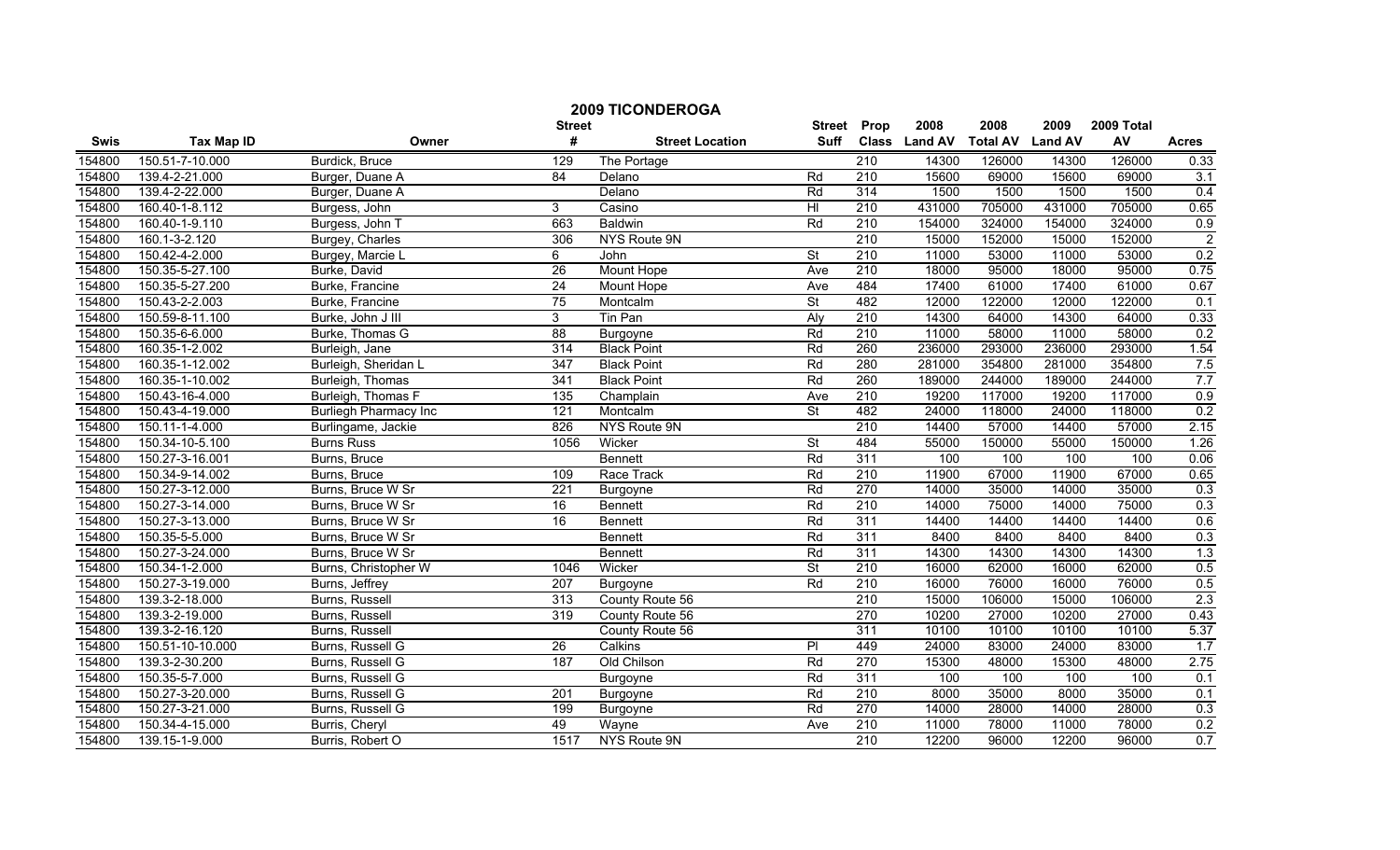# 2009 TICONDEROGA

| Swis | Tax Map ID | Owner | Street # | Street Location | Street Suff | Prop Class | 2008 Land AV | 2008 Total AV | 2009 Land AV | 2009 Total AV | Acres |
|---|---|---|---|---|---|---|---|---|---|---|---|
| 154800 | 150.51-7-10.000 | Burdick, Bruce | 129 | The Portage | | 210 | 14300 | 126000 | 14300 | 126000 | 0.33 |
| 154800 | 139.4-2-21.000 | Burger, Duane A | 84 | Delano | Rd | 210 | 15600 | 69000 | 15600 | 69000 | 3.1 |
| 154800 | 139.4-2-22.000 | Burger, Duane A | | Delano | Rd | 314 | 1500 | 1500 | 1500 | 1500 | 0.4 |
| 154800 | 160.40-1-8.112 | Burgess, John | 3 | Casino | Hl | 210 | 431000 | 705000 | 431000 | 705000 | 0.65 |
| 154800 | 160.40-1-9.110 | Burgess, John T | 663 | Baldwin | Rd | 210 | 154000 | 324000 | 154000 | 324000 | 0.9 |
| 154800 | 160.1-3-2.120 | Burgey, Charles | 306 | NYS Route 9N | | 210 | 15000 | 152000 | 15000 | 152000 | 2 |
| 154800 | 150.42-4-2.000 | Burgey, Marcie L | 6 | John | St | 210 | 11000 | 53000 | 11000 | 53000 | 0.2 |
| 154800 | 150.35-5-27.100 | Burke, David | 26 | Mount Hope | Ave | 210 | 18000 | 95000 | 18000 | 95000 | 0.75 |
| 154800 | 150.35-5-27.200 | Burke, Francine | 24 | Mount Hope | Ave | 484 | 17400 | 61000 | 17400 | 61000 | 0.67 |
| 154800 | 150.43-2-2.003 | Burke, Francine | 75 | Montcalm | St | 482 | 12000 | 122000 | 12000 | 122000 | 0.1 |
| 154800 | 150.59-8-11.100 | Burke, John J III | 3 | Tin Pan | Aly | 210 | 14300 | 64000 | 14300 | 64000 | 0.33 |
| 154800 | 150.35-6-6.000 | Burke, Thomas G | 88 | Burgoyne | Rd | 210 | 11000 | 58000 | 11000 | 58000 | 0.2 |
| 154800 | 160.35-1-2.002 | Burleigh, Jane | 314 | Black Point | Rd | 260 | 236000 | 293000 | 236000 | 293000 | 1.54 |
| 154800 | 160.35-1-12.002 | Burleigh, Sheridan L | 347 | Black Point | Rd | 280 | 281000 | 354800 | 281000 | 354800 | 7.5 |
| 154800 | 160.35-1-10.002 | Burleigh, Thomas | 341 | Black Point | Rd | 260 | 189000 | 244000 | 189000 | 244000 | 7.7 |
| 154800 | 150.43-16-4.000 | Burleigh, Thomas F | 135 | Champlain | Ave | 210 | 19200 | 117000 | 19200 | 117000 | 0.9 |
| 154800 | 150.43-4-19.000 | Burliegh Pharmacy Inc | 121 | Montcalm | St | 482 | 24000 | 118000 | 24000 | 118000 | 0.2 |
| 154800 | 150.11-1-4.000 | Burlingame, Jackie | 826 | NYS Route 9N | | 210 | 14400 | 57000 | 14400 | 57000 | 2.15 |
| 154800 | 150.34-10-5.100 | Burns Russ | 1056 | Wicker | St | 484 | 55000 | 150000 | 55000 | 150000 | 1.26 |
| 154800 | 150.27-3-16.001 | Burns, Bruce | | Bennett | Rd | 311 | 100 | 100 | 100 | 100 | 0.06 |
| 154800 | 150.34-9-14.002 | Burns, Bruce | 109 | Race Track | Rd | 210 | 11900 | 67000 | 11900 | 67000 | 0.65 |
| 154800 | 150.27-3-12.000 | Burns, Bruce W Sr | 221 | Burgoyne | Rd | 270 | 14000 | 35000 | 14000 | 35000 | 0.3 |
| 154800 | 150.27-3-14.000 | Burns, Bruce W Sr | 16 | Bennett | Rd | 210 | 14000 | 75000 | 14000 | 75000 | 0.3 |
| 154800 | 150.27-3-13.000 | Burns, Bruce W Sr | 16 | Bennett | Rd | 311 | 14400 | 14400 | 14400 | 14400 | 0.6 |
| 154800 | 150.35-5-5.000 | Burns, Bruce W Sr | | Bennett | Rd | 311 | 8400 | 8400 | 8400 | 8400 | 0.3 |
| 154800 | 150.27-3-24.000 | Burns, Bruce W Sr | | Bennett | Rd | 311 | 14300 | 14300 | 14300 | 14300 | 1.3 |
| 154800 | 150.34-1-2.000 | Burns, Christopher W | 1046 | Wicker | St | 210 | 16000 | 62000 | 16000 | 62000 | 0.5 |
| 154800 | 150.27-3-19.000 | Burns, Jeffrey | 207 | Burgoyne | Rd | 210 | 16000 | 76000 | 16000 | 76000 | 0.5 |
| 154800 | 139.3-2-18.000 | Burns, Russell | 313 | County Route 56 | | 210 | 15000 | 106000 | 15000 | 106000 | 2.3 |
| 154800 | 139.3-2-19.000 | Burns, Russell | 319 | County Route 56 | | 270 | 10200 | 27000 | 10200 | 27000 | 0.43 |
| 154800 | 139.3-2-16.120 | Burns, Russell | | County Route 56 | | 311 | 10100 | 10100 | 10100 | 10100 | 5.37 |
| 154800 | 150.51-10-10.000 | Burns, Russell G | 26 | Calkins | Pl | 449 | 24000 | 83000 | 24000 | 83000 | 1.7 |
| 154800 | 139.3-2-30.200 | Burns, Russell G | 187 | Old Chilson | Rd | 270 | 15300 | 48000 | 15300 | 48000 | 2.75 |
| 154800 | 150.35-5-7.000 | Burns, Russell G | | Burgoyne | Rd | 311 | 100 | 100 | 100 | 100 | 0.1 |
| 154800 | 150.27-3-20.000 | Burns, Russell G | 201 | Burgoyne | Rd | 210 | 8000 | 35000 | 8000 | 35000 | 0.1 |
| 154800 | 150.27-3-21.000 | Burns, Russell G | 199 | Burgoyne | Rd | 270 | 14000 | 28000 | 14000 | 28000 | 0.3 |
| 154800 | 150.34-4-15.000 | Burris, Cheryl | 49 | Wayne | Ave | 210 | 11000 | 78000 | 11000 | 78000 | 0.2 |
| 154800 | 139.15-1-9.000 | Burris, Robert O | 1517 | NYS Route 9N | | 210 | 12200 | 96000 | 12200 | 96000 | 0.7 |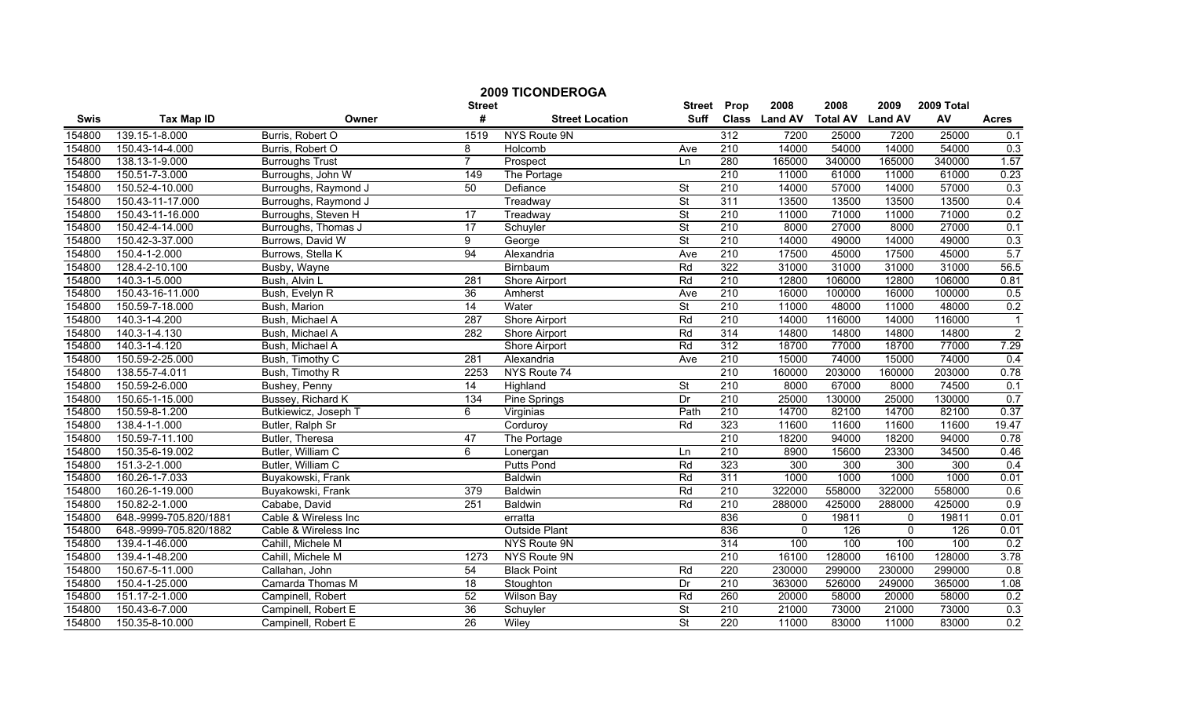# 2009 TICONDEROGA

| Swis | Tax Map ID | Owner | Street # | Street Location | Street Suff | Prop Class | 2008 Land AV | 2008 Total AV | 2009 Land AV | 2009 Total AV | Acres |
|---|---|---|---|---|---|---|---|---|---|---|---|
| 154800 | 139.15-1-8.000 | Burris, Robert O | 1519 | NYS Route 9N | | 312 | 7200 | 25000 | 7200 | 25000 | 0.1 |
| 154800 | 150.43-14-4.000 | Burris, Robert O | 8 | Holcomb | Ave | 210 | 14000 | 54000 | 14000 | 54000 | 0.3 |
| 154800 | 138.13-1-9.000 | Burroughs Trust | 7 | Prospect | Ln | 280 | 165000 | 340000 | 165000 | 340000 | 1.57 |
| 154800 | 150.51-7-3.000 | Burroughs, John W | 149 | The Portage | | 210 | 11000 | 61000 | 11000 | 61000 | 0.23 |
| 154800 | 150.52-4-10.000 | Burroughs, Raymond J | 50 | Defiance | St | 210 | 14000 | 57000 | 14000 | 57000 | 0.3 |
| 154800 | 150.43-11-17.000 | Burroughs, Raymond J | | Treadway | St | 311 | 13500 | 13500 | 13500 | 13500 | 0.4 |
| 154800 | 150.43-11-16.000 | Burroughs, Steven H | 17 | Treadway | St | 210 | 11000 | 71000 | 11000 | 71000 | 0.2 |
| 154800 | 150.42-4-14.000 | Burroughs, Thomas J | 17 | Schuyler | St | 210 | 8000 | 27000 | 8000 | 27000 | 0.1 |
| 154800 | 150.42-3-37.000 | Burrows, David W | 9 | George | St | 210 | 14000 | 49000 | 14000 | 49000 | 0.3 |
| 154800 | 150.4-1-2.000 | Burrows, Stella K | 94 | Alexandria | Ave | 210 | 17500 | 45000 | 17500 | 45000 | 5.7 |
| 154800 | 128.4-2-10.100 | Busby, Wayne | | Birnbaum | Rd | 322 | 31000 | 31000 | 31000 | 31000 | 56.5 |
| 154800 | 140.3-1-5.000 | Bush, Alvin L | 281 | Shore Airport | Rd | 210 | 12800 | 106000 | 12800 | 106000 | 0.81 |
| 154800 | 150.43-16-11.000 | Bush, Evelyn R | 36 | Amherst | Ave | 210 | 16000 | 100000 | 16000 | 100000 | 0.5 |
| 154800 | 150.59-7-18.000 | Bush, Marion | 14 | Water | St | 210 | 11000 | 48000 | 11000 | 48000 | 0.2 |
| 154800 | 140.3-1-4.200 | Bush, Michael A | 287 | Shore Airport | Rd | 210 | 14000 | 116000 | 14000 | 116000 | 1 |
| 154800 | 140.3-1-4.130 | Bush, Michael A | 282 | Shore Airport | Rd | 314 | 14800 | 14800 | 14800 | 14800 | 2 |
| 154800 | 140.3-1-4.120 | Bush, Michael A | | Shore Airport | Rd | 312 | 18700 | 77000 | 18700 | 77000 | 7.29 |
| 154800 | 150.59-2-25.000 | Bush, Timothy C | 281 | Alexandria | Ave | 210 | 15000 | 74000 | 15000 | 74000 | 0.4 |
| 154800 | 138.55-7-4.011 | Bush, Timothy R | 2253 | NYS Route 74 | | 210 | 160000 | 203000 | 160000 | 203000 | 0.78 |
| 154800 | 150.59-2-6.000 | Bushey, Penny | 14 | Highland | St | 210 | 8000 | 67000 | 8000 | 74500 | 0.1 |
| 154800 | 150.65-1-15.000 | Bussey, Richard K | 134 | Pine Springs | Dr | 210 | 25000 | 130000 | 25000 | 130000 | 0.7 |
| 154800 | 150.59-8-1.200 | Butkiewicz, Joseph T | 6 | Virginias | Path | 210 | 14700 | 82100 | 14700 | 82100 | 0.37 |
| 154800 | 138.4-1-1.000 | Butler, Ralph Sr | | Corduroy | Rd | 323 | 11600 | 11600 | 11600 | 11600 | 19.47 |
| 154800 | 150.59-7-11.100 | Butler, Theresa | 47 | The Portage | | 210 | 18200 | 94000 | 18200 | 94000 | 0.78 |
| 154800 | 150.35-6-19.002 | Butler, William C | 6 | Lonergan | Ln | 210 | 8900 | 15600 | 23300 | 34500 | 0.46 |
| 154800 | 151.3-2-1.000 | Butler, William C | | Putts Pond | Rd | 323 | 300 | 300 | 300 | 300 | 0.4 |
| 154800 | 160.26-1-7.033 | Buyakowski, Frank | | Baldwin | Rd | 311 | 1000 | 1000 | 1000 | 1000 | 0.01 |
| 154800 | 160.26-1-19.000 | Buyakowski, Frank | 379 | Baldwin | Rd | 210 | 322000 | 558000 | 322000 | 558000 | 0.6 |
| 154800 | 150.82-2-1.000 | Cababe, David | 251 | Baldwin | Rd | 210 | 288000 | 425000 | 288000 | 425000 | 0.9 |
| 154800 | 648.-9999-705.820/1881 | Cable & Wireless Inc | | erratta | | 836 | 0 | 19811 | 0 | 19811 | 0.01 |
| 154800 | 648.-9999-705.820/1882 | Cable & Wireless Inc | | Outside Plant | | 836 | 0 | 126 | 0 | 126 | 0.01 |
| 154800 | 139.4-1-46.000 | Cahill, Michele M | | NYS Route 9N | | 314 | 100 | 100 | 100 | 100 | 0.2 |
| 154800 | 139.4-1-48.200 | Cahill, Michele M | 1273 | NYS Route 9N | | 210 | 16100 | 128000 | 16100 | 128000 | 3.78 |
| 154800 | 150.67-5-11.000 | Callahan, John | 54 | Black Point | Rd | 220 | 230000 | 299000 | 230000 | 299000 | 0.8 |
| 154800 | 150.4-1-25.000 | Camarda Thomas M | 18 | Stoughton | Dr | 210 | 363000 | 526000 | 249000 | 365000 | 1.08 |
| 154800 | 151.17-2-1.000 | Campinell, Robert | 52 | Wilson Bay | Rd | 260 | 20000 | 58000 | 20000 | 58000 | 0.2 |
| 154800 | 150.43-6-7.000 | Campinell, Robert E | 36 | Schuyler | St | 210 | 21000 | 73000 | 21000 | 73000 | 0.3 |
| 154800 | 150.35-8-10.000 | Campinell, Robert E | 26 | Wiley | St | 220 | 11000 | 83000 | 11000 | 83000 | 0.2 |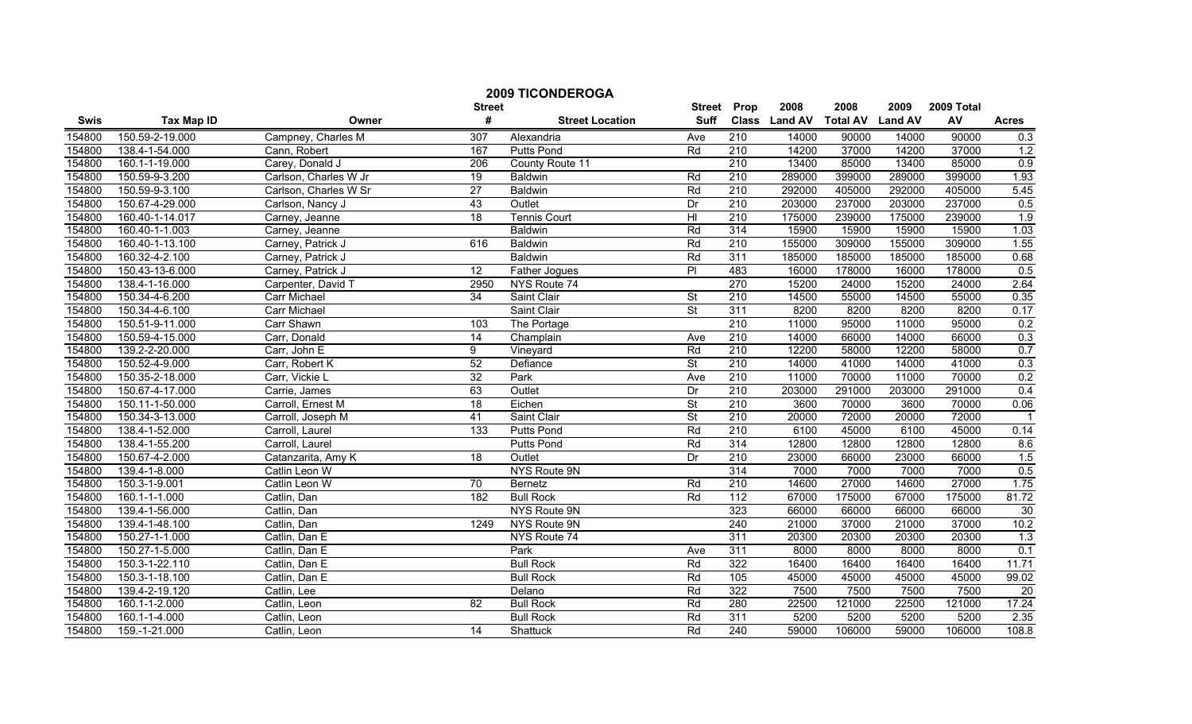## 2009 TICONDEROGA

| Swis | Tax Map ID | Owner | Street # | Street Location | Street Suff | Prop Class | 2008 Land AV | 2008 Total AV | 2009 Land AV | 2009 Total AV | Acres |
|---|---|---|---|---|---|---|---|---|---|---|---|
| 154800 | 150.59-2-19.000 | Campney, Charles M | 307 | Alexandria | Ave | 210 | 14000 | 90000 | 14000 | 90000 | 0.3 |
| 154800 | 138.4-1-54.000 | Cann, Robert | 167 | Putts Pond | Rd | 210 | 14200 | 37000 | 14200 | 37000 | 1.2 |
| 154800 | 160.1-1-19.000 | Carey, Donald J | 206 | County Route 11 | | 210 | 13400 | 85000 | 13400 | 85000 | 0.9 |
| 154800 | 150.59-9-3.200 | Carlson, Charles W Jr | 19 | Baldwin | Rd | 210 | 289000 | 399000 | 289000 | 399000 | 1.93 |
| 154800 | 150.59-9-3.100 | Carlson, Charles W Sr | 27 | Baldwin | Rd | 210 | 292000 | 405000 | 292000 | 405000 | 5.45 |
| 154800 | 150.67-4-29.000 | Carlson, Nancy J | 43 | Outlet | Dr | 210 | 203000 | 237000 | 203000 | 237000 | 0.5 |
| 154800 | 160.40-1-14.017 | Carney, Jeanne | 18 | Tennis Court | Hl | 210 | 175000 | 239000 | 175000 | 239000 | 1.9 |
| 154800 | 160.40-1-1.003 | Carney, Jeanne | | Baldwin | Rd | 314 | 15900 | 15900 | 15900 | 15900 | 1.03 |
| 154800 | 160.40-1-13.100 | Carney, Patrick J | 616 | Baldwin | Rd | 210 | 155000 | 309000 | 155000 | 309000 | 1.55 |
| 154800 | 160.32-4-2.100 | Carney, Patrick J | | Baldwin | Rd | 311 | 185000 | 185000 | 185000 | 185000 | 0.68 |
| 154800 | 150.43-13-6.000 | Carney, Patrick J | 12 | Father Jogues | Pl | 483 | 16000 | 178000 | 16000 | 178000 | 0.5 |
| 154800 | 138.4-1-16.000 | Carpenter, David T | 2950 | NYS Route 74 | | 270 | 15200 | 24000 | 15200 | 24000 | 2.64 |
| 154800 | 150.34-4-6.200 | Carr Michael | 34 | Saint Clair | St | 210 | 14500 | 55000 | 14500 | 55000 | 0.35 |
| 154800 | 150.34-4-6.100 | Carr Michael | | Saint Clair | St | 311 | 8200 | 8200 | 8200 | 8200 | 0.17 |
| 154800 | 150.51-9-11.000 | Carr Shawn | 103 | The Portage | | 210 | 11000 | 95000 | 11000 | 95000 | 0.2 |
| 154800 | 150.59-4-15.000 | Carr, Donald | 14 | Champlain | Ave | 210 | 14000 | 66000 | 14000 | 66000 | 0.3 |
| 154800 | 139.2-2-20.000 | Carr, John E | 9 | Vineyard | Rd | 210 | 12200 | 58000 | 12200 | 58000 | 0.7 |
| 154800 | 150.52-4-9.000 | Carr, Robert K | 52 | Defiance | St | 210 | 14000 | 41000 | 14000 | 41000 | 0.3 |
| 154800 | 150.35-2-18.000 | Carr, Vickie L | 32 | Park | Ave | 210 | 11000 | 70000 | 11000 | 70000 | 0.2 |
| 154800 | 150.67-4-17.000 | Carrie, James | 63 | Outlet | Dr | 210 | 203000 | 291000 | 203000 | 291000 | 0.4 |
| 154800 | 150.11-1-50.000 | Carroll, Ernest M | 18 | Eichen | St | 210 | 3600 | 70000 | 3600 | 70000 | 0.06 |
| 154800 | 150.34-3-13.000 | Carroll, Joseph M | 41 | Saint Clair | St | 210 | 20000 | 72000 | 20000 | 72000 | 1 |
| 154800 | 138.4-1-52.000 | Carroll, Laurel | 133 | Putts Pond | Rd | 210 | 6100 | 45000 | 6100 | 45000 | 0.14 |
| 154800 | 138.4-1-55.200 | Carroll, Laurel | | Putts Pond | Rd | 314 | 12800 | 12800 | 12800 | 12800 | 8.6 |
| 154800 | 150.67-4-2.000 | Catanzarita, Amy K | 18 | Outlet | Dr | 210 | 23000 | 66000 | 23000 | 66000 | 1.5 |
| 154800 | 139.4-1-8.000 | Catlin Leon W | | NYS Route 9N | | 314 | 7000 | 7000 | 7000 | 7000 | 0.5 |
| 154800 | 150.3-1-9.001 | Catlin Leon W | 70 | Bernetz | Rd | 210 | 14600 | 27000 | 14600 | 27000 | 1.75 |
| 154800 | 160.1-1-1.000 | Catlin, Dan | 182 | Bull Rock | Rd | 112 | 67000 | 175000 | 67000 | 175000 | 81.72 |
| 154800 | 139.4-1-56.000 | Catlin, Dan | | NYS Route 9N | | 323 | 66000 | 66000 | 66000 | 66000 | 30 |
| 154800 | 139.4-1-48.100 | Catlin, Dan | 1249 | NYS Route 9N | | 240 | 21000 | 37000 | 21000 | 37000 | 10.2 |
| 154800 | 150.27-1-1.000 | Catlin, Dan E | | NYS Route 74 | | 311 | 20300 | 20300 | 20300 | 20300 | 1.3 |
| 154800 | 150.27-1-5.000 | Catlin, Dan E | | Park | Ave | 311 | 8000 | 8000 | 8000 | 8000 | 0.1 |
| 154800 | 150.3-1-22.110 | Catlin, Dan E | | Bull Rock | Rd | 322 | 16400 | 16400 | 16400 | 16400 | 11.71 |
| 154800 | 150.3-1-18.100 | Catlin, Dan E | | Bull Rock | Rd | 105 | 45000 | 45000 | 45000 | 45000 | 99.02 |
| 154800 | 139.4-2-19.120 | Catlin, Lee | | Delano | Rd | 322 | 7500 | 7500 | 7500 | 7500 | 20 |
| 154800 | 160.1-1-2.000 | Catlin, Leon | 82 | Bull Rock | Rd | 280 | 22500 | 121000 | 22500 | 121000 | 17.24 |
| 154800 | 160.1-1-4.000 | Catlin, Leon | | Bull Rock | Rd | 311 | 5200 | 5200 | 5200 | 5200 | 2.35 |
| 154800 | 159.-1-21.000 | Catlin, Leon | 14 | Shattuck | Rd | 240 | 59000 | 106000 | 59000 | 106000 | 108.8 |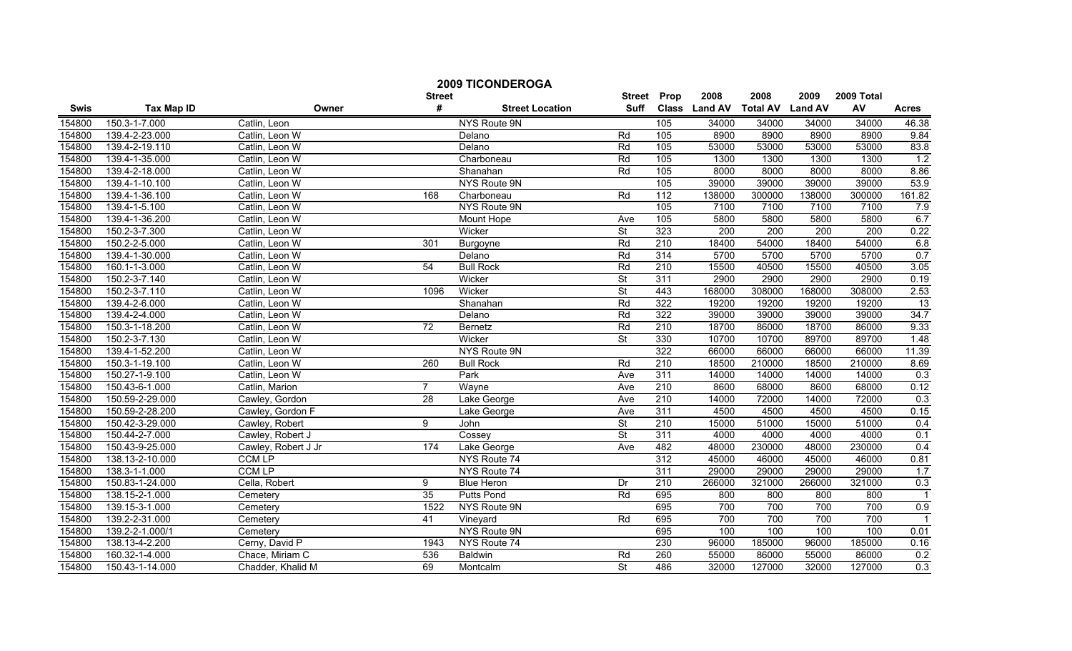# 2009 TICONDEROGA

| Swis | Tax Map ID | Owner | Street # | Street Location | Street Suff | Prop Class | 2008 Land AV | 2008 Total AV | 2009 Land AV | 2009 Total AV | Acres |
|---|---|---|---|---|---|---|---|---|---|---|---|
| 154800 | 150.3-1-7.000 | Catlin, Leon | | NYS Route 9N | | 105 | 34000 | 34000 | 34000 | 34000 | 46.38 |
| 154800 | 139.4-2-23.000 | Catlin, Leon W | | Delano | Rd | 105 | 8900 | 8900 | 8900 | 8900 | 9.84 |
| 154800 | 139.4-2-19.110 | Catlin, Leon W | | Delano | Rd | 105 | 53000 | 53000 | 53000 | 53000 | 83.8 |
| 154800 | 139.4-1-35.000 | Catlin, Leon W | | Charboneau | Rd | 105 | 1300 | 1300 | 1300 | 1300 | 1.2 |
| 154800 | 139.4-2-18.000 | Catlin, Leon W | | Shanahan | Rd | 105 | 8000 | 8000 | 8000 | 8000 | 8.86 |
| 154800 | 139.4-1-10.100 | Catlin, Leon W | | NYS Route 9N | | 105 | 39000 | 39000 | 39000 | 39000 | 53.9 |
| 154800 | 139.4-1-36.100 | Catlin, Leon W | 168 | Charboneau | Rd | 112 | 138000 | 300000 | 138000 | 300000 | 161.82 |
| 154800 | 139.4-1-5.100 | Catlin, Leon W | | NYS Route 9N | | 105 | 7100 | 7100 | 7100 | 7100 | 7.9 |
| 154800 | 139.4-1-36.200 | Catlin, Leon W | | Mount Hope | Ave | 105 | 5800 | 5800 | 5800 | 5800 | 6.7 |
| 154800 | 150.2-3-7.300 | Catlin, Leon W | | Wicker | St | 323 | 200 | 200 | 200 | 200 | 0.22 |
| 154800 | 150.2-2-5.000 | Catlin, Leon W | 301 | Burgoyne | Rd | 210 | 18400 | 54000 | 18400 | 54000 | 6.8 |
| 154800 | 139.4-1-30.000 | Catlin, Leon W | | Delano | Rd | 314 | 5700 | 5700 | 5700 | 5700 | 0.7 |
| 154800 | 160.1-1-3.000 | Catlin, Leon W | 54 | Bull Rock | Rd | 210 | 15500 | 40500 | 15500 | 40500 | 3.05 |
| 154800 | 150.2-3-7.140 | Catlin, Leon W | | Wicker | St | 311 | 2900 | 2900 | 2900 | 2900 | 0.19 |
| 154800 | 150.2-3-7.110 | Catlin, Leon W | 1096 | Wicker | St | 443 | 168000 | 308000 | 168000 | 308000 | 2.53 |
| 154800 | 139.4-2-6.000 | Catlin, Leon W | | Shanahan | Rd | 322 | 19200 | 19200 | 19200 | 19200 | 13 |
| 154800 | 139.4-2-4.000 | Catlin, Leon W | | Delano | Rd | 322 | 39000 | 39000 | 39000 | 39000 | 34.7 |
| 154800 | 150.3-1-18.200 | Catlin, Leon W | 72 | Bernetz | Rd | 210 | 18700 | 86000 | 18700 | 86000 | 9.33 |
| 154800 | 150.2-3-7.130 | Catlin, Leon W | | Wicker | St | 330 | 10700 | 10700 | 89700 | 89700 | 1.48 |
| 154800 | 139.4-1-52.200 | Catlin, Leon W | | NYS Route 9N | | 322 | 66000 | 66000 | 66000 | 66000 | 11.39 |
| 154800 | 150.3-1-19.100 | Catlin, Leon W | 260 | Bull Rock | Rd | 210 | 18500 | 210000 | 18500 | 210000 | 8.69 |
| 154800 | 150.27-1-9.100 | Catlin, Leon W | | Park | Ave | 311 | 14000 | 14000 | 14000 | 14000 | 0.3 |
| 154800 | 150.43-6-1.000 | Catlin, Marion | 7 | Wayne | Ave | 210 | 8600 | 68000 | 8600 | 68000 | 0.12 |
| 154800 | 150.59-2-29.000 | Cawley, Gordon | 28 | Lake George | Ave | 210 | 14000 | 72000 | 14000 | 72000 | 0.3 |
| 154800 | 150.59-2-28.200 | Cawley, Gordon F | | Lake George | Ave | 311 | 4500 | 4500 | 4500 | 4500 | 0.15 |
| 154800 | 150.42-3-29.000 | Cawley, Robert | 9 | John | St | 210 | 15000 | 51000 | 15000 | 51000 | 0.4 |
| 154800 | 150.44-2-7.000 | Cawley, Robert J | | Cossey | St | 311 | 4000 | 4000 | 4000 | 4000 | 0.1 |
| 154800 | 150.43-9-25.000 | Cawley, Robert J Jr | 174 | Lake George | Ave | 482 | 48000 | 230000 | 48000 | 230000 | 0.4 |
| 154800 | 138.13-2-10.000 | CCM LP | | NYS Route 74 | | 312 | 45000 | 46000 | 45000 | 46000 | 0.81 |
| 154800 | 138.3-1-1.000 | CCM LP | | NYS Route 74 | | 311 | 29000 | 29000 | 29000 | 29000 | 1.7 |
| 154800 | 150.83-1-24.000 | Cella, Robert | 9 | Blue Heron | Dr | 210 | 266000 | 321000 | 266000 | 321000 | 0.3 |
| 154800 | 138.15-2-1.000 | Cemetery | 35 | Putts Pond | Rd | 695 | 800 | 800 | 800 | 800 | 1 |
| 154800 | 139.15-3-1.000 | Cemetery | 1522 | NYS Route 9N | | 695 | 700 | 700 | 700 | 700 | 0.9 |
| 154800 | 139.2-2-31.000 | Cemetery | 41 | Vineyard | Rd | 695 | 700 | 700 | 700 | 700 | 1 |
| 154800 | 139.2-2-1.000/1 | Cemetery | | NYS Route 9N | | 695 | 100 | 100 | 100 | 100 | 0.01 |
| 154800 | 138.13-4-2.200 | Cerny, David P | 1943 | NYS Route 74 | | 230 | 96000 | 185000 | 96000 | 185000 | 0.16 |
| 154800 | 160.32-1-4.000 | Chace, Miriam C | 536 | Baldwin | Rd | 260 | 55000 | 86000 | 55000 | 86000 | 0.2 |
| 154800 | 150.43-1-14.000 | Chadder, Khalid M | 69 | Montcalm | St | 486 | 32000 | 127000 | 32000 | 127000 | 0.3 |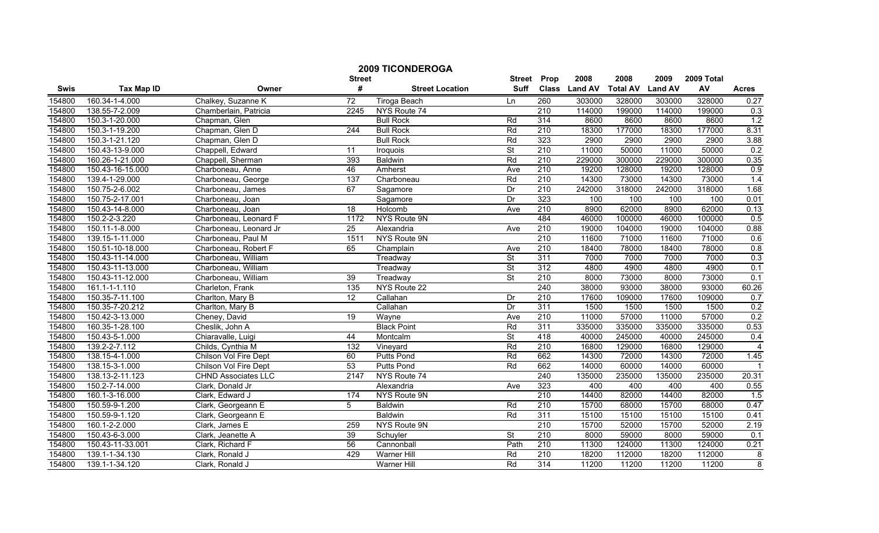# 2009 TICONDEROGA

| Swis | Tax Map ID | Owner | Street # | Street Location | Street Suff | Prop Class | 2008 Land AV | 2008 Total AV | 2009 Land AV | 2009 Total AV | Acres |
|---|---|---|---|---|---|---|---|---|---|---|---|
| 154800 | 160.34-1-4.000 | Chalkey, Suzanne K | 72 | Tiroga Beach | Ln | 260 | 303000 | 328000 | 303000 | 328000 | 0.27 |
| 154800 | 138.55-7-2.009 | Chamberlain, Patricia | 2245 | NYS Route 74 | | 210 | 114000 | 199000 | 114000 | 199000 | 0.3 |
| 154800 | 150.3-1-20.000 | Chapman, Glen | | Bull Rock | Rd | 314 | 8600 | 8600 | 8600 | 8600 | 1.2 |
| 154800 | 150.3-1-19.200 | Chapman, Glen D | 244 | Bull Rock | Rd | 210 | 18300 | 177000 | 18300 | 177000 | 8.31 |
| 154800 | 150.3-1-21.120 | Chapman, Glen D | | Bull Rock | Rd | 323 | 2900 | 2900 | 2900 | 2900 | 3.88 |
| 154800 | 150.43-13-9.000 | Chappell, Edward | 11 | Iroquois | St | 210 | 11000 | 50000 | 11000 | 50000 | 0.2 |
| 154800 | 160.26-1-21.000 | Chappell, Sherman | 393 | Baldwin | Rd | 210 | 229000 | 300000 | 229000 | 300000 | 0.35 |
| 154800 | 150.43-16-15.000 | Charboneau, Anne | 46 | Amherst | Ave | 210 | 19200 | 128000 | 19200 | 128000 | 0.9 |
| 154800 | 139.4-1-29.000 | Charboneau, George | 137 | Charboneau | Rd | 210 | 14300 | 73000 | 14300 | 73000 | 1.4 |
| 154800 | 150.75-2-6.002 | Charboneau, James | 67 | Sagamore | Dr | 210 | 242000 | 318000 | 242000 | 318000 | 1.68 |
| 154800 | 150.75-2-17.001 | Charboneau, Joan | | Sagamore | Dr | 323 | 100 | 100 | 100 | 100 | 0.01 |
| 154800 | 150.43-14-8.000 | Charboneau, Joan | 18 | Holcomb | Ave | 210 | 8900 | 62000 | 8900 | 62000 | 0.13 |
| 154800 | 150.2-2-3.220 | Charboneau, Leonard F | 1172 | NYS Route 9N | | 484 | 46000 | 100000 | 46000 | 100000 | 0.5 |
| 154800 | 150.11-1-8.000 | Charboneau, Leonard Jr | 25 | Alexandria | Ave | 210 | 19000 | 104000 | 19000 | 104000 | 0.88 |
| 154800 | 139.15-1-11.000 | Charboneau, Paul M | 1511 | NYS Route 9N | | 210 | 11600 | 71000 | 11600 | 71000 | 0.6 |
| 154800 | 150.51-10-18.000 | Charboneau, Robert F | 65 | Champlain | Ave | 210 | 18400 | 78000 | 18400 | 78000 | 0.8 |
| 154800 | 150.43-11-14.000 | Charboneau, William | | Treadway | St | 311 | 7000 | 7000 | 7000 | 7000 | 0.3 |
| 154800 | 150.43-11-13.000 | Charboneau, William | | Treadway | St | 312 | 4800 | 4900 | 4800 | 4900 | 0.1 |
| 154800 | 150.43-11-12.000 | Charboneau, William | 39 | Treadway | St | 210 | 8000 | 73000 | 8000 | 73000 | 0.1 |
| 154800 | 161.1-1-1.110 | Charleton, Frank | 135 | NYS Route 22 | | 240 | 38000 | 93000 | 38000 | 93000 | 60.26 |
| 154800 | 150.35-7-11.100 | Charlton, Mary B | 12 | Callahan | Dr | 210 | 17600 | 109000 | 17600 | 109000 | 0.7 |
| 154800 | 150.35-7-20.212 | Charlton, Mary B | | Callahan | Dr | 311 | 1500 | 1500 | 1500 | 1500 | 0.2 |
| 154800 | 150.42-3-13.000 | Cheney, David | 19 | Wayne | Ave | 210 | 11000 | 57000 | 11000 | 57000 | 0.2 |
| 154800 | 160.35-1-28.100 | Cheslik, John A | | Black Point | Rd | 311 | 335000 | 335000 | 335000 | 335000 | 0.53 |
| 154800 | 150.43-5-1.000 | Chiaravalle, Luigi | 44 | Montcalm | St | 418 | 40000 | 245000 | 40000 | 245000 | 0.4 |
| 154800 | 139.2-2-7.112 | Childs, Cynthia M | 132 | Vineyard | Rd | 210 | 16800 | 129000 | 16800 | 129000 | 4 |
| 154800 | 138.15-4-1.000 | Chilson Vol Fire Dept | 60 | Putts Pond | Rd | 662 | 14300 | 72000 | 14300 | 72000 | 1.45 |
| 154800 | 138.15-3-1.000 | Chilson Vol Fire Dept | 53 | Putts Pond | Rd | 662 | 14000 | 60000 | 14000 | 60000 | 1 |
| 154800 | 138.13-2-11.123 | CHND Associates LLC | 2147 | NYS Route 74 | | 240 | 135000 | 235000 | 135000 | 235000 | 20.31 |
| 154800 | 150.2-7-14.000 | Clark, Donald Jr | | Alexandria | Ave | 323 | 400 | 400 | 400 | 400 | 0.55 |
| 154800 | 160.1-3-16.000 | Clark, Edward J | 174 | NYS Route 9N | | 210 | 14400 | 82000 | 14400 | 82000 | 1.5 |
| 154800 | 150.59-9-1.200 | Clark, Georgeann E | 5 | Baldwin | Rd | 210 | 15700 | 68000 | 15700 | 68000 | 0.47 |
| 154800 | 150.59-9-1.120 | Clark, Georgeann E | | Baldwin | Rd | 311 | 15100 | 15100 | 15100 | 15100 | 0.41 |
| 154800 | 160.1-2-2.000 | Clark, James E | 259 | NYS Route 9N | | 210 | 15700 | 52000 | 15700 | 52000 | 2.19 |
| 154800 | 150.43-6-3.000 | Clark, Jeanette A | 39 | Schuyler | St | 210 | 8000 | 59000 | 8000 | 59000 | 0.1 |
| 154800 | 150.43-11-33.001 | Clark, Richard F | 56 | Cannonball | Path | 210 | 11300 | 124000 | 11300 | 124000 | 0.21 |
| 154800 | 139.1-1-34.130 | Clark, Ronald J | 429 | Warner Hill | Rd | 210 | 18200 | 112000 | 18200 | 112000 | 8 |
| 154800 | 139.1-1-34.120 | Clark, Ronald J | | Warner Hill | Rd | 314 | 11200 | 11200 | 11200 | 11200 | 8 |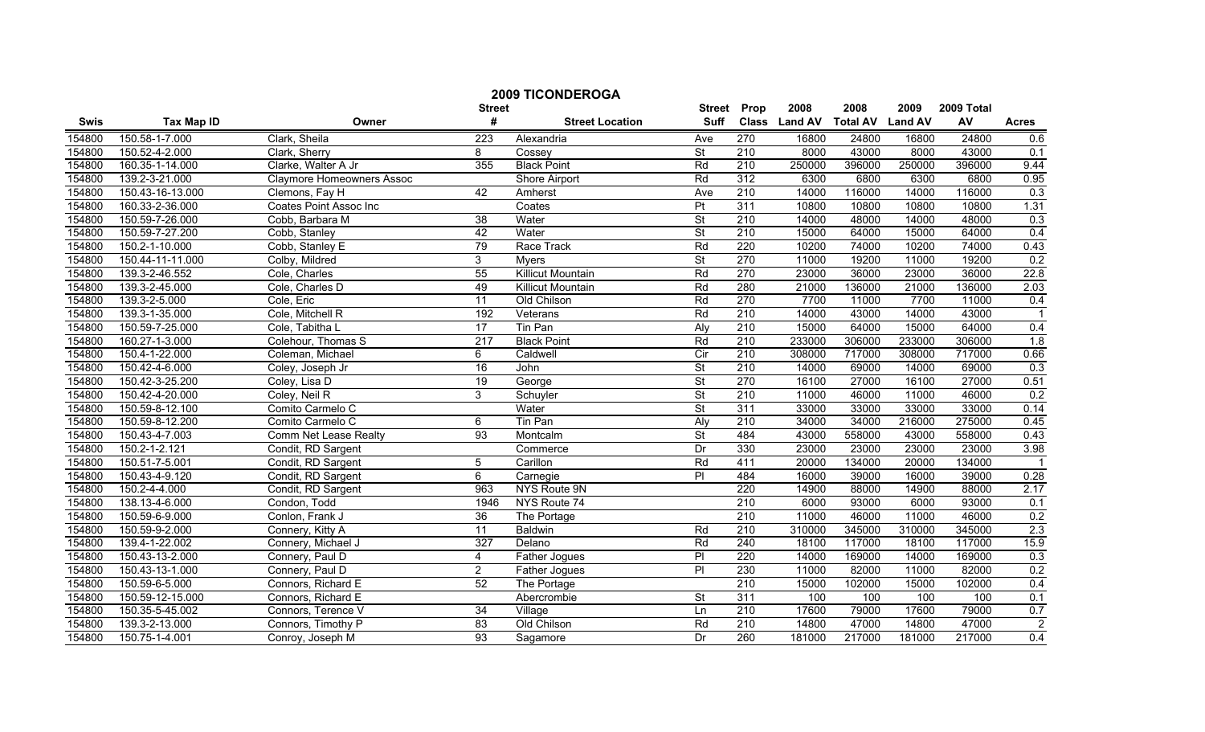# 2009 TICONDEROGA

| Swis | Tax Map ID | Owner | Street # | Street Location | Street Suff | Prop Class | 2008 Land AV | 2008 Total AV | 2009 Land AV | 2009 Total AV | Acres |
|---|---|---|---|---|---|---|---|---|---|---|---|
| 154800 | 150.58-1-7.000 | Clark, Sheila | 223 | Alexandria | Ave | 270 | 16800 | 24800 | 16800 | 24800 | 0.6 |
| 154800 | 150.52-4-2.000 | Clark, Sherry | 8 | Cossey | St | 210 | 8000 | 43000 | 8000 | 43000 | 0.1 |
| 154800 | 160.35-1-14.000 | Clarke, Walter A Jr | 355 | Black Point | Rd | 210 | 250000 | 396000 | 250000 | 396000 | 9.44 |
| 154800 | 139.2-3-21.000 | Claymore Homeowners Assoc | | Shore Airport | Rd | 312 | 6300 | 6800 | 6300 | 6800 | 0.95 |
| 154800 | 150.43-16-13.000 | Clemons, Fay H | 42 | Amherst | Ave | 210 | 14000 | 116000 | 14000 | 116000 | 0.3 |
| 154800 | 160.33-2-36.000 | Coates Point Assoc Inc | | Coates | Pt | 311 | 10800 | 10800 | 10800 | 10800 | 1.31 |
| 154800 | 150.59-7-26.000 | Cobb, Barbara M | 38 | Water | St | 210 | 14000 | 48000 | 14000 | 48000 | 0.3 |
| 154800 | 150.59-7-27.200 | Cobb, Stanley | 42 | Water | St | 210 | 15000 | 64000 | 15000 | 64000 | 0.4 |
| 154800 | 150.2-1-10.000 | Cobb, Stanley E | 79 | Race Track | Rd | 220 | 10200 | 74000 | 10200 | 74000 | 0.43 |
| 154800 | 150.44-11-11.000 | Colby, Mildred | 3 | Myers | St | 270 | 11000 | 19200 | 11000 | 19200 | 0.2 |
| 154800 | 139.3-2-46.552 | Cole, Charles | 55 | Killicut Mountain | Rd | 270 | 23000 | 36000 | 23000 | 36000 | 22.8 |
| 154800 | 139.3-2-45.000 | Cole, Charles D | 49 | Killicut Mountain | Rd | 280 | 21000 | 136000 | 21000 | 136000 | 2.03 |
| 154800 | 139.3-2-5.000 | Cole, Eric | 11 | Old Chilson | Rd | 270 | 7700 | 11000 | 7700 | 11000 | 0.4 |
| 154800 | 139.3-1-35.000 | Cole, Mitchell R | 192 | Veterans | Rd | 210 | 14000 | 43000 | 14000 | 43000 | 1 |
| 154800 | 150.59-7-25.000 | Cole, Tabitha L | 17 | Tin Pan | Aly | 210 | 15000 | 64000 | 15000 | 64000 | 0.4 |
| 154800 | 160.27-1-3.000 | Colehour, Thomas S | 217 | Black Point | Rd | 210 | 233000 | 306000 | 233000 | 306000 | 1.8 |
| 154800 | 150.4-1-22.000 | Coleman, Michael | 6 | Caldwell | Cir | 210 | 308000 | 717000 | 308000 | 717000 | 0.66 |
| 154800 | 150.42-4-6.000 | Coley, Joseph Jr | 16 | John | St | 210 | 14000 | 69000 | 14000 | 69000 | 0.3 |
| 154800 | 150.42-3-25.200 | Coley, Lisa D | 19 | George | St | 270 | 16100 | 27000 | 16100 | 27000 | 0.51 |
| 154800 | 150.42-4-20.000 | Coley, Neil R | 3 | Schuyler | St | 210 | 11000 | 46000 | 11000 | 46000 | 0.2 |
| 154800 | 150.59-8-12.100 | Comito Carmelo C | | Water | St | 311 | 33000 | 33000 | 33000 | 33000 | 0.14 |
| 154800 | 150.59-8-12.200 | Comito Carmelo C | 6 | Tin Pan | Aly | 210 | 34000 | 34000 | 216000 | 275000 | 0.45 |
| 154800 | 150.43-4-7.003 | Comm Net Lease Realty | 93 | Montcalm | St | 484 | 43000 | 558000 | 43000 | 558000 | 0.43 |
| 154800 | 150.2-1-2.121 | Condit, RD Sargent | | Commerce | Dr | 330 | 23000 | 23000 | 23000 | 23000 | 3.98 |
| 154800 | 150.51-7-5.001 | Condit, RD Sargent | 5 | Carillon | Rd | 411 | 20000 | 134000 | 20000 | 134000 | 1 |
| 154800 | 150.43-4-9.120 | Condit, RD Sargent | 6 | Carnegie | Pl | 484 | 16000 | 39000 | 16000 | 39000 | 0.28 |
| 154800 | 150.2-4-4.000 | Condit, RD Sargent | 963 | NYS Route 9N | | 220 | 14900 | 88000 | 14900 | 88000 | 2.17 |
| 154800 | 138.13-4-6.000 | Condon, Todd | 1946 | NYS Route 74 | | 210 | 6000 | 93000 | 6000 | 93000 | 0.1 |
| 154800 | 150.59-6-9.000 | Conlon, Frank J | 36 | The Portage | | 210 | 11000 | 46000 | 11000 | 46000 | 0.2 |
| 154800 | 150.59-9-2.000 | Connery, Kitty A | 11 | Baldwin | Rd | 210 | 310000 | 345000 | 310000 | 345000 | 2.3 |
| 154800 | 139.4-1-22.002 | Connery, Michael J | 327 | Delano | Rd | 240 | 18100 | 117000 | 18100 | 117000 | 15.9 |
| 154800 | 150.43-13-2.000 | Connery, Paul D | 4 | Father Jogues | Pl | 220 | 14000 | 169000 | 14000 | 169000 | 0.3 |
| 154800 | 150.43-13-1.000 | Connery, Paul D | 2 | Father Jogues | Pl | 230 | 11000 | 82000 | 11000 | 82000 | 0.2 |
| 154800 | 150.59-6-5.000 | Connors, Richard E | 52 | The Portage | | 210 | 15000 | 102000 | 15000 | 102000 | 0.4 |
| 154800 | 150.59-12-15.000 | Connors, Richard E | | Abercrombie | St | 311 | 100 | 100 | 100 | 100 | 0.1 |
| 154800 | 150.35-5-45.002 | Connors, Terence V | 34 | Village | Ln | 210 | 17600 | 79000 | 17600 | 79000 | 0.7 |
| 154800 | 139.3-2-13.000 | Connors, Timothy P | 83 | Old Chilson | Rd | 210 | 14800 | 47000 | 14800 | 47000 | 2 |
| 154800 | 150.75-1-4.001 | Conroy, Joseph M | 93 | Sagamore | Dr | 260 | 181000 | 217000 | 181000 | 217000 | 0.4 |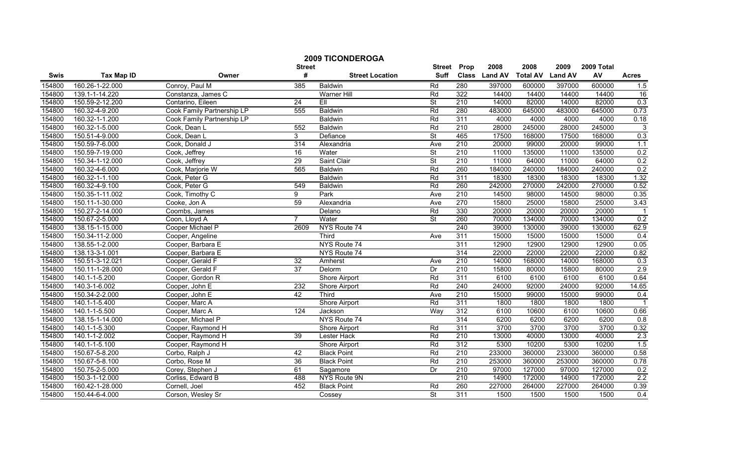# 2009 TICONDEROGA

| Swis | Tax Map ID | Owner | Street # | Street Location | Street Suff | Prop Class | 2008 Land AV | 2008 Total AV | 2009 Land AV | 2009 Total AV | Acres |
|---|---|---|---|---|---|---|---|---|---|---|---|
| 154800 | 160.26-1-22.000 | Conroy, Paul M | 385 | Baldwin | Rd | 280 | 397000 | 600000 | 397000 | 600000 | 1.5 |
| 154800 | 139.1-1-14.220 | Constanza, James C | | Warner Hill | Rd | 322 | 14400 | 14400 | 14400 | 14400 | 16 |
| 154800 | 150.59-2-12.200 | Contarino, Eileen | 24 | Ell | St | 210 | 14000 | 82000 | 14000 | 82000 | 0.3 |
| 154800 | 160.32-4-9.200 | Cook Family Partnership LP | 555 | Baldwin | Rd | 280 | 483000 | 645000 | 483000 | 645000 | 0.73 |
| 154800 | 160.32-1-1.200 | Cook Family Partnership LP | | Baldwin | Rd | 311 | 4000 | 4000 | 4000 | 4000 | 0.18 |
| 154800 | 160.32-1-5.000 | Cook, Dean L | 552 | Baldwin | Rd | 210 | 28000 | 245000 | 28000 | 245000 | 3 |
| 154800 | 150.51-4-9.000 | Cook, Dean L | 3 | Defiance | St | 465 | 17500 | 168000 | 17500 | 168000 | 0.3 |
| 154800 | 150.59-7-6.000 | Cook, Donald J | 314 | Alexandria | Ave | 210 | 20000 | 99000 | 20000 | 99000 | 1.1 |
| 154800 | 150.59-7-19.000 | Cook, Jeffrey | 16 | Water | St | 210 | 11000 | 135000 | 11000 | 135000 | 0.2 |
| 154800 | 150.34-1-12.000 | Cook, Jeffrey | 29 | Saint Clair | St | 210 | 11000 | 64000 | 11000 | 64000 | 0.2 |
| 154800 | 160.32-4-6.000 | Cook, Marjorie W | 565 | Baldwin | Rd | 260 | 184000 | 240000 | 184000 | 240000 | 0.2 |
| 154800 | 160.32-1-1.100 | Cook, Peter G | | Baldwin | Rd | 311 | 18300 | 18300 | 18300 | 18300 | 1.32 |
| 154800 | 160.32-4-9.100 | Cook, Peter G | 549 | Baldwin | Rd | 260 | 242000 | 270000 | 242000 | 270000 | 0.52 |
| 154800 | 150.35-1-11.002 | Cook, Timothy C | 9 | Park | Ave | 210 | 14500 | 98000 | 14500 | 98000 | 0.35 |
| 154800 | 150.11-1-30.000 | Cooke, Jon A | 59 | Alexandria | Ave | 270 | 15800 | 25000 | 15800 | 25000 | 3.43 |
| 154800 | 150.27-2-14.000 | Coombs, James | | Delano | Rd | 330 | 20000 | 20000 | 20000 | 20000 | 1 |
| 154800 | 150.67-2-5.000 | Coon, Lloyd A | 7 | Water | St | 260 | 70000 | 134000 | 70000 | 134000 | 0.2 |
| 154800 | 138.15-1-15.000 | Cooper Michael P | 2609 | NYS Route 74 | | 240 | 39000 | 130000 | 39000 | 130000 | 62.9 |
| 154800 | 150.34-11-2.000 | Cooper, Angeline | | Third | Ave | 311 | 15000 | 15000 | 15000 | 15000 | 0.4 |
| 154800 | 138.55-1-2.000 | Cooper, Barbara E | | NYS Route 74 | | 311 | 12900 | 12900 | 12900 | 12900 | 0.05 |
| 154800 | 138.13-3-1.001 | Cooper, Barbara E | | NYS Route 74 | | 314 | 22000 | 22000 | 22000 | 22000 | 0.82 |
| 154800 | 150.51-3-12.021 | Cooper, Gerald F | 32 | Amherst | Ave | 210 | 14000 | 168000 | 14000 | 168000 | 0.3 |
| 154800 | 150.11-1-28.000 | Cooper, Gerald F | 37 | Delorm | Dr | 210 | 15800 | 80000 | 15800 | 80000 | 2.9 |
| 154800 | 140.1-1-5.200 | Cooper, Gordon R | | Shore Airport | Rd | 311 | 6100 | 6100 | 6100 | 6100 | 0.64 |
| 154800 | 140.3-1-6.002 | Cooper, John E | 232 | Shore Airport | Rd | 240 | 24000 | 92000 | 24000 | 92000 | 14.65 |
| 154800 | 150.34-2-2.000 | Cooper, John E | 42 | Third | Ave | 210 | 15000 | 99000 | 15000 | 99000 | 0.4 |
| 154800 | 140.1-1-5.400 | Cooper, Marc A | | Shore Airport | Rd | 311 | 1800 | 1800 | 1800 | 1800 | 1 |
| 154800 | 140.1-1-5.500 | Cooper, Marc A | 124 | Jackson | Way | 312 | 6100 | 10600 | 6100 | 10600 | 0.66 |
| 154800 | 138.15-1-14.000 | Cooper, Michael P | | NYS Route 74 | | 314 | 6200 | 6200 | 6200 | 6200 | 0.8 |
| 154800 | 140.1-1-5.300 | Cooper, Raymond H | | Shore Airport | Rd | 311 | 3700 | 3700 | 3700 | 3700 | 0.32 |
| 154800 | 140.1-1-2.002 | Cooper, Raymond H | 39 | Lester Hack | Rd | 210 | 13000 | 40000 | 13000 | 40000 | 2.3 |
| 154800 | 140.1-1-5.100 | Cooper, Raymond H | | Shore Airport | Rd | 312 | 5300 | 10200 | 5300 | 10200 | 1.5 |
| 154800 | 150.67-5-8.200 | Corbo, Ralph J | 42 | Black Point | Rd | 210 | 233000 | 360000 | 233000 | 360000 | 0.58 |
| 154800 | 150.67-5-8.100 | Corbo, Rose M | 36 | Black Point | Rd | 210 | 253000 | 360000 | 253000 | 360000 | 0.78 |
| 154800 | 150.75-2-5.000 | Corey, Stephen J | 61 | Sagamore | Dr | 210 | 97000 | 127000 | 97000 | 127000 | 0.2 |
| 154800 | 150.3-1-12.000 | Corliss, Edward B | 488 | NYS Route 9N | | 210 | 14900 | 172000 | 14900 | 172000 | 2.2 |
| 154800 | 160.42-1-28.000 | Cornell, Joel | 452 | Black Point | Rd | 260 | 227000 | 264000 | 227000 | 264000 | 0.39 |
| 154800 | 150.44-6-4.000 | Corson, Wesley Sr | | Cossey | St | 311 | 1500 | 1500 | 1500 | 1500 | 0.4 |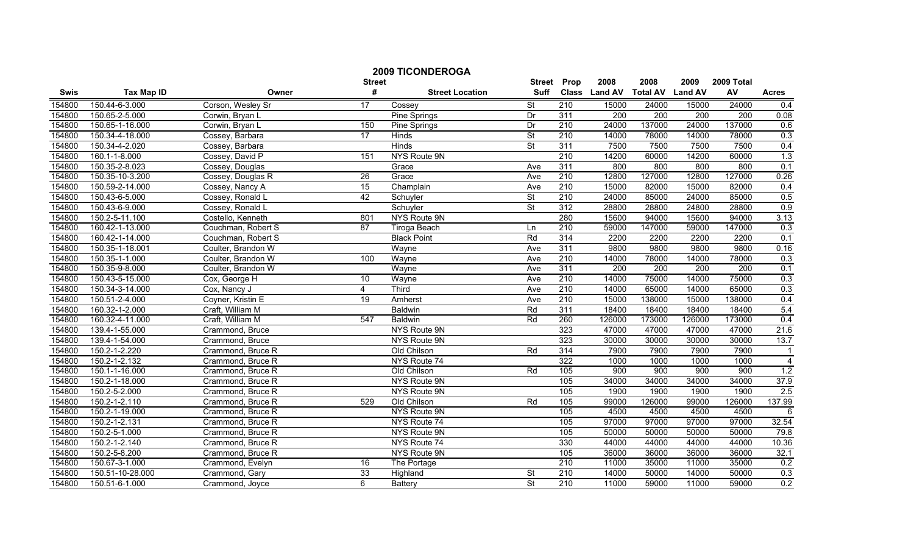# 2009 TICONDEROGA

| Swis | Tax Map ID | Owner | Street # | Street Location | Street Suff | Prop Class | 2008 Land AV | 2008 Total AV | 2009 Land AV | 2009 Total AV | Acres |
|---|---|---|---|---|---|---|---|---|---|---|---|
| 154800 | 150.44-6-3.000 | Corson, Wesley Sr | 17 | Cossey | St | 210 | 15000 | 24000 | 15000 | 24000 | 0.4 |
| 154800 | 150.65-2-5.000 | Corwin, Bryan L | | Pine Springs | Dr | 311 | 200 | 200 | 200 | 200 | 0.08 |
| 154800 | 150.65-1-16.000 | Corwin, Bryan L | 150 | Pine Springs | Dr | 210 | 24000 | 137000 | 24000 | 137000 | 0.6 |
| 154800 | 150.34-4-18.000 | Cossey, Barbara | 17 | Hinds | St | 210 | 14000 | 78000 | 14000 | 78000 | 0.3 |
| 154800 | 150.34-4-2.020 | Cossey, Barbara | | Hinds | St | 311 | 7500 | 7500 | 7500 | 7500 | 0.4 |
| 154800 | 160.1-1-8.000 | Cossey, David P | 151 | NYS Route 9N | | 210 | 14200 | 60000 | 14200 | 60000 | 1.3 |
| 154800 | 150.35-2-8.023 | Cossey, Douglas | | Grace | Ave | 311 | 800 | 800 | 800 | 800 | 0.1 |
| 154800 | 150.35-10-3.200 | Cossey, Douglas R | 26 | Grace | Ave | 210 | 12800 | 127000 | 12800 | 127000 | 0.26 |
| 154800 | 150.59-2-14.000 | Cossey, Nancy A | 15 | Champlain | Ave | 210 | 15000 | 82000 | 15000 | 82000 | 0.4 |
| 154800 | 150.43-6-5.000 | Cossey, Ronald L | 42 | Schuyler | St | 210 | 24000 | 85000 | 24000 | 85000 | 0.5 |
| 154800 | 150.43-6-9.000 | Cossey, Ronald L | | Schuyler | St | 312 | 28800 | 28800 | 24800 | 28800 | 0.9 |
| 154800 | 150.2-5-11.100 | Costello, Kenneth | 801 | NYS Route 9N | | 280 | 15600 | 94000 | 15600 | 94000 | 3.13 |
| 154800 | 160.42-1-13.000 | Couchman, Robert S | 87 | Tiroga Beach | Ln | 210 | 59000 | 147000 | 59000 | 147000 | 0.3 |
| 154800 | 160.42-1-14.000 | Couchman, Robert S | | Black Point | Rd | 314 | 2200 | 2200 | 2200 | 2200 | 0.1 |
| 154800 | 150.35-1-18.001 | Coulter, Brandon W | | Wayne | Ave | 311 | 9800 | 9800 | 9800 | 9800 | 0.16 |
| 154800 | 150.35-1-1.000 | Coulter, Brandon W | 100 | Wayne | Ave | 210 | 14000 | 78000 | 14000 | 78000 | 0.3 |
| 154800 | 150.35-9-8.000 | Coulter, Brandon W | | Wayne | Ave | 311 | 200 | 200 | 200 | 200 | 0.1 |
| 154800 | 150.43-5-15.000 | Cox, George H | 10 | Wayne | Ave | 210 | 14000 | 75000 | 14000 | 75000 | 0.3 |
| 154800 | 150.34-3-14.000 | Cox, Nancy J | 4 | Third | Ave | 210 | 14000 | 65000 | 14000 | 65000 | 0.3 |
| 154800 | 150.51-2-4.000 | Coyner, Kristin E | 19 | Amherst | Ave | 210 | 15000 | 138000 | 15000 | 138000 | 0.4 |
| 154800 | 160.32-1-2.000 | Craft, William M | | Baldwin | Rd | 311 | 18400 | 18400 | 18400 | 18400 | 5.4 |
| 154800 | 160.32-4-11.000 | Craft, William M | 547 | Baldwin | Rd | 260 | 126000 | 173000 | 126000 | 173000 | 0.4 |
| 154800 | 139.4-1-55.000 | Crammond, Bruce | | NYS Route 9N | | 323 | 47000 | 47000 | 47000 | 47000 | 21.6 |
| 154800 | 139.4-1-54.000 | Crammond, Bruce | | NYS Route 9N | | 323 | 30000 | 30000 | 30000 | 30000 | 13.7 |
| 154800 | 150.2-1-2.220 | Crammond, Bruce R | | Old Chilson | Rd | 314 | 7900 | 7900 | 7900 | 7900 | 1 |
| 154800 | 150.2-1-2.132 | Crammond, Bruce R | | NYS Route 74 | | 322 | 1000 | 1000 | 1000 | 1000 | 4 |
| 154800 | 150.1-1-16.000 | Crammond, Bruce R | | Old Chilson | Rd | 105 | 900 | 900 | 900 | 900 | 1.2 |
| 154800 | 150.2-1-18.000 | Crammond, Bruce R | | NYS Route 9N | | 105 | 34000 | 34000 | 34000 | 34000 | 37.9 |
| 154800 | 150.2-5-2.000 | Crammond, Bruce R | | NYS Route 9N | | 105 | 1900 | 1900 | 1900 | 1900 | 2.5 |
| 154800 | 150.2-1-2.110 | Crammond, Bruce R | 529 | Old Chilson | Rd | 105 | 99000 | 126000 | 99000 | 126000 | 137.99 |
| 154800 | 150.2-1-19.000 | Crammond, Bruce R | | NYS Route 9N | | 105 | 4500 | 4500 | 4500 | 4500 | 6 |
| 154800 | 150.2-1-2.131 | Crammond, Bruce R | | NYS Route 74 | | 105 | 97000 | 97000 | 97000 | 97000 | 32.54 |
| 154800 | 150.2-5-1.000 | Crammond, Bruce R | | NYS Route 9N | | 105 | 50000 | 50000 | 50000 | 50000 | 79.8 |
| 154800 | 150.2-1-2.140 | Crammond, Bruce R | | NYS Route 74 | | 330 | 44000 | 44000 | 44000 | 44000 | 10.36 |
| 154800 | 150.2-5-8.200 | Crammond, Bruce R | | NYS Route 9N | | 105 | 36000 | 36000 | 36000 | 36000 | 32.1 |
| 154800 | 150.67-3-1.000 | Crammond, Evelyn | 16 | The Portage | | 210 | 11000 | 35000 | 11000 | 35000 | 0.2 |
| 154800 | 150.51-10-28.000 | Crammond, Gary | 33 | Highland | St | 210 | 14000 | 50000 | 14000 | 50000 | 0.3 |
| 154800 | 150.51-6-1.000 | Crammond, Joyce | 6 | Battery | St | 210 | 11000 | 59000 | 11000 | 59000 | 0.2 |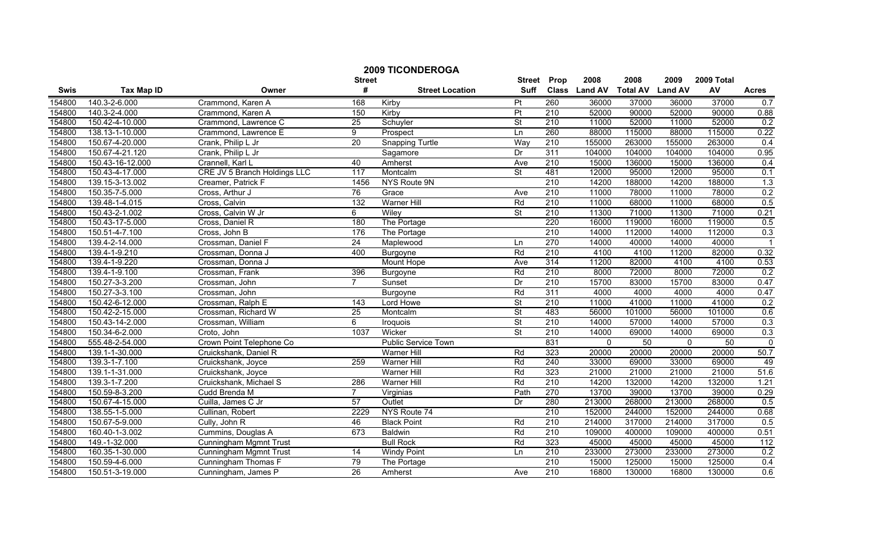# 2009 TICONDEROGA

| Swis | Tax Map ID | Owner | Street # | Street Location | Street Suff | Prop Class | 2008 Land AV | 2008 Total AV | 2009 Land AV | 2009 Total AV | Acres |
|---|---|---|---|---|---|---|---|---|---|---|---|
| 154800 | 140.3-2-6.000 | Crammond, Karen A | 168 | Kirby | Pt | 260 | 36000 | 37000 | 36000 | 37000 | 0.7 |
| 154800 | 140.3-2-4.000 | Crammond, Karen A | 150 | Kirby | Pt | 210 | 52000 | 90000 | 52000 | 90000 | 0.88 |
| 154800 | 150.42-4-10.000 | Crammond, Lawrence C | 25 | Schuyler | St | 210 | 11000 | 52000 | 11000 | 52000 | 0.2 |
| 154800 | 138.13-1-10.000 | Crammond, Lawrence E | 9 | Prospect | Ln | 260 | 88000 | 115000 | 88000 | 115000 | 0.22 |
| 154800 | 150.67-4-20.000 | Crank, Philip L Jr | 20 | Snapping Turtle | Way | 210 | 155000 | 263000 | 155000 | 263000 | 0.4 |
| 154800 | 150.67-4-21.120 | Crank, Philip L Jr | | Sagamore | Dr | 311 | 104000 | 104000 | 104000 | 104000 | 0.95 |
| 154800 | 150.43-16-12.000 | Crannell, Karl L | 40 | Amherst | Ave | 210 | 15000 | 136000 | 15000 | 136000 | 0.4 |
| 154800 | 150.43-4-17.000 | CRE JV 5 Branch Holdings LLC | 117 | Montcalm | St | 481 | 12000 | 95000 | 12000 | 95000 | 0.1 |
| 154800 | 139.15-3-13.002 | Creamer, Patrick F | 1456 | NYS Route 9N | | 210 | 14200 | 188000 | 14200 | 188000 | 1.3 |
| 154800 | 150.35-7-5.000 | Cross, Arthur J | 76 | Grace | Ave | 210 | 11000 | 78000 | 11000 | 78000 | 0.2 |
| 154800 | 139.48-1-4.015 | Cross, Calvin | 132 | Warner Hill | Rd | 210 | 11000 | 68000 | 11000 | 68000 | 0.5 |
| 154800 | 150.43-2-1.002 | Cross, Calvin W Jr | 6 | Wiley | St | 210 | 11300 | 71000 | 11300 | 71000 | 0.21 |
| 154800 | 150.43-17-5.000 | Cross, Daniel R | 180 | The Portage | | 220 | 16000 | 119000 | 16000 | 119000 | 0.5 |
| 154800 | 150.51-4-7.100 | Cross, John B | 176 | The Portage | | 210 | 14000 | 112000 | 14000 | 112000 | 0.3 |
| 154800 | 139.4-2-14.000 | Crossman, Daniel F | 24 | Maplewood | Ln | 270 | 14000 | 40000 | 14000 | 40000 | 1 |
| 154800 | 139.4-1-9.210 | Crossman, Donna J | 400 | Burgoyne | Rd | 210 | 4100 | 4100 | 11200 | 82000 | 0.32 |
| 154800 | 139.4-1-9.220 | Crossman, Donna J | | Mount Hope | Ave | 314 | 11200 | 82000 | 4100 | 4100 | 0.53 |
| 154800 | 139.4-1-9.100 | Crossman, Frank | 396 | Burgoyne | Rd | 210 | 8000 | 72000 | 8000 | 72000 | 0.2 |
| 154800 | 150.27-3-3.200 | Crossman, John | 7 | Sunset | Dr | 210 | 15700 | 83000 | 15700 | 83000 | 0.47 |
| 154800 | 150.27-3-3.100 | Crossman, John | | Burgoyne | Rd | 311 | 4000 | 4000 | 4000 | 4000 | 0.47 |
| 154800 | 150.42-6-12.000 | Crossman, Ralph E | 143 | Lord Howe | St | 210 | 11000 | 41000 | 11000 | 41000 | 0.2 |
| 154800 | 150.42-2-15.000 | Crossman, Richard W | 25 | Montcalm | St | 483 | 56000 | 101000 | 56000 | 101000 | 0.6 |
| 154800 | 150.43-14-2.000 | Crossman, William | 6 | Iroquois | St | 210 | 14000 | 57000 | 14000 | 57000 | 0.3 |
| 154800 | 150.34-6-2.000 | Croto, John | 1037 | Wicker | St | 210 | 14000 | 69000 | 14000 | 69000 | 0.3 |
| 154800 | 555.48-2-54.000 | Crown Point Telephone Co | | Public Service Town | | 831 | 0 | 50 | 0 | 50 | 0 |
| 154800 | 139.1-1-30.000 | Cruickshank, Daniel R | | Warner Hill | Rd | 323 | 20000 | 20000 | 20000 | 20000 | 50.7 |
| 154800 | 139.3-1-7.100 | Cruickshank, Joyce | 259 | Warner Hill | Rd | 240 | 33000 | 69000 | 33000 | 69000 | 49 |
| 154800 | 139.1-1-31.000 | Cruickshank, Joyce | | Warner Hill | Rd | 323 | 21000 | 21000 | 21000 | 21000 | 51.6 |
| 154800 | 139.3-1-7.200 | Cruickshank, Michael S | 286 | Warner Hill | Rd | 210 | 14200 | 132000 | 14200 | 132000 | 1.21 |
| 154800 | 150.59-8-3.200 | Cudd Brenda M | 7 | Virginias | Path | 270 | 13700 | 39000 | 13700 | 39000 | 0.29 |
| 154800 | 150.67-4-15.000 | Cuilla, James C Jr | 57 | Outlet | Dr | 280 | 213000 | 268000 | 213000 | 268000 | 0.5 |
| 154800 | 138.55-1-5.000 | Cullinan, Robert | 2229 | NYS Route 74 | | 210 | 152000 | 244000 | 152000 | 244000 | 0.68 |
| 154800 | 150.67-5-9.000 | Cully, John R | 46 | Black Point | Rd | 210 | 214000 | 317000 | 214000 | 317000 | 0.5 |
| 154800 | 160.40-1-3.002 | Cummins, Douglas A | 673 | Baldwin | Rd | 210 | 109000 | 400000 | 109000 | 400000 | 0.51 |
| 154800 | 149.-1-32.000 | Cunningham Mgmnt Trust | | Bull Rock | Rd | 323 | 45000 | 45000 | 45000 | 45000 | 112 |
| 154800 | 160.35-1-30.000 | Cunningham Mgmnt Trust | 14 | Windy Point | Ln | 210 | 233000 | 273000 | 233000 | 273000 | 0.2 |
| 154800 | 150.59-4-6.000 | Cunningham Thomas F | 79 | The Portage | | 210 | 15000 | 125000 | 15000 | 125000 | 0.4 |
| 154800 | 150.51-3-19.000 | Cunningham, James P | 26 | Amherst | Ave | 210 | 16800 | 130000 | 16800 | 130000 | 0.6 |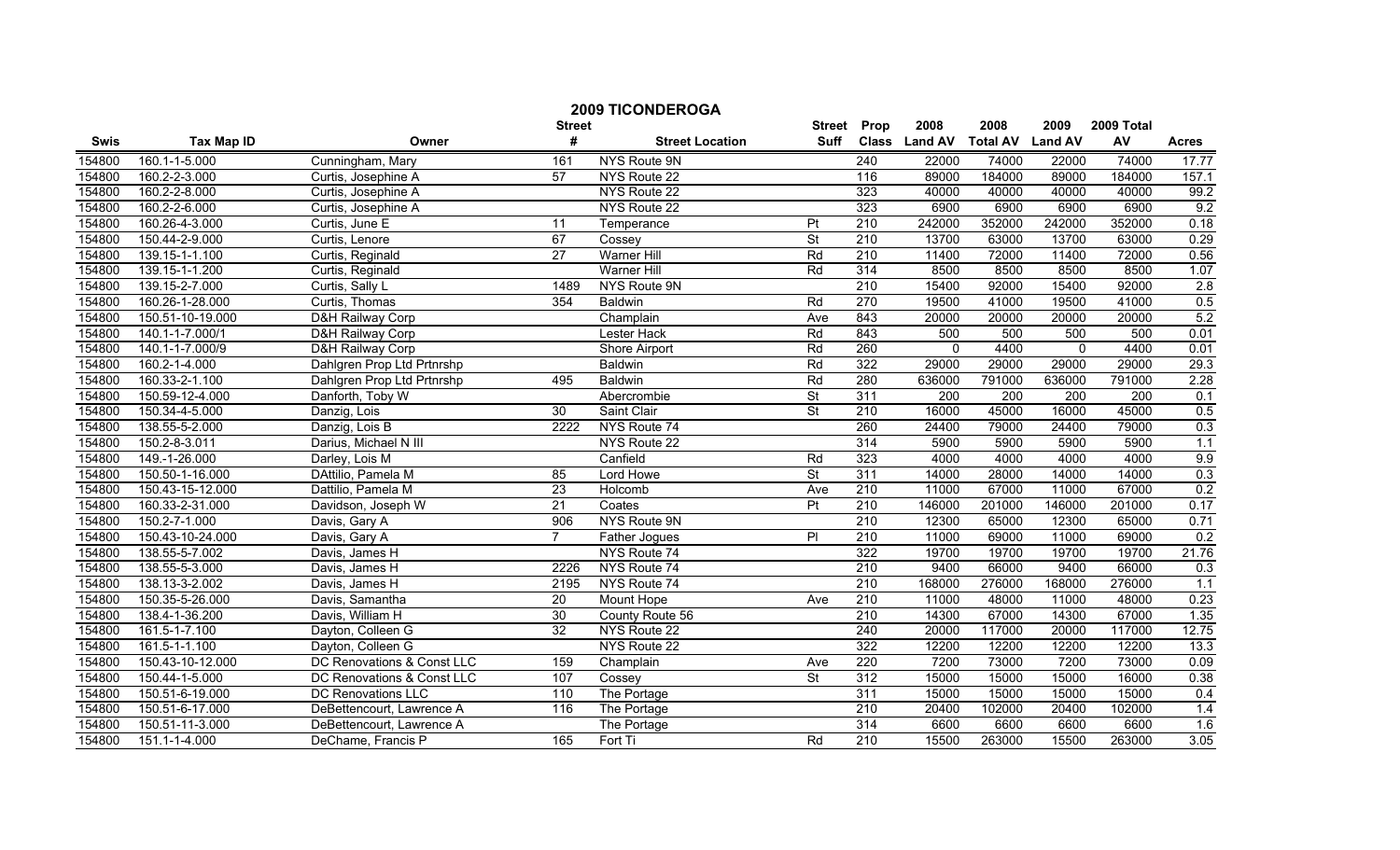# 2009 TICONDEROGA

| Swis | Tax Map ID | Owner | Street # | Street Location | Street Suff | Prop Class | 2008 Land AV | 2008 Total AV | 2009 Land AV | 2009 Total AV | Acres |
|---|---|---|---|---|---|---|---|---|---|---|---|
| 154800 | 160.1-1-5.000 | Cunningham, Mary | 161 | NYS Route 9N | | 240 | 22000 | 74000 | 22000 | 74000 | 17.77 |
| 154800 | 160.2-2-3.000 | Curtis, Josephine A | 57 | NYS Route 22 | | 116 | 89000 | 184000 | 89000 | 184000 | 157.1 |
| 154800 | 160.2-2-8.000 | Curtis, Josephine A | | NYS Route 22 | | 323 | 40000 | 40000 | 40000 | 40000 | 99.2 |
| 154800 | 160.2-2-6.000 | Curtis, Josephine A | | NYS Route 22 | | 323 | 6900 | 6900 | 6900 | 6900 | 9.2 |
| 154800 | 160.26-4-3.000 | Curtis, June E | 11 | Temperance | Pt | 210 | 242000 | 352000 | 242000 | 352000 | 0.18 |
| 154800 | 150.44-2-9.000 | Curtis, Lenore | 67 | Cossey | St | 210 | 13700 | 63000 | 13700 | 63000 | 0.29 |
| 154800 | 139.15-1-1.100 | Curtis, Reginald | 27 | Warner Hill | Rd | 210 | 11400 | 72000 | 11400 | 72000 | 0.56 |
| 154800 | 139.15-1-1.200 | Curtis, Reginald | | Warner Hill | Rd | 314 | 8500 | 8500 | 8500 | 8500 | 1.07 |
| 154800 | 139.15-2-7.000 | Curtis, Sally L | 1489 | NYS Route 9N | | 210 | 15400 | 92000 | 15400 | 92000 | 2.8 |
| 154800 | 160.26-1-28.000 | Curtis, Thomas | 354 | Baldwin | Rd | 270 | 19500 | 41000 | 19500 | 41000 | 0.5 |
| 154800 | 150.51-10-19.000 | D&H Railway Corp | | Champlain | Ave | 843 | 20000 | 20000 | 20000 | 20000 | 5.2 |
| 154800 | 140.1-1-7.000/1 | D&H Railway Corp | | Lester Hack | Rd | 843 | 500 | 500 | 500 | 500 | 0.01 |
| 154800 | 140.1-1-7.000/9 | D&H Railway Corp | | Shore Airport | Rd | 260 | 0 | 4400 | 0 | 4400 | 0.01 |
| 154800 | 160.2-1-4.000 | Dahlgren Prop Ltd Prtnrshp | | Baldwin | Rd | 322 | 29000 | 29000 | 29000 | 29000 | 29.3 |
| 154800 | 160.33-2-1.100 | Dahlgren Prop Ltd Prtnrshp | 495 | Baldwin | Rd | 280 | 636000 | 791000 | 636000 | 791000 | 2.28 |
| 154800 | 150.59-12-4.000 | Danforth, Toby W | | Abercrombie | St | 311 | 200 | 200 | 200 | 200 | 0.1 |
| 154800 | 150.34-4-5.000 | Danzig, Lois | 30 | Saint Clair | St | 210 | 16000 | 45000 | 16000 | 45000 | 0.5 |
| 154800 | 138.55-5-2.000 | Danzig, Lois B | 2222 | NYS Route 74 | | 260 | 24400 | 79000 | 24400 | 79000 | 0.3 |
| 154800 | 150.2-8-3.011 | Darius, Michael N III | | NYS Route 22 | | 314 | 5900 | 5900 | 5900 | 5900 | 1.1 |
| 154800 | 149.-1-26.000 | Darley, Lois M | | Canfield | Rd | 323 | 4000 | 4000 | 4000 | 4000 | 9.9 |
| 154800 | 150.50-1-16.000 | DAttilio, Pamela M | 85 | Lord Howe | St | 311 | 14000 | 28000 | 14000 | 14000 | 0.3 |
| 154800 | 150.43-15-12.000 | Dattilio, Pamela M | 23 | Holcomb | Ave | 210 | 11000 | 67000 | 11000 | 67000 | 0.2 |
| 154800 | 160.33-2-31.000 | Davidson, Joseph W | 21 | Coates | Pt | 210 | 146000 | 201000 | 146000 | 201000 | 0.17 |
| 154800 | 150.2-7-1.000 | Davis, Gary A | 906 | NYS Route 9N | | 210 | 12300 | 65000 | 12300 | 65000 | 0.71 |
| 154800 | 150.43-10-24.000 | Davis, Gary A | 7 | Father Jogues | Pl | 210 | 11000 | 69000 | 11000 | 69000 | 0.2 |
| 154800 | 138.55-5-7.002 | Davis, James H | | NYS Route 74 | | 322 | 19700 | 19700 | 19700 | 19700 | 21.76 |
| 154800 | 138.55-5-3.000 | Davis, James H | 2226 | NYS Route 74 | | 210 | 9400 | 66000 | 9400 | 66000 | 0.3 |
| 154800 | 138.13-3-2.002 | Davis, James H | 2195 | NYS Route 74 | | 210 | 168000 | 276000 | 168000 | 276000 | 1.1 |
| 154800 | 150.35-5-26.000 | Davis, Samantha | 20 | Mount Hope | Ave | 210 | 11000 | 48000 | 11000 | 48000 | 0.23 |
| 154800 | 138.4-1-36.200 | Davis, William H | 30 | County Route 56 | | 210 | 14300 | 67000 | 14300 | 67000 | 1.35 |
| 154800 | 161.5-1-7.100 | Dayton, Colleen G | 32 | NYS Route 22 | | 240 | 20000 | 117000 | 20000 | 117000 | 12.75 |
| 154800 | 161.5-1-1.100 | Dayton, Colleen G | | NYS Route 22 | | 322 | 12200 | 12200 | 12200 | 12200 | 13.3 |
| 154800 | 150.43-10-12.000 | DC Renovations & Const LLC | 159 | Champlain | Ave | 220 | 7200 | 73000 | 7200 | 73000 | 0.09 |
| 154800 | 150.44-1-5.000 | DC Renovations & Const LLC | 107 | Cossey | St | 312 | 15000 | 15000 | 15000 | 16000 | 0.38 |
| 154800 | 150.51-6-19.000 | DC Renovations LLC | 110 | The Portage | | 311 | 15000 | 15000 | 15000 | 15000 | 0.4 |
| 154800 | 150.51-6-17.000 | DeBettencourt, Lawrence A | 116 | The Portage | | 210 | 20400 | 102000 | 20400 | 102000 | 1.4 |
| 154800 | 150.51-11-3.000 | DeBettencourt, Lawrence A | | The Portage | | 314 | 6600 | 6600 | 6600 | 6600 | 1.6 |
| 154800 | 151.1-1-4.000 | DeChame, Francis P | 165 | Fort Ti | Rd | 210 | 15500 | 263000 | 15500 | 263000 | 3.05 |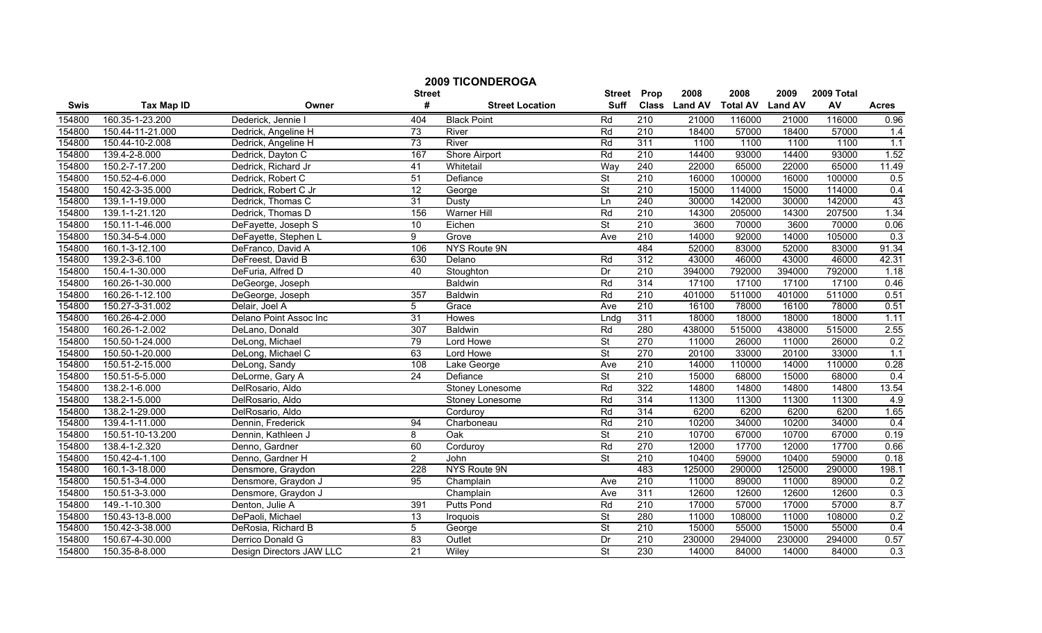# 2009 TICONDEROGA

| Swis | Tax Map ID | Owner | Street # | Street Location | Street Suff | Prop Class | 2008 Land AV | 2008 Total AV | 2009 Land AV | 2009 Total AV | Acres |
|---|---|---|---|---|---|---|---|---|---|---|---|
| 154800 | 160.35-1-23.200 | Dederick, Jennie I | 404 | Black Point | Rd | 210 | 21000 | 116000 | 21000 | 116000 | 0.96 |
| 154800 | 150.44-11-21.000 | Dedrick, Angeline H | 73 | River | Rd | 210 | 18400 | 57000 | 18400 | 57000 | 1.4 |
| 154800 | 150.44-10-2.008 | Dedrick, Angeline H | 73 | River | Rd | 311 | 1100 | 1100 | 1100 | 1100 | 1.1 |
| 154800 | 139.4-2-8.000 | Dedrick, Dayton C | 167 | Shore Airport | Rd | 210 | 14400 | 93000 | 14400 | 93000 | 1.52 |
| 154800 | 150.2-7-17.200 | Dedrick, Richard Jr | 41 | Whitetail | Way | 240 | 22000 | 65000 | 22000 | 65000 | 11.49 |
| 154800 | 150.52-4-6.000 | Dedrick, Robert C | 51 | Defiance | St | 210 | 16000 | 100000 | 16000 | 100000 | 0.5 |
| 154800 | 150.42-3-35.000 | Dedrick, Robert C Jr | 12 | George | St | 210 | 15000 | 114000 | 15000 | 114000 | 0.4 |
| 154800 | 139.1-1-19.000 | Dedrick, Thomas C | 31 | Dusty | Ln | 240 | 30000 | 142000 | 30000 | 142000 | 43 |
| 154800 | 139.1-1-21.120 | Dedrick, Thomas D | 156 | Warner Hill | Rd | 210 | 14300 | 205000 | 14300 | 207500 | 1.34 |
| 154800 | 150.11-1-46.000 | DeFayette, Joseph S | 10 | Eichen | St | 210 | 3600 | 70000 | 3600 | 70000 | 0.06 |
| 154800 | 150.34-5-4.000 | DeFayette, Stephen L | 9 | Grove | Ave | 210 | 14000 | 92000 | 14000 | 105000 | 0.3 |
| 154800 | 160.1-3-12.100 | DeFranco, David A | 106 | NYS Route 9N | | 484 | 52000 | 83000 | 52000 | 83000 | 91.34 |
| 154800 | 139.2-3-6.100 | DeFreest, David B | 630 | Delano | Rd | 312 | 43000 | 46000 | 43000 | 46000 | 42.31 |
| 154800 | 150.4-1-30.000 | DeFuria, Alfred D | 40 | Stoughton | Dr | 210 | 394000 | 792000 | 394000 | 792000 | 1.18 |
| 154800 | 160.26-1-30.000 | DeGeorge, Joseph | | Baldwin | Rd | 314 | 17100 | 17100 | 17100 | 17100 | 0.46 |
| 154800 | 160.26-1-12.100 | DeGeorge, Joseph | 357 | Baldwin | Rd | 210 | 401000 | 511000 | 401000 | 511000 | 0.51 |
| 154800 | 150.27-3-31.002 | Delair, Joel A | 5 | Grace | Ave | 210 | 16100 | 78000 | 16100 | 78000 | 0.51 |
| 154800 | 160.26-4-2.000 | Delano Point Assoc Inc | 31 | Howes | Lndg | 311 | 18000 | 18000 | 18000 | 18000 | 1.11 |
| 154800 | 160.26-1-2.002 | DeLano, Donald | 307 | Baldwin | Rd | 280 | 438000 | 515000 | 438000 | 515000 | 2.55 |
| 154800 | 150.50-1-24.000 | DeLong, Michael | 79 | Lord Howe | St | 270 | 11000 | 26000 | 11000 | 26000 | 0.2 |
| 154800 | 150.50-1-20.000 | DeLong, Michael C | 63 | Lord Howe | St | 270 | 20100 | 33000 | 20100 | 33000 | 1.1 |
| 154800 | 150.51-2-15.000 | DeLong, Sandy | 108 | Lake George | Ave | 210 | 14000 | 110000 | 14000 | 110000 | 0.28 |
| 154800 | 150.51-5-5.000 | DeLorme, Gary A | 24 | Defiance | St | 210 | 15000 | 68000 | 15000 | 68000 | 0.4 |
| 154800 | 138.2-1-6.000 | DelRosario, Aldo | | Stoney Lonesome | Rd | 322 | 14800 | 14800 | 14800 | 14800 | 13.54 |
| 154800 | 138.2-1-5.000 | DelRosario, Aldo | | Stoney Lonesome | Rd | 314 | 11300 | 11300 | 11300 | 11300 | 4.9 |
| 154800 | 138.2-1-29.000 | DelRosario, Aldo | | Corduroy | Rd | 314 | 6200 | 6200 | 6200 | 6200 | 1.65 |
| 154800 | 139.4-1-11.000 | Dennin, Frederick | 94 | Charboneau | Rd | 210 | 10200 | 34000 | 10200 | 34000 | 0.4 |
| 154800 | 150.51-10-13.200 | Dennin, Kathleen J | 8 | Oak | St | 210 | 10700 | 67000 | 10700 | 67000 | 0.19 |
| 154800 | 138.4-1-2.320 | Denno, Gardner | 60 | Corduroy | Rd | 270 | 12000 | 17700 | 12000 | 17700 | 0.66 |
| 154800 | 150.42-4-1.100 | Denno, Gardner H | 2 | John | St | 210 | 10400 | 59000 | 10400 | 59000 | 0.18 |
| 154800 | 160.1-3-18.000 | Densmore, Graydon | 228 | NYS Route 9N | | 483 | 125000 | 290000 | 125000 | 290000 | 198.1 |
| 154800 | 150.51-3-4.000 | Densmore, Graydon J | 95 | Champlain | Ave | 210 | 11000 | 89000 | 11000 | 89000 | 0.2 |
| 154800 | 150.51-3-3.000 | Densmore, Graydon J | | Champlain | Ave | 311 | 12600 | 12600 | 12600 | 12600 | 0.3 |
| 154800 | 149.-1-10.300 | Denton, Julie A | 391 | Putts Pond | Rd | 210 | 17000 | 57000 | 17000 | 57000 | 8.7 |
| 154800 | 150.43-13-8.000 | DePaoli, Michael | 13 | Iroquois | St | 280 | 11000 | 108000 | 11000 | 108000 | 0.2 |
| 154800 | 150.42-3-38.000 | DeRosia, Richard B | 5 | George | St | 210 | 15000 | 55000 | 15000 | 55000 | 0.4 |
| 154800 | 150.67-4-30.000 | Derrico Donald G | 83 | Outlet | Dr | 210 | 230000 | 294000 | 230000 | 294000 | 0.57 |
| 154800 | 150.35-8-8.000 | Design Directors JAW LLC | 21 | Wiley | St | 230 | 14000 | 84000 | 14000 | 84000 | 0.3 |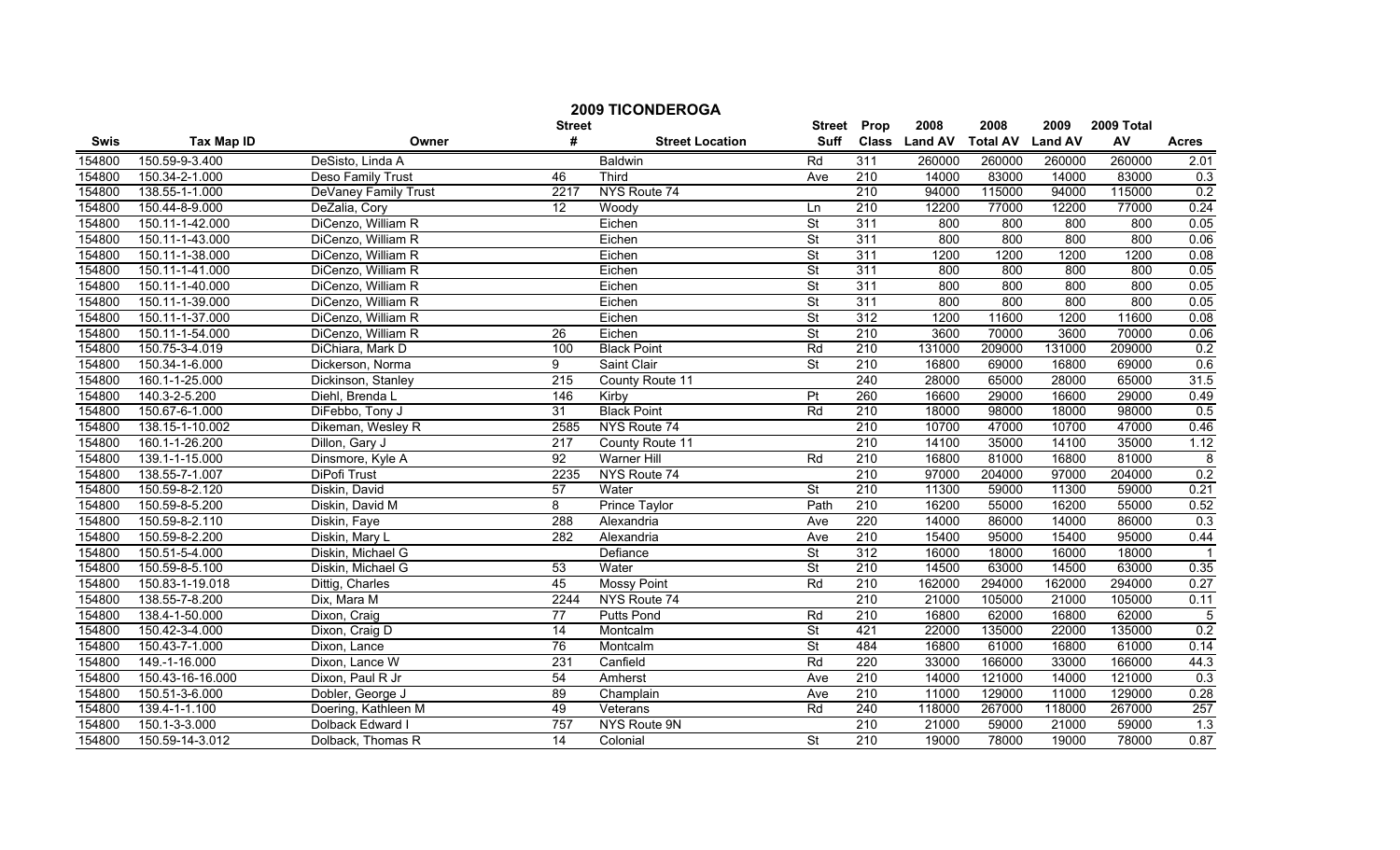# 2009 TICONDEROGA

| Swis | Tax Map ID | Owner | Street # | Street Location | Street Suff | Prop Class | 2008 Land AV | 2008 Total AV | 2009 Land AV | 2009 Total AV | Acres |
|---|---|---|---|---|---|---|---|---|---|---|---|
| 154800 | 150.59-9-3.400 | DeSisto, Linda A | | Baldwin | Rd | 311 | 260000 | 260000 | 260000 | 260000 | 2.01 |
| 154800 | 150.34-2-1.000 | Deso Family Trust | 46 | Third | Ave | 210 | 14000 | 83000 | 14000 | 83000 | 0.3 |
| 154800 | 138.55-1-1.000 | DeVaney Family Trust | 2217 | NYS Route 74 | | 210 | 94000 | 115000 | 94000 | 115000 | 0.2 |
| 154800 | 150.44-8-9.000 | DeZalia, Cory | 12 | Woody | Ln | 210 | 12200 | 77000 | 12200 | 77000 | 0.24 |
| 154800 | 150.11-1-42.000 | DiCenzo, William R | | Eichen | St | 311 | 800 | 800 | 800 | 800 | 0.05 |
| 154800 | 150.11-1-43.000 | DiCenzo, William R | | Eichen | St | 311 | 800 | 800 | 800 | 800 | 0.06 |
| 154800 | 150.11-1-38.000 | DiCenzo, William R | | Eichen | St | 311 | 1200 | 1200 | 1200 | 1200 | 0.08 |
| 154800 | 150.11-1-41.000 | DiCenzo, William R | | Eichen | St | 311 | 800 | 800 | 800 | 800 | 0.05 |
| 154800 | 150.11-1-40.000 | DiCenzo, William R | | Eichen | St | 311 | 800 | 800 | 800 | 800 | 0.05 |
| 154800 | 150.11-1-39.000 | DiCenzo, William R | | Eichen | St | 311 | 800 | 800 | 800 | 800 | 0.05 |
| 154800 | 150.11-1-37.000 | DiCenzo, William R | | Eichen | St | 312 | 1200 | 11600 | 1200 | 11600 | 0.08 |
| 154800 | 150.11-1-54.000 | DiCenzo, William R | 26 | Eichen | St | 210 | 3600 | 70000 | 3600 | 70000 | 0.06 |
| 154800 | 150.75-3-4.019 | DiChiara, Mark D | 100 | Black Point | Rd | 210 | 131000 | 209000 | 131000 | 209000 | 0.2 |
| 154800 | 150.34-1-6.000 | Dickerson, Norma | 9 | Saint Clair | St | 210 | 16800 | 69000 | 16800 | 69000 | 0.6 |
| 154800 | 160.1-1-25.000 | Dickinson, Stanley | 215 | County Route 11 | | 240 | 28000 | 65000 | 28000 | 65000 | 31.5 |
| 154800 | 140.3-2-5.200 | Diehl, Brenda L | 146 | Kirby | Pt | 260 | 16600 | 29000 | 16600 | 29000 | 0.49 |
| 154800 | 150.67-6-1.000 | DiFebbo, Tony J | 31 | Black Point | Rd | 210 | 18000 | 98000 | 18000 | 98000 | 0.5 |
| 154800 | 138.15-1-10.002 | Dikeman, Wesley R | 2585 | NYS Route 74 | | 210 | 10700 | 47000 | 10700 | 47000 | 0.46 |
| 154800 | 160.1-1-26.200 | Dillon, Gary J | 217 | County Route 11 | | 210 | 14100 | 35000 | 14100 | 35000 | 1.12 |
| 154800 | 139.1-1-15.000 | Dinsmore, Kyle A | 92 | Warner Hill | Rd | 210 | 16800 | 81000 | 16800 | 81000 | 8 |
| 154800 | 138.55-7-1.007 | DiPofi Trust | 2235 | NYS Route 74 | | 210 | 97000 | 204000 | 97000 | 204000 | 0.2 |
| 154800 | 150.59-8-2.120 | Diskin, David | 57 | Water | St | 210 | 11300 | 59000 | 11300 | 59000 | 0.21 |
| 154800 | 150.59-8-5.200 | Diskin, David M | 8 | Prince Taylor | Path | 210 | 16200 | 55000 | 16200 | 55000 | 0.52 |
| 154800 | 150.59-8-2.110 | Diskin, Faye | 288 | Alexandria | Ave | 220 | 14000 | 86000 | 14000 | 86000 | 0.3 |
| 154800 | 150.59-8-2.200 | Diskin, Mary L | 282 | Alexandria | Ave | 210 | 15400 | 95000 | 15400 | 95000 | 0.44 |
| 154800 | 150.51-5-4.000 | Diskin, Michael G | | Defiance | St | 312 | 16000 | 18000 | 16000 | 18000 | 1 |
| 154800 | 150.59-8-5.100 | Diskin, Michael G | 53 | Water | St | 210 | 14500 | 63000 | 14500 | 63000 | 0.35 |
| 154800 | 150.83-1-19.018 | Dittig, Charles | 45 | Mossy Point | Rd | 210 | 162000 | 294000 | 162000 | 294000 | 0.27 |
| 154800 | 138.55-7-8.200 | Dix, Mara M | 2244 | NYS Route 74 | | 210 | 21000 | 105000 | 21000 | 105000 | 0.11 |
| 154800 | 138.4-1-50.000 | Dixon, Craig | 77 | Putts Pond | Rd | 210 | 16800 | 62000 | 16800 | 62000 | 5 |
| 154800 | 150.42-3-4.000 | Dixon, Craig D | 14 | Montcalm | St | 421 | 22000 | 135000 | 22000 | 135000 | 0.2 |
| 154800 | 150.43-7-1.000 | Dixon, Lance | 76 | Montcalm | St | 484 | 16800 | 61000 | 16800 | 61000 | 0.14 |
| 154800 | 149.-1-16.000 | Dixon, Lance W | 231 | Canfield | Rd | 220 | 33000 | 166000 | 33000 | 166000 | 44.3 |
| 154800 | 150.43-16-16.000 | Dixon, Paul R Jr | 54 | Amherst | Ave | 210 | 14000 | 121000 | 14000 | 121000 | 0.3 |
| 154800 | 150.51-3-6.000 | Dobler, George J | 89 | Champlain | Ave | 210 | 11000 | 129000 | 11000 | 129000 | 0.28 |
| 154800 | 139.4-1-1.100 | Doering, Kathleen M | 49 | Veterans | Rd | 240 | 118000 | 267000 | 118000 | 267000 | 257 |
| 154800 | 150.1-3-3.000 | Dolback Edward I | 757 | NYS Route 9N | | 210 | 21000 | 59000 | 21000 | 59000 | 1.3 |
| 154800 | 150.59-14-3.012 | Dolback, Thomas R | 14 | Colonial | St | 210 | 19000 | 78000 | 19000 | 78000 | 0.87 |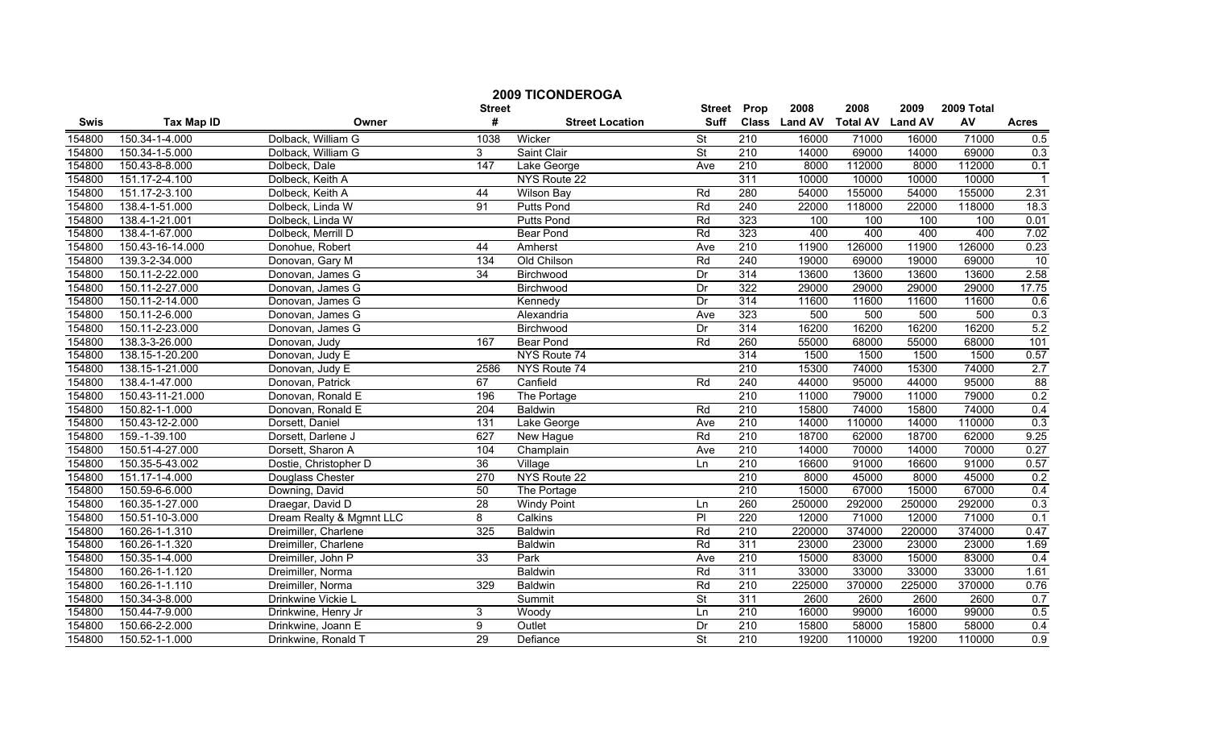# 2009 TICONDEROGA

| Swis | Tax Map ID | Owner | Street # | Street Location | Street Suff | Prop Class | 2008 Land AV | 2008 Total AV | 2009 Land AV | 2009 Total AV | Acres |
|---|---|---|---|---|---|---|---|---|---|---|---|
| 154800 | 150.34-1-4.000 | Dolback, William G | 1038 | Wicker | St | 210 | 16000 | 71000 | 16000 | 71000 | 0.5 |
| 154800 | 150.34-1-5.000 | Dolback, William G | 3 | Saint Clair | St | 210 | 14000 | 69000 | 14000 | 69000 | 0.3 |
| 154800 | 150.43-8-8.000 | Dolbeck, Dale | 147 | Lake George | Ave | 210 | 8000 | 112000 | 8000 | 112000 | 0.1 |
| 154800 | 151.17-2-4.100 | Dolbeck, Keith A | | NYS Route 22 | | 311 | 10000 | 10000 | 10000 | 10000 | 1 |
| 154800 | 151.17-2-3.100 | Dolbeck, Keith A | 44 | Wilson Bay | Rd | 280 | 54000 | 155000 | 54000 | 155000 | 2.31 |
| 154800 | 138.4-1-51.000 | Dolbeck, Linda W | 91 | Putts Pond | Rd | 240 | 22000 | 118000 | 22000 | 118000 | 18.3 |
| 154800 | 138.4-1-21.001 | Dolbeck, Linda W | | Putts Pond | Rd | 323 | 100 | 100 | 100 | 100 | 0.01 |
| 154800 | 138.4-1-67.000 | Dolbeck, Merrill D | | Bear Pond | Rd | 323 | 400 | 400 | 400 | 400 | 7.02 |
| 154800 | 150.43-16-14.000 | Donohue, Robert | 44 | Amherst | Ave | 210 | 11900 | 126000 | 11900 | 126000 | 0.23 |
| 154800 | 139.3-2-34.000 | Donovan, Gary M | 134 | Old Chilson | Rd | 240 | 19000 | 69000 | 19000 | 69000 | 10 |
| 154800 | 150.11-2-22.000 | Donovan, James G | 34 | Birchwood | Dr | 314 | 13600 | 13600 | 13600 | 13600 | 2.58 |
| 154800 | 150.11-2-27.000 | Donovan, James G | | Birchwood | Dr | 322 | 29000 | 29000 | 29000 | 29000 | 17.75 |
| 154800 | 150.11-2-14.000 | Donovan, James G | | Kennedy | Dr | 314 | 11600 | 11600 | 11600 | 11600 | 0.6 |
| 154800 | 150.11-2-6.000 | Donovan, James G | | Alexandria | Ave | 323 | 500 | 500 | 500 | 500 | 0.3 |
| 154800 | 150.11-2-23.000 | Donovan, James G | | Birchwood | Dr | 314 | 16200 | 16200 | 16200 | 16200 | 5.2 |
| 154800 | 138.3-3-26.000 | Donovan, Judy | 167 | Bear Pond | Rd | 260 | 55000 | 68000 | 55000 | 68000 | 101 |
| 154800 | 138.15-1-20.200 | Donovan, Judy E | | NYS Route 74 | | 314 | 1500 | 1500 | 1500 | 1500 | 0.57 |
| 154800 | 138.15-1-21.000 | Donovan, Judy E | 2586 | NYS Route 74 | | 210 | 15300 | 74000 | 15300 | 74000 | 2.7 |
| 154800 | 138.4-1-47.000 | Donovan, Patrick | 67 | Canfield | Rd | 240 | 44000 | 95000 | 44000 | 95000 | 88 |
| 154800 | 150.43-11-21.000 | Donovan, Ronald E | 196 | The Portage | | 210 | 11000 | 79000 | 11000 | 79000 | 0.2 |
| 154800 | 150.82-1-1.000 | Donovan, Ronald E | 204 | Baldwin | Rd | 210 | 15800 | 74000 | 15800 | 74000 | 0.4 |
| 154800 | 150.43-12-2.000 | Dorsett, Daniel | 131 | Lake George | Ave | 210 | 14000 | 110000 | 14000 | 110000 | 0.3 |
| 154800 | 159.-1-39.100 | Dorsett, Darlene J | 627 | New Hague | Rd | 210 | 18700 | 62000 | 18700 | 62000 | 9.25 |
| 154800 | 150.51-4-27.000 | Dorsett, Sharon A | 104 | Champlain | Ave | 210 | 14000 | 70000 | 14000 | 70000 | 0.27 |
| 154800 | 150.35-5-43.002 | Dostie, Christopher D | 36 | Village | Ln | 210 | 16600 | 91000 | 16600 | 91000 | 0.57 |
| 154800 | 151.17-1-4.000 | Douglass Chester | 270 | NYS Route 22 | | 210 | 8000 | 45000 | 8000 | 45000 | 0.2 |
| 154800 | 150.59-6-6.000 | Downing, David | 50 | The Portage | | 210 | 15000 | 67000 | 15000 | 67000 | 0.4 |
| 154800 | 160.35-1-27.000 | Draegar, David D | 28 | Windy Point | Ln | 260 | 250000 | 292000 | 250000 | 292000 | 0.3 |
| 154800 | 150.51-10-3.000 | Dream Realty & Mgmnt LLC | 8 | Calkins | Pl | 220 | 12000 | 71000 | 12000 | 71000 | 0.1 |
| 154800 | 160.26-1-1.310 | Dreimiller, Charlene | 325 | Baldwin | Rd | 210 | 220000 | 374000 | 220000 | 374000 | 0.47 |
| 154800 | 160.26-1-1.320 | Dreimiller, Charlene | | Baldwin | Rd | 311 | 23000 | 23000 | 23000 | 23000 | 1.69 |
| 154800 | 150.35-1-4.000 | Dreimiller, John P | 33 | Park | Ave | 210 | 15000 | 83000 | 15000 | 83000 | 0.4 |
| 154800 | 160.26-1-1.120 | Dreimiller, Norma | | Baldwin | Rd | 311 | 33000 | 33000 | 33000 | 33000 | 1.61 |
| 154800 | 160.26-1-1.110 | Dreimiller, Norma | 329 | Baldwin | Rd | 210 | 225000 | 370000 | 225000 | 370000 | 0.76 |
| 154800 | 150.34-3-8.000 | Drinkwine Vickie L | | Summit | St | 311 | 2600 | 2600 | 2600 | 2600 | 0.7 |
| 154800 | 150.44-7-9.000 | Drinkwine, Henry Jr | 3 | Woody | Ln | 210 | 16000 | 99000 | 16000 | 99000 | 0.5 |
| 154800 | 150.66-2-2.000 | Drinkwine, Joann E | 9 | Outlet | Dr | 210 | 15800 | 58000 | 15800 | 58000 | 0.4 |
| 154800 | 150.52-1-1.000 | Drinkwine, Ronald T | 29 | Defiance | St | 210 | 19200 | 110000 | 19200 | 110000 | 0.9 |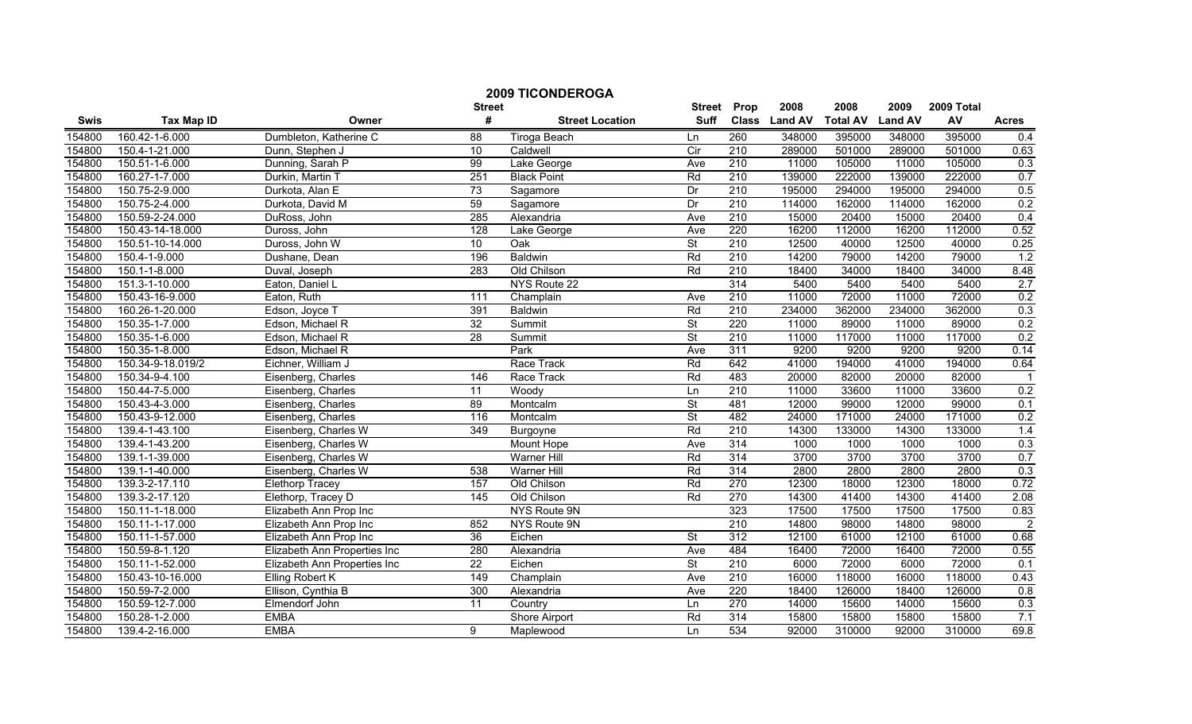# 2009 TICONDEROGA

| Swis | Tax Map ID | Owner | Street # | Street Location | Street Suff | Prop Class | 2008 Land AV | 2008 Total AV | 2009 Land AV | 2009 Total AV | Acres |
|---|---|---|---|---|---|---|---|---|---|---|---|
| 154800 | 160.42-1-6.000 | Dumbleton, Katherine C | 88 | Tiroga Beach | Ln | 260 | 348000 | 395000 | 348000 | 395000 | 0.4 |
| 154800 | 150.4-1-21.000 | Dunn, Stephen J | 10 | Caldwell | Cir | 210 | 289000 | 501000 | 289000 | 501000 | 0.63 |
| 154800 | 150.51-1-6.000 | Dunning, Sarah P | 99 | Lake George | Ave | 210 | 11000 | 105000 | 11000 | 105000 | 0.3 |
| 154800 | 160.27-1-7.000 | Durkin, Martin T | 251 | Black Point | Rd | 210 | 139000 | 222000 | 139000 | 222000 | 0.7 |
| 154800 | 150.75-2-9.000 | Durkota, Alan E | 73 | Sagamore | Dr | 210 | 195000 | 294000 | 195000 | 294000 | 0.5 |
| 154800 | 150.75-2-4.000 | Durkota, David M | 59 | Sagamore | Dr | 210 | 114000 | 162000 | 114000 | 162000 | 0.2 |
| 154800 | 150.59-2-24.000 | DuRoss, John | 285 | Alexandria | Ave | 210 | 15000 | 20400 | 15000 | 20400 | 0.4 |
| 154800 | 150.43-14-18.000 | Duross, John | 128 | Lake George | Ave | 220 | 16200 | 112000 | 16200 | 112000 | 0.52 |
| 154800 | 150.51-10-14.000 | Duross, John W | 10 | Oak | St | 210 | 12500 | 40000 | 12500 | 40000 | 0.25 |
| 154800 | 150.4-1-9.000 | Dushane, Dean | 196 | Baldwin | Rd | 210 | 14200 | 79000 | 14200 | 79000 | 1.2 |
| 154800 | 150.1-1-8.000 | Duval, Joseph | 283 | Old Chilson | Rd | 210 | 18400 | 34000 | 18400 | 34000 | 8.48 |
| 154800 | 151.3-1-10.000 | Eaton, Daniel L | | NYS Route 22 | | 314 | 5400 | 5400 | 5400 | 5400 | 2.7 |
| 154800 | 150.43-16-9.000 | Eaton, Ruth | 111 | Champlain | Ave | 210 | 11000 | 72000 | 11000 | 72000 | 0.2 |
| 154800 | 160.26-1-20.000 | Edson, Joyce T | 391 | Baldwin | Rd | 210 | 234000 | 362000 | 234000 | 362000 | 0.3 |
| 154800 | 150.35-1-7.000 | Edson, Michael R | 32 | Summit | St | 220 | 11000 | 89000 | 11000 | 89000 | 0.2 |
| 154800 | 150.35-1-6.000 | Edson, Michael R | 28 | Summit | St | 210 | 11000 | 117000 | 11000 | 117000 | 0.2 |
| 154800 | 150.35-1-8.000 | Edson, Michael R | | Park | Ave | 311 | 9200 | 9200 | 9200 | 9200 | 0.14 |
| 154800 | 150.34-9-18.019/2 | Eichner, William J | | Race Track | Rd | 642 | 41000 | 194000 | 41000 | 194000 | 0.64 |
| 154800 | 150.34-9-4.100 | Eisenberg, Charles | 146 | Race Track | Rd | 483 | 20000 | 82000 | 20000 | 82000 | 1 |
| 154800 | 150.44-7-5.000 | Eisenberg, Charles | 11 | Woody | Ln | 210 | 11000 | 33600 | 11000 | 33600 | 0.2 |
| 154800 | 150.43-4-3.000 | Eisenberg, Charles | 89 | Montcalm | St | 481 | 12000 | 99000 | 12000 | 99000 | 0.1 |
| 154800 | 150.43-9-12.000 | Eisenberg, Charles | 116 | Montcalm | St | 482 | 24000 | 171000 | 24000 | 171000 | 0.2 |
| 154800 | 139.4-1-43.100 | Eisenberg, Charles W | 349 | Burgoyne | Rd | 210 | 14300 | 133000 | 14300 | 133000 | 1.4 |
| 154800 | 139.4-1-43.200 | Eisenberg, Charles W | | Mount Hope | Ave | 314 | 1000 | 1000 | 1000 | 1000 | 0.3 |
| 154800 | 139.1-1-39.000 | Eisenberg, Charles W | | Warner Hill | Rd | 314 | 3700 | 3700 | 3700 | 3700 | 0.7 |
| 154800 | 139.1-1-40.000 | Eisenberg, Charles W | 538 | Warner Hill | Rd | 314 | 2800 | 2800 | 2800 | 2800 | 0.3 |
| 154800 | 139.3-2-17.110 | Elethorp Tracey | 157 | Old Chilson | Rd | 270 | 12300 | 18000 | 12300 | 18000 | 0.72 |
| 154800 | 139.3-2-17.120 | Elethorp, Tracey D | 145 | Old Chilson | Rd | 270 | 14300 | 41400 | 14300 | 41400 | 2.08 |
| 154800 | 150.11-1-18.000 | Elizabeth Ann Prop Inc | | NYS Route 9N | | 323 | 17500 | 17500 | 17500 | 17500 | 0.83 |
| 154800 | 150.11-1-17.000 | Elizabeth Ann Prop Inc | 852 | NYS Route 9N | | 210 | 14800 | 98000 | 14800 | 98000 | 2 |
| 154800 | 150.11-1-57.000 | Elizabeth Ann Prop Inc | 36 | Eichen | St | 312 | 12100 | 61000 | 12100 | 61000 | 0.68 |
| 154800 | 150.59-8-1.120 | Elizabeth Ann Properties Inc | 280 | Alexandria | Ave | 484 | 16400 | 72000 | 16400 | 72000 | 0.55 |
| 154800 | 150.11-1-52.000 | Elizabeth Ann Properties Inc | 22 | Eichen | St | 210 | 6000 | 72000 | 6000 | 72000 | 0.1 |
| 154800 | 150.43-10-16.000 | Elling Robert K | 149 | Champlain | Ave | 210 | 16000 | 118000 | 16000 | 118000 | 0.43 |
| 154800 | 150.59-7-2.000 | Ellison, Cynthia B | 300 | Alexandria | Ave | 220 | 18400 | 126000 | 18400 | 126000 | 0.8 |
| 154800 | 150.59-12-7.000 | Elmendorf John | 11 | Country | Ln | 270 | 14000 | 15600 | 14000 | 15600 | 0.3 |
| 154800 | 150.28-1-2.000 | EMBA | | Shore Airport | Rd | 314 | 15800 | 15800 | 15800 | 15800 | 7.1 |
| 154800 | 139.4-2-16.000 | EMBA | 9 | Maplewood | Ln | 534 | 92000 | 310000 | 92000 | 310000 | 69.8 |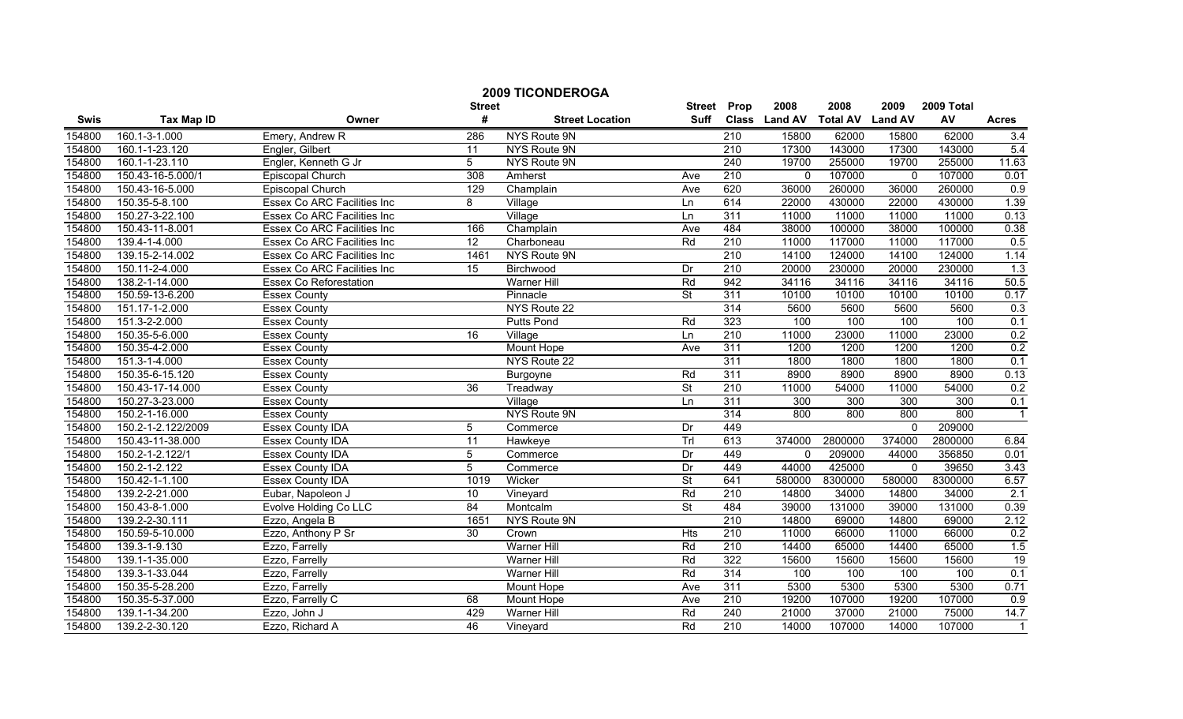# 2009 TICONDEROGA

| Swis | Tax Map ID | Owner | Street # | Street Location | Street Suff | Prop Class | 2008 Land AV | 2008 Total AV | 2009 Land AV | 2009 Total AV | Acres |
|---|---|---|---|---|---|---|---|---|---|---|---|
| 154800 | 160.1-3-1.000 | Emery, Andrew R | 286 | NYS Route 9N | | 210 | 15800 | 62000 | 15800 | 62000 | 3.4 |
| 154800 | 160.1-1-23.120 | Engler, Gilbert | 11 | NYS Route 9N | | 210 | 17300 | 143000 | 17300 | 143000 | 5.4 |
| 154800 | 160.1-1-23.110 | Engler, Kenneth G Jr | 5 | NYS Route 9N | | 240 | 19700 | 255000 | 19700 | 255000 | 11.63 |
| 154800 | 150.43-16-5.000/1 | Episcopal Church | 308 | Amherst | Ave | 210 | 0 | 107000 | 0 | 107000 | 0.01 |
| 154800 | 150.43-16-5.000 | Episcopal Church | 129 | Champlain | Ave | 620 | 36000 | 260000 | 36000 | 260000 | 0.9 |
| 154800 | 150.35-5-8.100 | Essex Co ARC Facilities Inc | 8 | Village | Ln | 614 | 22000 | 430000 | 22000 | 430000 | 1.39 |
| 154800 | 150.27-3-22.100 | Essex Co ARC Facilities Inc | | Village | Ln | 311 | 11000 | 11000 | 11000 | 11000 | 0.13 |
| 154800 | 150.43-11-8.001 | Essex Co ARC Facilities Inc | 166 | Champlain | Ave | 484 | 38000 | 100000 | 38000 | 100000 | 0.38 |
| 154800 | 139.4-1-4.000 | Essex Co ARC Facilities Inc | 12 | Charboneau | Rd | 210 | 11000 | 117000 | 11000 | 117000 | 0.5 |
| 154800 | 139.15-2-14.002 | Essex Co ARC Facilities Inc | 1461 | NYS Route 9N | | 210 | 14100 | 124000 | 14100 | 124000 | 1.14 |
| 154800 | 150.11-2-4.000 | Essex Co ARC Facilities Inc | 15 | Birchwood | Dr | 210 | 20000 | 230000 | 20000 | 230000 | 1.3 |
| 154800 | 138.2-1-14.000 | Essex Co Reforestation | | Warner Hill | Rd | 942 | 34116 | 34116 | 34116 | 34116 | 50.5 |
| 154800 | 150.59-13-6.200 | Essex County | | Pinnacle | St | 311 | 10100 | 10100 | 10100 | 10100 | 0.17 |
| 154800 | 151.17-1-2.000 | Essex County | | NYS Route 22 | | 314 | 5600 | 5600 | 5600 | 5600 | 0.3 |
| 154800 | 151.3-2-2.000 | Essex County | | Putts Pond | Rd | 323 | 100 | 100 | 100 | 100 | 0.1 |
| 154800 | 150.35-5-6.000 | Essex County | 16 | Village | Ln | 210 | 11000 | 23000 | 11000 | 23000 | 0.2 |
| 154800 | 150.35-4-2.000 | Essex County | | Mount Hope | Ave | 311 | 1200 | 1200 | 1200 | 1200 | 0.2 |
| 154800 | 151.3-1-4.000 | Essex County | | NYS Route 22 | | 311 | 1800 | 1800 | 1800 | 1800 | 0.1 |
| 154800 | 150.35-6-15.120 | Essex County | | Burgoyne | Rd | 311 | 8900 | 8900 | 8900 | 8900 | 0.13 |
| 154800 | 150.43-17-14.000 | Essex County | 36 | Treadway | St | 210 | 11000 | 54000 | 11000 | 54000 | 0.2 |
| 154800 | 150.27-3-23.000 | Essex County | | Village | Ln | 311 | 300 | 300 | 300 | 300 | 0.1 |
| 154800 | 150.2-1-16.000 | Essex County | | NYS Route 9N | | 314 | 800 | 800 | 800 | 800 | 1 |
| 154800 | 150.2-1-2.122/2009 | Essex County IDA | 5 | Commerce | Dr | 449 | | | 0 | 209000 | |
| 154800 | 150.43-11-38.000 | Essex County IDA | 11 | Hawkeye | Trl | 613 | 374000 | 2800000 | 374000 | 2800000 | 6.84 |
| 154800 | 150.2-1-2.122/1 | Essex County IDA | 5 | Commerce | Dr | 449 | 0 | 209000 | 44000 | 356850 | 0.01 |
| 154800 | 150.2-1-2.122 | Essex County IDA | 5 | Commerce | Dr | 449 | 44000 | 425000 | 0 | 39650 | 3.43 |
| 154800 | 150.42-1-1.100 | Essex County IDA | 1019 | Wicker | St | 641 | 580000 | 8300000 | 580000 | 8300000 | 6.57 |
| 154800 | 139.2-2-21.000 | Eubar, Napoleon J | 10 | Vineyard | Rd | 210 | 14800 | 34000 | 14800 | 34000 | 2.1 |
| 154800 | 150.43-8-1.000 | Evolve Holding Co LLC | 84 | Montcalm | St | 484 | 39000 | 131000 | 39000 | 131000 | 0.39 |
| 154800 | 139.2-2-30.111 | Ezzo, Angela B | 1651 | NYS Route 9N | | 210 | 14800 | 69000 | 14800 | 69000 | 2.12 |
| 154800 | 150.59-5-10.000 | Ezzo, Anthony P Sr | 30 | Crown | Hts | 210 | 11000 | 66000 | 11000 | 66000 | 0.2 |
| 154800 | 139.3-1-9.130 | Ezzo, Farrelly | | Warner Hill | Rd | 210 | 14400 | 65000 | 14400 | 65000 | 1.5 |
| 154800 | 139.1-1-35.000 | Ezzo, Farrelly | | Warner Hill | Rd | 322 | 15600 | 15600 | 15600 | 15600 | 19 |
| 154800 | 139.3-1-33.044 | Ezzo, Farrelly | | Warner Hill | Rd | 314 | 100 | 100 | 100 | 100 | 0.1 |
| 154800 | 150.35-5-28.200 | Ezzo, Farrelly | | Mount Hope | Ave | 311 | 5300 | 5300 | 5300 | 5300 | 0.71 |
| 154800 | 150.35-5-37.000 | Ezzo, Farrelly C | 68 | Mount Hope | Ave | 210 | 19200 | 107000 | 19200 | 107000 | 0.9 |
| 154800 | 139.1-1-34.200 | Ezzo, John J | 429 | Warner Hill | Rd | 240 | 21000 | 37000 | 21000 | 75000 | 14.7 |
| 154800 | 139.2-2-30.120 | Ezzo, Richard A | 46 | Vineyard | Rd | 210 | 14000 | 107000 | 14000 | 107000 | 1 |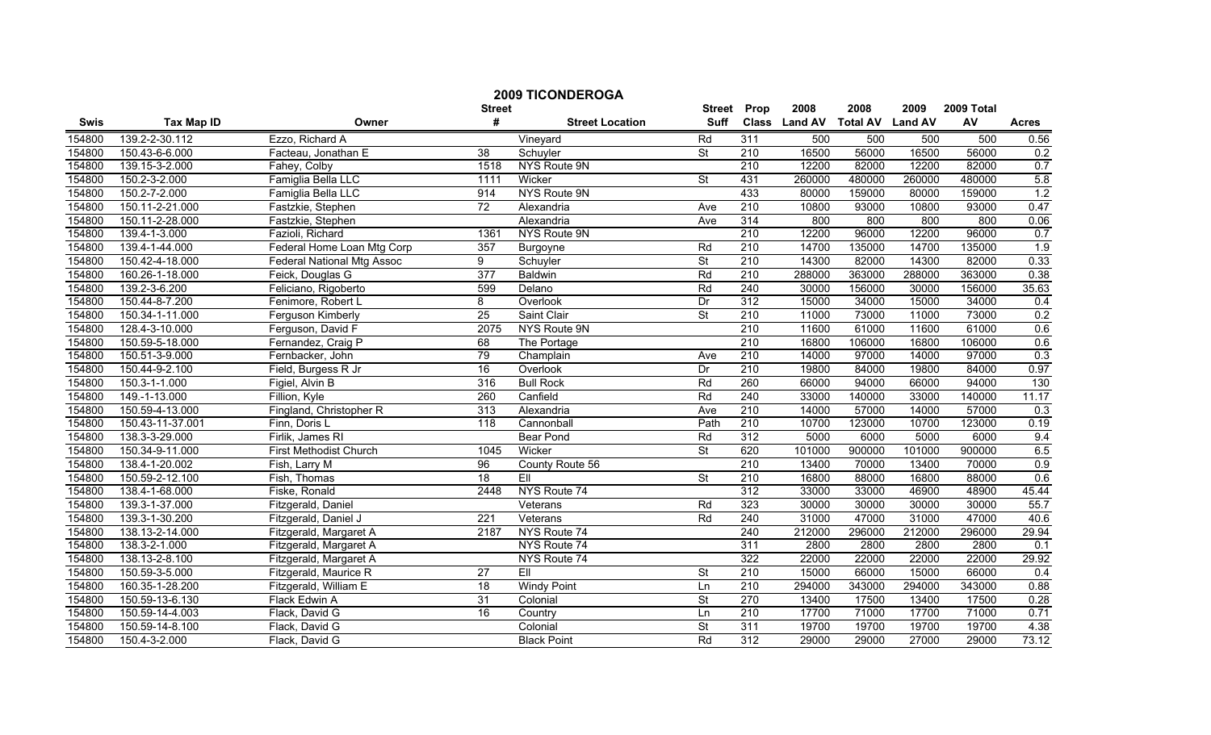# 2009 TICONDEROGA

| Swis | Tax Map ID | Owner | Street # | Street Location | Street Suff | Prop Class | 2008 Land AV | 2008 Total AV | 2009 Land AV | 2009 Total AV | Acres |
|---|---|---|---|---|---|---|---|---|---|---|---|
| 154800 | 139.2-2-30.112 | Ezzo, Richard A | | Vineyard | Rd | 311 | 500 | 500 | 500 | 500 | 0.56 |
| 154800 | 150.43-6-6.000 | Facteau, Jonathan E | 38 | Schuyler | St | 210 | 16500 | 56000 | 16500 | 56000 | 0.2 |
| 154800 | 139.15-3-2.000 | Fahey, Colby | 1518 | NYS Route 9N | | 210 | 12200 | 82000 | 12200 | 82000 | 0.7 |
| 154800 | 150.2-3-2.000 | Famiglia Bella LLC | 1111 | Wicker | St | 431 | 260000 | 480000 | 260000 | 480000 | 5.8 |
| 154800 | 150.2-7-2.000 | Famiglia Bella LLC | 914 | NYS Route 9N | | 433 | 80000 | 159000 | 80000 | 159000 | 1.2 |
| 154800 | 150.11-2-21.000 | Fastzkie, Stephen | 72 | Alexandria | Ave | 210 | 10800 | 93000 | 10800 | 93000 | 0.47 |
| 154800 | 150.11-2-28.000 | Fastzkie, Stephen | | Alexandria | Ave | 314 | 800 | 800 | 800 | 800 | 0.06 |
| 154800 | 139.4-1-3.000 | Fazioli, Richard | 1361 | NYS Route 9N | | 210 | 12200 | 96000 | 12200 | 96000 | 0.7 |
| 154800 | 139.4-1-44.000 | Federal Home Loan Mtg Corp | 357 | Burgoyne | Rd | 210 | 14700 | 135000 | 14700 | 135000 | 1.9 |
| 154800 | 150.42-4-18.000 | Federal National Mtg Assoc | 9 | Schuyler | St | 210 | 14300 | 82000 | 14300 | 82000 | 0.33 |
| 154800 | 160.26-1-18.000 | Feick, Douglas G | 377 | Baldwin | Rd | 210 | 288000 | 363000 | 288000 | 363000 | 0.38 |
| 154800 | 139.2-3-6.200 | Feliciano, Rigoberto | 599 | Delano | Rd | 240 | 30000 | 156000 | 30000 | 156000 | 35.63 |
| 154800 | 150.44-8-7.200 | Fenimore, Robert L | 8 | Overlook | Dr | 312 | 15000 | 34000 | 15000 | 34000 | 0.4 |
| 154800 | 150.34-1-11.000 | Ferguson Kimberly | 25 | Saint Clair | St | 210 | 11000 | 73000 | 11000 | 73000 | 0.2 |
| 154800 | 128.4-3-10.000 | Ferguson, David F | 2075 | NYS Route 9N | | 210 | 11600 | 61000 | 11600 | 61000 | 0.6 |
| 154800 | 150.59-5-18.000 | Fernandez, Craig P | 68 | The Portage | | 210 | 16800 | 106000 | 16800 | 106000 | 0.6 |
| 154800 | 150.51-3-9.000 | Fernbacker, John | 79 | Champlain | Ave | 210 | 14000 | 97000 | 14000 | 97000 | 0.3 |
| 154800 | 150.44-9-2.100 | Field, Burgess R Jr | 16 | Overlook | Dr | 210 | 19800 | 84000 | 19800 | 84000 | 0.97 |
| 154800 | 150.3-1-1.000 | Figiel, Alvin B | 316 | Bull Rock | Rd | 260 | 66000 | 94000 | 66000 | 94000 | 130 |
| 154800 | 149.-1-13.000 | Fillion, Kyle | 260 | Canfield | Rd | 240 | 33000 | 140000 | 33000 | 140000 | 11.17 |
| 154800 | 150.59-4-13.000 | Fingland, Christopher R | 313 | Alexandria | Ave | 210 | 14000 | 57000 | 14000 | 57000 | 0.3 |
| 154800 | 150.43-11-37.001 | Finn, Doris L | 118 | Cannonball | Path | 210 | 10700 | 123000 | 10700 | 123000 | 0.19 |
| 154800 | 138.3-3-29.000 | Firlik, James RI | | Bear Pond | Rd | 312 | 5000 | 6000 | 5000 | 6000 | 9.4 |
| 154800 | 150.34-9-11.000 | First Methodist Church | 1045 | Wicker | St | 620 | 101000 | 900000 | 101000 | 900000 | 6.5 |
| 154800 | 138.4-1-20.002 | Fish, Larry M | 96 | County Route 56 | | 210 | 13400 | 70000 | 13400 | 70000 | 0.9 |
| 154800 | 150.59-2-12.100 | Fish, Thomas | 18 | Ell | St | 210 | 16800 | 88000 | 16800 | 88000 | 0.6 |
| 154800 | 138.4-1-68.000 | Fiske, Ronald | 2448 | NYS Route 74 | | 312 | 33000 | 33000 | 46900 | 48900 | 45.44 |
| 154800 | 139.3-1-37.000 | Fitzgerald, Daniel | | Veterans | Rd | 323 | 30000 | 30000 | 30000 | 30000 | 55.7 |
| 154800 | 139.3-1-30.200 | Fitzgerald, Daniel J | 221 | Veterans | Rd | 240 | 31000 | 47000 | 31000 | 47000 | 40.6 |
| 154800 | 138.13-2-14.000 | Fitzgerald, Margaret A | 2187 | NYS Route 74 | | 240 | 212000 | 296000 | 212000 | 296000 | 29.94 |
| 154800 | 138.3-2-1.000 | Fitzgerald, Margaret A | | NYS Route 74 | | 311 | 2800 | 2800 | 2800 | 2800 | 0.1 |
| 154800 | 138.13-2-8.100 | Fitzgerald, Margaret A | | NYS Route 74 | | 322 | 22000 | 22000 | 22000 | 22000 | 29.92 |
| 154800 | 150.59-3-5.000 | Fitzgerald, Maurice R | 27 | Ell | St | 210 | 15000 | 66000 | 15000 | 66000 | 0.4 |
| 154800 | 160.35-1-28.200 | Fitzgerald, William E | 18 | Windy Point | Ln | 210 | 294000 | 343000 | 294000 | 343000 | 0.88 |
| 154800 | 150.59-13-6.130 | Flack Edwin A | 31 | Colonial | St | 270 | 13400 | 17500 | 13400 | 17500 | 0.28 |
| 154800 | 150.59-14-4.003 | Flack, David G | 16 | Country | Ln | 210 | 17700 | 71000 | 17700 | 71000 | 0.71 |
| 154800 | 150.59-14-8.100 | Flack, David G | | Colonial | St | 311 | 19700 | 19700 | 19700 | 19700 | 4.38 |
| 154800 | 150.4-3-2.000 | Flack, David G | | Black Point | Rd | 312 | 29000 | 29000 | 27000 | 29000 | 73.12 |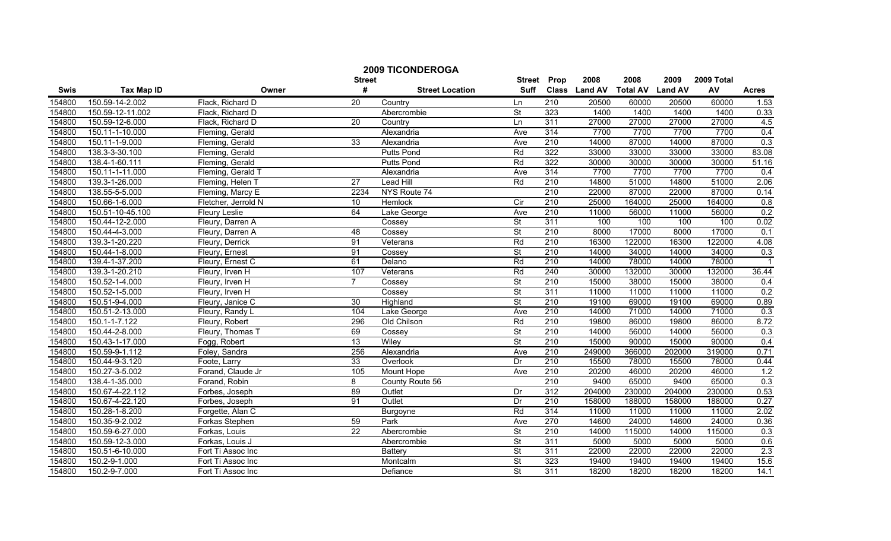# 2009 TICONDEROGA

| Swis | Tax Map ID | Owner | Street # | Street Location | Street Suff | Prop Class | 2008 Land AV | 2008 Total AV | 2009 Land AV | 2009 Total AV | Acres |
|---|---|---|---|---|---|---|---|---|---|---|---|
| 154800 | 150.59-14-2.002 | Flack, Richard D | 20 | Country | Ln | 210 | 20500 | 60000 | 20500 | 60000 | 1.53 |
| 154800 | 150.59-12-11.002 | Flack, Richard D | | Abercrombie | St | 323 | 1400 | 1400 | 1400 | 1400 | 0.33 |
| 154800 | 150.59-12-6.000 | Flack, Richard D | 20 | Country | Ln | 311 | 27000 | 27000 | 27000 | 27000 | 4.5 |
| 154800 | 150.11-1-10.000 | Fleming, Gerald | | Alexandria | Ave | 314 | 7700 | 7700 | 7700 | 7700 | 0.4 |
| 154800 | 150.11-1-9.000 | Fleming, Gerald | 33 | Alexandria | Ave | 210 | 14000 | 87000 | 14000 | 87000 | 0.3 |
| 154800 | 138.3-3-30.100 | Fleming, Gerald | | Putts Pond | Rd | 322 | 33000 | 33000 | 33000 | 33000 | 83.08 |
| 154800 | 138.4-1-60.111 | Fleming, Gerald | | Putts Pond | Rd | 322 | 30000 | 30000 | 30000 | 30000 | 51.16 |
| 154800 | 150.11-1-11.000 | Fleming, Gerald T | | Alexandria | Ave | 314 | 7700 | 7700 | 7700 | 7700 | 0.4 |
| 154800 | 139.3-1-26.000 | Fleming, Helen T | 27 | Lead Hill | Rd | 210 | 14800 | 51000 | 14800 | 51000 | 2.06 |
| 154800 | 138.55-5-5.000 | Fleming, Marcy E | 2234 | NYS Route 74 | | 210 | 22000 | 87000 | 22000 | 87000 | 0.14 |
| 154800 | 150.66-1-6.000 | Fletcher, Jerrold N | 10 | Hemlock | Cir | 210 | 25000 | 164000 | 25000 | 164000 | 0.8 |
| 154800 | 150.51-10-45.100 | Fleury Leslie | 64 | Lake George | Ave | 210 | 11000 | 56000 | 11000 | 56000 | 0.2 |
| 154800 | 150.44-12-2.000 | Fleury, Darren A | | Cossey | St | 311 | 100 | 100 | 100 | 100 | 0.02 |
| 154800 | 150.44-4-3.000 | Fleury, Darren A | 48 | Cossey | St | 210 | 8000 | 17000 | 8000 | 17000 | 0.1 |
| 154800 | 139.3-1-20.220 | Fleury, Derrick | 91 | Veterans | Rd | 210 | 16300 | 122000 | 16300 | 122000 | 4.08 |
| 154800 | 150.44-1-8.000 | Fleury, Ernest | 91 | Cossey | St | 210 | 14000 | 34000 | 14000 | 34000 | 0.3 |
| 154800 | 139.4-1-37.200 | Fleury, Ernest C | 61 | Delano | Rd | 210 | 14000 | 78000 | 14000 | 78000 | 1 |
| 154800 | 139.3-1-20.210 | Fleury, Irven H | 107 | Veterans | Rd | 240 | 30000 | 132000 | 30000 | 132000 | 36.44 |
| 154800 | 150.52-1-4.000 | Fleury, Irven H | 7 | Cossey | St | 210 | 15000 | 38000 | 15000 | 38000 | 0.4 |
| 154800 | 150.52-1-5.000 | Fleury, Irven H | | Cossey | St | 311 | 11000 | 11000 | 11000 | 11000 | 0.2 |
| 154800 | 150.51-9-4.000 | Fleury, Janice C | 30 | Highland | St | 210 | 19100 | 69000 | 19100 | 69000 | 0.89 |
| 154800 | 150.51-2-13.000 | Fleury, Randy L | 104 | Lake George | Ave | 210 | 14000 | 71000 | 14000 | 71000 | 0.3 |
| 154800 | 150.1-1-7.122 | Fleury, Robert | 296 | Old Chilson | Rd | 210 | 19800 | 86000 | 19800 | 86000 | 8.72 |
| 154800 | 150.44-2-8.000 | Fleury, Thomas T | 69 | Cossey | St | 210 | 14000 | 56000 | 14000 | 56000 | 0.3 |
| 154800 | 150.43-1-17.000 | Fogg, Robert | 13 | Wiley | St | 210 | 15000 | 90000 | 15000 | 90000 | 0.4 |
| 154800 | 150.59-9-1.112 | Foley, Sandra | 256 | Alexandria | Ave | 210 | 249000 | 366000 | 202000 | 319000 | 0.71 |
| 154800 | 150.44-9-3.120 | Foote, Larry | 33 | Overlook | Dr | 210 | 15500 | 78000 | 15500 | 78000 | 0.44 |
| 154800 | 150.27-3-5.002 | Forand, Claude Jr | 105 | Mount Hope | Ave | 210 | 20200 | 46000 | 20200 | 46000 | 1.2 |
| 154800 | 138.4-1-35.000 | Forand, Robin | 8 | County Route 56 | | 210 | 9400 | 65000 | 9400 | 65000 | 0.3 |
| 154800 | 150.67-4-22.112 | Forbes, Joseph | 89 | Outlet | Dr | 312 | 204000 | 230000 | 204000 | 230000 | 0.53 |
| 154800 | 150.67-4-22.120 | Forbes, Joseph | 91 | Outlet | Dr | 210 | 158000 | 188000 | 158000 | 188000 | 0.27 |
| 154800 | 150.28-1-8.200 | Forgette, Alan C | | Burgoyne | Rd | 314 | 11000 | 11000 | 11000 | 11000 | 2.02 |
| 154800 | 150.35-9-2.002 | Forkas Stephen | 59 | Park | Ave | 270 | 14600 | 24000 | 14600 | 24000 | 0.36 |
| 154800 | 150.59-6-27.000 | Forkas, Louis | 22 | Abercrombie | St | 210 | 14000 | 115000 | 14000 | 115000 | 0.3 |
| 154800 | 150.59-12-3.000 | Forkas, Louis J | | Abercrombie | St | 311 | 5000 | 5000 | 5000 | 5000 | 0.6 |
| 154800 | 150.51-6-10.000 | Fort Ti Assoc Inc | | Battery | St | 311 | 22000 | 22000 | 22000 | 22000 | 2.3 |
| 154800 | 150.2-9-1.000 | Fort Ti Assoc Inc | | Montcalm | St | 323 | 19400 | 19400 | 19400 | 19400 | 15.6 |
| 154800 | 150.2-9-7.000 | Fort Ti Assoc Inc | | Defiance | St | 311 | 18200 | 18200 | 18200 | 18200 | 14.1 |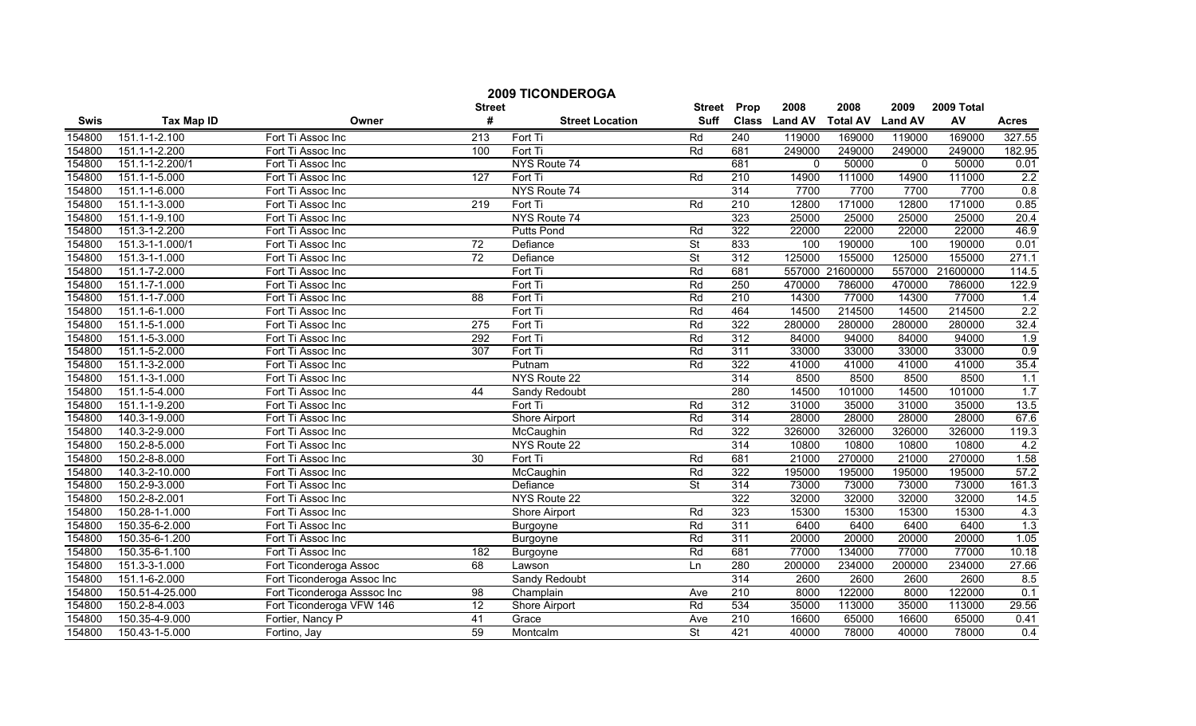# 2009 TICONDEROGA

| Swis | Tax Map ID | Owner | Street # | Street Location | Street Suff | Prop Class | 2008 Land AV | 2008 Total AV | 2009 Land AV | 2009 Total AV | Acres |
|---|---|---|---|---|---|---|---|---|---|---|---|
| 154800 | 151.1-1-2.100 | Fort Ti Assoc Inc | 213 | Fort Ti | Rd | 240 | 119000 | 169000 | 119000 | 169000 | 327.55 |
| 154800 | 151.1-1-2.200 | Fort Ti Assoc Inc | 100 | Fort Ti | Rd | 681 | 249000 | 249000 | 249000 | 249000 | 182.95 |
| 154800 | 151.1-1-2.200/1 | Fort Ti Assoc Inc | | NYS Route 74 | | 681 | 0 | 50000 | 0 | 50000 | 0.01 |
| 154800 | 151.1-1-5.000 | Fort Ti Assoc Inc | 127 | Fort Ti | Rd | 210 | 14900 | 111000 | 14900 | 111000 | 2.2 |
| 154800 | 151.1-1-6.000 | Fort Ti Assoc Inc | | NYS Route 74 | | 314 | 7700 | 7700 | 7700 | 7700 | 0.8 |
| 154800 | 151.1-1-3.000 | Fort Ti Assoc Inc | 219 | Fort Ti | Rd | 210 | 12800 | 171000 | 12800 | 171000 | 0.85 |
| 154800 | 151.1-1-9.100 | Fort Ti Assoc Inc | | NYS Route 74 | | 323 | 25000 | 25000 | 25000 | 25000 | 20.4 |
| 154800 | 151.3-1-2.200 | Fort Ti Assoc Inc | | Putts Pond | Rd | 322 | 22000 | 22000 | 22000 | 22000 | 46.9 |
| 154800 | 151.3-1-1.000/1 | Fort Ti Assoc Inc | 72 | Defiance | St | 833 | 100 | 190000 | 100 | 190000 | 0.01 |
| 154800 | 151.3-1-1.000 | Fort Ti Assoc Inc | 72 | Defiance | St | 312 | 125000 | 155000 | 125000 | 155000 | 271.1 |
| 154800 | 151.1-7-2.000 | Fort Ti Assoc Inc | | Fort Ti | Rd | 681 | 557000 | 21600000 | 557000 | 21600000 | 114.5 |
| 154800 | 151.1-7-1.000 | Fort Ti Assoc Inc | | Fort Ti | Rd | 250 | 470000 | 786000 | 470000 | 786000 | 122.9 |
| 154800 | 151.1-1-7.000 | Fort Ti Assoc Inc | 88 | Fort Ti | Rd | 210 | 14300 | 77000 | 14300 | 77000 | 1.4 |
| 154800 | 151.1-6-1.000 | Fort Ti Assoc Inc | | Fort Ti | Rd | 464 | 14500 | 214500 | 14500 | 214500 | 2.2 |
| 154800 | 151.1-5-1.000 | Fort Ti Assoc Inc | 275 | Fort Ti | Rd | 322 | 280000 | 280000 | 280000 | 280000 | 32.4 |
| 154800 | 151.1-5-3.000 | Fort Ti Assoc Inc | 292 | Fort Ti | Rd | 312 | 84000 | 94000 | 84000 | 94000 | 1.9 |
| 154800 | 151.1-5-2.000 | Fort Ti Assoc Inc | 307 | Fort Ti | Rd | 311 | 33000 | 33000 | 33000 | 33000 | 0.9 |
| 154800 | 151.1-3-2.000 | Fort Ti Assoc Inc | | Putnam | Rd | 322 | 41000 | 41000 | 41000 | 41000 | 35.4 |
| 154800 | 151.1-3-1.000 | Fort Ti Assoc Inc | | NYS Route 22 | | 314 | 8500 | 8500 | 8500 | 8500 | 1.1 |
| 154800 | 151.1-5-4.000 | Fort Ti Assoc Inc | 44 | Sandy Redoubt | | 280 | 14500 | 101000 | 14500 | 101000 | 1.7 |
| 154800 | 151.1-1-9.200 | Fort Ti Assoc Inc | | Fort Ti | Rd | 312 | 31000 | 35000 | 31000 | 35000 | 13.5 |
| 154800 | 140.3-1-9.000 | Fort Ti Assoc Inc | | Shore Airport | Rd | 314 | 28000 | 28000 | 28000 | 28000 | 67.6 |
| 154800 | 140.3-2-9.000 | Fort Ti Assoc Inc | | McCaughin | Rd | 322 | 326000 | 326000 | 326000 | 326000 | 119.3 |
| 154800 | 150.2-8-5.000 | Fort Ti Assoc Inc | | NYS Route 22 | | 314 | 10800 | 10800 | 10800 | 10800 | 4.2 |
| 154800 | 150.2-8-8.000 | Fort Ti Assoc Inc | 30 | Fort Ti | Rd | 681 | 21000 | 270000 | 21000 | 270000 | 1.58 |
| 154800 | 140.3-2-10.000 | Fort Ti Assoc Inc | | McCaughin | Rd | 322 | 195000 | 195000 | 195000 | 195000 | 57.2 |
| 154800 | 150.2-9-3.000 | Fort Ti Assoc Inc | | Defiance | St | 314 | 73000 | 73000 | 73000 | 73000 | 161.3 |
| 154800 | 150.2-8-2.001 | Fort Ti Assoc Inc | | NYS Route 22 | | 322 | 32000 | 32000 | 32000 | 32000 | 14.5 |
| 154800 | 150.28-1-1.000 | Fort Ti Assoc Inc | | Shore Airport | Rd | 323 | 15300 | 15300 | 15300 | 15300 | 4.3 |
| 154800 | 150.35-6-2.000 | Fort Ti Assoc Inc | | Burgoyne | Rd | 311 | 6400 | 6400 | 6400 | 6400 | 1.3 |
| 154800 | 150.35-6-1.200 | Fort Ti Assoc Inc | | Burgoyne | Rd | 311 | 20000 | 20000 | 20000 | 20000 | 1.05 |
| 154800 | 150.35-6-1.100 | Fort Ti Assoc Inc | 182 | Burgoyne | Rd | 681 | 77000 | 134000 | 77000 | 77000 | 10.18 |
| 154800 | 151.3-3-1.000 | Fort Ticonderoga Assoc | 68 | Lawson | Ln | 280 | 200000 | 234000 | 200000 | 234000 | 27.66 |
| 154800 | 151.1-6-2.000 | Fort Ticonderoga Assoc Inc | | Sandy Redoubt | | 314 | 2600 | 2600 | 2600 | 2600 | 8.5 |
| 154800 | 150.51-4-25.000 | Fort Ticonderoga Asssoc Inc | 98 | Champlain | Ave | 210 | 8000 | 122000 | 8000 | 122000 | 0.1 |
| 154800 | 150.2-8-4.003 | Fort Ticonderoga VFW 146 | 12 | Shore Airport | Rd | 534 | 35000 | 113000 | 35000 | 113000 | 29.56 |
| 154800 | 150.35-4-9.000 | Fortier, Nancy P | 41 | Grace | Ave | 210 | 16600 | 65000 | 16600 | 65000 | 0.41 |
| 154800 | 150.43-1-5.000 | Fortino, Jay | 59 | Montcalm | St | 421 | 40000 | 78000 | 40000 | 78000 | 0.4 |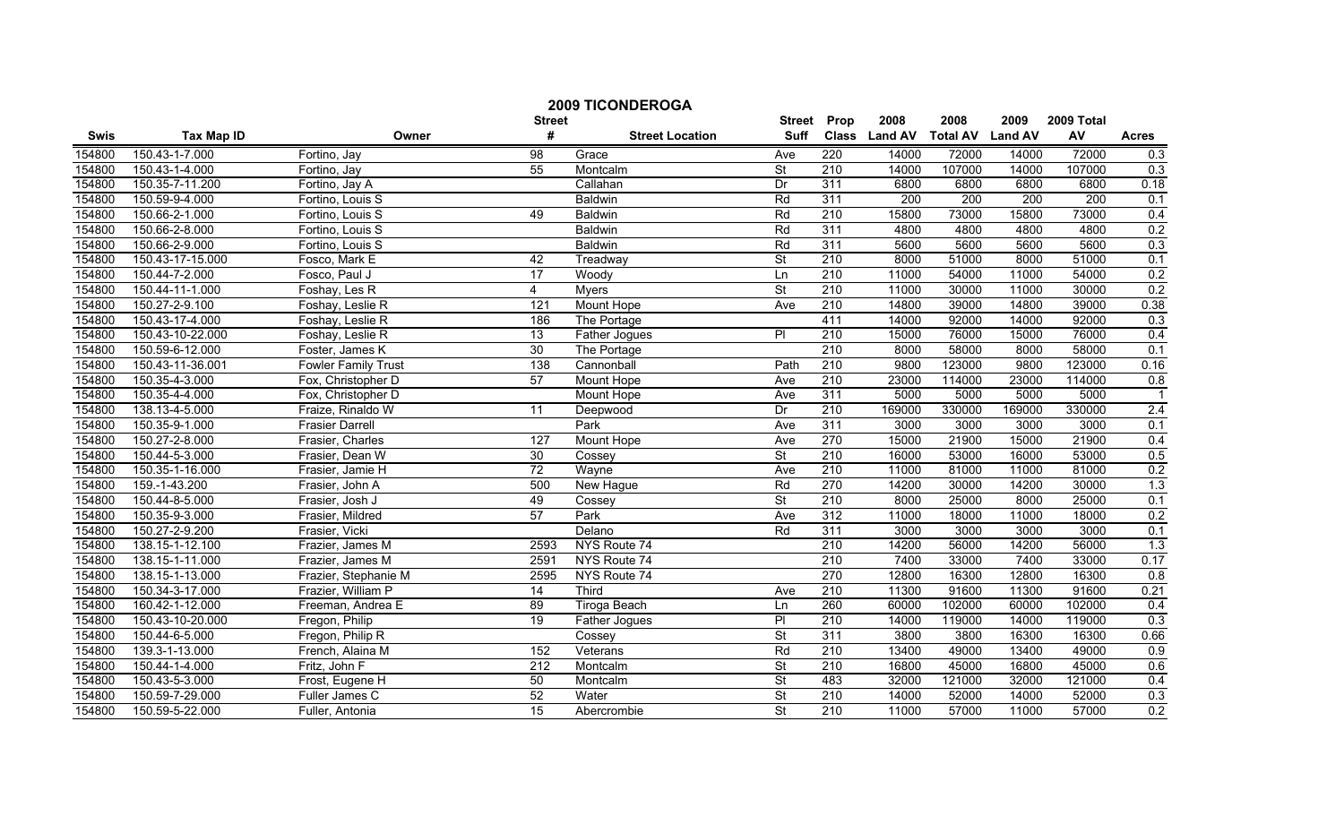# 2009 TICONDEROGA

| Swis | Tax Map ID | Owner | Street # | Street Location | Street Suff | Prop Class | 2008 Land AV | 2008 Total AV | 2009 Land AV | 2009 Total AV | Acres |
|---|---|---|---|---|---|---|---|---|---|---|---|
| 154800 | 150.43-1-7.000 | Fortino, Jay | 98 | Grace | Ave | 220 | 14000 | 72000 | 14000 | 72000 | 0.3 |
| 154800 | 150.43-1-4.000 | Fortino, Jay | 55 | Montcalm | St | 210 | 14000 | 107000 | 14000 | 107000 | 0.3 |
| 154800 | 150.35-7-11.200 | Fortino, Jay A | | Callahan | Dr | 311 | 6800 | 6800 | 6800 | 6800 | 0.18 |
| 154800 | 150.59-9-4.000 | Fortino, Louis S | | Baldwin | Rd | 311 | 200 | 200 | 200 | 200 | 0.1 |
| 154800 | 150.66-2-1.000 | Fortino, Louis S | 49 | Baldwin | Rd | 210 | 15800 | 73000 | 15800 | 73000 | 0.4 |
| 154800 | 150.66-2-8.000 | Fortino, Louis S | | Baldwin | Rd | 311 | 4800 | 4800 | 4800 | 4800 | 0.2 |
| 154800 | 150.66-2-9.000 | Fortino, Louis S | | Baldwin | Rd | 311 | 5600 | 5600 | 5600 | 5600 | 0.3 |
| 154800 | 150.43-17-15.000 | Fosco, Mark E | 42 | Treadway | St | 210 | 8000 | 51000 | 8000 | 51000 | 0.1 |
| 154800 | 150.44-7-2.000 | Fosco, Paul J | 17 | Woody | Ln | 210 | 11000 | 54000 | 11000 | 54000 | 0.2 |
| 154800 | 150.44-11-1.000 | Foshay, Les R | 4 | Myers | St | 210 | 11000 | 30000 | 11000 | 30000 | 0.2 |
| 154800 | 150.27-2-9.100 | Foshay, Leslie R | 121 | Mount Hope | Ave | 210 | 14800 | 39000 | 14800 | 39000 | 0.38 |
| 154800 | 150.43-17-4.000 | Foshay, Leslie R | 186 | The Portage | | 411 | 14000 | 92000 | 14000 | 92000 | 0.3 |
| 154800 | 150.43-10-22.000 | Foshay, Leslie R | 13 | Father Jogues | Pl | 210 | 15000 | 76000 | 15000 | 76000 | 0.4 |
| 154800 | 150.59-6-12.000 | Foster, James K | 30 | The Portage | | 210 | 8000 | 58000 | 8000 | 58000 | 0.1 |
| 154800 | 150.43-11-36.001 | Fowler Family Trust | 138 | Cannonball | Path | 210 | 9800 | 123000 | 9800 | 123000 | 0.16 |
| 154800 | 150.35-4-3.000 | Fox, Christopher D | 57 | Mount Hope | Ave | 210 | 23000 | 114000 | 23000 | 114000 | 0.8 |
| 154800 | 150.35-4-4.000 | Fox, Christopher D | | Mount Hope | Ave | 311 | 5000 | 5000 | 5000 | 5000 | 1 |
| 154800 | 138.13-4-5.000 | Fraize, Rinaldo W | 11 | Deepwood | Dr | 210 | 169000 | 330000 | 169000 | 330000 | 2.4 |
| 154800 | 150.35-9-1.000 | Frasier Darrell | | Park | Ave | 311 | 3000 | 3000 | 3000 | 3000 | 0.1 |
| 154800 | 150.27-2-8.000 | Frasier, Charles | 127 | Mount Hope | Ave | 270 | 15000 | 21900 | 15000 | 21900 | 0.4 |
| 154800 | 150.44-5-3.000 | Frasier, Dean W | 30 | Cossey | St | 210 | 16000 | 53000 | 16000 | 53000 | 0.5 |
| 154800 | 150.35-1-16.000 | Frasier, Jamie H | 72 | Wayne | Ave | 210 | 11000 | 81000 | 11000 | 81000 | 0.2 |
| 154800 | 159.-1-43.200 | Frasier, John A | 500 | New Hague | Rd | 270 | 14200 | 30000 | 14200 | 30000 | 1.3 |
| 154800 | 150.44-8-5.000 | Frasier, Josh J | 49 | Cossey | St | 210 | 8000 | 25000 | 8000 | 25000 | 0.1 |
| 154800 | 150.35-9-3.000 | Frasier, Mildred | 57 | Park | Ave | 312 | 11000 | 18000 | 11000 | 18000 | 0.2 |
| 154800 | 150.27-2-9.200 | Frasier, Vicki | | Delano | Rd | 311 | 3000 | 3000 | 3000 | 3000 | 0.1 |
| 154800 | 138.15-1-12.100 | Frazier, James M | 2593 | NYS Route 74 | | 210 | 14200 | 56000 | 14200 | 56000 | 1.3 |
| 154800 | 138.15-1-11.000 | Frazier, James M | 2591 | NYS Route 74 | | 210 | 7400 | 33000 | 7400 | 33000 | 0.17 |
| 154800 | 138.15-1-13.000 | Frazier, Stephanie M | 2595 | NYS Route 74 | | 270 | 12800 | 16300 | 12800 | 16300 | 0.8 |
| 154800 | 150.34-3-17.000 | Frazier, William P | 14 | Third | Ave | 210 | 11300 | 91600 | 11300 | 91600 | 0.21 |
| 154800 | 160.42-1-12.000 | Freeman, Andrea E | 89 | Tiroga Beach | Ln | 260 | 60000 | 102000 | 60000 | 102000 | 0.4 |
| 154800 | 150.43-10-20.000 | Fregon, Philip | 19 | Father Jogues | Pl | 210 | 14000 | 119000 | 14000 | 119000 | 0.3 |
| 154800 | 150.44-6-5.000 | Fregon, Philip R | | Cossey | St | 311 | 3800 | 3800 | 16300 | 16300 | 0.66 |
| 154800 | 139.3-1-13.000 | French, Alaina M | 152 | Veterans | Rd | 210 | 13400 | 49000 | 13400 | 49000 | 0.9 |
| 154800 | 150.44-1-4.000 | Fritz, John F | 212 | Montcalm | St | 210 | 16800 | 45000 | 16800 | 45000 | 0.6 |
| 154800 | 150.43-5-3.000 | Frost, Eugene H | 50 | Montcalm | St | 483 | 32000 | 121000 | 32000 | 121000 | 0.4 |
| 154800 | 150.59-7-29.000 | Fuller James C | 52 | Water | St | 210 | 14000 | 52000 | 14000 | 52000 | 0.3 |
| 154800 | 150.59-5-22.000 | Fuller, Antonia | 15 | Abercrombie | St | 210 | 11000 | 57000 | 11000 | 57000 | 0.2 |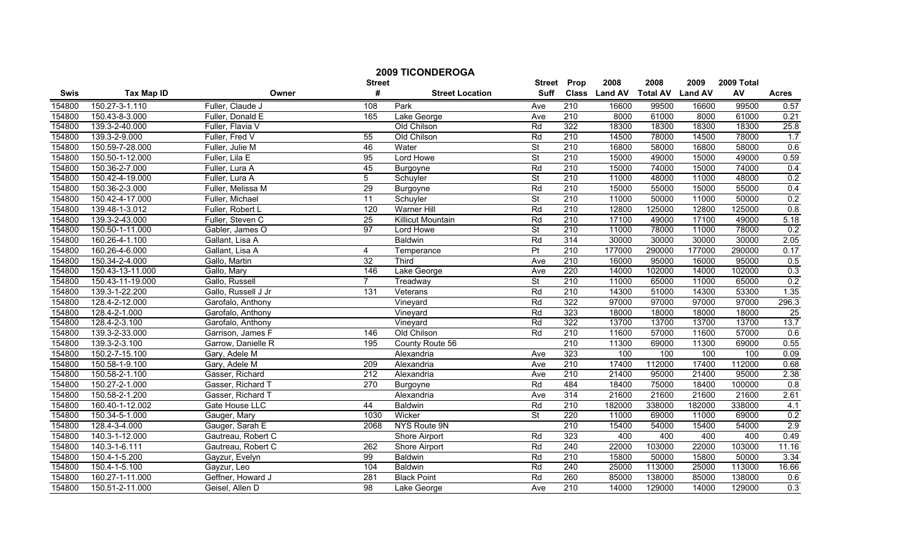# 2009 TICONDEROGA

| Swis | Tax Map ID | Owner | Street # | Street Location | Street Suff | Prop Class | 2008 Land AV | 2008 Total AV | 2009 Land AV | 2009 Total AV | Acres |
|---|---|---|---|---|---|---|---|---|---|---|---|
| 154800 | 150.27-3-1.110 | Fuller, Claude J | 108 | Park | Ave | 210 | 16600 | 99500 | 16600 | 99500 | 0.57 |
| 154800 | 150.43-8-3.000 | Fuller, Donald E | 165 | Lake George | Ave | 210 | 8000 | 61000 | 8000 | 61000 | 0.21 |
| 154800 | 139.3-2-40.000 | Fuller, Flavia V | | Old Chilson | Rd | 322 | 18300 | 18300 | 18300 | 18300 | 25.8 |
| 154800 | 139.3-2-9.000 | Fuller, Fred V | 55 | Old Chilson | Rd | 210 | 14500 | 78000 | 14500 | 78000 | 1.7 |
| 154800 | 150.59-7-28.000 | Fuller, Julie M | 46 | Water | St | 210 | 16800 | 58000 | 16800 | 58000 | 0.6 |
| 154800 | 150.50-1-12.000 | Fuller, Lila E | 95 | Lord Howe | St | 210 | 15000 | 49000 | 15000 | 49000 | 0.59 |
| 154800 | 150.36-2-7.000 | Fuller, Lura A | 45 | Burgoyne | Rd | 210 | 15000 | 74000 | 15000 | 74000 | 0.4 |
| 154800 | 150.42-4-19.000 | Fuller, Lura A | 5 | Schuyler | St | 210 | 11000 | 48000 | 11000 | 48000 | 0.2 |
| 154800 | 150.36-2-3.000 | Fuller, Melissa M | 29 | Burgoyne | Rd | 210 | 15000 | 55000 | 15000 | 55000 | 0.4 |
| 154800 | 150.42-4-17.000 | Fuller, Michael | 11 | Schuyler | St | 210 | 11000 | 50000 | 11000 | 50000 | 0.2 |
| 154800 | 139.48-1-3.012 | Fuller, Robert L | 120 | Warner Hill | Rd | 210 | 12800 | 125000 | 12800 | 125000 | 0.8 |
| 154800 | 139.3-2-43.000 | Fuller, Steven C | 25 | Killicut Mountain | Rd | 210 | 17100 | 49000 | 17100 | 49000 | 5.18 |
| 154800 | 150.50-1-11.000 | Gabler, James O | 97 | Lord Howe | St | 210 | 11000 | 78000 | 11000 | 78000 | 0.2 |
| 154800 | 160.26-4-1.100 | Gallant, Lisa A | | Baldwin | Rd | 314 | 30000 | 30000 | 30000 | 30000 | 2.05 |
| 154800 | 160.26-4-6.000 | Gallant, Lisa A | 4 | Temperance | Pt | 210 | 177000 | 290000 | 177000 | 290000 | 0.17 |
| 154800 | 150.34-2-4.000 | Gallo, Martin | 32 | Third | Ave | 210 | 16000 | 95000 | 16000 | 95000 | 0.5 |
| 154800 | 150.43-13-11.000 | Gallo, Mary | 146 | Lake George | Ave | 220 | 14000 | 102000 | 14000 | 102000 | 0.3 |
| 154800 | 150.43-11-19.000 | Gallo, Russell | 7 | Treadway | St | 210 | 11000 | 65000 | 11000 | 65000 | 0.2 |
| 154800 | 139.3-1-22.200 | Gallo, Russell J Jr | 131 | Veterans | Rd | 210 | 14300 | 51000 | 14300 | 53300 | 1.35 |
| 154800 | 128.4-2-12.000 | Garofalo, Anthony | | Vineyard | Rd | 322 | 97000 | 97000 | 97000 | 97000 | 296.3 |
| 154800 | 128.4-2-1.000 | Garofalo, Anthony | | Vineyard | Rd | 323 | 18000 | 18000 | 18000 | 18000 | 25 |
| 154800 | 128.4-2-3.100 | Garofalo, Anthony | | Vineyard | Rd | 322 | 13700 | 13700 | 13700 | 13700 | 13.7 |
| 154800 | 139.3-2-33.000 | Garrison, James F | 146 | Old Chilson | Rd | 210 | 11600 | 57000 | 11600 | 57000 | 0.6 |
| 154800 | 139.3-2-3.100 | Garrow, Danielle R | 195 | County Route 56 | | 210 | 11300 | 69000 | 11300 | 69000 | 0.55 |
| 154800 | 150.2-7-15.100 | Gary, Adele M | | Alexandria | Ave | 323 | 100 | 100 | 100 | 100 | 0.09 |
| 154800 | 150.58-1-9.100 | Gary, Adele M | 209 | Alexandria | Ave | 210 | 17400 | 112000 | 17400 | 112000 | 0.68 |
| 154800 | 150.58-2-1.100 | Gasser, Richard | 212 | Alexandria | Ave | 210 | 21400 | 95000 | 21400 | 95000 | 2.38 |
| 154800 | 150.27-2-1.000 | Gasser, Richard T | 270 | Burgoyne | Rd | 484 | 18400 | 75000 | 18400 | 100000 | 0.8 |
| 154800 | 150.58-2-1.200 | Gasser, Richard T | | Alexandria | Ave | 314 | 21600 | 21600 | 21600 | 21600 | 2.61 |
| 154800 | 160.40-1-12.002 | Gate House LLC | 44 | Baldwin | Rd | 210 | 182000 | 338000 | 182000 | 338000 | 4.1 |
| 154800 | 150.34-5-1.000 | Gauger, Mary | 1030 | Wicker | St | 220 | 11000 | 69000 | 11000 | 69000 | 0.2 |
| 154800 | 128.4-3-4.000 | Gauger, Sarah E | 2068 | NYS Route 9N | | 210 | 15400 | 54000 | 15400 | 54000 | 2.9 |
| 154800 | 140.3-1-12.000 | Gautreau, Robert C | | Shore Airport | Rd | 323 | 400 | 400 | 400 | 400 | 0.49 |
| 154800 | 140.3-1-6.111 | Gautreau, Robert C | 262 | Shore Airport | Rd | 240 | 22000 | 103000 | 22000 | 103000 | 11.16 |
| 154800 | 150.4-1-5.200 | Gayzur, Evelyn | 99 | Baldwin | Rd | 210 | 15800 | 50000 | 15800 | 50000 | 3.34 |
| 154800 | 150.4-1-5.100 | Gayzur, Leo | 104 | Baldwin | Rd | 240 | 25000 | 113000 | 25000 | 113000 | 16.66 |
| 154800 | 160.27-1-11.000 | Geffner, Howard J | 281 | Black Point | Rd | 260 | 85000 | 138000 | 85000 | 138000 | 0.6 |
| 154800 | 150.51-2-11.000 | Geisel, Allen D | 98 | Lake George | Ave | 210 | 14000 | 129000 | 14000 | 129000 | 0.3 |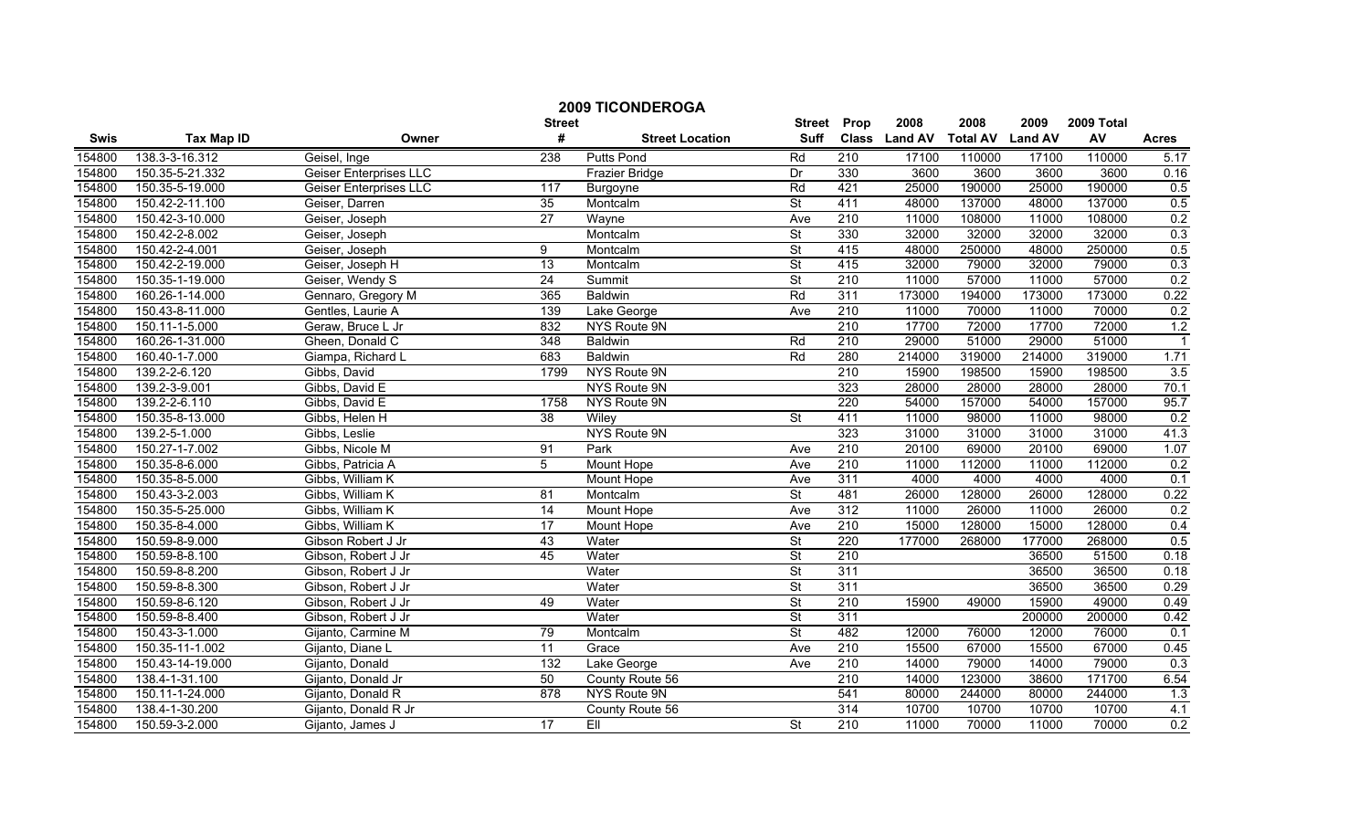# 2009 TICONDEROGA

| Swis | Tax Map ID | Owner | Street # | Street Location | Street Suff | Prop Class | 2008 Land AV | 2008 Total AV | 2009 Land AV | 2009 Total AV | Acres |
|---|---|---|---|---|---|---|---|---|---|---|---|
| 154800 | 138.3-3-16.312 | Geisel, Inge | 238 | Putts Pond | Rd | 210 | 17100 | 110000 | 17100 | 110000 | 5.17 |
| 154800 | 150.35-5-21.332 | Geiser Enterprises LLC | | Frazier Bridge | Dr | 330 | 3600 | 3600 | 3600 | 3600 | 0.16 |
| 154800 | 150.35-5-19.000 | Geiser Enterprises LLC | 117 | Burgoyne | Rd | 421 | 25000 | 190000 | 25000 | 190000 | 0.5 |
| 154800 | 150.42-2-11.100 | Geiser, Darren | 35 | Montcalm | St | 411 | 48000 | 137000 | 48000 | 137000 | 0.5 |
| 154800 | 150.42-3-10.000 | Geiser, Joseph | 27 | Wayne | Ave | 210 | 11000 | 108000 | 11000 | 108000 | 0.2 |
| 154800 | 150.42-2-8.002 | Geiser, Joseph | | Montcalm | St | 330 | 32000 | 32000 | 32000 | 32000 | 0.3 |
| 154800 | 150.42-2-4.001 | Geiser, Joseph | 9 | Montcalm | St | 415 | 48000 | 250000 | 48000 | 250000 | 0.5 |
| 154800 | 150.42-2-19.000 | Geiser, Joseph H | 13 | Montcalm | St | 415 | 32000 | 79000 | 32000 | 79000 | 0.3 |
| 154800 | 150.35-1-19.000 | Geiser, Wendy S | 24 | Summit | St | 210 | 11000 | 57000 | 11000 | 57000 | 0.2 |
| 154800 | 160.26-1-14.000 | Gennaro, Gregory M | 365 | Baldwin | Rd | 311 | 173000 | 194000 | 173000 | 173000 | 0.22 |
| 154800 | 150.43-8-11.000 | Gentles, Laurie A | 139 | Lake George | Ave | 210 | 11000 | 70000 | 11000 | 70000 | 0.2 |
| 154800 | 150.11-1-5.000 | Geraw, Bruce L Jr | 832 | NYS Route 9N | | 210 | 17700 | 72000 | 17700 | 72000 | 1.2 |
| 154800 | 160.26-1-31.000 | Gheen, Donald C | 348 | Baldwin | Rd | 210 | 29000 | 51000 | 29000 | 51000 | 1 |
| 154800 | 160.40-1-7.000 | Giampa, Richard L | 683 | Baldwin | Rd | 280 | 214000 | 319000 | 214000 | 319000 | 1.71 |
| 154800 | 139.2-2-6.120 | Gibbs, David | 1799 | NYS Route 9N | | 210 | 15900 | 198500 | 15900 | 198500 | 3.5 |
| 154800 | 139.2-3-9.001 | Gibbs, David E | | NYS Route 9N | | 323 | 28000 | 28000 | 28000 | 28000 | 70.1 |
| 154800 | 139.2-2-6.110 | Gibbs, David E | 1758 | NYS Route 9N | | 220 | 54000 | 157000 | 54000 | 157000 | 95.7 |
| 154800 | 150.35-8-13.000 | Gibbs, Helen H | 38 | Wiley | St | 411 | 11000 | 98000 | 11000 | 98000 | 0.2 |
| 154800 | 139.2-5-1.000 | Gibbs, Leslie | | NYS Route 9N | | 323 | 31000 | 31000 | 31000 | 31000 | 41.3 |
| 154800 | 150.27-1-7.002 | Gibbs, Nicole M | 91 | Park | Ave | 210 | 20100 | 69000 | 20100 | 69000 | 1.07 |
| 154800 | 150.35-8-6.000 | Gibbs, Patricia A | 5 | Mount Hope | Ave | 210 | 11000 | 112000 | 11000 | 112000 | 0.2 |
| 154800 | 150.35-8-5.000 | Gibbs, William K | | Mount Hope | Ave | 311 | 4000 | 4000 | 4000 | 4000 | 0.1 |
| 154800 | 150.43-3-2.003 | Gibbs, William K | 81 | Montcalm | St | 481 | 26000 | 128000 | 26000 | 128000 | 0.22 |
| 154800 | 150.35-5-25.000 | Gibbs, William K | 14 | Mount Hope | Ave | 312 | 11000 | 26000 | 11000 | 26000 | 0.2 |
| 154800 | 150.35-8-4.000 | Gibbs, William K | 17 | Mount Hope | Ave | 210 | 15000 | 128000 | 15000 | 128000 | 0.4 |
| 154800 | 150.59-8-9.000 | Gibson Robert J Jr | 43 | Water | St | 220 | 177000 | 268000 | 177000 | 268000 | 0.5 |
| 154800 | 150.59-8-8.100 | Gibson, Robert J Jr | 45 | Water | St | 210 | | | 36500 | 51500 | 0.18 |
| 154800 | 150.59-8-8.200 | Gibson, Robert J Jr | | Water | St | 311 | | | 36500 | 36500 | 0.18 |
| 154800 | 150.59-8-8.300 | Gibson, Robert J Jr | | Water | St | 311 | | | 36500 | 36500 | 0.29 |
| 154800 | 150.59-8-6.120 | Gibson, Robert J Jr | 49 | Water | St | 210 | 15900 | 49000 | 15900 | 49000 | 0.49 |
| 154800 | 150.59-8-8.400 | Gibson, Robert J Jr | | Water | St | 311 | | | 200000 | 200000 | 0.42 |
| 154800 | 150.43-3-1.000 | Gijanto, Carmine M | 79 | Montcalm | St | 482 | 12000 | 76000 | 12000 | 76000 | 0.1 |
| 154800 | 150.35-11-1.002 | Gijanto, Diane L | 11 | Grace | Ave | 210 | 15500 | 67000 | 15500 | 67000 | 0.45 |
| 154800 | 150.43-14-19.000 | Gijanto, Donald | 132 | Lake George | Ave | 210 | 14000 | 79000 | 14000 | 79000 | 0.3 |
| 154800 | 138.4-1-31.100 | Gijanto, Donald Jr | 50 | County Route 56 | | 210 | 14000 | 123000 | 38600 | 171700 | 6.54 |
| 154800 | 150.11-1-24.000 | Gijanto, Donald R | 878 | NYS Route 9N | | 541 | 80000 | 244000 | 80000 | 244000 | 1.3 |
| 154800 | 138.4-1-30.200 | Gijanto, Donald R Jr | | County Route 56 | | 314 | 10700 | 10700 | 10700 | 10700 | 4.1 |
| 154800 | 150.59-3-2.000 | Gijanto, James J | 17 | Ell | St | 210 | 11000 | 70000 | 11000 | 70000 | 0.2 |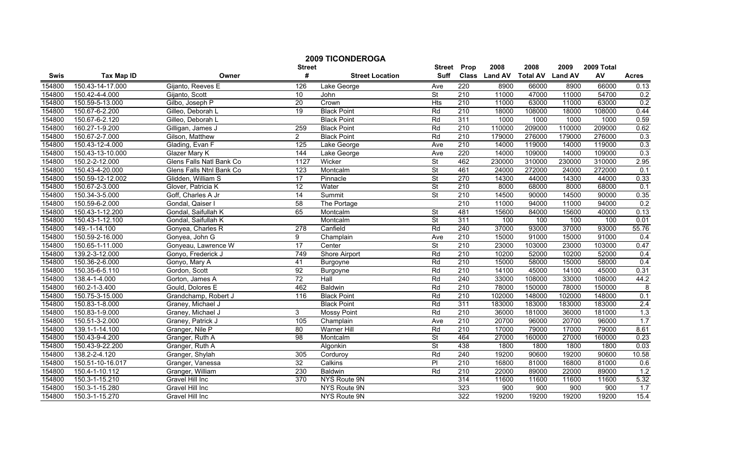# 2009 TICONDEROGA

| Swis | Tax Map ID | Owner | Street # | Street Location | Street Suff | Prop Class | 2008 Land AV | 2008 Total AV | 2009 Land AV | 2009 Total AV | Acres |
|---|---|---|---|---|---|---|---|---|---|---|---|
| 154800 | 150.43-14-17.000 | Gijanto, Reeves E | 126 | Lake George | Ave | 220 | 8900 | 66000 | 8900 | 66000 | 0.13 |
| 154800 | 150.42-4-4.000 | Gijanto, Scott | 10 | John | St | 210 | 11000 | 47000 | 11000 | 54700 | 0.2 |
| 154800 | 150.59-5-13.000 | Gilbo, Joseph P | 20 | Crown | Hts | 210 | 11000 | 63000 | 11000 | 63000 | 0.2 |
| 154800 | 150.67-6-2.200 | Gilleo, Deborah L | 19 | Black Point | Rd | 210 | 18000 | 108000 | 18000 | 108000 | 0.44 |
| 154800 | 150.67-6-2.120 | Gilleo, Deborah L | | Black Point | Rd | 311 | 1000 | 1000 | 1000 | 1000 | 0.59 |
| 154800 | 160.27-1-9.200 | Gilligan, James J | 259 | Black Point | Rd | 210 | 110000 | 209000 | 110000 | 209000 | 0.62 |
| 154800 | 150.67-2-7.000 | Gilson, Matthew | 2 | Black Point | Rd | 210 | 179000 | 276000 | 179000 | 276000 | 0.3 |
| 154800 | 150.43-12-4.000 | Glading, Evan F | 125 | Lake George | Ave | 210 | 14000 | 119000 | 14000 | 119000 | 0.3 |
| 154800 | 150.43-13-10.000 | Glazer Mary K | 144 | Lake George | Ave | 220 | 14000 | 109000 | 14000 | 109000 | 0.3 |
| 154800 | 150.2-2-12.000 | Glens Falls Natl Bank Co | 1127 | Wicker | St | 462 | 230000 | 310000 | 230000 | 310000 | 2.95 |
| 154800 | 150.43-4-20.000 | Glens Falls Ntnl Bank Co | 123 | Montcalm | St | 461 | 24000 | 272000 | 24000 | 272000 | 0.1 |
| 154800 | 150.59-12-12.002 | Glidden, William S | 17 | Pinnacle | St | 270 | 14300 | 44000 | 14300 | 44000 | 0.33 |
| 154800 | 150.67-2-3.000 | Glover, Patricia K | 12 | Water | St | 210 | 8000 | 68000 | 8000 | 68000 | 0.1 |
| 154800 | 150.34-3-5.000 | Goff, Charles A Jr | 14 | Summit | St | 210 | 14500 | 90000 | 14500 | 90000 | 0.35 |
| 154800 | 150.59-6-2.000 | Gondal, Qaiser I | 58 | The Portage | | 210 | 11000 | 94000 | 11000 | 94000 | 0.2 |
| 154800 | 150.43-1-12.200 | Gondal, Saifullah K | 65 | Montcalm | St | 481 | 15600 | 84000 | 15600 | 40000 | 0.13 |
| 154800 | 150.43-1-12.100 | Gondal, Saifullah K | | Montcalm | St | 311 | 100 | 100 | 100 | 100 | 0.01 |
| 154800 | 149.-1-14.100 | Gonyea, Charles R | 278 | Canfield | Rd | 240 | 37000 | 93000 | 37000 | 93000 | 55.76 |
| 154800 | 150.59-2-16.000 | Gonyea, John G | 9 | Champlain | Ave | 210 | 15000 | 91000 | 15000 | 91000 | 0.4 |
| 154800 | 150.65-1-11.000 | Gonyeau, Lawrence W | 17 | Center | St | 210 | 23000 | 103000 | 23000 | 103000 | 0.47 |
| 154800 | 139.2-3-12.000 | Gonyo, Frederick J | 749 | Shore Airport | Rd | 210 | 10200 | 52000 | 10200 | 52000 | 0.4 |
| 154800 | 150.36-2-6.000 | Gonyo, Mary A | 41 | Burgoyne | Rd | 210 | 15000 | 58000 | 15000 | 58000 | 0.4 |
| 154800 | 150.35-6-5.110 | Gordon, Scott | 92 | Burgoyne | Rd | 210 | 14100 | 45000 | 14100 | 45000 | 0.31 |
| 154800 | 138.4-1-4.000 | Gorton, James A | 72 | Hall | Rd | 240 | 33000 | 108000 | 33000 | 108000 | 44.2 |
| 154800 | 160.2-1-3.400 | Gould, Dolores E | 462 | Baldwin | Rd | 210 | 78000 | 150000 | 78000 | 150000 | 8 |
| 154800 | 150.75-3-15.000 | Grandchamp, Robert J | 116 | Black Point | Rd | 210 | 102000 | 148000 | 102000 | 148000 | 0.1 |
| 154800 | 150.83-1-8.000 | Graney, Michael J | | Black Point | Rd | 311 | 183000 | 183000 | 183000 | 183000 | 2.4 |
| 154800 | 150.83-1-9.000 | Graney, Michael J | 3 | Mossy Point | Rd | 210 | 36000 | 181000 | 36000 | 181000 | 1.3 |
| 154800 | 150.51-3-2.000 | Graney, Patrick J | 105 | Champlain | Ave | 210 | 20700 | 96000 | 20700 | 96000 | 1.7 |
| 154800 | 139.1-1-14.100 | Granger, Nile P | 80 | Warner Hill | Rd | 210 | 17000 | 79000 | 17000 | 79000 | 8.61 |
| 154800 | 150.43-9-4.200 | Granger, Ruth A | 98 | Montcalm | St | 464 | 27000 | 160000 | 27000 | 160000 | 0.23 |
| 154800 | 150.43-9-22.200 | Granger, Ruth A | | Algonkin | St | 438 | 1800 | 1800 | 1800 | 1800 | 0.03 |
| 154800 | 138.2-2-4.120 | Granger, Shylah | 305 | Corduroy | Rd | 240 | 19200 | 90600 | 19200 | 90600 | 10.58 |
| 154800 | 150.51-10-16.017 | Granger, Vanessa | 32 | Calkins | Pl | 210 | 16800 | 81000 | 16800 | 81000 | 0.6 |
| 154800 | 150.4-1-10.112 | Granger, William | 230 | Baldwin | Rd | 210 | 22000 | 89000 | 22000 | 89000 | 1.2 |
| 154800 | 150.3-1-15.210 | Gravel Hill Inc | 370 | NYS Route 9N | | 314 | 11600 | 11600 | 11600 | 11600 | 5.32 |
| 154800 | 150.3-1-15.280 | Gravel Hill Inc | | NYS Route 9N | | 323 | 900 | 900 | 900 | 900 | 1.7 |
| 154800 | 150.3-1-15.270 | Gravel Hill Inc | | NYS Route 9N | | 322 | 19200 | 19200 | 19200 | 19200 | 15.4 |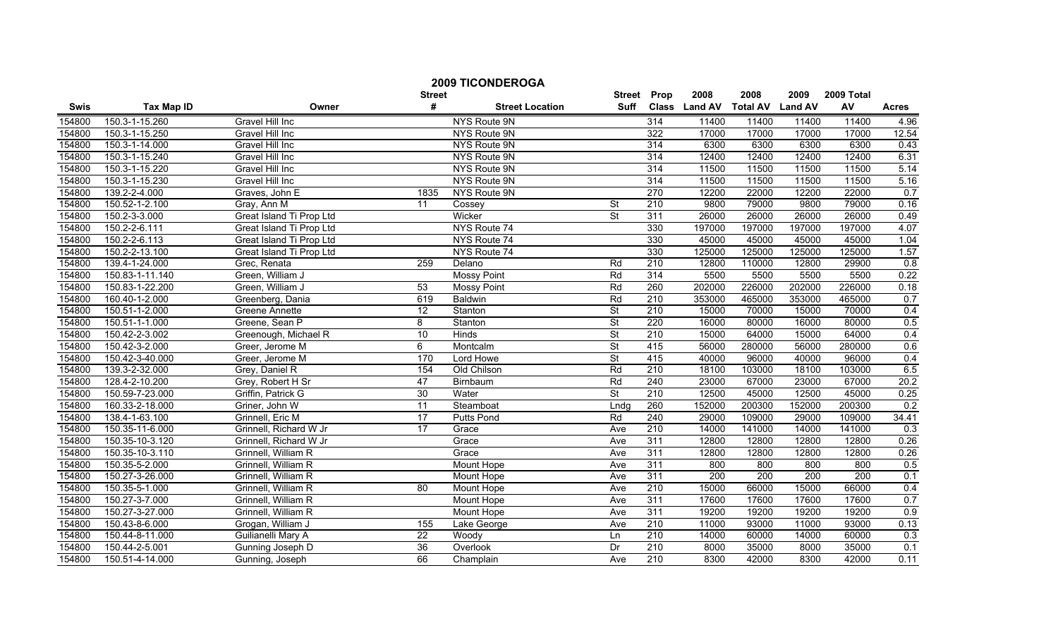# 2009 TICONDEROGA

| Swis | Tax Map ID | Owner | Street # | Street Location | Street Suff | Prop Class | 2008 Land AV | 2008 Total AV | 2009 Land AV | 2009 Total AV | Acres |
|---|---|---|---|---|---|---|---|---|---|---|---|
| 154800 | 150.3-1-15.260 | Gravel Hill Inc | | NYS Route 9N | | 314 | 11400 | 11400 | 11400 | 11400 | 4.96 |
| 154800 | 150.3-1-15.250 | Gravel Hill Inc | | NYS Route 9N | | 322 | 17000 | 17000 | 17000 | 17000 | 12.54 |
| 154800 | 150.3-1-14.000 | Gravel Hill Inc | | NYS Route 9N | | 314 | 6300 | 6300 | 6300 | 6300 | 0.43 |
| 154800 | 150.3-1-15.240 | Gravel Hill Inc | | NYS Route 9N | | 314 | 12400 | 12400 | 12400 | 12400 | 6.31 |
| 154800 | 150.3-1-15.220 | Gravel Hill Inc | | NYS Route 9N | | 314 | 11500 | 11500 | 11500 | 11500 | 5.14 |
| 154800 | 150.3-1-15.230 | Gravel Hill Inc | | NYS Route 9N | | 314 | 11500 | 11500 | 11500 | 11500 | 5.16 |
| 154800 | 139.2-2-4.000 | Graves, John E | 1835 | NYS Route 9N | | 270 | 12200 | 22000 | 12200 | 22000 | 0.7 |
| 154800 | 150.52-1-2.100 | Gray, Ann M | 11 | Cossey | St | 210 | 9800 | 79000 | 9800 | 79000 | 0.16 |
| 154800 | 150.2-3-3.000 | Great Island Ti Prop Ltd | | Wicker | St | 311 | 26000 | 26000 | 26000 | 26000 | 0.49 |
| 154800 | 150.2-2-6.111 | Great Island Ti Prop Ltd | | NYS Route 74 | | 330 | 197000 | 197000 | 197000 | 197000 | 4.07 |
| 154800 | 150.2-2-6.113 | Great Island Ti Prop Ltd | | NYS Route 74 | | 330 | 45000 | 45000 | 45000 | 45000 | 1.04 |
| 154800 | 150.2-2-13.100 | Great Island Ti Prop Ltd | | NYS Route 74 | | 330 | 125000 | 125000 | 125000 | 125000 | 1.57 |
| 154800 | 139.4-1-24.000 | Grec, Renata | 259 | Delano | Rd | 210 | 12800 | 110000 | 12800 | 29900 | 0.8 |
| 154800 | 150.83-1-11.140 | Green, William J | | Mossy Point | Rd | 314 | 5500 | 5500 | 5500 | 5500 | 0.22 |
| 154800 | 150.83-1-22.200 | Green, William J | 53 | Mossy Point | Rd | 260 | 202000 | 226000 | 202000 | 226000 | 0.18 |
| 154800 | 160.40-1-2.000 | Greenberg, Dania | 619 | Baldwin | Rd | 210 | 353000 | 465000 | 353000 | 465000 | 0.7 |
| 154800 | 150.51-1-2.000 | Greene Annette | 12 | Stanton | St | 210 | 15000 | 70000 | 15000 | 70000 | 0.4 |
| 154800 | 150.51-1-1.000 | Greene, Sean P | 8 | Stanton | St | 220 | 16000 | 80000 | 16000 | 80000 | 0.5 |
| 154800 | 150.42-2-3.002 | Greenough, Michael R | 10 | Hinds | St | 210 | 15000 | 64000 | 15000 | 64000 | 0.4 |
| 154800 | 150.42-3-2.000 | Greer, Jerome M | 6 | Montcalm | St | 415 | 56000 | 280000 | 56000 | 280000 | 0.6 |
| 154800 | 150.42-3-40.000 | Greer, Jerome M | 170 | Lord Howe | St | 415 | 40000 | 96000 | 40000 | 96000 | 0.4 |
| 154800 | 139.3-2-32.000 | Grey, Daniel R | 154 | Old Chilson | Rd | 210 | 18100 | 103000 | 18100 | 103000 | 6.5 |
| 154800 | 128.4-2-10.200 | Grey, Robert H Sr | 47 | Birnbaum | Rd | 240 | 23000 | 67000 | 23000 | 67000 | 20.2 |
| 154800 | 150.59-7-23.000 | Griffin, Patrick G | 30 | Water | St | 210 | 12500 | 45000 | 12500 | 45000 | 0.25 |
| 154800 | 160.33-2-18.000 | Griner, John W | 11 | Steamboat | Lndg | 260 | 152000 | 200300 | 152000 | 200300 | 0.2 |
| 154800 | 138.4-1-63.100 | Grinnell, Eric M | 17 | Putts Pond | Rd | 240 | 29000 | 109000 | 29000 | 109000 | 34.41 |
| 154800 | 150.35-11-6.000 | Grinnell, Richard W Jr | 17 | Grace | Ave | 210 | 14000 | 141000 | 14000 | 141000 | 0.3 |
| 154800 | 150.35-10-3.120 | Grinnell, Richard W Jr | | Grace | Ave | 311 | 12800 | 12800 | 12800 | 12800 | 0.26 |
| 154800 | 150.35-10-3.110 | Grinnell, William R | | Grace | Ave | 311 | 12800 | 12800 | 12800 | 12800 | 0.26 |
| 154800 | 150.35-5-2.000 | Grinnell, William R | | Mount Hope | Ave | 311 | 800 | 800 | 800 | 800 | 0.5 |
| 154800 | 150.27-3-26.000 | Grinnell, William R | | Mount Hope | Ave | 311 | 200 | 200 | 200 | 200 | 0.1 |
| 154800 | 150.35-5-1.000 | Grinnell, William R | 80 | Mount Hope | Ave | 210 | 15000 | 66000 | 15000 | 66000 | 0.4 |
| 154800 | 150.27-3-7.000 | Grinnell, William R | | Mount Hope | Ave | 311 | 17600 | 17600 | 17600 | 17600 | 0.7 |
| 154800 | 150.27-3-27.000 | Grinnell, William R | | Mount Hope | Ave | 311 | 19200 | 19200 | 19200 | 19200 | 0.9 |
| 154800 | 150.43-8-6.000 | Grogan, William J | 155 | Lake George | Ave | 210 | 11000 | 93000 | 11000 | 93000 | 0.13 |
| 154800 | 150.44-8-11.000 | Guilianelli Mary A | 22 | Woody | Ln | 210 | 14000 | 60000 | 14000 | 60000 | 0.3 |
| 154800 | 150.44-2-5.001 | Gunning Joseph D | 36 | Overlook | Dr | 210 | 8000 | 35000 | 8000 | 35000 | 0.1 |
| 154800 | 150.51-4-14.000 | Gunning, Joseph | 66 | Champlain | Ave | 210 | 8300 | 42000 | 8300 | 42000 | 0.11 |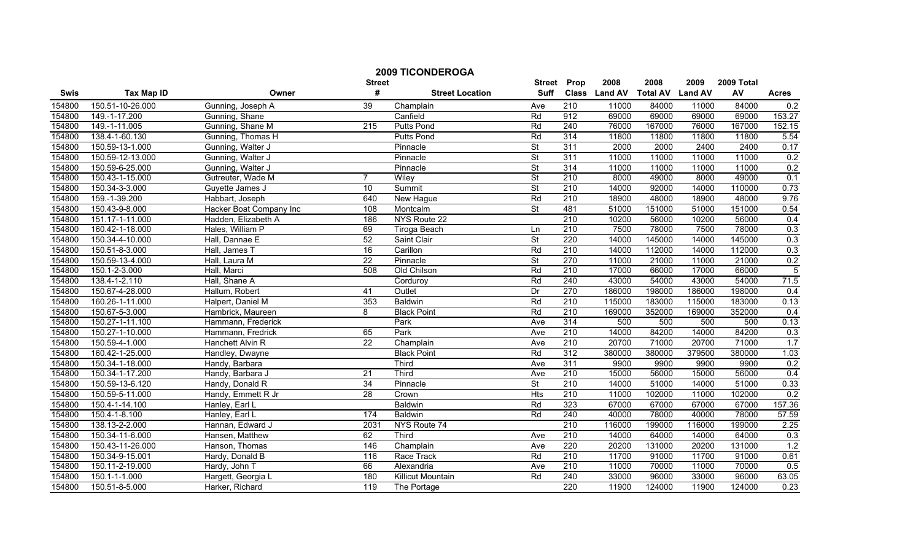# 2009 TICONDEROGA

| Swis | Tax Map ID | Owner | Street # | Street Location | Street Suff | Prop Class | 2008 Land AV | 2008 Total AV | 2009 Land AV | 2009 Total AV | Acres |
|---|---|---|---|---|---|---|---|---|---|---|---|
| 154800 | 150.51-10-26.000 | Gunning, Joseph A | 39 | Champlain | Ave | 210 | 11000 | 84000 | 11000 | 84000 | 0.2 |
| 154800 | 149.-1-17.200 | Gunning, Shane | | Canfield | Rd | 912 | 69000 | 69000 | 69000 | 69000 | 153.27 |
| 154800 | 149.-1-11.005 | Gunning, Shane M | 215 | Putts Pond | Rd | 240 | 76000 | 167000 | 76000 | 167000 | 152.15 |
| 154800 | 138.4-1-60.130 | Gunning, Thomas H | | Putts Pond | Rd | 314 | 11800 | 11800 | 11800 | 11800 | 5.54 |
| 154800 | 150.59-13-1.000 | Gunning, Walter J | | Pinnacle | St | 311 | 2000 | 2000 | 2400 | 2400 | 0.17 |
| 154800 | 150.59-12-13.000 | Gunning, Walter J | | Pinnacle | St | 311 | 11000 | 11000 | 11000 | 11000 | 0.2 |
| 154800 | 150.59-6-25.000 | Gunning, Walter J | | Pinnacle | St | 314 | 11000 | 11000 | 11000 | 11000 | 0.2 |
| 154800 | 150.43-1-15.000 | Gutreuter, Wade M | 7 | Wiley | St | 210 | 8000 | 49000 | 8000 | 49000 | 0.1 |
| 154800 | 150.34-3-3.000 | Guyette James J | 10 | Summit | St | 210 | 14000 | 92000 | 14000 | 110000 | 0.73 |
| 154800 | 159.-1-39.200 | Habbart, Joseph | 640 | New Hague | Rd | 210 | 18900 | 48000 | 18900 | 48000 | 9.76 |
| 154800 | 150.43-9-8.000 | Hacker Boat Company Inc | 108 | Montcalm | St | 481 | 51000 | 151000 | 51000 | 151000 | 0.54 |
| 154800 | 151.17-1-11.000 | Hadden, Elizabeth A | 186 | NYS Route 22 | | 210 | 10200 | 56000 | 10200 | 56000 | 0.4 |
| 154800 | 160.42-1-18.000 | Hales, William P | 69 | Tiroga Beach | Ln | 210 | 7500 | 78000 | 7500 | 78000 | 0.3 |
| 154800 | 150.34-4-10.000 | Hall, Dannae E | 52 | Saint Clair | St | 220 | 14000 | 145000 | 14000 | 145000 | 0.3 |
| 154800 | 150.51-8-3.000 | Hall, James T | 16 | Carillon | Rd | 210 | 14000 | 112000 | 14000 | 112000 | 0.3 |
| 154800 | 150.59-13-4.000 | Hall, Laura M | 22 | Pinnacle | St | 270 | 11000 | 21000 | 11000 | 21000 | 0.2 |
| 154800 | 150.1-2-3.000 | Hall, Marci | 508 | Old Chilson | Rd | 210 | 17000 | 66000 | 17000 | 66000 | 5 |
| 154800 | 138.4-1-2.110 | Hall, Shane A | | Corduroy | Rd | 240 | 43000 | 54000 | 43000 | 54000 | 71.5 |
| 154800 | 150.67-4-28.000 | Hallum, Robert | 41 | Outlet | Dr | 270 | 186000 | 198000 | 186000 | 198000 | 0.4 |
| 154800 | 160.26-1-11.000 | Halpert, Daniel M | 353 | Baldwin | Rd | 210 | 115000 | 183000 | 115000 | 183000 | 0.13 |
| 154800 | 150.67-5-3.000 | Hambrick, Maureen | 8 | Black Point | Rd | 210 | 169000 | 352000 | 169000 | 352000 | 0.4 |
| 154800 | 150.27-1-11.100 | Hammann, Frederick | | Park | Ave | 314 | 500 | 500 | 500 | 500 | 0.13 |
| 154800 | 150.27-1-10.000 | Hammann, Fredrick | 65 | Park | Ave | 210 | 14000 | 84200 | 14000 | 84200 | 0.3 |
| 154800 | 150.59-4-1.000 | Hanchett Alvin R | 22 | Champlain | Ave | 210 | 20700 | 71000 | 20700 | 71000 | 1.7 |
| 154800 | 160.42-1-25.000 | Handley, Dwayne | | Black Point | Rd | 312 | 380000 | 380000 | 379500 | 380000 | 1.03 |
| 154800 | 150.34-1-18.000 | Handy, Barbara | | Third | Ave | 311 | 9900 | 9900 | 9900 | 9900 | 0.2 |
| 154800 | 150.34-1-17.200 | Handy, Barbara J | 21 | Third | Ave | 210 | 15000 | 56000 | 15000 | 56000 | 0.4 |
| 154800 | 150.59-13-6.120 | Handy, Donald R | 34 | Pinnacle | St | 210 | 14000 | 51000 | 14000 | 51000 | 0.33 |
| 154800 | 150.59-5-11.000 | Handy, Emmett R Jr | 28 | Crown | Hts | 210 | 11000 | 102000 | 11000 | 102000 | 0.2 |
| 154800 | 150.4-1-14.100 | Hanley, Earl L | | Baldwin | Rd | 323 | 67000 | 67000 | 67000 | 67000 | 157.36 |
| 154800 | 150.4-1-8.100 | Hanley, Earl L | 174 | Baldwin | Rd | 240 | 40000 | 78000 | 40000 | 78000 | 57.59 |
| 154800 | 138.13-2-2.000 | Hannan, Edward J | 2031 | NYS Route 74 | | 210 | 116000 | 199000 | 116000 | 199000 | 2.25 |
| 154800 | 150.34-11-6.000 | Hansen, Matthew | 62 | Third | Ave | 210 | 14000 | 64000 | 14000 | 64000 | 0.3 |
| 154800 | 150.43-11-26.000 | Hanson, Thomas | 146 | Champlain | Ave | 220 | 20200 | 131000 | 20200 | 131000 | 1.2 |
| 154800 | 150.34-9-15.001 | Hardy, Donald B | 116 | Race Track | Rd | 210 | 11700 | 91000 | 11700 | 91000 | 0.61 |
| 154800 | 150.11-2-19.000 | Hardy, John T | 66 | Alexandria | Ave | 210 | 11000 | 70000 | 11000 | 70000 | 0.5 |
| 154800 | 150.1-1-1.000 | Hargett, Georgia L | 180 | Killicut Mountain | Rd | 240 | 33000 | 96000 | 33000 | 96000 | 63.05 |
| 154800 | 150.51-8-5.000 | Harker, Richard | 119 | The Portage | | 220 | 11900 | 124000 | 11900 | 124000 | 0.23 |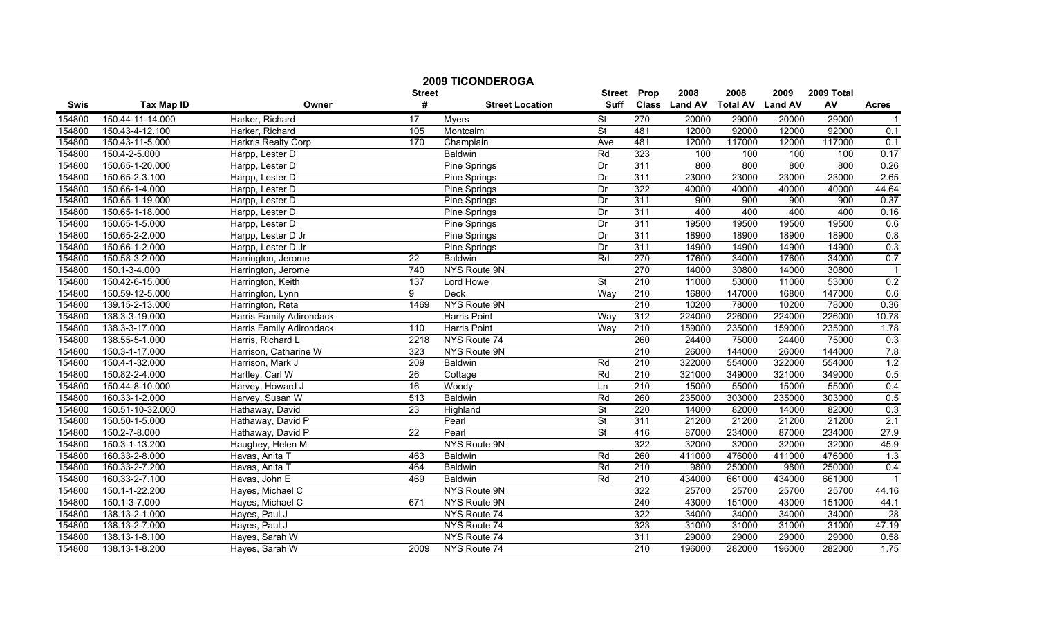# 2009 TICONDEROGA

| Swis | Tax Map ID | Owner | Street # | Street Location | Street Suff | Prop Class | 2008 Land AV | 2008 Total AV | 2009 Land AV | 2009 Total AV | Acres |
|---|---|---|---|---|---|---|---|---|---|---|---|
| 154800 | 150.44-11-14.000 | Harker, Richard | 17 | Myers | St | 270 | 20000 | 29000 | 20000 | 29000 | 1 |
| 154800 | 150.43-4-12.100 | Harker, Richard | 105 | Montcalm | St | 481 | 12000 | 92000 | 12000 | 92000 | 0.1 |
| 154800 | 150.43-11-5.000 | Harkris Realty Corp | 170 | Champlain | Ave | 481 | 12000 | 117000 | 12000 | 117000 | 0.1 |
| 154800 | 150.4-2-5.000 | Harpp, Lester D | | Baldwin | Rd | 323 | 100 | 100 | 100 | 100 | 0.17 |
| 154800 | 150.65-1-20.000 | Harpp, Lester D | | Pine Springs | Dr | 311 | 800 | 800 | 800 | 800 | 0.26 |
| 154800 | 150.65-2-3.100 | Harpp, Lester D | | Pine Springs | Dr | 311 | 23000 | 23000 | 23000 | 23000 | 2.65 |
| 154800 | 150.66-1-4.000 | Harpp, Lester D | | Pine Springs | Dr | 322 | 40000 | 40000 | 40000 | 40000 | 44.64 |
| 154800 | 150.65-1-19.000 | Harpp, Lester D | | Pine Springs | Dr | 311 | 900 | 900 | 900 | 900 | 0.37 |
| 154800 | 150.65-1-18.000 | Harpp, Lester D | | Pine Springs | Dr | 311 | 400 | 400 | 400 | 400 | 0.16 |
| 154800 | 150.65-1-5.000 | Harpp, Lester D | | Pine Springs | Dr | 311 | 19500 | 19500 | 19500 | 19500 | 0.6 |
| 154800 | 150.65-2-2.000 | Harpp, Lester D Jr | | Pine Springs | Dr | 311 | 18900 | 18900 | 18900 | 18900 | 0.8 |
| 154800 | 150.66-1-2.000 | Harpp, Lester D Jr | | Pine Springs | Dr | 311 | 14900 | 14900 | 14900 | 14900 | 0.3 |
| 154800 | 150.58-3-2.000 | Harrington, Jerome | 22 | Baldwin | Rd | 270 | 17600 | 34000 | 17600 | 34000 | 0.7 |
| 154800 | 150.1-3-4.000 | Harrington, Jerome | 740 | NYS Route 9N | | 270 | 14000 | 30800 | 14000 | 30800 | 1 |
| 154800 | 150.42-6-15.000 | Harrington, Keith | 137 | Lord Howe | St | 210 | 11000 | 53000 | 11000 | 53000 | 0.2 |
| 154800 | 150.59-12-5.000 | Harrington, Lynn | 9 | Deck | Way | 210 | 16800 | 147000 | 16800 | 147000 | 0.6 |
| 154800 | 139.15-2-13.000 | Harrington, Reta | 1469 | NYS Route 9N | | 210 | 10200 | 78000 | 10200 | 78000 | 0.36 |
| 154800 | 138.3-3-19.000 | Harris Family Adirondack | | Harris Point | Way | 312 | 224000 | 226000 | 224000 | 226000 | 10.78 |
| 154800 | 138.3-3-17.000 | Harris Family Adirondack | 110 | Harris Point | Way | 210 | 159000 | 235000 | 159000 | 235000 | 1.78 |
| 154800 | 138.55-5-1.000 | Harris, Richard L | 2218 | NYS Route 74 | | 260 | 24400 | 75000 | 24400 | 75000 | 0.3 |
| 154800 | 150.3-1-17.000 | Harrison, Catharine W | 323 | NYS Route 9N | | 210 | 26000 | 144000 | 26000 | 144000 | 7.8 |
| 154800 | 150.4-1-32.000 | Harrison, Mark J | 209 | Baldwin | Rd | 210 | 322000 | 554000 | 322000 | 554000 | 1.2 |
| 154800 | 150.82-2-4.000 | Hartley, Carl W | 26 | Cottage | Rd | 210 | 321000 | 349000 | 321000 | 349000 | 0.5 |
| 154800 | 150.44-8-10.000 | Harvey, Howard J | 16 | Woody | Ln | 210 | 15000 | 55000 | 15000 | 55000 | 0.4 |
| 154800 | 160.33-1-2.000 | Harvey, Susan W | 513 | Baldwin | Rd | 260 | 235000 | 303000 | 235000 | 303000 | 0.5 |
| 154800 | 150.51-10-32.000 | Hathaway, David | 23 | Highland | St | 220 | 14000 | 82000 | 14000 | 82000 | 0.3 |
| 154800 | 150.50-1-5.000 | Hathaway, David P | | Pearl | St | 311 | 21200 | 21200 | 21200 | 21200 | 2.1 |
| 154800 | 150.2-7-8.000 | Hathaway, David P | 22 | Pearl | St | 416 | 87000 | 234000 | 87000 | 234000 | 27.9 |
| 154800 | 150.3-1-13.200 | Haughey, Helen M | | NYS Route 9N | | 322 | 32000 | 32000 | 32000 | 32000 | 45.9 |
| 154800 | 160.33-2-8.000 | Havas, Anita T | 463 | Baldwin | Rd | 260 | 411000 | 476000 | 411000 | 476000 | 1.3 |
| 154800 | 160.33-2-7.200 | Havas, Anita T | 464 | Baldwin | Rd | 210 | 9800 | 250000 | 9800 | 250000 | 0.4 |
| 154800 | 160.33-2-7.100 | Havas, John E | 469 | Baldwin | Rd | 210 | 434000 | 661000 | 434000 | 661000 | 1 |
| 154800 | 150.1-1-22.200 | Hayes, Michael C | | NYS Route 9N | | 322 | 25700 | 25700 | 25700 | 25700 | 44.16 |
| 154800 | 150.1-3-7.000 | Hayes, Michael C | 671 | NYS Route 9N | | 240 | 43000 | 151000 | 43000 | 151000 | 44.1 |
| 154800 | 138.13-2-1.000 | Hayes, Paul J | | NYS Route 74 | | 322 | 34000 | 34000 | 34000 | 34000 | 28 |
| 154800 | 138.13-2-7.000 | Hayes, Paul J | | NYS Route 74 | | 323 | 31000 | 31000 | 31000 | 31000 | 47.19 |
| 154800 | 138.13-1-8.100 | Hayes, Sarah W | | NYS Route 74 | | 311 | 29000 | 29000 | 29000 | 29000 | 0.58 |
| 154800 | 138.13-1-8.200 | Hayes, Sarah W | 2009 | NYS Route 74 | | 210 | 196000 | 282000 | 196000 | 282000 | 1.75 |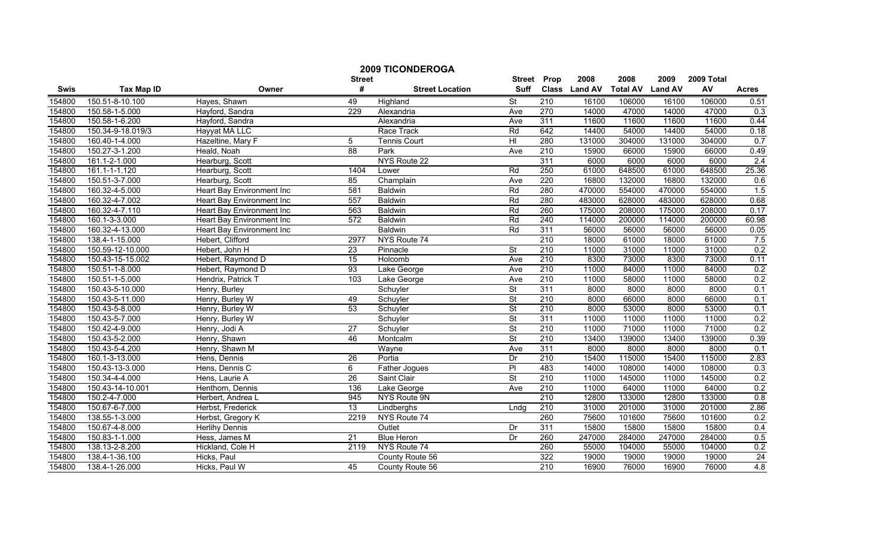# 2009 TICONDEROGA

| Swis | Tax Map ID | Owner | Street # | Street Location | Street Suff | Prop Class | 2008 Land AV | 2008 Total AV | 2009 Land AV | 2009 Total AV | Acres |
|---|---|---|---|---|---|---|---|---|---|---|---|
| 154800 | 150.51-8-10.100 | Hayes, Shawn | 49 | Highland | St | 210 | 16100 | 106000 | 16100 | 106000 | 0.51 |
| 154800 | 150.58-1-5.000 | Hayford, Sandra | 229 | Alexandria | Ave | 270 | 14000 | 47000 | 14000 | 47000 | 0.3 |
| 154800 | 150.58-1-6.200 | Hayford, Sandra | | Alexandria | Ave | 311 | 11600 | 11600 | 11600 | 11600 | 0.44 |
| 154800 | 150.34-9-18.019/3 | Hayyat MA LLC | | Race Track | Rd | 642 | 14400 | 54000 | 14400 | 54000 | 0.18 |
| 154800 | 160.40-1-4.000 | Hazeltine, Mary F | 5 | Tennis Court | Hl | 280 | 131000 | 304000 | 131000 | 304000 | 0.7 |
| 154800 | 150.27-3-1.200 | Heald, Noah | 88 | Park | Ave | 210 | 15900 | 66000 | 15900 | 66000 | 0.49 |
| 154800 | 161.1-2-1.000 | Hearburg, Scott | | NYS Route 22 | | 311 | 6000 | 6000 | 6000 | 6000 | 2.4 |
| 154800 | 161.1-1-1.120 | Hearburg, Scott | 1404 | Lower | Rd | 250 | 61000 | 648500 | 61000 | 648500 | 25.36 |
| 154800 | 150.51-3-7.000 | Hearburg, Scott | 85 | Champlain | Ave | 220 | 16800 | 132000 | 16800 | 132000 | 0.6 |
| 154800 | 160.32-4-5.000 | Heart Bay Environment Inc | 581 | Baldwin | Rd | 280 | 470000 | 554000 | 470000 | 554000 | 1.5 |
| 154800 | 160.32-4-7.002 | Heart Bay Environment Inc | 557 | Baldwin | Rd | 280 | 483000 | 628000 | 483000 | 628000 | 0.68 |
| 154800 | 160.32-4-7.110 | Heart Bay Environment Inc | 563 | Baldwin | Rd | 260 | 175000 | 208000 | 175000 | 208000 | 0.17 |
| 154800 | 160.1-3-3.000 | Heart Bay Environment Inc | 572 | Baldwin | Rd | 240 | 114000 | 200000 | 114000 | 200000 | 60.98 |
| 154800 | 160.32-4-13.000 | Heart Bay Environment Inc | | Baldwin | Rd | 311 | 56000 | 56000 | 56000 | 56000 | 0.05 |
| 154800 | 138.4-1-15.000 | Hebert, Clifford | 2977 | NYS Route 74 | | 210 | 18000 | 61000 | 18000 | 61000 | 7.5 |
| 154800 | 150.59-12-10.000 | Hebert, John H | 23 | Pinnacle | St | 210 | 11000 | 31000 | 11000 | 31000 | 0.2 |
| 154800 | 150.43-15-15.002 | Hebert, Raymond D | 15 | Holcomb | Ave | 210 | 8300 | 73000 | 8300 | 73000 | 0.11 |
| 154800 | 150.51-1-8.000 | Hebert, Raymond D | 93 | Lake George | Ave | 210 | 11000 | 84000 | 11000 | 84000 | 0.2 |
| 154800 | 150.51-1-5.000 | Hendrix, Patrick T | 103 | Lake George | Ave | 210 | 11000 | 58000 | 11000 | 58000 | 0.2 |
| 154800 | 150.43-5-10.000 | Henry, Burley | | Schuyler | St | 311 | 8000 | 8000 | 8000 | 8000 | 0.1 |
| 154800 | 150.43-5-11.000 | Henry, Burley W | 49 | Schuyler | St | 210 | 8000 | 66000 | 8000 | 66000 | 0.1 |
| 154800 | 150.43-5-8.000 | Henry, Burley W | 53 | Schuyler | St | 210 | 8000 | 53000 | 8000 | 53000 | 0.1 |
| 154800 | 150.43-5-7.000 | Henry, Burley W | | Schuyler | St | 311 | 11000 | 11000 | 11000 | 11000 | 0.2 |
| 154800 | 150.42-4-9.000 | Henry, Jodi A | 27 | Schuyler | St | 210 | 11000 | 71000 | 11000 | 71000 | 0.2 |
| 154800 | 150.43-5-2.000 | Henry, Shawn | 46 | Montcalm | St | 210 | 13400 | 139000 | 13400 | 139000 | 0.39 |
| 154800 | 150.43-5-4.200 | Henry, Shawn M | | Wayne | Ave | 311 | 8000 | 8000 | 8000 | 8000 | 0.1 |
| 154800 | 160.1-3-13.000 | Hens, Dennis | 26 | Portia | Dr | 210 | 15400 | 115000 | 15400 | 115000 | 2.83 |
| 154800 | 150.43-13-3.000 | Hens, Dennis C | 6 | Father Jogues | Pl | 483 | 14000 | 108000 | 14000 | 108000 | 0.3 |
| 154800 | 150.34-4-4.000 | Hens, Laurie A | 26 | Saint Clair | St | 210 | 11000 | 145000 | 11000 | 145000 | 0.2 |
| 154800 | 150.43-14-10.001 | Henthorn, Dennis | 136 | Lake George | Ave | 210 | 11000 | 64000 | 11000 | 64000 | 0.2 |
| 154800 | 150.2-4-7.000 | Herbert, Andrea L | 945 | NYS Route 9N | | 210 | 12800 | 133000 | 12800 | 133000 | 0.8 |
| 154800 | 150.67-6-7.000 | Herbst, Frederick | 13 | Lindberghs | Lndg | 210 | 31000 | 201000 | 31000 | 201000 | 2.86 |
| 154800 | 138.55-1-3.000 | Herbst, Gregory K | 2219 | NYS Route 74 | | 260 | 75600 | 101600 | 75600 | 101600 | 0.2 |
| 154800 | 150.67-4-8.000 | Herlihy Dennis | | Outlet | Dr | 311 | 15800 | 15800 | 15800 | 15800 | 0.4 |
| 154800 | 150.83-1-1.000 | Hess, James M | 21 | Blue Heron | Dr | 260 | 247000 | 284000 | 247000 | 284000 | 0.5 |
| 154800 | 138.13-2-8.200 | Hickland, Cole H | 2119 | NYS Route 74 | | 260 | 55000 | 104000 | 55000 | 104000 | 0.2 |
| 154800 | 138.4-1-36.100 | Hicks, Paul | | County Route 56 | | 322 | 19000 | 19000 | 19000 | 19000 | 24 |
| 154800 | 138.4-1-26.000 | Hicks, Paul W | 45 | County Route 56 | | 210 | 16900 | 76000 | 16900 | 76000 | 4.8 |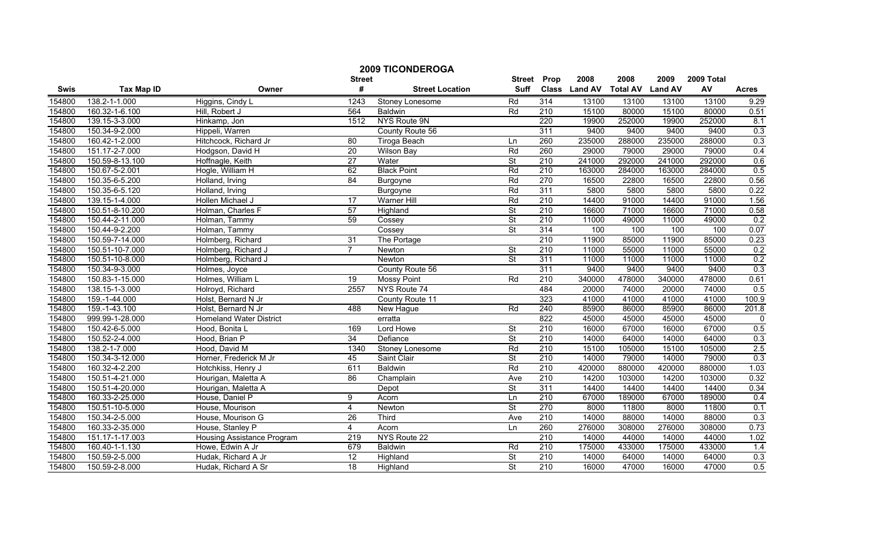# 2009 TICONDEROGA

| Swis | Tax Map ID | Owner | Street # | Street Location | Street Suff | Prop Class | 2008 Land AV | 2008 Total AV | 2009 Land AV | 2009 Total AV | Acres |
|---|---|---|---|---|---|---|---|---|---|---|---|
| 154800 | 138.2-1-1.000 | Higgins, Cindy L | 1243 | Stoney Lonesome | Rd | 314 | 13100 | 13100 | 13100 | 13100 | 9.29 |
| 154800 | 160.32-1-6.100 | Hill, Robert J | 564 | Baldwin | Rd | 210 | 15100 | 80000 | 15100 | 80000 | 0.51 |
| 154800 | 139.15-3-3.000 | Hinkamp, Jon | 1512 | NYS Route 9N | | 220 | 19900 | 252000 | 19900 | 252000 | 8.1 |
| 154800 | 150.34-9-2.000 | Hippeli, Warren | | County Route 56 | | 311 | 9400 | 9400 | 9400 | 9400 | 0.3 |
| 154800 | 160.42-1-2.000 | Hitchcock, Richard Jr | 80 | Tiroga Beach | Ln | 260 | 235000 | 288000 | 235000 | 288000 | 0.3 |
| 154800 | 151.17-2-7.000 | Hodgson, David H | 20 | Wilson Bay | Rd | 260 | 29000 | 79000 | 29000 | 79000 | 0.4 |
| 154800 | 150.59-8-13.100 | Hoffnagle, Keith | 27 | Water | St | 210 | 241000 | 292000 | 241000 | 292000 | 0.6 |
| 154800 | 150.67-5-2.001 | Hogle, William H | 62 | Black Point | Rd | 210 | 163000 | 284000 | 163000 | 284000 | 0.5 |
| 154800 | 150.35-6-5.200 | Holland, Irving | 84 | Burgoyne | Rd | 270 | 16500 | 22800 | 16500 | 22800 | 0.56 |
| 154800 | 150.35-6-5.120 | Holland, Irving | | Burgoyne | Rd | 311 | 5800 | 5800 | 5800 | 5800 | 0.22 |
| 154800 | 139.15-1-4.000 | Hollen Michael J | 17 | Warner Hill | Rd | 210 | 14400 | 91000 | 14400 | 91000 | 1.56 |
| 154800 | 150.51-8-10.200 | Holman, Charles F | 57 | Highland | St | 210 | 16600 | 71000 | 16600 | 71000 | 0.58 |
| 154800 | 150.44-2-11.000 | Holman, Tammy | 59 | Cossey | St | 210 | 11000 | 49000 | 11000 | 49000 | 0.2 |
| 154800 | 150.44-9-2.200 | Holman, Tammy | | Cossey | St | 314 | 100 | 100 | 100 | 100 | 0.07 |
| 154800 | 150.59-7-14.000 | Holmberg, Richard | 31 | The Portage | | 210 | 11900 | 85000 | 11900 | 85000 | 0.23 |
| 154800 | 150.51-10-7.000 | Holmberg, Richard J | 7 | Newton | St | 210 | 11000 | 55000 | 11000 | 55000 | 0.2 |
| 154800 | 150.51-10-8.000 | Holmberg, Richard J | | Newton | St | 311 | 11000 | 11000 | 11000 | 11000 | 0.2 |
| 154800 | 150.34-9-3.000 | Holmes, Joyce | | County Route 56 | | 311 | 9400 | 9400 | 9400 | 9400 | 0.3 |
| 154800 | 150.83-1-15.000 | Holmes, William L | 19 | Mossy Point | Rd | 210 | 340000 | 478000 | 340000 | 478000 | 0.61 |
| 154800 | 138.15-1-3.000 | Holroyd, Richard | 2557 | NYS Route 74 | | 484 | 20000 | 74000 | 20000 | 74000 | 0.5 |
| 154800 | 159.-1-44.000 | Holst, Bernard N Jr | | County Route 11 | | 323 | 41000 | 41000 | 41000 | 41000 | 100.9 |
| 154800 | 159.-1-43.100 | Holst, Bernard N Jr | 488 | New Hague | Rd | 240 | 85900 | 86000 | 85900 | 86000 | 201.8 |
| 154800 | 999.99-1-28.000 | Homeland Water District | | erratta | | 822 | 45000 | 45000 | 45000 | 45000 | 0 |
| 154800 | 150.42-6-5.000 | Hood, Bonita L | 169 | Lord Howe | St | 210 | 16000 | 67000 | 16000 | 67000 | 0.5 |
| 154800 | 150.52-2-4.000 | Hood, Brian P | 34 | Defiance | St | 210 | 14000 | 64000 | 14000 | 64000 | 0.3 |
| 154800 | 138.2-1-7.000 | Hood, David M | 1340 | Stoney Lonesome | Rd | 210 | 15100 | 105000 | 15100 | 105000 | 2.5 |
| 154800 | 150.34-3-12.000 | Horner, Frederick M Jr | 45 | Saint Clair | St | 210 | 14000 | 79000 | 14000 | 79000 | 0.3 |
| 154800 | 160.32-4-2.200 | Hotchkiss, Henry J | 611 | Baldwin | Rd | 210 | 420000 | 880000 | 420000 | 880000 | 1.03 |
| 154800 | 150.51-4-21.000 | Hourigan, Maletta A | 86 | Champlain | Ave | 210 | 14200 | 103000 | 14200 | 103000 | 0.32 |
| 154800 | 150.51-4-20.000 | Hourigan, Maletta A | | Depot | St | 311 | 14400 | 14400 | 14400 | 14400 | 0.34 |
| 154800 | 160.33-2-25.000 | House, Daniel P | 9 | Acorn | Ln | 210 | 67000 | 189000 | 67000 | 189000 | 0.4 |
| 154800 | 150.51-10-5.000 | House, Mourison | 4 | Newton | St | 270 | 8000 | 11800 | 8000 | 11800 | 0.1 |
| 154800 | 150.34-2-5.000 | House, Mourison G | 26 | Third | Ave | 210 | 14000 | 88000 | 14000 | 88000 | 0.3 |
| 154800 | 160.33-2-35.000 | House, Stanley P | 4 | Acorn | Ln | 260 | 276000 | 308000 | 276000 | 308000 | 0.73 |
| 154800 | 151.17-1-17.003 | Housing Assistance Program | 219 | NYS Route 22 | | 210 | 14000 | 44000 | 14000 | 44000 | 1.02 |
| 154800 | 160.40-1-1.130 | Howe, Edwin A Jr | 679 | Baldwin | Rd | 210 | 175000 | 433000 | 175000 | 433000 | 1.4 |
| 154800 | 150.59-2-5.000 | Hudak, Richard A Jr | 12 | Highland | St | 210 | 14000 | 64000 | 14000 | 64000 | 0.3 |
| 154800 | 150.59-2-8.000 | Hudak, Richard A Sr | 18 | Highland | St | 210 | 16000 | 47000 | 16000 | 47000 | 0.5 |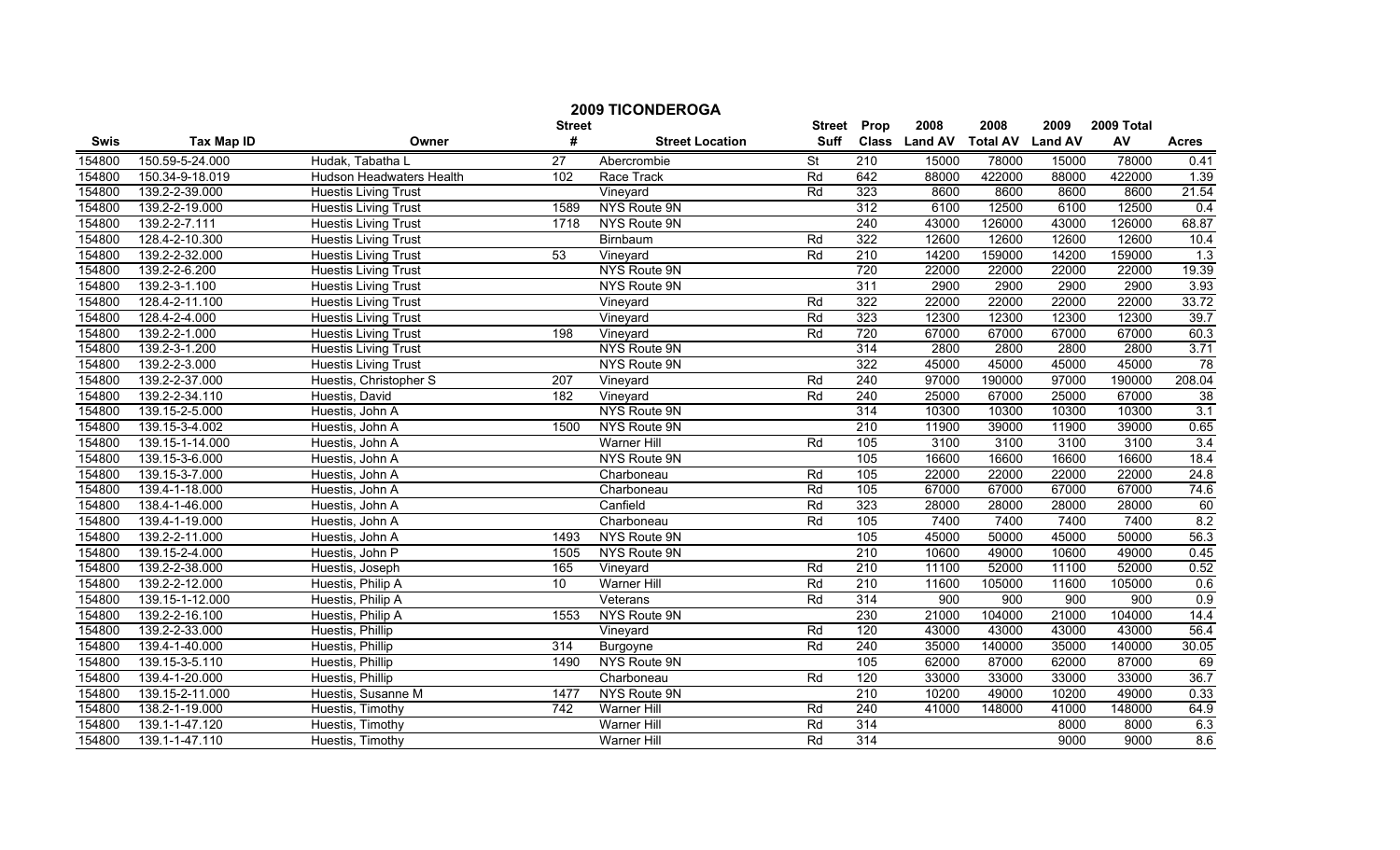# 2009 TICONDEROGA

| Swis | Tax Map ID | Owner | Street # | Street Location | Street Suff | Prop Class | 2008 Land AV | 2008 Total AV | 2009 Land AV | 2009 Total AV | Acres |
|---|---|---|---|---|---|---|---|---|---|---|---|
| 154800 | 150.59-5-24.000 | Hudak, Tabatha L | 27 | Abercrombie | St | 210 | 15000 | 78000 | 15000 | 78000 | 0.41 |
| 154800 | 150.34-9-18.019 | Hudson Headwaters Health | 102 | Race Track | Rd | 642 | 88000 | 422000 | 88000 | 422000 | 1.39 |
| 154800 | 139.2-2-39.000 | Huestis Living Trust | | Vineyard | Rd | 323 | 8600 | 8600 | 8600 | 8600 | 21.54 |
| 154800 | 139.2-2-19.000 | Huestis Living Trust | 1589 | NYS Route 9N | | 312 | 6100 | 12500 | 6100 | 12500 | 0.4 |
| 154800 | 139.2-2-7.111 | Huestis Living Trust | 1718 | NYS Route 9N | | 240 | 43000 | 126000 | 43000 | 126000 | 68.87 |
| 154800 | 128.4-2-10.300 | Huestis Living Trust | | Birnbaum | Rd | 322 | 12600 | 12600 | 12600 | 12600 | 10.4 |
| 154800 | 139.2-2-32.000 | Huestis Living Trust | 53 | Vineyard | Rd | 210 | 14200 | 159000 | 14200 | 159000 | 1.3 |
| 154800 | 139.2-2-6.200 | Huestis Living Trust | | NYS Route 9N | | 720 | 22000 | 22000 | 22000 | 22000 | 19.39 |
| 154800 | 139.2-3-1.100 | Huestis Living Trust | | NYS Route 9N | | 311 | 2900 | 2900 | 2900 | 2900 | 3.93 |
| 154800 | 128.4-2-11.100 | Huestis Living Trust | | Vineyard | Rd | 322 | 22000 | 22000 | 22000 | 22000 | 33.72 |
| 154800 | 128.4-2-4.000 | Huestis Living Trust | | Vineyard | Rd | 323 | 12300 | 12300 | 12300 | 12300 | 39.7 |
| 154800 | 139.2-2-1.000 | Huestis Living Trust | 198 | Vineyard | Rd | 720 | 67000 | 67000 | 67000 | 67000 | 60.3 |
| 154800 | 139.2-3-1.200 | Huestis Living Trust | | NYS Route 9N | | 314 | 2800 | 2800 | 2800 | 2800 | 3.71 |
| 154800 | 139.2-2-3.000 | Huestis Living Trust | | NYS Route 9N | | 322 | 45000 | 45000 | 45000 | 45000 | 78 |
| 154800 | 139.2-2-37.000 | Huestis, Christopher S | 207 | Vineyard | Rd | 240 | 97000 | 190000 | 97000 | 190000 | 208.04 |
| 154800 | 139.2-2-34.110 | Huestis, David | 182 | Vineyard | Rd | 240 | 25000 | 67000 | 25000 | 67000 | 38 |
| 154800 | 139.15-2-5.000 | Huestis, John A | | NYS Route 9N | | 314 | 10300 | 10300 | 10300 | 10300 | 3.1 |
| 154800 | 139.15-3-4.002 | Huestis, John A | 1500 | NYS Route 9N | | 210 | 11900 | 39000 | 11900 | 39000 | 0.65 |
| 154800 | 139.15-1-14.000 | Huestis, John A | | Warner Hill | Rd | 105 | 3100 | 3100 | 3100 | 3100 | 3.4 |
| 154800 | 139.15-3-6.000 | Huestis, John A | | NYS Route 9N | | 105 | 16600 | 16600 | 16600 | 16600 | 18.4 |
| 154800 | 139.15-3-7.000 | Huestis, John A | | Charboneau | Rd | 105 | 22000 | 22000 | 22000 | 22000 | 24.8 |
| 154800 | 139.4-1-18.000 | Huestis, John A | | Charboneau | Rd | 105 | 67000 | 67000 | 67000 | 67000 | 74.6 |
| 154800 | 138.4-1-46.000 | Huestis, John A | | Canfield | Rd | 323 | 28000 | 28000 | 28000 | 28000 | 60 |
| 154800 | 139.4-1-19.000 | Huestis, John A | | Charboneau | Rd | 105 | 7400 | 7400 | 7400 | 7400 | 8.2 |
| 154800 | 139.2-2-11.000 | Huestis, John A | 1493 | NYS Route 9N | | 105 | 45000 | 50000 | 45000 | 50000 | 56.3 |
| 154800 | 139.15-2-4.000 | Huestis, John P | 1505 | NYS Route 9N | | 210 | 10600 | 49000 | 10600 | 49000 | 0.45 |
| 154800 | 139.2-2-38.000 | Huestis, Joseph | 165 | Vineyard | Rd | 210 | 11100 | 52000 | 11100 | 52000 | 0.52 |
| 154800 | 139.2-2-12.000 | Huestis, Philip A | 10 | Warner Hill | Rd | 210 | 11600 | 105000 | 11600 | 105000 | 0.6 |
| 154800 | 139.15-1-12.000 | Huestis, Philip A | | Veterans | Rd | 314 | 900 | 900 | 900 | 900 | 0.9 |
| 154800 | 139.2-2-16.100 | Huestis, Philip A | 1553 | NYS Route 9N | | 230 | 21000 | 104000 | 21000 | 104000 | 14.4 |
| 154800 | 139.2-2-33.000 | Huestis, Phillip | | Vineyard | Rd | 120 | 43000 | 43000 | 43000 | 43000 | 56.4 |
| 154800 | 139.4-1-40.000 | Huestis, Phillip | 314 | Burgoyne | Rd | 240 | 35000 | 140000 | 35000 | 140000 | 30.05 |
| 154800 | 139.15-3-5.110 | Huestis, Phillip | 1490 | NYS Route 9N | | 105 | 62000 | 87000 | 62000 | 87000 | 69 |
| 154800 | 139.4-1-20.000 | Huestis, Phillip | | Charboneau | Rd | 120 | 33000 | 33000 | 33000 | 33000 | 36.7 |
| 154800 | 139.15-2-11.000 | Huestis, Susanne M | 1477 | NYS Route 9N | | 210 | 10200 | 49000 | 10200 | 49000 | 0.33 |
| 154800 | 138.2-1-19.000 | Huestis, Timothy | 742 | Warner Hill | Rd | 240 | 41000 | 148000 | 41000 | 148000 | 64.9 |
| 154800 | 139.1-1-47.120 | Huestis, Timothy | | Warner Hill | Rd | 314 | | | 8000 | 8000 | 6.3 |
| 154800 | 139.1-1-47.110 | Huestis, Timothy | | Warner Hill | Rd | 314 | | | 9000 | 9000 | 8.6 |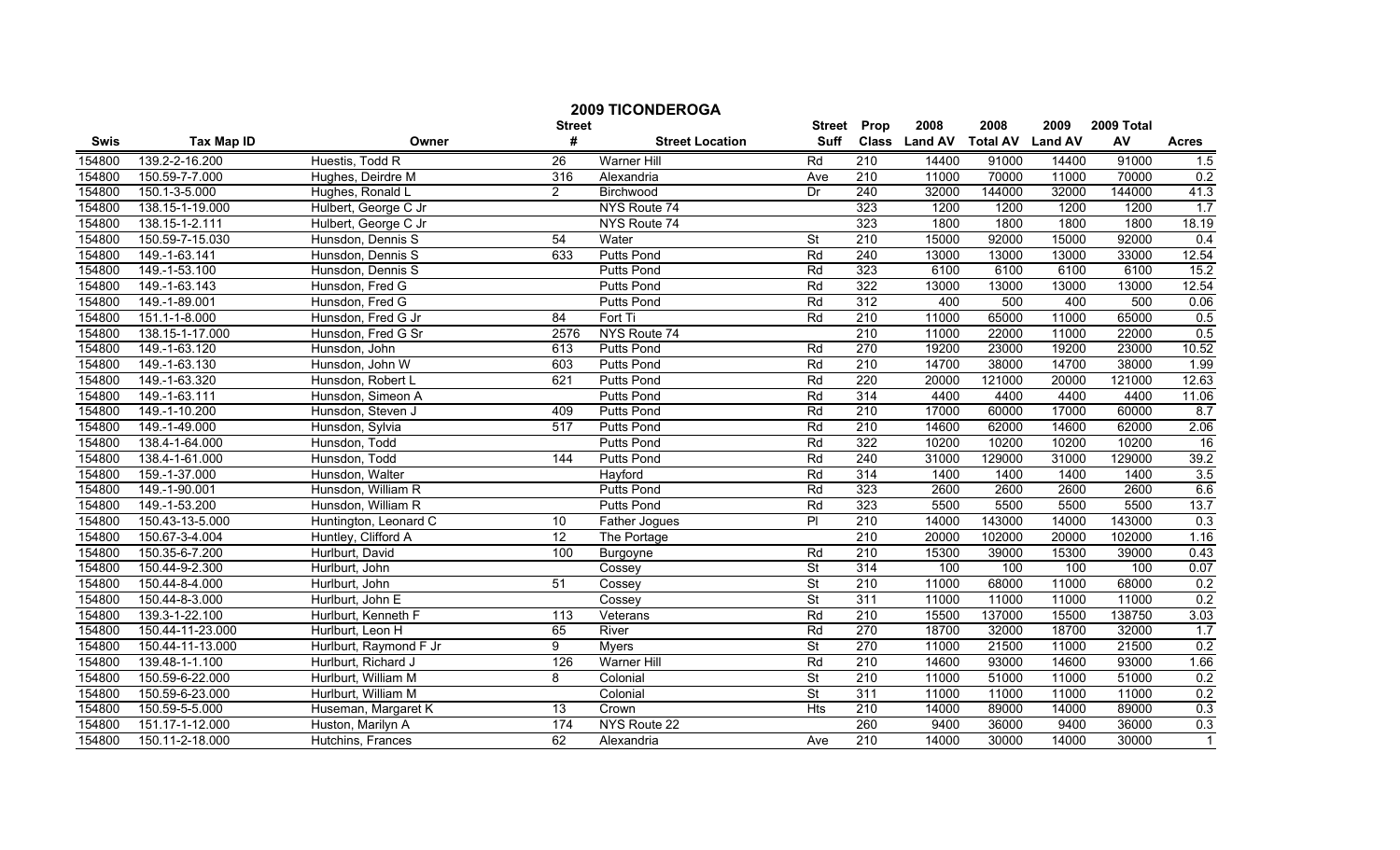# 2009 TICONDEROGA

| Swis | Tax Map ID | Owner | Street # | Street Location | Street Suff | Prop Class | 2008 Land AV | 2008 Total AV | 2009 Land AV | 2009 Total AV | Acres |
|---|---|---|---|---|---|---|---|---|---|---|---|
| 154800 | 139.2-2-16.200 | Huestis, Todd R | 26 | Warner Hill | Rd | 210 | 14400 | 91000 | 14400 | 91000 | 1.5 |
| 154800 | 150.59-7-7.000 | Hughes, Deirdre M | 316 | Alexandria | Ave | 210 | 11000 | 70000 | 11000 | 70000 | 0.2 |
| 154800 | 150.1-3-5.000 | Hughes, Ronald L | 2 | Birchwood | Dr | 240 | 32000 | 144000 | 32000 | 144000 | 41.3 |
| 154800 | 138.15-1-19.000 | Hulbert, George C Jr | | NYS Route 74 | | 323 | 1200 | 1200 | 1200 | 1200 | 1.7 |
| 154800 | 138.15-1-2.111 | Hulbert, George C Jr | | NYS Route 74 | | 323 | 1800 | 1800 | 1800 | 1800 | 18.19 |
| 154800 | 150.59-7-15.030 | Hunsdon, Dennis S | 54 | Water | St | 210 | 15000 | 92000 | 15000 | 92000 | 0.4 |
| 154800 | 149.-1-63.141 | Hunsdon, Dennis S | 633 | Putts Pond | Rd | 240 | 13000 | 13000 | 13000 | 33000 | 12.54 |
| 154800 | 149.-1-53.100 | Hunsdon, Dennis S | | Putts Pond | Rd | 323 | 6100 | 6100 | 6100 | 6100 | 15.2 |
| 154800 | 149.-1-63.143 | Hunsdon, Fred G | | Putts Pond | Rd | 322 | 13000 | 13000 | 13000 | 13000 | 12.54 |
| 154800 | 149.-1-89.001 | Hunsdon, Fred G | | Putts Pond | Rd | 312 | 400 | 500 | 400 | 500 | 0.06 |
| 154800 | 151.1-1-8.000 | Hunsdon, Fred G Jr | 84 | Fort Ti | Rd | 210 | 11000 | 65000 | 11000 | 65000 | 0.5 |
| 154800 | 138.15-1-17.000 | Hunsdon, Fred G Sr | 2576 | NYS Route 74 | | 210 | 11000 | 22000 | 11000 | 22000 | 0.5 |
| 154800 | 149.-1-63.120 | Hunsdon, John | 613 | Putts Pond | Rd | 270 | 19200 | 23000 | 19200 | 23000 | 10.52 |
| 154800 | 149.-1-63.130 | Hunsdon, John W | 603 | Putts Pond | Rd | 210 | 14700 | 38000 | 14700 | 38000 | 1.99 |
| 154800 | 149.-1-63.320 | Hunsdon, Robert L | 621 | Putts Pond | Rd | 220 | 20000 | 121000 | 20000 | 121000 | 12.63 |
| 154800 | 149.-1-63.111 | Hunsdon, Simeon A | | Putts Pond | Rd | 314 | 4400 | 4400 | 4400 | 4400 | 11.06 |
| 154800 | 149.-1-10.200 | Hunsdon, Steven J | 409 | Putts Pond | Rd | 210 | 17000 | 60000 | 17000 | 60000 | 8.7 |
| 154800 | 149.-1-49.000 | Hunsdon, Sylvia | 517 | Putts Pond | Rd | 210 | 14600 | 62000 | 14600 | 62000 | 2.06 |
| 154800 | 138.4-1-64.000 | Hunsdon, Todd | | Putts Pond | Rd | 322 | 10200 | 10200 | 10200 | 10200 | 16 |
| 154800 | 138.4-1-61.000 | Hunsdon, Todd | 144 | Putts Pond | Rd | 240 | 31000 | 129000 | 31000 | 129000 | 39.2 |
| 154800 | 159.-1-37.000 | Hunsdon, Walter | | Hayford | Rd | 314 | 1400 | 1400 | 1400 | 1400 | 3.5 |
| 154800 | 149.-1-90.001 | Hunsdon, William R | | Putts Pond | Rd | 323 | 2600 | 2600 | 2600 | 2600 | 6.6 |
| 154800 | 149.-1-53.200 | Hunsdon, William R | | Putts Pond | Rd | 323 | 5500 | 5500 | 5500 | 5500 | 13.7 |
| 154800 | 150.43-13-5.000 | Huntington, Leonard C | 10 | Father Jogues | Pl | 210 | 14000 | 143000 | 14000 | 143000 | 0.3 |
| 154800 | 150.67-3-4.004 | Huntley, Clifford A | 12 | The Portage | | 210 | 20000 | 102000 | 20000 | 102000 | 1.16 |
| 154800 | 150.35-6-7.200 | Hurlburt, David | 100 | Burgoyne | Rd | 210 | 15300 | 39000 | 15300 | 39000 | 0.43 |
| 154800 | 150.44-9-2.300 | Hurlburt, John | | Cossey | St | 314 | 100 | 100 | 100 | 100 | 0.07 |
| 154800 | 150.44-8-4.000 | Hurlburt, John | 51 | Cossey | St | 210 | 11000 | 68000 | 11000 | 68000 | 0.2 |
| 154800 | 150.44-8-3.000 | Hurlburt, John E | | Cossey | St | 311 | 11000 | 11000 | 11000 | 11000 | 0.2 |
| 154800 | 139.3-1-22.100 | Hurlburt, Kenneth F | 113 | Veterans | Rd | 210 | 15500 | 137000 | 15500 | 138750 | 3.03 |
| 154800 | 150.44-11-23.000 | Hurlburt, Leon H | 65 | River | Rd | 270 | 18700 | 32000 | 18700 | 32000 | 1.7 |
| 154800 | 150.44-11-13.000 | Hurlburt, Raymond F Jr | 9 | Myers | St | 270 | 11000 | 21500 | 11000 | 21500 | 0.2 |
| 154800 | 139.48-1-1.100 | Hurlburt, Richard J | 126 | Warner Hill | Rd | 210 | 14600 | 93000 | 14600 | 93000 | 1.66 |
| 154800 | 150.59-6-22.000 | Hurlburt, William M | 8 | Colonial | St | 210 | 11000 | 51000 | 11000 | 51000 | 0.2 |
| 154800 | 150.59-6-23.000 | Hurlburt, William M | | Colonial | St | 311 | 11000 | 11000 | 11000 | 11000 | 0.2 |
| 154800 | 150.59-5-5.000 | Huseman, Margaret K | 13 | Crown | Hts | 210 | 14000 | 89000 | 14000 | 89000 | 0.3 |
| 154800 | 151.17-1-12.000 | Huston, Marilyn A | 174 | NYS Route 22 | | 260 | 9400 | 36000 | 9400 | 36000 | 0.3 |
| 154800 | 150.11-2-18.000 | Hutchins, Frances | 62 | Alexandria | Ave | 210 | 14000 | 30000 | 14000 | 30000 | 1 |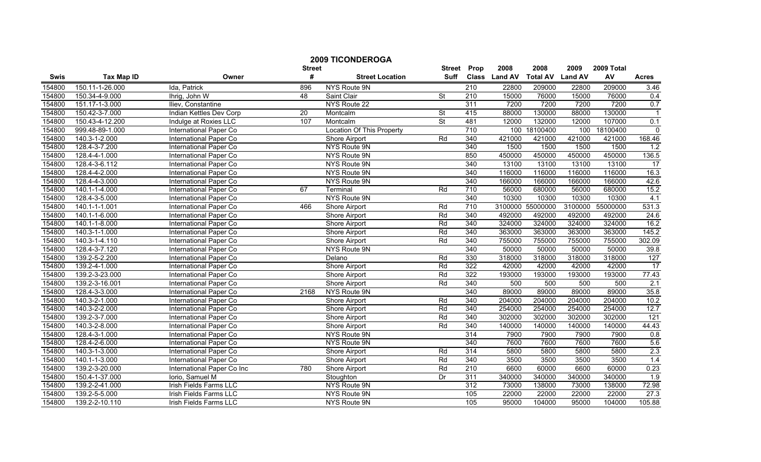# 2009 TICONDEROGA

| Swis | Tax Map ID | Owner | Street # | Street Location | Street Suff | Prop Class | 2008 Land AV | 2008 Total AV | 2009 Land AV | 2009 Total AV | Acres |
|---|---|---|---|---|---|---|---|---|---|---|---|
| 154800 | 150.11-1-26.000 | Ida, Patrick | 896 | NYS Route 9N | | 210 | 22800 | 209000 | 22800 | 209000 | 3.46 |
| 154800 | 150.34-4-9.000 | Ihrig, John W | 48 | Saint Clair | St | 210 | 15000 | 76000 | 15000 | 76000 | 0.4 |
| 154800 | 151.17-1-3.000 | Iliev, Constantine | | NYS Route 22 | | 311 | 7200 | 7200 | 7200 | 7200 | 0.7 |
| 154800 | 150.42-3-7.000 | Indian Kettles Dev Corp | 20 | Montcalm | St | 415 | 88000 | 130000 | 88000 | 130000 | 1 |
| 154800 | 150.43-4-12.200 | Indulge at Roxies LLC | 107 | Montcalm | St | 481 | 12000 | 132000 | 12000 | 107000 | 0.1 |
| 154800 | 999.48-89-1.000 | International Paper Co | | Location Of This Property | | 710 | 100 | 18100400 | 100 | 18100400 | 0 |
| 154800 | 140.3-1-2.000 | International Paper Co | | Shore Airport | Rd | 340 | 421000 | 421000 | 421000 | 421000 | 168.46 |
| 154800 | 128.4-3-7.200 | International Paper Co | | NYS Route 9N | | 340 | 1500 | 1500 | 1500 | 1500 | 1.2 |
| 154800 | 128.4-4-1.000 | International Paper Co | | NYS Route 9N | | 850 | 450000 | 450000 | 450000 | 450000 | 136.5 |
| 154800 | 128.4-3-6.112 | International Paper Co | | NYS Route 9N | | 340 | 13100 | 13100 | 13100 | 13100 | 17 |
| 154800 | 128.4-4-2.000 | International Paper Co | | NYS Route 9N | | 340 | 116000 | 116000 | 116000 | 116000 | 16.3 |
| 154800 | 128.4-4-3.000 | International Paper Co | | NYS Route 9N | | 340 | 166000 | 166000 | 166000 | 166000 | 42.6 |
| 154800 | 140.1-1-4.000 | International Paper Co | 67 | Terminal | Rd | 710 | 56000 | 680000 | 56000 | 680000 | 15.2 |
| 154800 | 128.4-3-5.000 | International Paper Co | | NYS Route 9N | | 340 | 10300 | 10300 | 10300 | 10300 | 4.1 |
| 154800 | 140.1-1-1.001 | International Paper Co | 466 | Shore Airport | Rd | 710 | 3100000 | 55000000 | 3100000 | 55000000 | 531.3 |
| 154800 | 140.1-1-6.000 | International Paper Co | | Shore Airport | Rd | 340 | 492000 | 492000 | 492000 | 492000 | 24.6 |
| 154800 | 140.1-1-8.000 | International Paper Co | | Shore Airport | Rd | 340 | 324000 | 324000 | 324000 | 324000 | 16.2 |
| 154800 | 140.3-1-1.000 | International Paper Co | | Shore Airport | Rd | 340 | 363000 | 363000 | 363000 | 363000 | 145.2 |
| 154800 | 140.3-1-4.110 | International Paper Co | | Shore Airport | Rd | 340 | 755000 | 755000 | 755000 | 755000 | 302.09 |
| 154800 | 128.4-3-7.120 | International Paper Co | | NYS Route 9N | | 340 | 50000 | 50000 | 50000 | 50000 | 39.8 |
| 154800 | 139.2-5-2.200 | International Paper Co | | Delano | Rd | 330 | 318000 | 318000 | 318000 | 318000 | 127 |
| 154800 | 139.2-4-1.000 | International Paper Co | | Shore Airport | Rd | 322 | 42000 | 42000 | 42000 | 42000 | 17 |
| 154800 | 139.2-3-23.000 | International Paper Co | | Shore Airport | Rd | 322 | 193000 | 193000 | 193000 | 193000 | 77.43 |
| 154800 | 139.2-3-16.001 | International Paper Co | | Shore Airport | Rd | 340 | 500 | 500 | 500 | 500 | 2.1 |
| 154800 | 128.4-3-3.000 | International Paper Co | 2168 | NYS Route 9N | | 340 | 89000 | 89000 | 89000 | 89000 | 35.8 |
| 154800 | 140.3-2-1.000 | International Paper Co | | Shore Airport | Rd | 340 | 204000 | 204000 | 204000 | 204000 | 10.2 |
| 154800 | 140.3-2-2.000 | International Paper Co | | Shore Airport | Rd | 340 | 254000 | 254000 | 254000 | 254000 | 12.7 |
| 154800 | 139.2-3-7.000 | International Paper Co | | Shore Airport | Rd | 340 | 302000 | 302000 | 302000 | 302000 | 121 |
| 154800 | 140.3-2-8.000 | International Paper Co | | Shore Airport | Rd | 340 | 140000 | 140000 | 140000 | 140000 | 44.43 |
| 154800 | 128.4-3-1.000 | International Paper Co | | NYS Route 9N | | 314 | 7900 | 7900 | 7900 | 7900 | 0.8 |
| 154800 | 128.4-2-6.000 | International Paper Co | | NYS Route 9N | | 340 | 7600 | 7600 | 7600 | 7600 | 5.6 |
| 154800 | 140.3-1-3.000 | International Paper Co | | Shore Airport | Rd | 314 | 5800 | 5800 | 5800 | 5800 | 2.3 |
| 154800 | 140.1-1-3.000 | International Paper Co | | Shore Airport | Rd | 340 | 3500 | 3500 | 3500 | 3500 | 1.4 |
| 154800 | 139.2-3-20.000 | International Paper Co Inc | 780 | Shore Airport | Rd | 210 | 6600 | 60000 | 6600 | 60000 | 0.23 |
| 154800 | 150.4-1-37.000 | Iorio, Samuel M | | Stoughton | Dr | 311 | 340000 | 340000 | 340000 | 340000 | 1.9 |
| 154800 | 139.2-2-41.000 | Irish Fields Farms LLC | | NYS Route 9N | | 312 | 73000 | 138000 | 73000 | 138000 | 72.98 |
| 154800 | 139.2-5-5.000 | Irish Fields Farms LLC | | NYS Route 9N | | 105 | 22000 | 22000 | 22000 | 22000 | 27.3 |
| 154800 | 139.2-2-10.110 | Irish Fields Farms LLC | | NYS Route 9N | | 105 | 95000 | 104000 | 95000 | 104000 | 105.88 |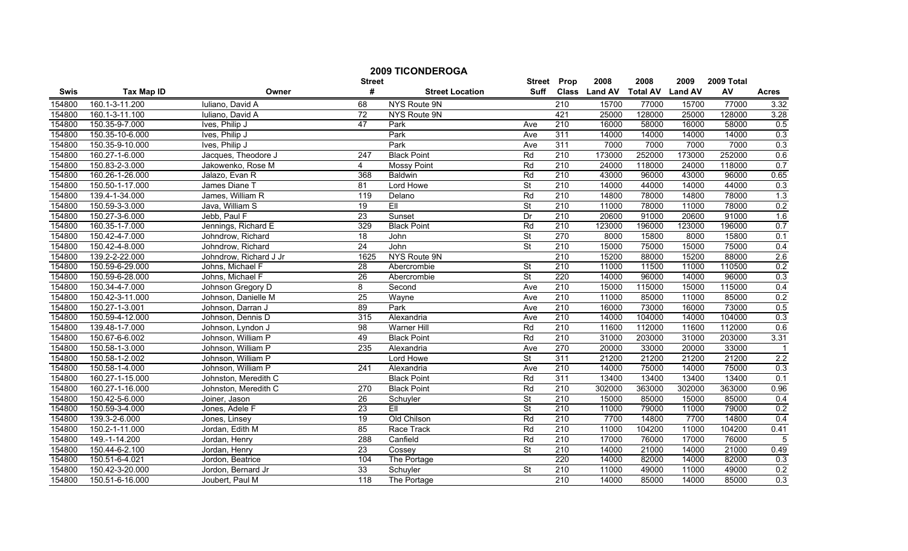# 2009 TICONDEROGA

| Swis | Tax Map ID | Owner | Street # | Street Location | Street Suff | Prop Class | 2008 Land AV | 2008 Total AV | 2009 Land AV | 2009 Total AV | Acres |
|---|---|---|---|---|---|---|---|---|---|---|---|
| 154800 | 160.1-3-11.200 | Iuliano, David A | 68 | NYS Route 9N | | 210 | 15700 | 77000 | 15700 | 77000 | 3.32 |
| 154800 | 160.1-3-11.100 | Iuliano, David A | 72 | NYS Route 9N | | 421 | 25000 | 128000 | 25000 | 128000 | 3.28 |
| 154800 | 150.35-9-7.000 | Ives, Philip J | 47 | Park | Ave | 210 | 16000 | 58000 | 16000 | 58000 | 0.5 |
| 154800 | 150.35-10-6.000 | Ives, Philip J | | Park | Ave | 311 | 14000 | 14000 | 14000 | 14000 | 0.3 |
| 154800 | 150.35-9-10.000 | Ives, Philip J | | Park | Ave | 311 | 7000 | 7000 | 7000 | 7000 | 0.3 |
| 154800 | 160.27-1-6.000 | Jacques, Theodore J | 247 | Black Point | Rd | 210 | 173000 | 252000 | 173000 | 252000 | 0.6 |
| 154800 | 150.83-2-3.000 | Jakowenko, Rose M | 4 | Mossy Point | Rd | 210 | 24000 | 118000 | 24000 | 118000 | 0.7 |
| 154800 | 160.26-1-26.000 | Jalazo, Evan R | 368 | Baldwin | Rd | 210 | 43000 | 96000 | 43000 | 96000 | 0.65 |
| 154800 | 150.50-1-17.000 | James Diane T | 81 | Lord Howe | St | 210 | 14000 | 44000 | 14000 | 44000 | 0.3 |
| 154800 | 139.4-1-34.000 | James, William R | 119 | Delano | Rd | 210 | 14800 | 78000 | 14800 | 78000 | 1.3 |
| 154800 | 150.59-3-3.000 | Java, William S | 19 | Ell | St | 210 | 11000 | 78000 | 11000 | 78000 | 0.2 |
| 154800 | 150.27-3-6.000 | Jebb, Paul F | 23 | Sunset | Dr | 210 | 20600 | 91000 | 20600 | 91000 | 1.6 |
| 154800 | 160.35-1-7.000 | Jennings, Richard E | 329 | Black Point | Rd | 210 | 123000 | 196000 | 123000 | 196000 | 0.7 |
| 154800 | 150.42-4-7.000 | Johndrow, Richard | 18 | John | St | 270 | 8000 | 15800 | 8000 | 15800 | 0.1 |
| 154800 | 150.42-4-8.000 | Johndrow, Richard | 24 | John | St | 210 | 15000 | 75000 | 15000 | 75000 | 0.4 |
| 154800 | 139.2-2-22.000 | Johndrow, Richard J Jr | 1625 | NYS Route 9N | | 210 | 15200 | 88000 | 15200 | 88000 | 2.6 |
| 154800 | 150.59-6-29.000 | Johns, Michael F | 28 | Abercrombie | St | 210 | 11000 | 11500 | 11000 | 110500 | 0.2 |
| 154800 | 150.59-6-28.000 | Johns, Michael F | 26 | Abercrombie | St | 220 | 14000 | 96000 | 14000 | 96000 | 0.3 |
| 154800 | 150.34-4-7.000 | Johnson Gregory D | 8 | Second | Ave | 210 | 15000 | 115000 | 15000 | 115000 | 0.4 |
| 154800 | 150.42-3-11.000 | Johnson, Danielle M | 25 | Wayne | Ave | 210 | 11000 | 85000 | 11000 | 85000 | 0.2 |
| 154800 | 150.27-1-3.001 | Johnson, Darran J | 89 | Park | Ave | 210 | 16000 | 73000 | 16000 | 73000 | 0.5 |
| 154800 | 150.59-4-12.000 | Johnson, Dennis D | 315 | Alexandria | Ave | 210 | 14000 | 104000 | 14000 | 104000 | 0.3 |
| 154800 | 139.48-1-7.000 | Johnson, Lyndon J | 98 | Warner Hill | Rd | 210 | 11600 | 112000 | 11600 | 112000 | 0.6 |
| 154800 | 150.67-6-6.002 | Johnson, William P | 49 | Black Point | Rd | 210 | 31000 | 203000 | 31000 | 203000 | 3.31 |
| 154800 | 150.58-1-3.000 | Johnson, William P | 235 | Alexandria | Ave | 270 | 20000 | 33000 | 20000 | 33000 | 1 |
| 154800 | 150.58-1-2.002 | Johnson, William P | | Lord Howe | St | 311 | 21200 | 21200 | 21200 | 21200 | 2.2 |
| 154800 | 150.58-1-4.000 | Johnson, William P | 241 | Alexandria | Ave | 210 | 14000 | 75000 | 14000 | 75000 | 0.3 |
| 154800 | 160.27-1-15.000 | Johnston, Meredith C | | Black Point | Rd | 311 | 13400 | 13400 | 13400 | 13400 | 0.1 |
| 154800 | 160.27-1-16.000 | Johnston, Meredith C | 270 | Black Point | Rd | 210 | 302000 | 363000 | 302000 | 363000 | 0.96 |
| 154800 | 150.42-5-6.000 | Joiner, Jason | 26 | Schuyler | St | 210 | 15000 | 85000 | 15000 | 85000 | 0.4 |
| 154800 | 150.59-3-4.000 | Jones, Adele F | 23 | Ell | St | 210 | 11000 | 79000 | 11000 | 79000 | 0.2 |
| 154800 | 139.3-2-6.000 | Jones, Linsey | 19 | Old Chilson | Rd | 210 | 7700 | 14800 | 7700 | 14800 | 0.4 |
| 154800 | 150.2-1-11.000 | Jordan, Edith M | 85 | Race Track | Rd | 210 | 11000 | 104200 | 11000 | 104200 | 0.41 |
| 154800 | 149.-1-14.200 | Jordan, Henry | 288 | Canfield | Rd | 210 | 17000 | 76000 | 17000 | 76000 | 5 |
| 154800 | 150.44-6-2.100 | Jordan, Henry | 23 | Cossey | St | 210 | 14000 | 21000 | 14000 | 21000 | 0.49 |
| 154800 | 150.51-6-4.021 | Jordon, Beatrice | 104 | The Portage | | 220 | 14000 | 82000 | 14000 | 82000 | 0.3 |
| 154800 | 150.42-3-20.000 | Jordon, Bernard Jr | 33 | Schuyler | St | 210 | 11000 | 49000 | 11000 | 49000 | 0.2 |
| 154800 | 150.51-6-16.000 | Joubert, Paul M | 118 | The Portage | | 210 | 14000 | 85000 | 14000 | 85000 | 0.3 |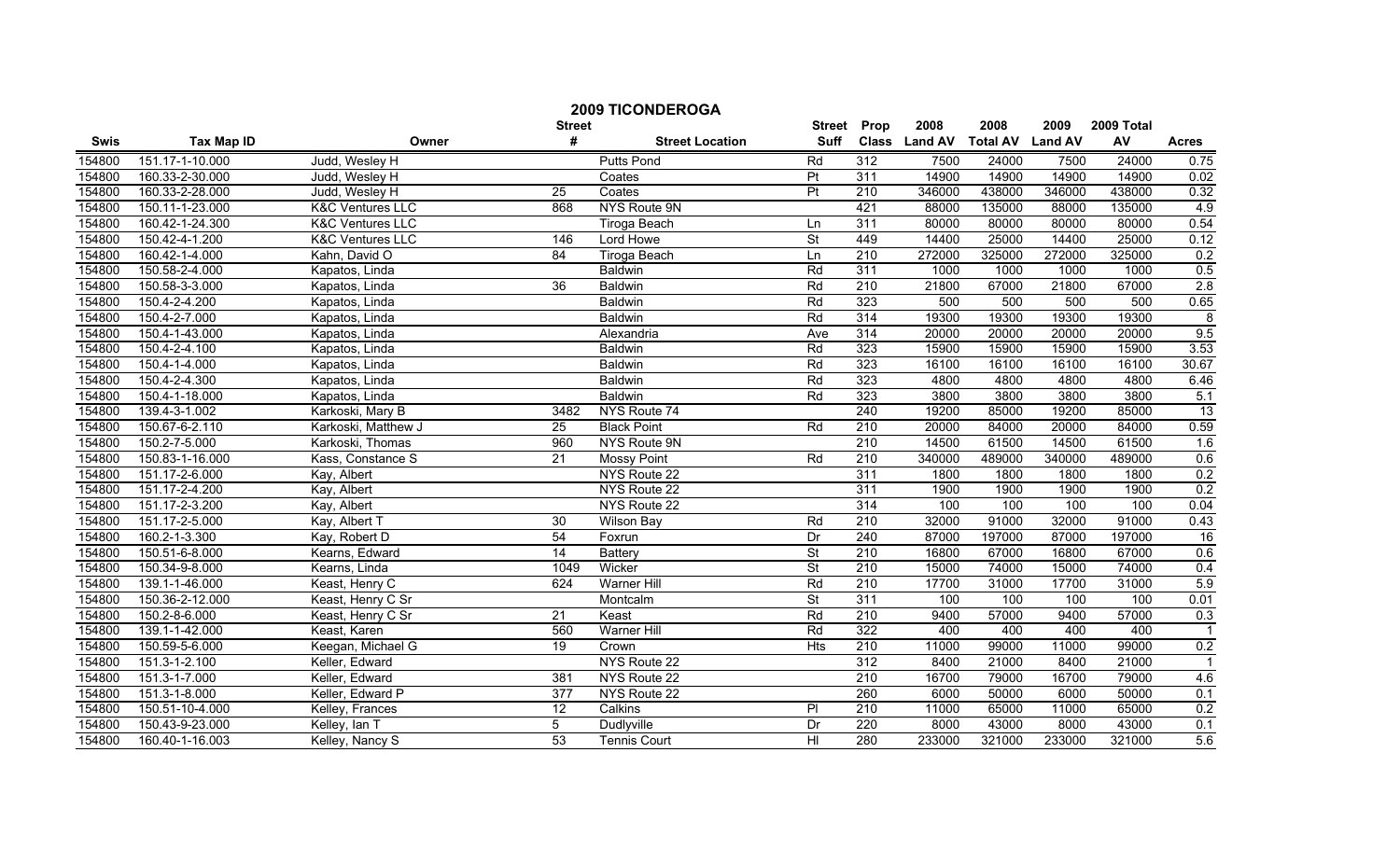# 2009 TICONDEROGA

| Swis | Tax Map ID | Owner | Street # | Street Location | Street Suff | Prop Class | 2008 Land AV | 2008 Total AV | 2009 Land AV | 2009 Total AV | Acres |
|---|---|---|---|---|---|---|---|---|---|---|---|
| 154800 | 151.17-1-10.000 | Judd, Wesley H | | Putts Pond | Rd | 312 | 7500 | 24000 | 7500 | 24000 | 0.75 |
| 154800 | 160.33-2-30.000 | Judd, Wesley H | | Coates | Pt | 311 | 14900 | 14900 | 14900 | 14900 | 0.02 |
| 154800 | 160.33-2-28.000 | Judd, Wesley H | 25 | Coates | Pt | 210 | 346000 | 438000 | 346000 | 438000 | 0.32 |
| 154800 | 150.11-1-23.000 | K&C Ventures LLC | 868 | NYS Route 9N | | 421 | 88000 | 135000 | 88000 | 135000 | 4.9 |
| 154800 | 160.42-1-24.300 | K&C Ventures LLC | | Tiroga Beach | Ln | 311 | 80000 | 80000 | 80000 | 80000 | 0.54 |
| 154800 | 150.42-4-1.200 | K&C Ventures LLC | 146 | Lord Howe | St | 449 | 14400 | 25000 | 14400 | 25000 | 0.12 |
| 154800 | 160.42-1-4.000 | Kahn, David O | 84 | Tiroga Beach | Ln | 210 | 272000 | 325000 | 272000 | 325000 | 0.2 |
| 154800 | 150.58-2-4.000 | Kapatos, Linda | | Baldwin | Rd | 311 | 1000 | 1000 | 1000 | 1000 | 0.5 |
| 154800 | 150.58-3-3.000 | Kapatos, Linda | 36 | Baldwin | Rd | 210 | 21800 | 67000 | 21800 | 67000 | 2.8 |
| 154800 | 150.4-2-4.200 | Kapatos, Linda | | Baldwin | Rd | 323 | 500 | 500 | 500 | 500 | 0.65 |
| 154800 | 150.4-2-7.000 | Kapatos, Linda | | Baldwin | Rd | 314 | 19300 | 19300 | 19300 | 19300 | 8 |
| 154800 | 150.4-1-43.000 | Kapatos, Linda | | Alexandria | Ave | 314 | 20000 | 20000 | 20000 | 20000 | 9.5 |
| 154800 | 150.4-2-4.100 | Kapatos, Linda | | Baldwin | Rd | 323 | 15900 | 15900 | 15900 | 15900 | 3.53 |
| 154800 | 150.4-1-4.000 | Kapatos, Linda | | Baldwin | Rd | 323 | 16100 | 16100 | 16100 | 16100 | 30.67 |
| 154800 | 150.4-2-4.300 | Kapatos, Linda | | Baldwin | Rd | 323 | 4800 | 4800 | 4800 | 4800 | 6.46 |
| 154800 | 150.4-1-18.000 | Kapatos, Linda | | Baldwin | Rd | 323 | 3800 | 3800 | 3800 | 3800 | 5.1 |
| 154800 | 139.4-3-1.002 | Karkoski, Mary B | 3482 | NYS Route 74 | | 240 | 19200 | 85000 | 19200 | 85000 | 13 |
| 154800 | 150.67-6-2.110 | Karkoski, Matthew J | 25 | Black Point | Rd | 210 | 20000 | 84000 | 20000 | 84000 | 0.59 |
| 154800 | 150.2-7-5.000 | Karkoski, Thomas | 960 | NYS Route 9N | | 210 | 14500 | 61500 | 14500 | 61500 | 1.6 |
| 154800 | 150.83-1-16.000 | Kass, Constance S | 21 | Mossy Point | Rd | 210 | 340000 | 489000 | 340000 | 489000 | 0.6 |
| 154800 | 151.17-2-6.000 | Kay, Albert | | NYS Route 22 | | 311 | 1800 | 1800 | 1800 | 1800 | 0.2 |
| 154800 | 151.17-2-4.200 | Kay, Albert | | NYS Route 22 | | 311 | 1900 | 1900 | 1900 | 1900 | 0.2 |
| 154800 | 151.17-2-3.200 | Kay, Albert | | NYS Route 22 | | 314 | 100 | 100 | 100 | 100 | 0.04 |
| 154800 | 151.17-2-5.000 | Kay, Albert T | 30 | Wilson Bay | Rd | 210 | 32000 | 91000 | 32000 | 91000 | 0.43 |
| 154800 | 160.2-1-3.300 | Kay, Robert D | 54 | Foxrun | Dr | 240 | 87000 | 197000 | 87000 | 197000 | 16 |
| 154800 | 150.51-6-8.000 | Kearns, Edward | 14 | Battery | St | 210 | 16800 | 67000 | 16800 | 67000 | 0.6 |
| 154800 | 150.34-9-8.000 | Kearns, Linda | 1049 | Wicker | St | 210 | 15000 | 74000 | 15000 | 74000 | 0.4 |
| 154800 | 139.1-1-46.000 | Keast, Henry C | 624 | Warner Hill | Rd | 210 | 17700 | 31000 | 17700 | 31000 | 5.9 |
| 154800 | 150.36-2-12.000 | Keast, Henry C Sr | | Montcalm | St | 311 | 100 | 100 | 100 | 100 | 0.01 |
| 154800 | 150.2-8-6.000 | Keast, Henry C Sr | 21 | Keast | Rd | 210 | 9400 | 57000 | 9400 | 57000 | 0.3 |
| 154800 | 139.1-1-42.000 | Keast, Karen | 560 | Warner Hill | Rd | 322 | 400 | 400 | 400 | 400 | 1 |
| 154800 | 150.59-5-6.000 | Keegan, Michael G | 19 | Crown | Hts | 210 | 11000 | 99000 | 11000 | 99000 | 0.2 |
| 154800 | 151.3-1-2.100 | Keller, Edward | | NYS Route 22 | | 312 | 8400 | 21000 | 8400 | 21000 | 1 |
| 154800 | 151.3-1-7.000 | Keller, Edward | 381 | NYS Route 22 | | 210 | 16700 | 79000 | 16700 | 79000 | 4.6 |
| 154800 | 151.3-1-8.000 | Keller, Edward P | 377 | NYS Route 22 | | 260 | 6000 | 50000 | 6000 | 50000 | 0.1 |
| 154800 | 150.51-10-4.000 | Kelley, Frances | 12 | Calkins | Pl | 210 | 11000 | 65000 | 11000 | 65000 | 0.2 |
| 154800 | 150.43-9-23.000 | Kelley, Ian T | 5 | Dudlyville | Dr | 220 | 8000 | 43000 | 8000 | 43000 | 0.1 |
| 154800 | 160.40-1-16.003 | Kelley, Nancy S | 53 | Tennis Court | Hl | 280 | 233000 | 321000 | 233000 | 321000 | 5.6 |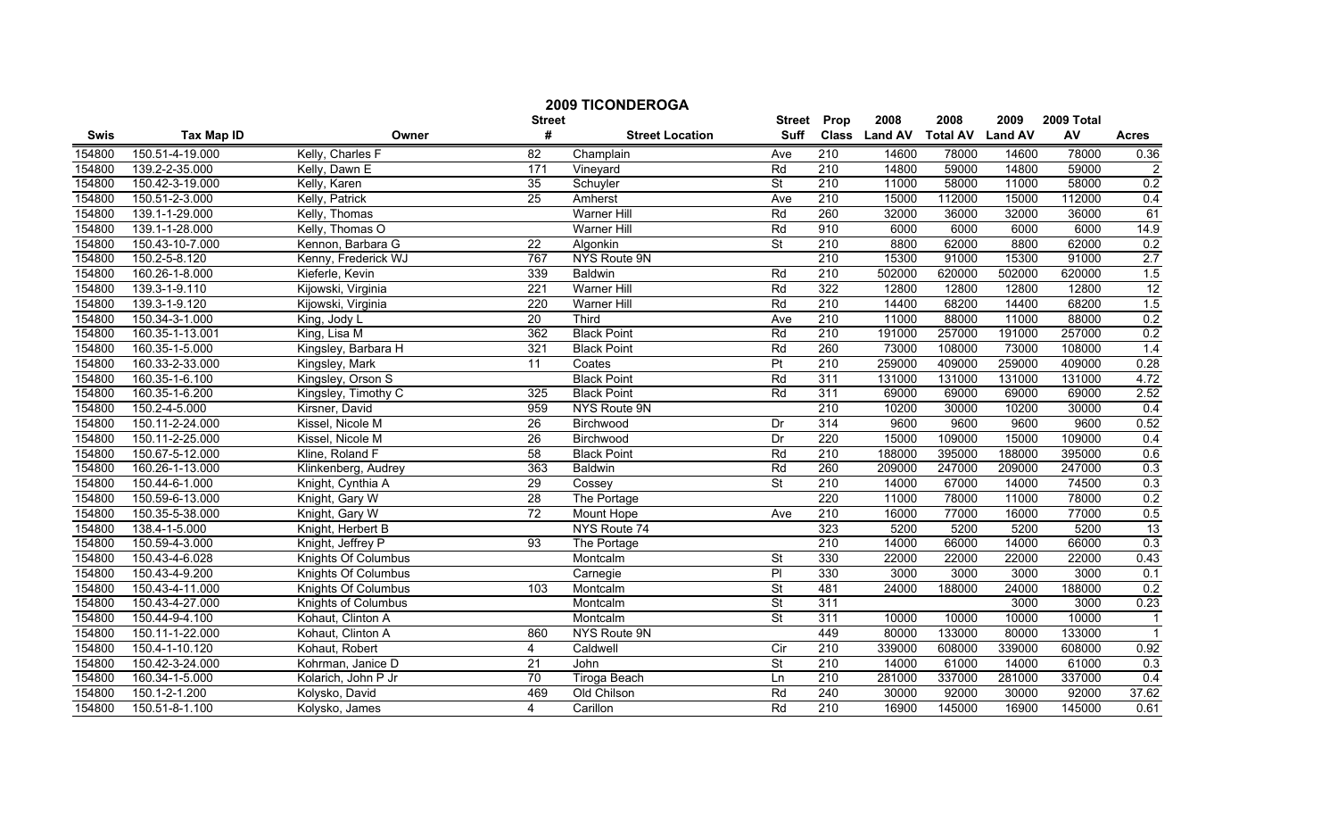# 2009 TICONDEROGA

| Swis | Tax Map ID | Owner | Street # | Street Location | Street Suff | Prop Class | 2008 Land AV | 2008 Total AV | 2009 Land AV | 2009 Total AV | Acres |
|---|---|---|---|---|---|---|---|---|---|---|---|
| 154800 | 150.51-4-19.000 | Kelly, Charles F | 82 | Champlain | Ave | 210 | 14600 | 78000 | 14600 | 78000 | 0.36 |
| 154800 | 139.2-2-35.000 | Kelly, Dawn E | 171 | Vineyard | Rd | 210 | 14800 | 59000 | 14800 | 59000 | 2 |
| 154800 | 150.42-3-19.000 | Kelly, Karen | 35 | Schuyler | St | 210 | 11000 | 58000 | 11000 | 58000 | 0.2 |
| 154800 | 150.51-2-3.000 | Kelly, Patrick | 25 | Amherst | Ave | 210 | 15000 | 112000 | 15000 | 112000 | 0.4 |
| 154800 | 139.1-1-29.000 | Kelly, Thomas | | Warner Hill | Rd | 260 | 32000 | 36000 | 32000 | 36000 | 61 |
| 154800 | 139.1-1-28.000 | Kelly, Thomas O | | Warner Hill | Rd | 910 | 6000 | 6000 | 6000 | 6000 | 14.9 |
| 154800 | 150.43-10-7.000 | Kennon, Barbara G | 22 | Algonkin | St | 210 | 8800 | 62000 | 8800 | 62000 | 0.2 |
| 154800 | 150.2-5-8.120 | Kenny, Frederick WJ | 767 | NYS Route 9N | | 210 | 15300 | 91000 | 15300 | 91000 | 2.7 |
| 154800 | 160.26-1-8.000 | Kieferle, Kevin | 339 | Baldwin | Rd | 210 | 502000 | 620000 | 502000 | 620000 | 1.5 |
| 154800 | 139.3-1-9.110 | Kijowski, Virginia | 221 | Warner Hill | Rd | 322 | 12800 | 12800 | 12800 | 12800 | 12 |
| 154800 | 139.3-1-9.120 | Kijowski, Virginia | 220 | Warner Hill | Rd | 210 | 14400 | 68200 | 14400 | 68200 | 1.5 |
| 154800 | 150.34-3-1.000 | King, Jody L | 20 | Third | Ave | 210 | 11000 | 88000 | 11000 | 88000 | 0.2 |
| 154800 | 160.35-1-13.001 | King, Lisa M | 362 | Black Point | Rd | 210 | 191000 | 257000 | 191000 | 257000 | 0.2 |
| 154800 | 160.35-1-5.000 | Kingsley, Barbara H | 321 | Black Point | Rd | 260 | 73000 | 108000 | 73000 | 108000 | 1.4 |
| 154800 | 160.33-2-33.000 | Kingsley, Mark | 11 | Coates | Pt | 210 | 259000 | 409000 | 259000 | 409000 | 0.28 |
| 154800 | 160.35-1-6.100 | Kingsley, Orson S | | Black Point | Rd | 311 | 131000 | 131000 | 131000 | 131000 | 4.72 |
| 154800 | 160.35-1-6.200 | Kingsley, Timothy C | 325 | Black Point | Rd | 311 | 69000 | 69000 | 69000 | 69000 | 2.52 |
| 154800 | 150.2-4-5.000 | Kirsner, David | 959 | NYS Route 9N | | 210 | 10200 | 30000 | 10200 | 30000 | 0.4 |
| 154800 | 150.11-2-24.000 | Kissel, Nicole M | 26 | Birchwood | Dr | 314 | 9600 | 9600 | 9600 | 9600 | 0.52 |
| 154800 | 150.11-2-25.000 | Kissel, Nicole M | 26 | Birchwood | Dr | 220 | 15000 | 109000 | 15000 | 109000 | 0.4 |
| 154800 | 150.67-5-12.000 | Kline, Roland F | 58 | Black Point | Rd | 210 | 188000 | 395000 | 188000 | 395000 | 0.6 |
| 154800 | 160.26-1-13.000 | Klinkenberg, Audrey | 363 | Baldwin | Rd | 260 | 209000 | 247000 | 209000 | 247000 | 0.3 |
| 154800 | 150.44-6-1.000 | Knight, Cynthia A | 29 | Cossey | St | 210 | 14000 | 67000 | 14000 | 74500 | 0.3 |
| 154800 | 150.59-6-13.000 | Knight, Gary W | 28 | The Portage | | 220 | 11000 | 78000 | 11000 | 78000 | 0.2 |
| 154800 | 150.35-5-38.000 | Knight, Gary W | 72 | Mount Hope | Ave | 210 | 16000 | 77000 | 16000 | 77000 | 0.5 |
| 154800 | 138.4-1-5.000 | Knight, Herbert B | | NYS Route 74 | | 323 | 5200 | 5200 | 5200 | 5200 | 13 |
| 154800 | 150.59-4-3.000 | Knight, Jeffrey P | 93 | The Portage | | 210 | 14000 | 66000 | 14000 | 66000 | 0.3 |
| 154800 | 150.43-4-6.028 | Knights Of Columbus | | Montcalm | St | 330 | 22000 | 22000 | 22000 | 22000 | 0.43 |
| 154800 | 150.43-4-9.200 | Knights Of Columbus | | Carnegie | Pl | 330 | 3000 | 3000 | 3000 | 3000 | 0.1 |
| 154800 | 150.43-4-11.000 | Knights Of Columbus | 103 | Montcalm | St | 481 | 24000 | 188000 | 24000 | 188000 | 0.2 |
| 154800 | 150.43-4-27.000 | Knights of Columbus | | Montcalm | St | 311 | | | 3000 | 3000 | 0.23 |
| 154800 | 150.44-9-4.100 | Kohaut, Clinton A | | Montcalm | St | 311 | 10000 | 10000 | 10000 | 10000 | 1 |
| 154800 | 150.11-1-22.000 | Kohaut, Clinton A | 860 | NYS Route 9N | | 449 | 80000 | 133000 | 80000 | 133000 | 1 |
| 154800 | 150.4-1-10.120 | Kohaut, Robert | 4 | Caldwell | Cir | 210 | 339000 | 608000 | 339000 | 608000 | 0.92 |
| 154800 | 150.42-3-24.000 | Kohrman, Janice D | 21 | John | St | 210 | 14000 | 61000 | 14000 | 61000 | 0.3 |
| 154800 | 160.34-1-5.000 | Kolarich, John P Jr | 70 | Tiroga Beach | Ln | 210 | 281000 | 337000 | 281000 | 337000 | 0.4 |
| 154800 | 150.1-2-1.200 | Kolysko, David | 469 | Old Chilson | Rd | 240 | 30000 | 92000 | 30000 | 92000 | 37.62 |
| 154800 | 150.51-8-1.100 | Kolysko, James | 4 | Carillon | Rd | 210 | 16900 | 145000 | 16900 | 145000 | 0.61 |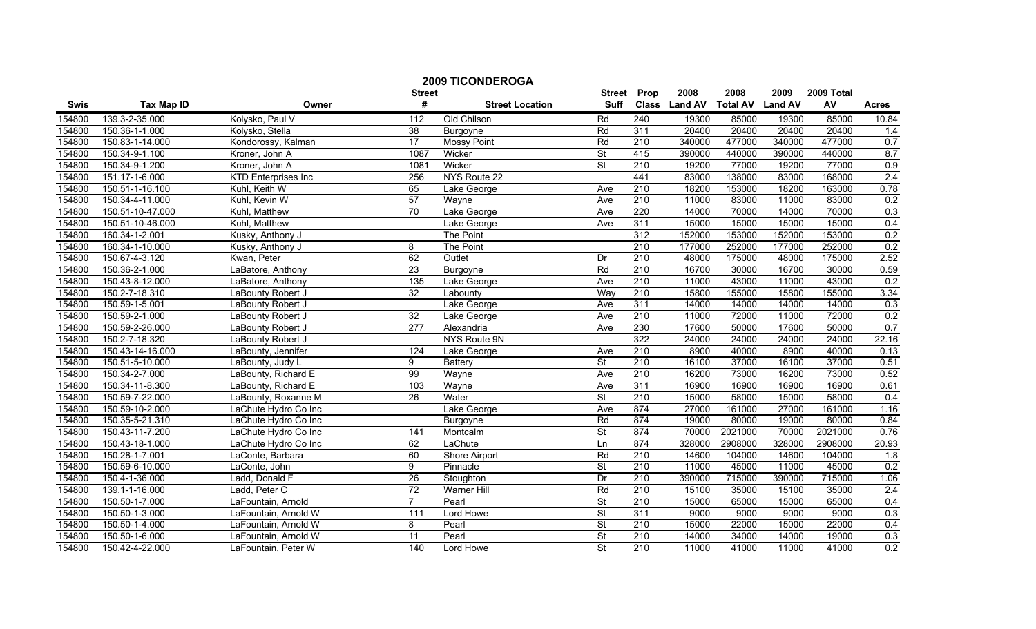# 2009 TICONDEROGA

| Swis | Tax Map ID | Owner | Street # | Street Location | Street Suff | Prop Class | 2008 Land AV | 2008 Total AV | 2009 Land AV | 2009 Total AV | Acres |
|---|---|---|---|---|---|---|---|---|---|---|---|
| 154800 | 139.3-2-35.000 | Kolysko, Paul V | 112 | Old Chilson | Rd | 240 | 19300 | 85000 | 19300 | 85000 | 10.84 |
| 154800 | 150.36-1-1.000 | Kolysko, Stella | 38 | Burgoyne | Rd | 311 | 20400 | 20400 | 20400 | 20400 | 1.4 |
| 154800 | 150.83-1-14.000 | Kondorossy, Kalman | 17 | Mossy Point | Rd | 210 | 340000 | 477000 | 340000 | 477000 | 0.7 |
| 154800 | 150.34-9-1.100 | Kroner, John A | 1087 | Wicker | St | 415 | 390000 | 440000 | 390000 | 440000 | 8.7 |
| 154800 | 150.34-9-1.200 | Kroner, John A | 1081 | Wicker | St | 210 | 19200 | 77000 | 19200 | 77000 | 0.9 |
| 154800 | 151.17-1-6.000 | KTD Enterprises Inc | 256 | NYS Route 22 | | 441 | 83000 | 138000 | 83000 | 168000 | 2.4 |
| 154800 | 150.51-1-16.100 | Kuhl, Keith W | 65 | Lake George | Ave | 210 | 18200 | 153000 | 18200 | 163000 | 0.78 |
| 154800 | 150.34-4-11.000 | Kuhl, Kevin W | 57 | Wayne | Ave | 210 | 11000 | 83000 | 11000 | 83000 | 0.2 |
| 154800 | 150.51-10-47.000 | Kuhl, Matthew | 70 | Lake George | Ave | 220 | 14000 | 70000 | 14000 | 70000 | 0.3 |
| 154800 | 150.51-10-46.000 | Kuhl, Matthew | | Lake George | Ave | 311 | 15000 | 15000 | 15000 | 15000 | 0.4 |
| 154800 | 160.34-1-2.001 | Kusky, Anthony J | | The Point | | 312 | 152000 | 153000 | 152000 | 153000 | 0.2 |
| 154800 | 160.34-1-10.000 | Kusky, Anthony J | 8 | The Point | | 210 | 177000 | 252000 | 177000 | 252000 | 0.2 |
| 154800 | 150.67-4-3.120 | Kwan, Peter | 62 | Outlet | Dr | 210 | 48000 | 175000 | 48000 | 175000 | 2.52 |
| 154800 | 150.36-2-1.000 | LaBatore, Anthony | 23 | Burgoyne | Rd | 210 | 16700 | 30000 | 16700 | 30000 | 0.59 |
| 154800 | 150.43-8-12.000 | LaBatore, Anthony | 135 | Lake George | Ave | 210 | 11000 | 43000 | 11000 | 43000 | 0.2 |
| 154800 | 150.2-7-18.310 | LaBounty Robert J | 32 | Labounty | Way | 210 | 15800 | 155000 | 15800 | 155000 | 3.34 |
| 154800 | 150.59-1-5.001 | LaBounty Robert J | | Lake George | Ave | 311 | 14000 | 14000 | 14000 | 14000 | 0.3 |
| 154800 | 150.59-2-1.000 | LaBounty Robert J | 32 | Lake George | Ave | 210 | 11000 | 72000 | 11000 | 72000 | 0.2 |
| 154800 | 150.59-2-26.000 | LaBounty Robert J | 277 | Alexandria | Ave | 230 | 17600 | 50000 | 17600 | 50000 | 0.7 |
| 154800 | 150.2-7-18.320 | LaBounty Robert J | | NYS Route 9N | | 322 | 24000 | 24000 | 24000 | 24000 | 22.16 |
| 154800 | 150.43-14-16.000 | LaBounty, Jennifer | 124 | Lake George | Ave | 210 | 8900 | 40000 | 8900 | 40000 | 0.13 |
| 154800 | 150.51-5-10.000 | LaBounty, Judy L | 9 | Battery | St | 210 | 16100 | 37000 | 16100 | 37000 | 0.51 |
| 154800 | 150.34-2-7.000 | LaBounty, Richard E | 99 | Wayne | Ave | 210 | 16200 | 73000 | 16200 | 73000 | 0.52 |
| 154800 | 150.34-11-8.300 | LaBounty, Richard E | 103 | Wayne | Ave | 311 | 16900 | 16900 | 16900 | 16900 | 0.61 |
| 154800 | 150.59-7-22.000 | LaBounty, Roxanne M | 26 | Water | St | 210 | 15000 | 58000 | 15000 | 58000 | 0.4 |
| 154800 | 150.59-10-2.000 | LaChute Hydro Co Inc | | Lake George | Ave | 874 | 27000 | 161000 | 27000 | 161000 | 1.16 |
| 154800 | 150.35-5-21.310 | LaChute Hydro Co Inc | | Burgoyne | Rd | 874 | 19000 | 80000 | 19000 | 80000 | 0.84 |
| 154800 | 150.43-11-7.200 | LaChute Hydro Co Inc | 141 | Montcalm | St | 874 | 70000 | 2021000 | 70000 | 2021000 | 0.76 |
| 154800 | 150.43-18-1.000 | LaChute Hydro Co Inc | 62 | LaChute | Ln | 874 | 328000 | 2908000 | 328000 | 2908000 | 20.93 |
| 154800 | 150.28-1-7.001 | LaConte, Barbara | 60 | Shore Airport | Rd | 210 | 14600 | 104000 | 14600 | 104000 | 1.8 |
| 154800 | 150.59-6-10.000 | LaConte, John | 9 | Pinnacle | St | 210 | 11000 | 45000 | 11000 | 45000 | 0.2 |
| 154800 | 150.4-1-36.000 | Ladd, Donald F | 26 | Stoughton | Dr | 210 | 390000 | 715000 | 390000 | 715000 | 1.06 |
| 154800 | 139.1-1-16.000 | Ladd, Peter C | 72 | Warner Hill | Rd | 210 | 15100 | 35000 | 15100 | 35000 | 2.4 |
| 154800 | 150.50-1-7.000 | LaFountain, Arnold | 7 | Pearl | St | 210 | 15000 | 65000 | 15000 | 65000 | 0.4 |
| 154800 | 150.50-1-3.000 | LaFountain, Arnold W | 111 | Lord Howe | St | 311 | 9000 | 9000 | 9000 | 9000 | 0.3 |
| 154800 | 150.50-1-4.000 | LaFountain, Arnold W | 8 | Pearl | St | 210 | 15000 | 22000 | 15000 | 22000 | 0.4 |
| 154800 | 150.50-1-6.000 | LaFountain, Arnold W | 11 | Pearl | St | 210 | 14000 | 34000 | 14000 | 19000 | 0.3 |
| 154800 | 150.42-4-22.000 | LaFountain, Peter W | 140 | Lord Howe | St | 210 | 11000 | 41000 | 11000 | 41000 | 0.2 |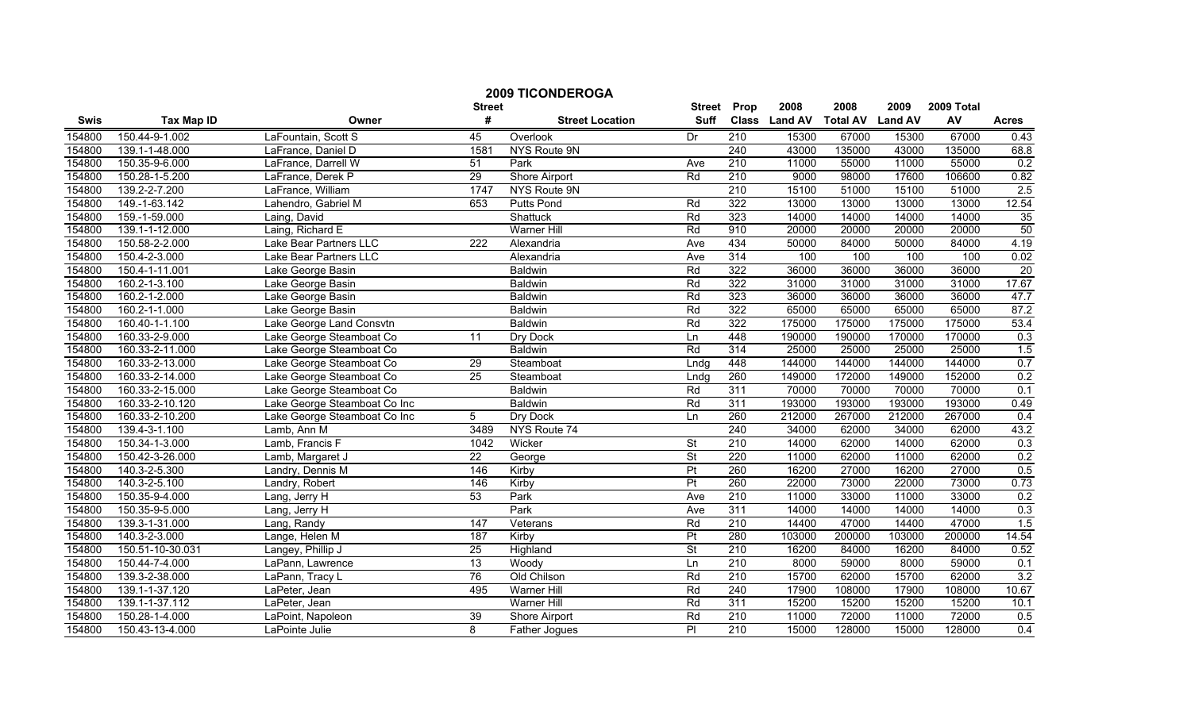## 2009 TICONDEROGA

| Swis | Tax Map ID | Owner | Street # | Street Location | Street Suff | Prop Class | 2008 Land AV | 2008 Total AV | 2009 Land AV | 2009 Total AV | Acres |
|---|---|---|---|---|---|---|---|---|---|---|---|
| 154800 | 150.44-9-1.002 | LaFountain, Scott S | 45 | Overlook | Dr | 210 | 15300 | 67000 | 15300 | 67000 | 0.43 |
| 154800 | 139.1-1-48.000 | LaFrance, Daniel D | 1581 | NYS Route 9N | | 240 | 43000 | 135000 | 43000 | 135000 | 68.8 |
| 154800 | 150.35-9-6.000 | LaFrance, Darrell W | 51 | Park | Ave | 210 | 11000 | 55000 | 11000 | 55000 | 0.2 |
| 154800 | 150.28-1-5.200 | LaFrance, Derek P | 29 | Shore Airport | Rd | 210 | 9000 | 98000 | 17600 | 106600 | 0.82 |
| 154800 | 139.2-2-7.200 | LaFrance, William | 1747 | NYS Route 9N | | 210 | 15100 | 51000 | 15100 | 51000 | 2.5 |
| 154800 | 149.-1-63.142 | Lahendro, Gabriel M | 653 | Putts Pond | Rd | 322 | 13000 | 13000 | 13000 | 13000 | 12.54 |
| 154800 | 159.-1-59.000 | Laing, David | | Shattuck | Rd | 323 | 14000 | 14000 | 14000 | 14000 | 35 |
| 154800 | 139.1-1-12.000 | Laing, Richard E | | Warner Hill | Rd | 910 | 20000 | 20000 | 20000 | 20000 | 50 |
| 154800 | 150.58-2-2.000 | Lake Bear Partners LLC | 222 | Alexandria | Ave | 434 | 50000 | 84000 | 50000 | 84000 | 4.19 |
| 154800 | 150.4-2-3.000 | Lake Bear Partners LLC | | Alexandria | Ave | 314 | 100 | 100 | 100 | 100 | 0.02 |
| 154800 | 150.4-1-11.001 | Lake George Basin | | Baldwin | Rd | 322 | 36000 | 36000 | 36000 | 36000 | 20 |
| 154800 | 160.2-1-3.100 | Lake George Basin | | Baldwin | Rd | 322 | 31000 | 31000 | 31000 | 31000 | 17.67 |
| 154800 | 160.2-1-2.000 | Lake George Basin | | Baldwin | Rd | 323 | 36000 | 36000 | 36000 | 36000 | 47.7 |
| 154800 | 160.2-1-1.000 | Lake George Basin | | Baldwin | Rd | 322 | 65000 | 65000 | 65000 | 65000 | 87.2 |
| 154800 | 160.40-1-1.100 | Lake George Land Consvtn | | Baldwin | Rd | 322 | 175000 | 175000 | 175000 | 175000 | 53.4 |
| 154800 | 160.33-2-9.000 | Lake George Steamboat Co | 11 | Dry Dock | Ln | 448 | 190000 | 190000 | 170000 | 170000 | 0.3 |
| 154800 | 160.33-2-11.000 | Lake George Steamboat Co | | Baldwin | Rd | 314 | 25000 | 25000 | 25000 | 25000 | 1.5 |
| 154800 | 160.33-2-13.000 | Lake George Steamboat Co | 29 | Steamboat | Lndg | 448 | 144000 | 144000 | 144000 | 144000 | 0.7 |
| 154800 | 160.33-2-14.000 | Lake George Steamboat Co | 25 | Steamboat | Lndg | 260 | 149000 | 172000 | 149000 | 152000 | 0.2 |
| 154800 | 160.33-2-15.000 | Lake George Steamboat Co | | Baldwin | Rd | 311 | 70000 | 70000 | 70000 | 70000 | 0.1 |
| 154800 | 160.33-2-10.120 | Lake George Steamboat Co Inc | | Baldwin | Rd | 311 | 193000 | 193000 | 193000 | 193000 | 0.49 |
| 154800 | 160.33-2-10.200 | Lake George Steamboat Co Inc | 5 | Dry Dock | Ln | 260 | 212000 | 267000 | 212000 | 267000 | 0.4 |
| 154800 | 139.4-3-1.100 | Lamb, Ann M | 3489 | NYS Route 74 | | 240 | 34000 | 62000 | 34000 | 62000 | 43.2 |
| 154800 | 150.34-1-3.000 | Lamb, Francis F | 1042 | Wicker | St | 210 | 14000 | 62000 | 14000 | 62000 | 0.3 |
| 154800 | 150.42-3-26.000 | Lamb, Margaret J | 22 | George | St | 220 | 11000 | 62000 | 11000 | 62000 | 0.2 |
| 154800 | 140.3-2-5.300 | Landry, Dennis M | 146 | Kirby | Pt | 260 | 16200 | 27000 | 16200 | 27000 | 0.5 |
| 154800 | 140.3-2-5.100 | Landry, Robert | 146 | Kirby | Pt | 260 | 22000 | 73000 | 22000 | 73000 | 0.73 |
| 154800 | 150.35-9-4.000 | Lang, Jerry H | 53 | Park | Ave | 210 | 11000 | 33000 | 11000 | 33000 | 0.2 |
| 154800 | 150.35-9-5.000 | Lang, Jerry H | | Park | Ave | 311 | 14000 | 14000 | 14000 | 14000 | 0.3 |
| 154800 | 139.3-1-31.000 | Lang, Randy | 147 | Veterans | Rd | 210 | 14400 | 47000 | 14400 | 47000 | 1.5 |
| 154800 | 140.3-2-3.000 | Lange, Helen M | 187 | Kirby | Pt | 280 | 103000 | 200000 | 103000 | 200000 | 14.54 |
| 154800 | 150.51-10-30.031 | Langey, Phillip J | 25 | Highland | St | 210 | 16200 | 84000 | 16200 | 84000 | 0.52 |
| 154800 | 150.44-7-4.000 | LaPann, Lawrence | 13 | Woody | Ln | 210 | 8000 | 59000 | 8000 | 59000 | 0.1 |
| 154800 | 139.3-2-38.000 | LaPann, Tracy L | 76 | Old Chilson | Rd | 210 | 15700 | 62000 | 15700 | 62000 | 3.2 |
| 154800 | 139.1-1-37.120 | LaPeter, Jean | 495 | Warner Hill | Rd | 240 | 17900 | 108000 | 17900 | 108000 | 10.67 |
| 154800 | 139.1-1-37.112 | LaPeter, Jean | | Warner Hill | Rd | 311 | 15200 | 15200 | 15200 | 15200 | 10.1 |
| 154800 | 150.28-1-4.000 | LaPoint, Napoleon | 39 | Shore Airport | Rd | 210 | 11000 | 72000 | 11000 | 72000 | 0.5 |
| 154800 | 150.43-13-4.000 | LaPointe Julie | 8 | Father Jogues | Pl | 210 | 15000 | 128000 | 15000 | 128000 | 0.4 |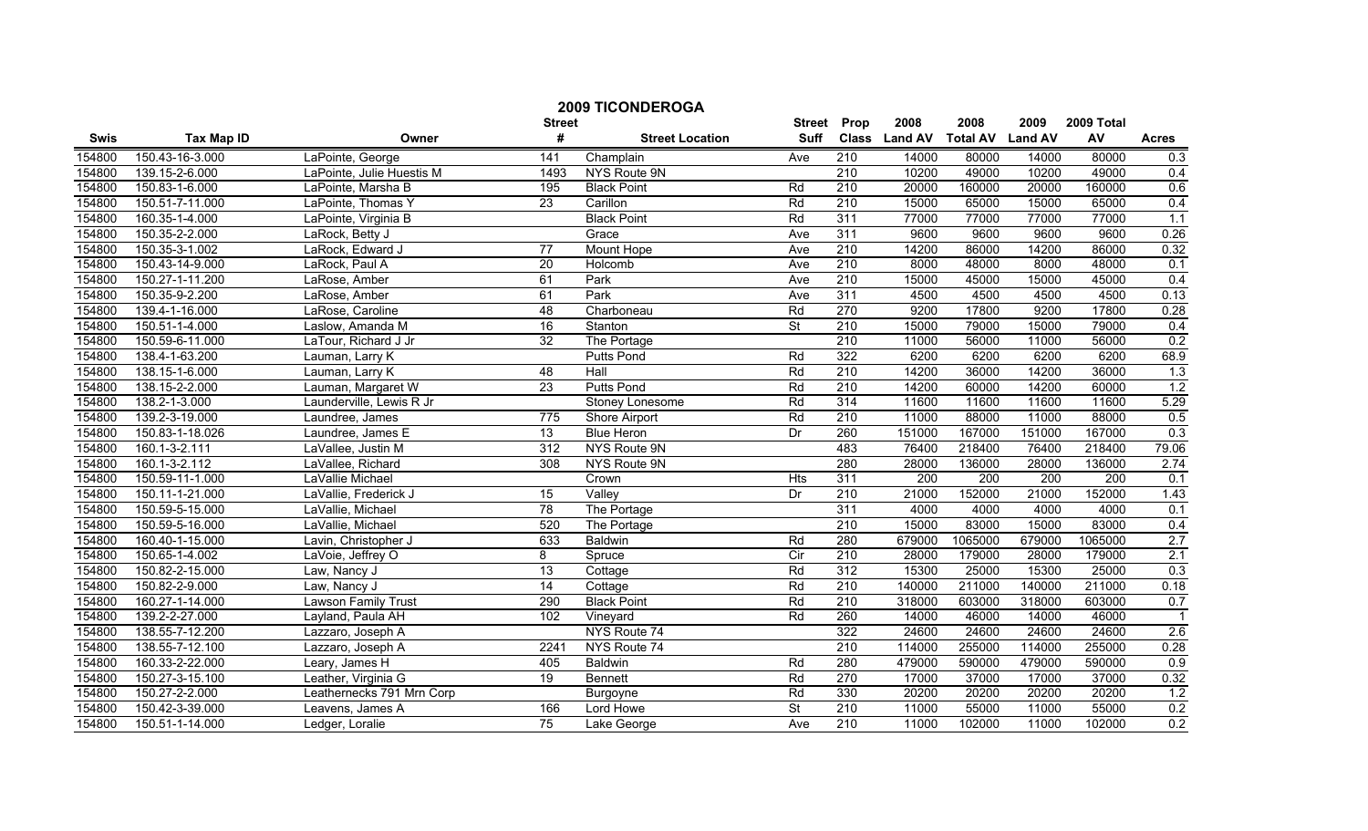## 2009 TICONDEROGA

| Swis | Tax Map ID | Owner | Street # | Street Location | Street Suff | Prop Class | 2008 Land AV | 2008 Total AV | 2009 Land AV | 2009 Total AV | Acres |
|---|---|---|---|---|---|---|---|---|---|---|---|
| 154800 | 150.43-16-3.000 | LaPointe, George | 141 | Champlain | Ave | 210 | 14000 | 80000 | 14000 | 80000 | 0.3 |
| 154800 | 139.15-2-6.000 | LaPointe, Julie Huestis M | 1493 | NYS Route 9N | | 210 | 10200 | 49000 | 10200 | 49000 | 0.4 |
| 154800 | 150.83-1-6.000 | LaPointe, Marsha B | 195 | Black Point | Rd | 210 | 20000 | 160000 | 20000 | 160000 | 0.6 |
| 154800 | 150.51-7-11.000 | LaPointe, Thomas Y | 23 | Carillon | Rd | 210 | 15000 | 65000 | 15000 | 65000 | 0.4 |
| 154800 | 160.35-1-4.000 | LaPointe, Virginia B | | Black Point | Rd | 311 | 77000 | 77000 | 77000 | 77000 | 1.1 |
| 154800 | 150.35-2-2.000 | LaRock, Betty J | | Grace | Ave | 311 | 9600 | 9600 | 9600 | 9600 | 0.26 |
| 154800 | 150.35-3-1.002 | LaRock, Edward J | 77 | Mount Hope | Ave | 210 | 14200 | 86000 | 14200 | 86000 | 0.32 |
| 154800 | 150.43-14-9.000 | LaRock, Paul A | 20 | Holcomb | Ave | 210 | 8000 | 48000 | 8000 | 48000 | 0.1 |
| 154800 | 150.27-1-11.200 | LaRose, Amber | 61 | Park | Ave | 210 | 15000 | 45000 | 15000 | 45000 | 0.4 |
| 154800 | 150.35-9-2.200 | LaRose, Amber | 61 | Park | Ave | 311 | 4500 | 4500 | 4500 | 4500 | 0.13 |
| 154800 | 139.4-1-16.000 | LaRose, Caroline | 48 | Charboneau | Rd | 270 | 9200 | 17800 | 9200 | 17800 | 0.28 |
| 154800 | 150.51-1-4.000 | Laslow, Amanda M | 16 | Stanton | St | 210 | 15000 | 79000 | 15000 | 79000 | 0.4 |
| 154800 | 150.59-6-11.000 | LaTour, Richard J Jr | 32 | The Portage | | 210 | 11000 | 56000 | 11000 | 56000 | 0.2 |
| 154800 | 138.4-1-63.200 | Lauman, Larry K | | Putts Pond | Rd | 322 | 6200 | 6200 | 6200 | 6200 | 68.9 |
| 154800 | 138.15-1-6.000 | Lauman, Larry K | 48 | Hall | Rd | 210 | 14200 | 36000 | 14200 | 36000 | 1.3 |
| 154800 | 138.15-2-2.000 | Lauman, Margaret W | 23 | Putts Pond | Rd | 210 | 14200 | 60000 | 14200 | 60000 | 1.2 |
| 154800 | 138.2-1-3.000 | Launderville, Lewis R Jr | | Stoney Lonesome | Rd | 314 | 11600 | 11600 | 11600 | 11600 | 5.29 |
| 154800 | 139.2-3-19.000 | Laundree, James | 775 | Shore Airport | Rd | 210 | 11000 | 88000 | 11000 | 88000 | 0.5 |
| 154800 | 150.83-1-18.026 | Laundree, James E | 13 | Blue Heron | Dr | 260 | 151000 | 167000 | 151000 | 167000 | 0.3 |
| 154800 | 160.1-3-2.111 | LaVallee, Justin M | 312 | NYS Route 9N | | 483 | 76400 | 218400 | 76400 | 218400 | 79.06 |
| 154800 | 160.1-3-2.112 | LaVallee, Richard | 308 | NYS Route 9N | | 280 | 28000 | 136000 | 28000 | 136000 | 2.74 |
| 154800 | 150.59-11-1.000 | LaVallie Michael | | Crown | Hts | 311 | 200 | 200 | 200 | 200 | 0.1 |
| 154800 | 150.11-1-21.000 | LaVallie, Frederick J | 15 | Valley | Dr | 210 | 21000 | 152000 | 21000 | 152000 | 1.43 |
| 154800 | 150.59-5-15.000 | LaVallie, Michael | 78 | The Portage | | 311 | 4000 | 4000 | 4000 | 4000 | 0.1 |
| 154800 | 150.59-5-16.000 | LaVallie, Michael | 520 | The Portage | | 210 | 15000 | 83000 | 15000 | 83000 | 0.4 |
| 154800 | 160.40-1-15.000 | Lavin, Christopher J | 633 | Baldwin | Rd | 280 | 679000 | 1065000 | 679000 | 1065000 | 2.7 |
| 154800 | 150.65-1-4.002 | LaVoie, Jeffrey O | 8 | Spruce | Cir | 210 | 28000 | 179000 | 28000 | 179000 | 2.1 |
| 154800 | 150.82-2-15.000 | Law, Nancy J | 13 | Cottage | Rd | 312 | 15300 | 25000 | 15300 | 25000 | 0.3 |
| 154800 | 150.82-2-9.000 | Law, Nancy J | 14 | Cottage | Rd | 210 | 140000 | 211000 | 140000 | 211000 | 0.18 |
| 154800 | 160.27-1-14.000 | Lawson Family Trust | 290 | Black Point | Rd | 210 | 318000 | 603000 | 318000 | 603000 | 0.7 |
| 154800 | 139.2-2-27.000 | Layland, Paula AH | 102 | Vineyard | Rd | 260 | 14000 | 46000 | 14000 | 46000 | 1 |
| 154800 | 138.55-7-12.200 | Lazzaro, Joseph A | | NYS Route 74 | | 322 | 24600 | 24600 | 24600 | 24600 | 2.6 |
| 154800 | 138.55-7-12.100 | Lazzaro, Joseph A | 2241 | NYS Route 74 | | 210 | 114000 | 255000 | 114000 | 255000 | 0.28 |
| 154800 | 160.33-2-22.000 | Leary, James H | 405 | Baldwin | Rd | 280 | 479000 | 590000 | 479000 | 590000 | 0.9 |
| 154800 | 150.27-3-15.100 | Leather, Virginia G | 19 | Bennett | Rd | 270 | 17000 | 37000 | 17000 | 37000 | 0.32 |
| 154800 | 150.27-2-2.000 | Leathernecks 791 Mrn Corp | | Burgoyne | Rd | 330 | 20200 | 20200 | 20200 | 20200 | 1.2 |
| 154800 | 150.42-3-39.000 | Leavens, James A | 166 | Lord Howe | St | 210 | 11000 | 55000 | 11000 | 55000 | 0.2 |
| 154800 | 150.51-1-14.000 | Ledger, Loralie | 75 | Lake George | Ave | 210 | 11000 | 102000 | 11000 | 102000 | 0.2 |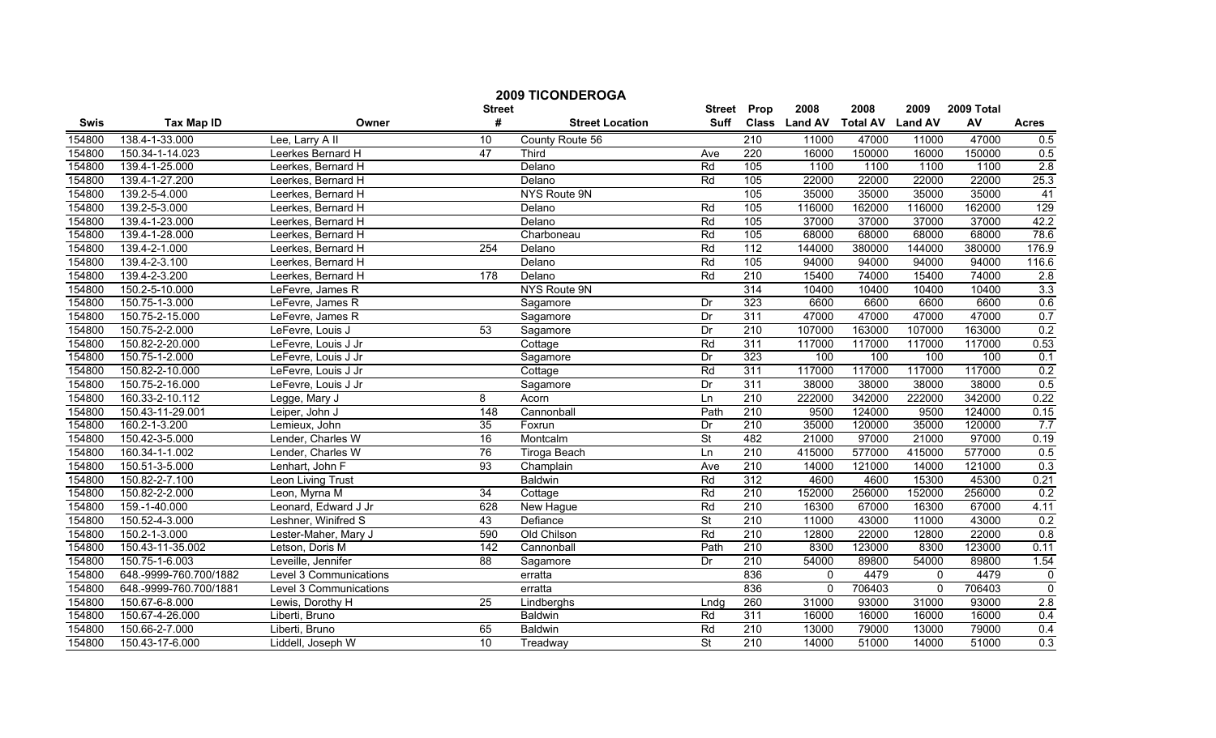# 2009 TICONDEROGA

| Swis | Tax Map ID | Owner | Street # | Street Location | Street Suff | Prop Class | 2008 Land AV | 2008 Total AV | 2009 Land AV | 2009 Total AV | Acres |
|---|---|---|---|---|---|---|---|---|---|---|---|
| 154800 | 138.4-1-33.000 | Lee, Larry A II | 10 | County Route 56 | | 210 | 11000 | 47000 | 11000 | 47000 | 0.5 |
| 154800 | 150.34-1-14.023 | Leerkes Bernard H | 47 | Third | Ave | 220 | 16000 | 150000 | 16000 | 150000 | 0.5 |
| 154800 | 139.4-1-25.000 | Leerkes, Bernard H | | Delano | Rd | 105 | 1100 | 1100 | 1100 | 1100 | 2.8 |
| 154800 | 139.4-1-27.200 | Leerkes, Bernard H | | Delano | Rd | 105 | 22000 | 22000 | 22000 | 22000 | 25.3 |
| 154800 | 139.2-5-4.000 | Leerkes, Bernard H | | NYS Route 9N | | 105 | 35000 | 35000 | 35000 | 35000 | 41 |
| 154800 | 139.2-5-3.000 | Leerkes, Bernard H | | Delano | Rd | 105 | 116000 | 162000 | 116000 | 162000 | 129 |
| 154800 | 139.4-1-23.000 | Leerkes, Bernard H | | Delano | Rd | 105 | 37000 | 37000 | 37000 | 37000 | 42.2 |
| 154800 | 139.4-1-28.000 | Leerkes, Bernard H | | Charboneau | Rd | 105 | 68000 | 68000 | 68000 | 68000 | 78.6 |
| 154800 | 139.4-2-1.000 | Leerkes, Bernard H | 254 | Delano | Rd | 112 | 144000 | 380000 | 144000 | 380000 | 176.9 |
| 154800 | 139.4-2-3.100 | Leerkes, Bernard H | | Delano | Rd | 105 | 94000 | 94000 | 94000 | 94000 | 116.6 |
| 154800 | 139.4-2-3.200 | Leerkes, Bernard H | 178 | Delano | Rd | 210 | 15400 | 74000 | 15400 | 74000 | 2.8 |
| 154800 | 150.2-5-10.000 | LeFevre, James R | | NYS Route 9N | | 314 | 10400 | 10400 | 10400 | 10400 | 3.3 |
| 154800 | 150.75-1-3.000 | LeFevre, James R | | Sagamore | Dr | 323 | 6600 | 6600 | 6600 | 6600 | 0.6 |
| 154800 | 150.75-2-15.000 | LeFevre, James R | | Sagamore | Dr | 311 | 47000 | 47000 | 47000 | 47000 | 0.7 |
| 154800 | 150.75-2-2.000 | LeFevre, Louis J | 53 | Sagamore | Dr | 210 | 107000 | 163000 | 107000 | 163000 | 0.2 |
| 154800 | 150.82-2-20.000 | LeFevre, Louis J Jr | | Cottage | Rd | 311 | 117000 | 117000 | 117000 | 117000 | 0.53 |
| 154800 | 150.75-1-2.000 | LeFevre, Louis J Jr | | Sagamore | Dr | 323 | 100 | 100 | 100 | 100 | 0.1 |
| 154800 | 150.82-2-10.000 | LeFevre, Louis J Jr | | Cottage | Rd | 311 | 117000 | 117000 | 117000 | 117000 | 0.2 |
| 154800 | 150.75-2-16.000 | LeFevre, Louis J Jr | | Sagamore | Dr | 311 | 38000 | 38000 | 38000 | 38000 | 0.5 |
| 154800 | 160.33-2-10.112 | Legge, Mary J | 8 | Acorn | Ln | 210 | 222000 | 342000 | 222000 | 342000 | 0.22 |
| 154800 | 150.43-11-29.001 | Leiper, John J | 148 | Cannonball | Path | 210 | 9500 | 124000 | 9500 | 124000 | 0.15 |
| 154800 | 160.2-1-3.200 | Lemieux, John | 35 | Foxrun | Dr | 210 | 35000 | 120000 | 35000 | 120000 | 7.7 |
| 154800 | 150.42-3-5.000 | Lender, Charles W | 16 | Montcalm | St | 482 | 21000 | 97000 | 21000 | 97000 | 0.19 |
| 154800 | 160.34-1-1.002 | Lender, Charles W | 76 | Tiroga Beach | Ln | 210 | 415000 | 577000 | 415000 | 577000 | 0.5 |
| 154800 | 150.51-3-5.000 | Lenhart, John F | 93 | Champlain | Ave | 210 | 14000 | 121000 | 14000 | 121000 | 0.3 |
| 154800 | 150.82-2-7.100 | Leon Living Trust | | Baldwin | Rd | 312 | 4600 | 4600 | 15300 | 45300 | 0.21 |
| 154800 | 150.82-2-2.000 | Leon, Myrna M | 34 | Cottage | Rd | 210 | 152000 | 256000 | 152000 | 256000 | 0.2 |
| 154800 | 159.-1-40.000 | Leonard, Edward J Jr | 628 | New Hague | Rd | 210 | 16300 | 67000 | 16300 | 67000 | 4.11 |
| 154800 | 150.52-4-3.000 | Leshner, Winifred S | 43 | Defiance | St | 210 | 11000 | 43000 | 11000 | 43000 | 0.2 |
| 154800 | 150.2-1-3.000 | Lester-Maher, Mary J | 590 | Old Chilson | Rd | 210 | 12800 | 22000 | 12800 | 22000 | 0.8 |
| 154800 | 150.43-11-35.002 | Letson, Doris M | 142 | Cannonball | Path | 210 | 8300 | 123000 | 8300 | 123000 | 0.11 |
| 154800 | 150.75-1-6.003 | Leveille, Jennifer | 88 | Sagamore | Dr | 210 | 54000 | 89800 | 54000 | 89800 | 1.54 |
| 154800 | 648.-9999-760.700/1882 | Level 3 Communications | | erratta | | 836 | 0 | 4479 | 0 | 4479 | 0 |
| 154800 | 648.-9999-760.700/1881 | Level 3 Communications | | erratta | | 836 | 0 | 706403 | 0 | 706403 | 0 |
| 154800 | 150.67-6-8.000 | Lewis, Dorothy H | 25 | Lindberghs | Lndg | 260 | 31000 | 93000 | 31000 | 93000 | 2.8 |
| 154800 | 150.67-4-26.000 | Liberti, Bruno | | Baldwin | Rd | 311 | 16000 | 16000 | 16000 | 16000 | 0.4 |
| 154800 | 150.66-2-7.000 | Liberti, Bruno | 65 | Baldwin | Rd | 210 | 13000 | 79000 | 13000 | 79000 | 0.4 |
| 154800 | 150.43-17-6.000 | Liddell, Joseph W | 10 | Treadway | St | 210 | 14000 | 51000 | 14000 | 51000 | 0.3 |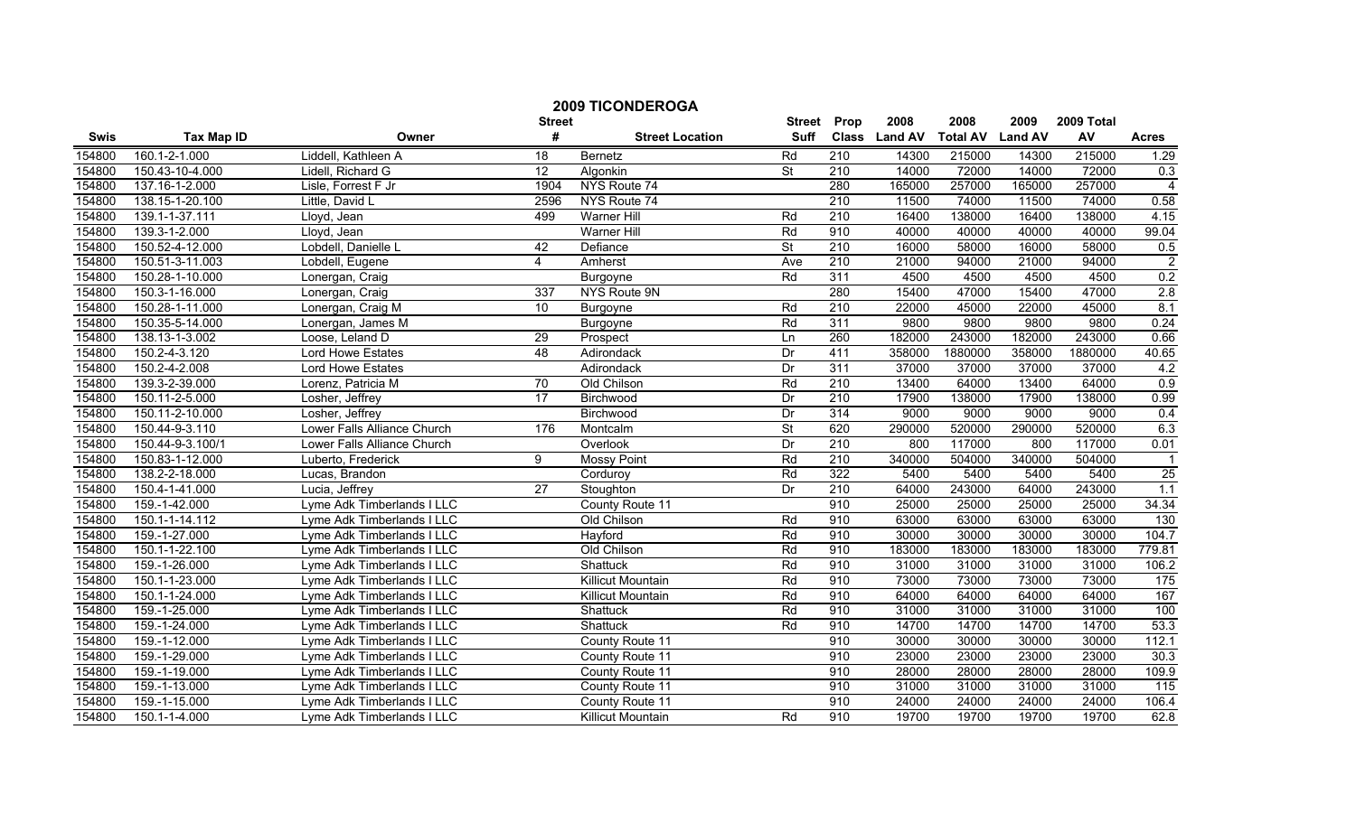# 2009 TICONDEROGA

| Swis | Tax Map ID | Owner | Street # | Street Location | Street Suff | Prop Class | 2008 Land AV | 2008 Total AV | 2009 Land AV | 2009 Total AV | Acres |
|---|---|---|---|---|---|---|---|---|---|---|---|
| 154800 | 160.1-2-1.000 | Liddell, Kathleen A | 18 | Bernetz | Rd | 210 | 14300 | 215000 | 14300 | 215000 | 1.29 |
| 154800 | 150.43-10-4.000 | Lidell, Richard G | 12 | Algonkin | St | 210 | 14000 | 72000 | 14000 | 72000 | 0.3 |
| 154800 | 137.16-1-2.000 | Lisle, Forrest F Jr | 1904 | NYS Route 74 | | 280 | 165000 | 257000 | 165000 | 257000 | 4 |
| 154800 | 138.15-1-20.100 | Little, David L | 2596 | NYS Route 74 | | 210 | 11500 | 74000 | 11500 | 74000 | 0.58 |
| 154800 | 139.1-1-37.111 | Lloyd, Jean | 499 | Warner Hill | Rd | 210 | 16400 | 138000 | 16400 | 138000 | 4.15 |
| 154800 | 139.3-1-2.000 | Lloyd, Jean | | Warner Hill | Rd | 910 | 40000 | 40000 | 40000 | 40000 | 99.04 |
| 154800 | 150.52-4-12.000 | Lobdell, Danielle L | 42 | Defiance | St | 210 | 16000 | 58000 | 16000 | 58000 | 0.5 |
| 154800 | 150.51-3-11.003 | Lobdell, Eugene | 4 | Amherst | Ave | 210 | 21000 | 94000 | 21000 | 94000 | 2 |
| 154800 | 150.28-1-10.000 | Lonergan, Craig | | Burgoyne | Rd | 311 | 4500 | 4500 | 4500 | 4500 | 0.2 |
| 154800 | 150.3-1-16.000 | Lonergan, Craig | 337 | NYS Route 9N | | 280 | 15400 | 47000 | 15400 | 47000 | 2.8 |
| 154800 | 150.28-1-11.000 | Lonergan, Craig M | 10 | Burgoyne | Rd | 210 | 22000 | 45000 | 22000 | 45000 | 8.1 |
| 154800 | 150.35-5-14.000 | Lonergan, James M | | Burgoyne | Rd | 311 | 9800 | 9800 | 9800 | 9800 | 0.24 |
| 154800 | 138.13-1-3.002 | Loose, Leland D | 29 | Prospect | Ln | 260 | 182000 | 243000 | 182000 | 243000 | 0.66 |
| 154800 | 150.2-4-3.120 | Lord Howe Estates | 48 | Adirondack | Dr | 411 | 358000 | 1880000 | 358000 | 1880000 | 40.65 |
| 154800 | 150.2-4-2.008 | Lord Howe Estates | | Adirondack | Dr | 311 | 37000 | 37000 | 37000 | 37000 | 4.2 |
| 154800 | 139.3-2-39.000 | Lorenz, Patricia M | 70 | Old Chilson | Rd | 210 | 13400 | 64000 | 13400 | 64000 | 0.9 |
| 154800 | 150.11-2-5.000 | Losher, Jeffrey | 17 | Birchwood | Dr | 210 | 17900 | 138000 | 17900 | 138000 | 0.99 |
| 154800 | 150.11-2-10.000 | Losher, Jeffrey | | Birchwood | Dr | 314 | 9000 | 9000 | 9000 | 9000 | 0.4 |
| 154800 | 150.44-9-3.110 | Lower Falls Alliance Church | 176 | Montcalm | St | 620 | 290000 | 520000 | 290000 | 520000 | 6.3 |
| 154800 | 150.44-9-3.100/1 | Lower Falls Alliance Church | | Overlook | Dr | 210 | 800 | 117000 | 800 | 117000 | 0.01 |
| 154800 | 150.83-1-12.000 | Luberto, Frederick | 9 | Mossy Point | Rd | 210 | 340000 | 504000 | 340000 | 504000 | 1 |
| 154800 | 138.2-2-18.000 | Lucas, Brandon | | Corduroy | Rd | 322 | 5400 | 5400 | 5400 | 5400 | 25 |
| 154800 | 150.4-1-41.000 | Lucia, Jeffrey | 27 | Stoughton | Dr | 210 | 64000 | 243000 | 64000 | 243000 | 1.1 |
| 154800 | 159.-1-42.000 | Lyme Adk Timberlands I LLC | | County Route 11 | | 910 | 25000 | 25000 | 25000 | 25000 | 34.34 |
| 154800 | 150.1-1-14.112 | Lyme Adk Timberlands I LLC | | Old Chilson | Rd | 910 | 63000 | 63000 | 63000 | 63000 | 130 |
| 154800 | 159.-1-27.000 | Lyme Adk Timberlands I LLC | | Hayford | Rd | 910 | 30000 | 30000 | 30000 | 30000 | 104.7 |
| 154800 | 150.1-1-22.100 | Lyme Adk Timberlands I LLC | | Old Chilson | Rd | 910 | 183000 | 183000 | 183000 | 183000 | 779.81 |
| 154800 | 159.-1-26.000 | Lyme Adk Timberlands I LLC | | Shattuck | Rd | 910 | 31000 | 31000 | 31000 | 31000 | 106.2 |
| 154800 | 150.1-1-23.000 | Lyme Adk Timberlands I LLC | | Killicut Mountain | Rd | 910 | 73000 | 73000 | 73000 | 73000 | 175 |
| 154800 | 150.1-1-24.000 | Lyme Adk Timberlands I LLC | | Killicut Mountain | Rd | 910 | 64000 | 64000 | 64000 | 64000 | 167 |
| 154800 | 159.-1-25.000 | Lyme Adk Timberlands I LLC | | Shattuck | Rd | 910 | 31000 | 31000 | 31000 | 31000 | 100 |
| 154800 | 159.-1-24.000 | Lyme Adk Timberlands I LLC | | Shattuck | Rd | 910 | 14700 | 14700 | 14700 | 14700 | 53.3 |
| 154800 | 159.-1-12.000 | Lyme Adk Timberlands I LLC | | County Route 11 | | 910 | 30000 | 30000 | 30000 | 30000 | 112.1 |
| 154800 | 159.-1-29.000 | Lyme Adk Timberlands I LLC | | County Route 11 | | 910 | 23000 | 23000 | 23000 | 23000 | 30.3 |
| 154800 | 159.-1-19.000 | Lyme Adk Timberlands I LLC | | County Route 11 | | 910 | 28000 | 28000 | 28000 | 28000 | 109.9 |
| 154800 | 159.-1-13.000 | Lyme Adk Timberlands I LLC | | County Route 11 | | 910 | 31000 | 31000 | 31000 | 31000 | 115 |
| 154800 | 159.-1-15.000 | Lyme Adk Timberlands I LLC | | County Route 11 | | 910 | 24000 | 24000 | 24000 | 24000 | 106.4 |
| 154800 | 150.1-1-4.000 | Lyme Adk Timberlands I LLC | | Killicut Mountain | Rd | 910 | 19700 | 19700 | 19700 | 19700 | 62.8 |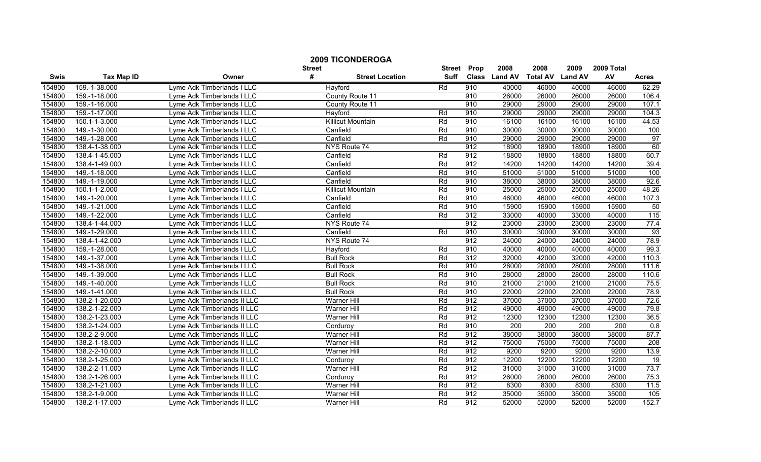# 2009 TICONDEROGA

| Swis | Tax Map ID | Owner | Street # | Street Location | Street Suff | Prop Class | 2008 Land AV | 2008 Total AV | 2009 Land AV | 2009 Total AV | Acres |
|---|---|---|---|---|---|---|---|---|---|---|---|
| 154800 | 159.-1-38.000 | Lyme Adk Timberlands I LLC | | Hayford | Rd | 910 | 40000 | 46000 | 40000 | 46000 | 62.29 |
| 154800 | 159.-1-18.000 | Lyme Adk Timberlands I LLC | | County Route 11 | | 910 | 26000 | 26000 | 26000 | 26000 | 106.4 |
| 154800 | 159.-1-16.000 | Lyme Adk Timberlands I LLC | | County Route 11 | | 910 | 29000 | 29000 | 29000 | 29000 | 107.1 |
| 154800 | 159.-1-17.000 | Lyme Adk Timberlands I LLC | | Hayford | Rd | 910 | 29000 | 29000 | 29000 | 29000 | 104.3 |
| 154800 | 150.1-1-3.000 | Lyme Adk Timberlands I LLC | | Killicut Mountain | Rd | 910 | 16100 | 16100 | 16100 | 16100 | 44.53 |
| 154800 | 149.-1-30.000 | Lyme Adk Timberlands I LLC | | Canfield | Rd | 910 | 30000 | 30000 | 30000 | 30000 | 100 |
| 154800 | 149.-1-28.000 | Lyme Adk Timberlands I LLC | | Canfield | Rd | 910 | 29000 | 29000 | 29000 | 29000 | 97 |
| 154800 | 138.4-1-38.000 | Lyme Adk Timberlands I LLC | | NYS Route 74 | | 912 | 18900 | 18900 | 18900 | 18900 | 60 |
| 154800 | 138.4-1-45.000 | Lyme Adk Timberlands I LLC | | Canfield | Rd | 912 | 18800 | 18800 | 18800 | 18800 | 60.7 |
| 154800 | 138.4-1-49.000 | Lyme Adk Timberlands I LLC | | Canfield | Rd | 912 | 14200 | 14200 | 14200 | 14200 | 39.4 |
| 154800 | 149.-1-18.000 | Lyme Adk Timberlands I LLC | | Canfield | Rd | 910 | 51000 | 51000 | 51000 | 51000 | 100 |
| 154800 | 149.-1-19.000 | Lyme Adk Timberlands I LLC | | Canfield | Rd | 910 | 38000 | 38000 | 38000 | 38000 | 92.6 |
| 154800 | 150.1-1-2.000 | Lyme Adk Timberlands I LLC | | Killicut Mountain | Rd | 910 | 25000 | 25000 | 25000 | 25000 | 48.26 |
| 154800 | 149.-1-20.000 | Lyme Adk Timberlands I LLC | | Canfield | Rd | 910 | 46000 | 46000 | 46000 | 46000 | 107.3 |
| 154800 | 149.-1-21.000 | Lyme Adk Timberlands I LLC | | Canfield | Rd | 910 | 15900 | 15900 | 15900 | 15900 | 50 |
| 154800 | 149.-1-22.000 | Lyme Adk Timberlands I LLC | | Canfield | Rd | 312 | 33000 | 40000 | 33000 | 40000 | 115 |
| 154800 | 138.4-1-44.000 | Lyme Adk Timberlands I LLC | | NYS Route 74 | | 912 | 23000 | 23000 | 23000 | 23000 | 77.4 |
| 154800 | 149.-1-29.000 | Lyme Adk Timberlands I LLC | | Canfield | Rd | 910 | 30000 | 30000 | 30000 | 30000 | 93 |
| 154800 | 138.4-1-42.000 | Lyme Adk Timberlands I LLC | | NYS Route 74 | | 912 | 24000 | 24000 | 24000 | 24000 | 78.9 |
| 154800 | 159.-1-28.000 | Lyme Adk Timberlands I LLC | | Hayford | Rd | 910 | 40000 | 40000 | 40000 | 40000 | 99.3 |
| 154800 | 149.-1-37.000 | Lyme Adk Timberlands I LLC | | Bull Rock | Rd | 312 | 32000 | 42000 | 32000 | 42000 | 110.3 |
| 154800 | 149.-1-38.000 | Lyme Adk Timberlands I LLC | | Bull Rock | Rd | 910 | 28000 | 28000 | 28000 | 28000 | 111.6 |
| 154800 | 149.-1-39.000 | Lyme Adk Timberlands I LLC | | Bull Rock | Rd | 910 | 28000 | 28000 | 28000 | 28000 | 110.6 |
| 154800 | 149.-1-40.000 | Lyme Adk Timberlands I LLC | | Bull Rock | Rd | 910 | 21000 | 21000 | 21000 | 21000 | 75.5 |
| 154800 | 149.-1-41.000 | Lyme Adk Timberlands I LLC | | Bull Rock | Rd | 910 | 22000 | 22000 | 22000 | 22000 | 78.9 |
| 154800 | 138.2-1-20.000 | Lyme Adk Timberlands II LLC | | Warner Hill | Rd | 912 | 37000 | 37000 | 37000 | 37000 | 72.6 |
| 154800 | 138.2-1-22.000 | Lyme Adk Timberlands II LLC | | Warner Hill | Rd | 912 | 49000 | 49000 | 49000 | 49000 | 79.8 |
| 154800 | 138.2-1-23.000 | Lyme Adk Timberlands II LLC | | Warner Hill | Rd | 912 | 12300 | 12300 | 12300 | 12300 | 36.5 |
| 154800 | 138.2-1-24.000 | Lyme Adk Timberlands II LLC | | Corduroy | Rd | 910 | 200 | 200 | 200 | 200 | 0.8 |
| 154800 | 138.2-2-9.000 | Lyme Adk Timberlands II LLC | | Warner Hill | Rd | 912 | 38000 | 38000 | 38000 | 38000 | 87.7 |
| 154800 | 138.2-1-18.000 | Lyme Adk Timberlands II LLC | | Warner Hill | Rd | 912 | 75000 | 75000 | 75000 | 75000 | 208 |
| 154800 | 138.2-2-10.000 | Lyme Adk Timberlands II LLC | | Warner Hill | Rd | 912 | 9200 | 9200 | 9200 | 9200 | 13.9 |
| 154800 | 138.2-1-25.000 | Lyme Adk Timberlands II LLC | | Corduroy | Rd | 912 | 12200 | 12200 | 12200 | 12200 | 19 |
| 154800 | 138.2-2-11.000 | Lyme Adk Timberlands II LLC | | Warner Hill | Rd | 912 | 31000 | 31000 | 31000 | 31000 | 73.7 |
| 154800 | 138.2-1-26.000 | Lyme Adk Timberlands II LLC | | Corduroy | Rd | 912 | 26000 | 26000 | 26000 | 26000 | 75.3 |
| 154800 | 138.2-1-21.000 | Lyme Adk Timberlands II LLC | | Warner Hill | Rd | 912 | 8300 | 8300 | 8300 | 8300 | 11.5 |
| 154800 | 138.2-1-9.000 | Lyme Adk Timberlands II LLC | | Warner Hill | Rd | 912 | 35000 | 35000 | 35000 | 35000 | 105 |
| 154800 | 138.2-1-17.000 | Lyme Adk Timberlands II LLC | | Warner Hill | Rd | 912 | 52000 | 52000 | 52000 | 52000 | 152.7 |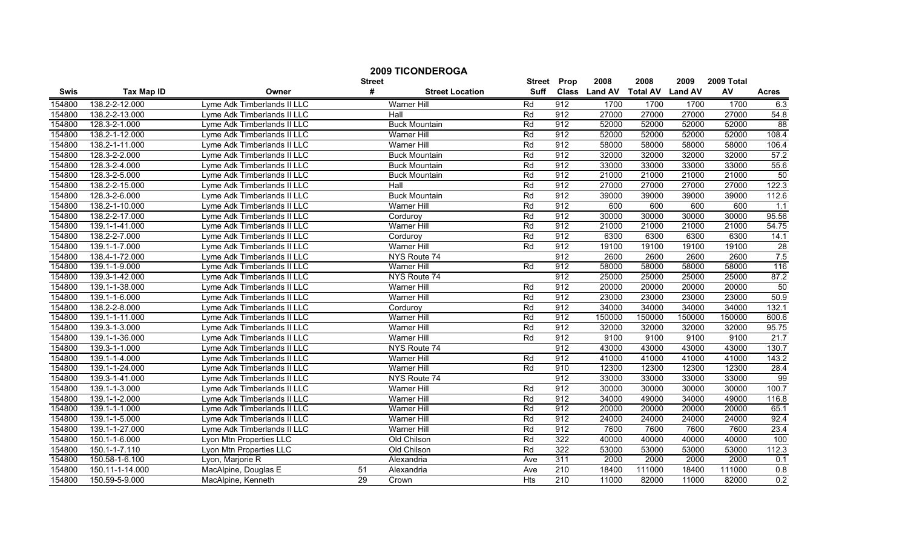# 2009 TICONDEROGA

| Swis | Tax Map ID | Owner | Street # | Street Location | Street Suff | Prop Class | 2008 Land AV | 2008 Total AV | 2009 Land AV | 2009 Total AV | Acres |
|---|---|---|---|---|---|---|---|---|---|---|---|
| 154800 | 138.2-2-12.000 | Lyme Adk Timberlands II LLC | | Warner Hill | Rd | 912 | 1700 | 1700 | 1700 | 1700 | 6.3 |
| 154800 | 138.2-2-13.000 | Lyme Adk Timberlands II LLC | | Hall | Rd | 912 | 27000 | 27000 | 27000 | 27000 | 54.8 |
| 154800 | 128.3-2-1.000 | Lyme Adk Timberlands II LLC | | Buck Mountain | Rd | 912 | 52000 | 52000 | 52000 | 52000 | 88 |
| 154800 | 138.2-1-12.000 | Lyme Adk Timberlands II LLC | | Warner Hill | Rd | 912 | 52000 | 52000 | 52000 | 52000 | 108.4 |
| 154800 | 138.2-1-11.000 | Lyme Adk Timberlands II LLC | | Warner Hill | Rd | 912 | 58000 | 58000 | 58000 | 58000 | 106.4 |
| 154800 | 128.3-2-2.000 | Lyme Adk Timberlands II LLC | | Buck Mountain | Rd | 912 | 32000 | 32000 | 32000 | 32000 | 57.2 |
| 154800 | 128.3-2-4.000 | Lyme Adk Timberlands II LLC | | Buck Mountain | Rd | 912 | 33000 | 33000 | 33000 | 33000 | 55.6 |
| 154800 | 128.3-2-5.000 | Lyme Adk Timberlands II LLC | | Buck Mountain | Rd | 912 | 21000 | 21000 | 21000 | 21000 | 50 |
| 154800 | 138.2-2-15.000 | Lyme Adk Timberlands II LLC | | Hall | Rd | 912 | 27000 | 27000 | 27000 | 27000 | 122.3 |
| 154800 | 128.3-2-6.000 | Lyme Adk Timberlands II LLC | | Buck Mountain | Rd | 912 | 39000 | 39000 | 39000 | 39000 | 112.6 |
| 154800 | 138.2-1-10.000 | Lyme Adk Timberlands II LLC | | Warner Hill | Rd | 912 | 600 | 600 | 600 | 600 | 1.1 |
| 154800 | 138.2-2-17.000 | Lyme Adk Timberlands II LLC | | Corduroy | Rd | 912 | 30000 | 30000 | 30000 | 30000 | 95.56 |
| 154800 | 139.1-1-41.000 | Lyme Adk Timberlands II LLC | | Warner Hill | Rd | 912 | 21000 | 21000 | 21000 | 21000 | 54.75 |
| 154800 | 138.2-2-7.000 | Lyme Adk Timberlands II LLC | | Corduroy | Rd | 912 | 6300 | 6300 | 6300 | 6300 | 14.1 |
| 154800 | 139.1-1-7.000 | Lyme Adk Timberlands II LLC | | Warner Hill | Rd | 912 | 19100 | 19100 | 19100 | 19100 | 28 |
| 154800 | 138.4-1-72.000 | Lyme Adk Timberlands II LLC | | NYS Route 74 | | 912 | 2600 | 2600 | 2600 | 2600 | 7.5 |
| 154800 | 139.1-1-9.000 | Lyme Adk Timberlands II LLC | | Warner Hill | Rd | 912 | 58000 | 58000 | 58000 | 58000 | 116 |
| 154800 | 139.3-1-42.000 | Lyme Adk Timberlands II LLC | | NYS Route 74 | | 912 | 25000 | 25000 | 25000 | 25000 | 87.2 |
| 154800 | 139.1-1-38.000 | Lyme Adk Timberlands II LLC | | Warner Hill | Rd | 912 | 20000 | 20000 | 20000 | 20000 | 50 |
| 154800 | 139.1-1-6.000 | Lyme Adk Timberlands II LLC | | Warner Hill | Rd | 912 | 23000 | 23000 | 23000 | 23000 | 50.9 |
| 154800 | 138.2-2-8.000 | Lyme Adk Timberlands II LLC | | Corduroy | Rd | 912 | 34000 | 34000 | 34000 | 34000 | 132.1 |
| 154800 | 139.1-1-11.000 | Lyme Adk Timberlands II LLC | | Warner Hill | Rd | 912 | 150000 | 150000 | 150000 | 150000 | 600.6 |
| 154800 | 139.3-1-3.000 | Lyme Adk Timberlands II LLC | | Warner Hill | Rd | 912 | 32000 | 32000 | 32000 | 32000 | 95.75 |
| 154800 | 139.1-1-36.000 | Lyme Adk Timberlands II LLC | | Warner Hill | Rd | 912 | 9100 | 9100 | 9100 | 9100 | 21.7 |
| 154800 | 139.3-1-1.000 | Lyme Adk Timberlands II LLC | | NYS Route 74 | | 912 | 43000 | 43000 | 43000 | 43000 | 130.7 |
| 154800 | 139.1-1-4.000 | Lyme Adk Timberlands II LLC | | Warner Hill | Rd | 912 | 41000 | 41000 | 41000 | 41000 | 143.2 |
| 154800 | 139.1-1-24.000 | Lyme Adk Timberlands II LLC | | Warner Hill | Rd | 910 | 12300 | 12300 | 12300 | 12300 | 28.4 |
| 154800 | 139.3-1-41.000 | Lyme Adk Timberlands II LLC | | NYS Route 74 | | 912 | 33000 | 33000 | 33000 | 33000 | 99 |
| 154800 | 139.1-1-3.000 | Lyme Adk Timberlands II LLC | | Warner Hill | Rd | 912 | 30000 | 30000 | 30000 | 30000 | 100.7 |
| 154800 | 139.1-1-2.000 | Lyme Adk Timberlands II LLC | | Warner Hill | Rd | 912 | 34000 | 49000 | 34000 | 49000 | 116.8 |
| 154800 | 139.1-1-1.000 | Lyme Adk Timberlands II LLC | | Warner Hill | Rd | 912 | 20000 | 20000 | 20000 | 20000 | 65.1 |
| 154800 | 139.1-1-5.000 | Lyme Adk Timberlands II LLC | | Warner Hill | Rd | 912 | 24000 | 24000 | 24000 | 24000 | 92.4 |
| 154800 | 139.1-1-27.000 | Lyme Adk Timberlands II LLC | | Warner Hill | Rd | 912 | 7600 | 7600 | 7600 | 7600 | 23.4 |
| 154800 | 150.1-1-6.000 | Lyon Mtn Properties LLC | | Old Chilson | Rd | 322 | 40000 | 40000 | 40000 | 40000 | 100 |
| 154800 | 150.1-1-7.110 | Lyon Mtn Properties LLC | | Old Chilson | Rd | 322 | 53000 | 53000 | 53000 | 53000 | 112.3 |
| 154800 | 150.58-1-6.100 | Lyon, Marjorie R | | Alexandria | Ave | 311 | 2000 | 2000 | 2000 | 2000 | 0.1 |
| 154800 | 150.11-1-14.000 | MacAlpine, Douglas E | 51 | Alexandria | Ave | 210 | 18400 | 111000 | 18400 | 111000 | 0.8 |
| 154800 | 150.59-5-9.000 | MacAlpine, Kenneth | 29 | Crown | Hts | 210 | 11000 | 82000 | 11000 | 82000 | 0.2 |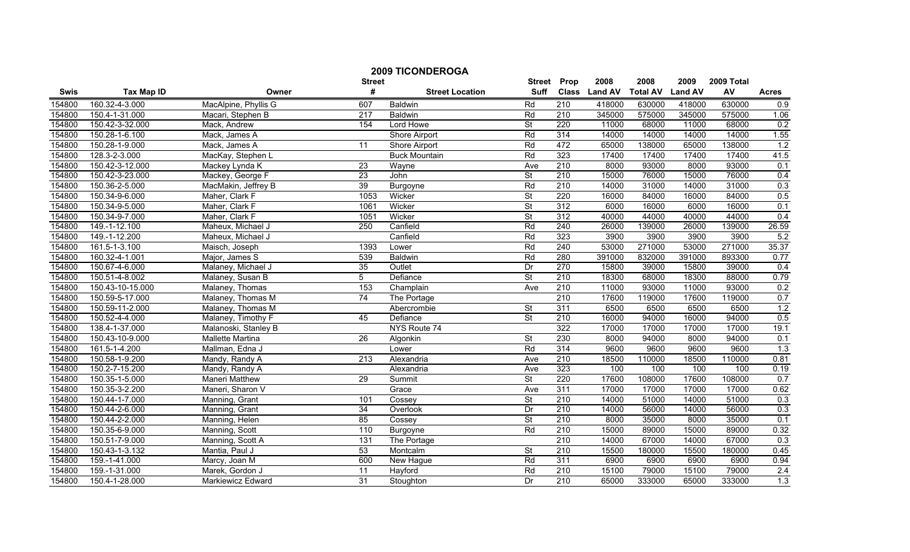# 2009 TICONDEROGA

| Swis | Tax Map ID | Owner | Street # | Street Location | Street Suff | Prop Class | 2008 Land AV | 2008 Total AV | 2009 Land AV | 2009 Total AV | Acres |
|---|---|---|---|---|---|---|---|---|---|---|---|
| 154800 | 160.32-4-3.000 | MacAlpine, Phyllis G | 607 | Baldwin | Rd | 210 | 418000 | 630000 | 418000 | 630000 | 0.9 |
| 154800 | 150.4-1-31.000 | Macari, Stephen B | 217 | Baldwin | Rd | 210 | 345000 | 575000 | 345000 | 575000 | 1.06 |
| 154800 | 150.42-3-32.000 | Mack, Andrew | 154 | Lord Howe | St | 220 | 11000 | 68000 | 11000 | 68000 | 0.2 |
| 154800 | 150.28-1-6.100 | Mack, James A | | Shore Airport | Rd | 314 | 14000 | 14000 | 14000 | 14000 | 1.55 |
| 154800 | 150.28-1-9.000 | Mack, James A | 11 | Shore Airport | Rd | 472 | 65000 | 138000 | 65000 | 138000 | 1.2 |
| 154800 | 128.3-2-3.000 | MacKay, Stephen L | | Buck Mountain | Rd | 323 | 17400 | 17400 | 17400 | 17400 | 41.5 |
| 154800 | 150.42-3-12.000 | Mackey Lynda K | 23 | Wayne | Ave | 210 | 8000 | 93000 | 8000 | 93000 | 0.1 |
| 154800 | 150.42-3-23.000 | Mackey, George F | 23 | John | St | 210 | 15000 | 76000 | 15000 | 76000 | 0.4 |
| 154800 | 150.36-2-5.000 | MacMakin, Jeffrey B | 39 | Burgoyne | Rd | 210 | 14000 | 31000 | 14000 | 31000 | 0.3 |
| 154800 | 150.34-9-6.000 | Maher, Clark F | 1053 | Wicker | St | 220 | 16000 | 84000 | 16000 | 84000 | 0.5 |
| 154800 | 150.34-9-5.000 | Maher, Clark F | 1061 | Wicker | St | 312 | 6000 | 16000 | 6000 | 16000 | 0.1 |
| 154800 | 150.34-9-7.000 | Maher, Clark F | 1051 | Wicker | St | 312 | 40000 | 44000 | 40000 | 44000 | 0.4 |
| 154800 | 149.-1-12.100 | Maheux, Michael J | 250 | Canfield | Rd | 240 | 26000 | 139000 | 26000 | 139000 | 26.59 |
| 154800 | 149.-1-12.200 | Maheux, Michael J | | Canfield | Rd | 323 | 3900 | 3900 | 3900 | 3900 | 5.2 |
| 154800 | 161.5-1-3.100 | Maisch, Joseph | 1393 | Lower | Rd | 240 | 53000 | 271000 | 53000 | 271000 | 35.37 |
| 154800 | 160.32-4-1.001 | Major, James S | 539 | Baldwin | Rd | 280 | 391000 | 832000 | 391000 | 893300 | 0.77 |
| 154800 | 150.67-4-6.000 | Malaney, Michael J | 35 | Outlet | Dr | 270 | 15800 | 39000 | 15800 | 39000 | 0.4 |
| 154800 | 150.51-4-8.002 | Malaney, Susan B | 5 | Defiance | St | 210 | 18300 | 68000 | 18300 | 88000 | 0.79 |
| 154800 | 150.43-10-15.000 | Malaney, Thomas | 153 | Champlain | Ave | 210 | 11000 | 93000 | 11000 | 93000 | 0.2 |
| 154800 | 150.59-5-17.000 | Malaney, Thomas M | 74 | The Portage | | 210 | 17600 | 119000 | 17600 | 119000 | 0.7 |
| 154800 | 150.59-11-2.000 | Malaney, Thomas M | | Abercrombie | St | 311 | 6500 | 6500 | 6500 | 6500 | 1.2 |
| 154800 | 150.52-4-4.000 | Malaney, Timothy F | 45 | Defiance | St | 210 | 16000 | 94000 | 16000 | 94000 | 0.5 |
| 154800 | 138.4-1-37.000 | Malanoski, Stanley B | | NYS Route 74 | | 322 | 17000 | 17000 | 17000 | 17000 | 19.1 |
| 154800 | 150.43-10-9.000 | Mallette Martina | 26 | Algonkin | St | 230 | 8000 | 94000 | 8000 | 94000 | 0.1 |
| 154800 | 161.5-1-4.200 | Mallman, Edna J | | Lower | Rd | 314 | 9600 | 9600 | 9600 | 9600 | 1.3 |
| 154800 | 150.58-1-9.200 | Mandy, Randy A | 213 | Alexandria | Ave | 210 | 18500 | 110000 | 18500 | 110000 | 0.81 |
| 154800 | 150.2-7-15.200 | Mandy, Randy A | | Alexandria | Ave | 323 | 100 | 100 | 100 | 100 | 0.19 |
| 154800 | 150.35-1-5.000 | Maneri Matthew | 29 | Summit | St | 220 | 17600 | 108000 | 17600 | 108000 | 0.7 |
| 154800 | 150.35-3-2.200 | Maneri, Sharon V | | Grace | Ave | 311 | 17000 | 17000 | 17000 | 17000 | 0.62 |
| 154800 | 150.44-1-7.000 | Manning, Grant | 101 | Cossey | St | 210 | 14000 | 51000 | 14000 | 51000 | 0.3 |
| 154800 | 150.44-2-6.000 | Manning, Grant | 34 | Overlook | Dr | 210 | 14000 | 56000 | 14000 | 56000 | 0.3 |
| 154800 | 150.44-2-2.000 | Manning, Helen | 85 | Cossey | St | 210 | 8000 | 35000 | 8000 | 35000 | 0.1 |
| 154800 | 150.35-6-9.000 | Manning, Scott | 110 | Burgoyne | Rd | 210 | 15000 | 89000 | 15000 | 89000 | 0.32 |
| 154800 | 150.51-7-9.000 | Manning, Scott A | 131 | The Portage | | 210 | 14000 | 67000 | 14000 | 67000 | 0.3 |
| 154800 | 150.43-1-3.132 | Mantia, Paul J | 53 | Montcalm | St | 210 | 15500 | 180000 | 15500 | 180000 | 0.45 |
| 154800 | 159.-1-41.000 | Marcy, Joan M | 600 | New Hague | Rd | 311 | 6900 | 6900 | 6900 | 6900 | 0.94 |
| 154800 | 159.-1-31.000 | Marek, Gordon J | 11 | Hayford | Rd | 210 | 15100 | 79000 | 15100 | 79000 | 2.4 |
| 154800 | 150.4-1-28.000 | Markiewicz Edward | 31 | Stoughton | Dr | 210 | 65000 | 333000 | 65000 | 333000 | 1.3 |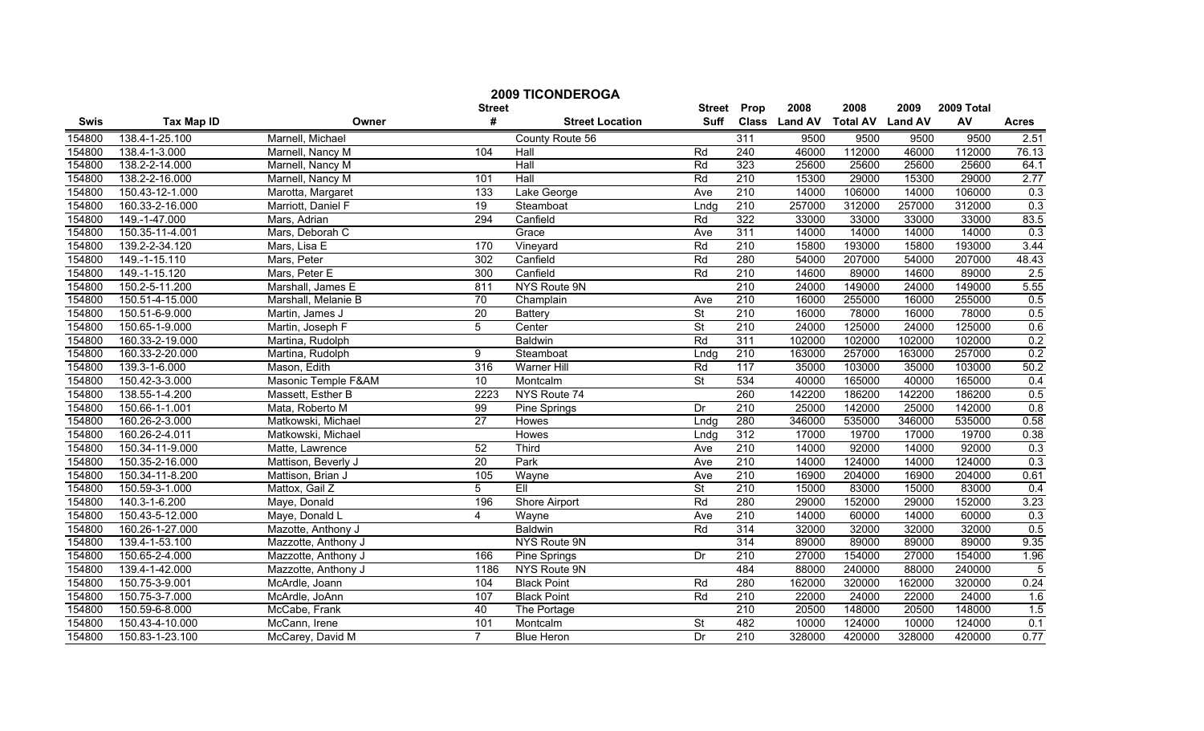# 2009 TICONDEROGA

| Swis | Tax Map ID | Owner | Street # | Street Location | Street Suff | Prop Class | 2008 Land AV | 2008 Total AV | 2009 Land AV | 2009 Total AV | Acres |
|---|---|---|---|---|---|---|---|---|---|---|---|
| 154800 | 138.4-1-25.100 | Marnell, Michael | | County Route 56 | | 311 | 9500 | 9500 | 9500 | 9500 | 2.51 |
| 154800 | 138.4-1-3.000 | Marnell, Nancy M | 104 | Hall | Rd | 240 | 46000 | 112000 | 46000 | 112000 | 76.13 |
| 154800 | 138.2-2-14.000 | Marnell, Nancy M | | Hall | Rd | 323 | 25600 | 25600 | 25600 | 25600 | 64.1 |
| 154800 | 138.2-2-16.000 | Marnell, Nancy M | 101 | Hall | Rd | 210 | 15300 | 29000 | 15300 | 29000 | 2.77 |
| 154800 | 150.43-12-1.000 | Marotta, Margaret | 133 | Lake George | Ave | 210 | 14000 | 106000 | 14000 | 106000 | 0.3 |
| 154800 | 160.33-2-16.000 | Marriott, Daniel F | 19 | Steamboat | Lndg | 210 | 257000 | 312000 | 257000 | 312000 | 0.3 |
| 154800 | 149.-1-47.000 | Mars, Adrian | 294 | Canfield | Rd | 322 | 33000 | 33000 | 33000 | 33000 | 83.5 |
| 154800 | 150.35-11-4.001 | Mars, Deborah C | | Grace | Ave | 311 | 14000 | 14000 | 14000 | 14000 | 0.3 |
| 154800 | 139.2-2-34.120 | Mars, Lisa E | 170 | Vineyard | Rd | 210 | 15800 | 193000 | 15800 | 193000 | 3.44 |
| 154800 | 149.-1-15.110 | Mars, Peter | 302 | Canfield | Rd | 280 | 54000 | 207000 | 54000 | 207000 | 48.43 |
| 154800 | 149.-1-15.120 | Mars, Peter E | 300 | Canfield | Rd | 210 | 14600 | 89000 | 14600 | 89000 | 2.5 |
| 154800 | 150.2-5-11.200 | Marshall, James E | 811 | NYS Route 9N | | 210 | 24000 | 149000 | 24000 | 149000 | 5.55 |
| 154800 | 150.51-4-15.000 | Marshall, Melanie B | 70 | Champlain | Ave | 210 | 16000 | 255000 | 16000 | 255000 | 0.5 |
| 154800 | 150.51-6-9.000 | Martin, James J | 20 | Battery | St | 210 | 16000 | 78000 | 16000 | 78000 | 0.5 |
| 154800 | 150.65-1-9.000 | Martin, Joseph F | 5 | Center | St | 210 | 24000 | 125000 | 24000 | 125000 | 0.6 |
| 154800 | 160.33-2-19.000 | Martina, Rudolph | | Baldwin | Rd | 311 | 102000 | 102000 | 102000 | 102000 | 0.2 |
| 154800 | 160.33-2-20.000 | Martina, Rudolph | 9 | Steamboat | Lndg | 210 | 163000 | 257000 | 163000 | 257000 | 0.2 |
| 154800 | 139.3-1-6.000 | Mason, Edith | 316 | Warner Hill | Rd | 117 | 35000 | 103000 | 35000 | 103000 | 50.2 |
| 154800 | 150.42-3-3.000 | Masonic Temple F&AM | 10 | Montcalm | St | 534 | 40000 | 165000 | 40000 | 165000 | 0.4 |
| 154800 | 138.55-1-4.200 | Massett, Esther B | 2223 | NYS Route 74 | | 260 | 142200 | 186200 | 142200 | 186200 | 0.5 |
| 154800 | 150.66-1-1.001 | Mata, Roberto M | 99 | Pine Springs | Dr | 210 | 25000 | 142000 | 25000 | 142000 | 0.8 |
| 154800 | 160.26-2-3.000 | Matkowski, Michael | 27 | Howes | Lndg | 280 | 346000 | 535000 | 346000 | 535000 | 0.58 |
| 154800 | 160.26-2-4.011 | Matkowski, Michael | | Howes | Lndg | 312 | 17000 | 19700 | 17000 | 19700 | 0.38 |
| 154800 | 150.34-11-9.000 | Matte, Lawrence | 52 | Third | Ave | 210 | 14000 | 92000 | 14000 | 92000 | 0.3 |
| 154800 | 150.35-2-16.000 | Mattison, Beverly J | 20 | Park | Ave | 210 | 14000 | 124000 | 14000 | 124000 | 0.3 |
| 154800 | 150.34-11-8.200 | Mattison, Brian J | 105 | Wayne | Ave | 210 | 16900 | 204000 | 16900 | 204000 | 0.61 |
| 154800 | 150.59-3-1.000 | Mattox, Gail Z | 5 | Ell | St | 210 | 15000 | 83000 | 15000 | 83000 | 0.4 |
| 154800 | 140.3-1-6.200 | Maye, Donald | 196 | Shore Airport | Rd | 280 | 29000 | 152000 | 29000 | 152000 | 3.23 |
| 154800 | 150.43-5-12.000 | Maye, Donald L | 4 | Wayne | Ave | 210 | 14000 | 60000 | 14000 | 60000 | 0.3 |
| 154800 | 160.26-1-27.000 | Mazotte, Anthony J | | Baldwin | Rd | 314 | 32000 | 32000 | 32000 | 32000 | 0.5 |
| 154800 | 139.4-1-53.100 | Mazzotte, Anthony J | | NYS Route 9N | | 314 | 89000 | 89000 | 89000 | 89000 | 9.35 |
| 154800 | 150.65-2-4.000 | Mazzotte, Anthony J | 166 | Pine Springs | Dr | 210 | 27000 | 154000 | 27000 | 154000 | 1.96 |
| 154800 | 139.4-1-42.000 | Mazzotte, Anthony J | 1186 | NYS Route 9N | | 484 | 88000 | 240000 | 88000 | 240000 | 5 |
| 154800 | 150.75-3-9.001 | McArdle, Joann | 104 | Black Point | Rd | 280 | 162000 | 320000 | 162000 | 320000 | 0.24 |
| 154800 | 150.75-3-7.000 | McArdle, JoAnn | 107 | Black Point | Rd | 210 | 22000 | 24000 | 22000 | 24000 | 1.6 |
| 154800 | 150.59-6-8.000 | McCabe, Frank | 40 | The Portage | | 210 | 20500 | 148000 | 20500 | 148000 | 1.5 |
| 154800 | 150.43-4-10.000 | McCann, Irene | 101 | Montcalm | St | 482 | 10000 | 124000 | 10000 | 124000 | 0.1 |
| 154800 | 150.83-1-23.100 | McCarey, David M | 7 | Blue Heron | Dr | 210 | 328000 | 420000 | 328000 | 420000 | 0.77 |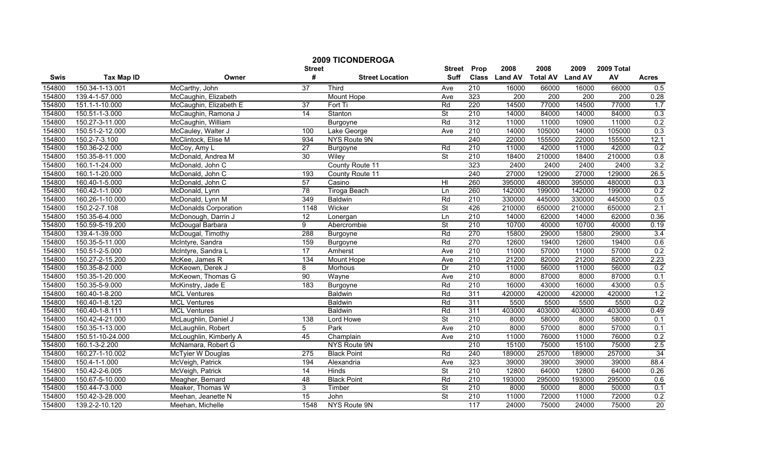# 2009 TICONDEROGA

| Swis | Tax Map ID | Owner | Street # | Street Location | Street Suff | Prop Class | 2008 Land AV | 2008 Total AV | 2009 Land AV | 2009 Total AV | Acres |
|---|---|---|---|---|---|---|---|---|---|---|---|
| 154800 | 150.34-1-13.001 | McCarthy, John | 37 | Third | Ave | 210 | 16000 | 66000 | 16000 | 66000 | 0.5 |
| 154800 | 139.4-1-57.000 | McCaughin, Elizabeth | | Mount Hope | Ave | 323 | 200 | 200 | 200 | 200 | 0.28 |
| 154800 | 151.1-1-10.000 | McCaughin, Elizabeth E | 37 | Fort Ti | Rd | 220 | 14500 | 77000 | 14500 | 77000 | 1.7 |
| 154800 | 150.51-1-3.000 | McCaughin, Ramona J | 14 | Stanton | St | 210 | 14000 | 84000 | 14000 | 84000 | 0.3 |
| 154800 | 150.27-3-11.000 | McCaughin, William | | Burgoyne | Rd | 312 | 11000 | 11000 | 10900 | 11000 | 0.2 |
| 154800 | 150.51-2-12.000 | McCauley, Walter J | 100 | Lake George | Ave | 210 | 14000 | 105000 | 14000 | 105000 | 0.3 |
| 154800 | 150.2-7-3.100 | McClintock, Elise M | 934 | NYS Route 9N | | 240 | 22000 | 155500 | 22000 | 155500 | 12.1 |
| 154800 | 150.36-2-2.000 | McCoy, Amy L | 27 | Burgoyne | Rd | 210 | 11000 | 42000 | 11000 | 42000 | 0.2 |
| 154800 | 150.35-8-11.000 | McDonald, Andrea M | 30 | Wiley | St | 210 | 18400 | 210000 | 18400 | 210000 | 0.8 |
| 154800 | 160.1-1-24.000 | McDonald, John C | | County Route 11 | | 323 | 2400 | 2400 | 2400 | 2400 | 3.2 |
| 154800 | 160.1-1-20.000 | McDonald, John C | 193 | County Route 11 | | 240 | 27000 | 129000 | 27000 | 129000 | 26.5 |
| 154800 | 160.40-1-5.000 | McDonald, John C | 57 | Casino | Hl | 260 | 395000 | 480000 | 395000 | 480000 | 0.3 |
| 154800 | 160.42-1-1.000 | McDonald, Lynn | 78 | Tiroga Beach | Ln | 260 | 142000 | 199000 | 142000 | 199000 | 0.2 |
| 154800 | 160.26-1-10.000 | McDonald, Lynn M | 349 | Baldwin | Rd | 210 | 330000 | 445000 | 330000 | 445000 | 0.5 |
| 154800 | 150.2-2-7.108 | McDonalds Corporation | 1148 | Wicker | St | 426 | 210000 | 650000 | 210000 | 650000 | 2.1 |
| 154800 | 150.35-6-4.000 | McDonough, Darrin J | 12 | Lonergan | Ln | 210 | 14000 | 62000 | 14000 | 62000 | 0.36 |
| 154800 | 150.59-5-19.200 | McDougal Barbara | 9 | Abercrombie | St | 210 | 10700 | 40000 | 10700 | 40000 | 0.19 |
| 154800 | 139.4-1-39.000 | McDougal, Timothy | 288 | Burgoyne | Rd | 270 | 15800 | 29000 | 15800 | 29000 | 3.4 |
| 154800 | 150.35-5-11.000 | McIntyre, Sandra | 159 | Burgoyne | Rd | 270 | 12600 | 19400 | 12600 | 19400 | 0.6 |
| 154800 | 150.51-2-5.000 | McIntyre, Sandra L | 17 | Amherst | Ave | 210 | 11000 | 57000 | 11000 | 57000 | 0.2 |
| 154800 | 150.27-2-15.200 | McKee, James R | 134 | Mount Hope | Ave | 210 | 21200 | 82000 | 21200 | 82000 | 2.23 |
| 154800 | 150.35-8-2.000 | McKeown, Derek J | 8 | Morhous | Dr | 210 | 11000 | 56000 | 11000 | 56000 | 0.2 |
| 154800 | 150.35-1-20.000 | McKeown, Thomas G | 90 | Wayne | Ave | 210 | 8000 | 87000 | 8000 | 87000 | 0.1 |
| 154800 | 150.35-5-9.000 | McKinstry, Jade E | 183 | Burgoyne | Rd | 210 | 16000 | 43000 | 16000 | 43000 | 0.5 |
| 154800 | 160.40-1-8.200 | MCL Ventures | | Baldwin | Rd | 311 | 420000 | 420000 | 420000 | 420000 | 1.2 |
| 154800 | 160.40-1-8.120 | MCL Ventures | | Baldwin | Rd | 311 | 5500 | 5500 | 5500 | 5500 | 0.2 |
| 154800 | 160.40-1-8.111 | MCL Ventures | | Baldwin | Rd | 311 | 403000 | 403000 | 403000 | 403000 | 0.49 |
| 154800 | 150.42-4-21.000 | McLaughlin, Daniel J | 138 | Lord Howe | St | 210 | 8000 | 58000 | 8000 | 58000 | 0.1 |
| 154800 | 150.35-1-13.000 | McLaughlin, Robert | 5 | Park | Ave | 210 | 8000 | 57000 | 8000 | 57000 | 0.1 |
| 154800 | 150.51-10-24.000 | McLoughlin, Kimberly A | 45 | Champlain | Ave | 210 | 11000 | 76000 | 11000 | 76000 | 0.2 |
| 154800 | 160.1-3-2.200 | McNamara, Robert G | | NYS Route 9N | | 210 | 15100 | 75000 | 15100 | 75000 | 2.5 |
| 154800 | 160.27-1-10.002 | McTyier W Douglas | 275 | Black Point | Rd | 240 | 189000 | 257000 | 189000 | 257000 | 34 |
| 154800 | 150.4-1-1.000 | McVeigh, Patrick | 194 | Alexandria | Ave | 323 | 39000 | 39000 | 39000 | 39000 | 88.4 |
| 154800 | 150.42-2-6.005 | McVeigh, Patrick | 14 | Hinds | St | 210 | 12800 | 64000 | 12800 | 64000 | 0.26 |
| 154800 | 150.67-5-10.000 | Meagher, Bernard | 48 | Black Point | Rd | 210 | 193000 | 295000 | 193000 | 295000 | 0.6 |
| 154800 | 150.44-7-3.000 | Meaker, Thomas W | 3 | Timber | St | 210 | 8000 | 50000 | 8000 | 50000 | 0.1 |
| 154800 | 150.42-3-28.000 | Meehan, Jeanette N | 15 | John | St | 210 | 11000 | 72000 | 11000 | 72000 | 0.2 |
| 154800 | 139.2-2-10.120 | Meehan, Michelle | 1548 | NYS Route 9N | | 117 | 24000 | 75000 | 24000 | 75000 | 20 |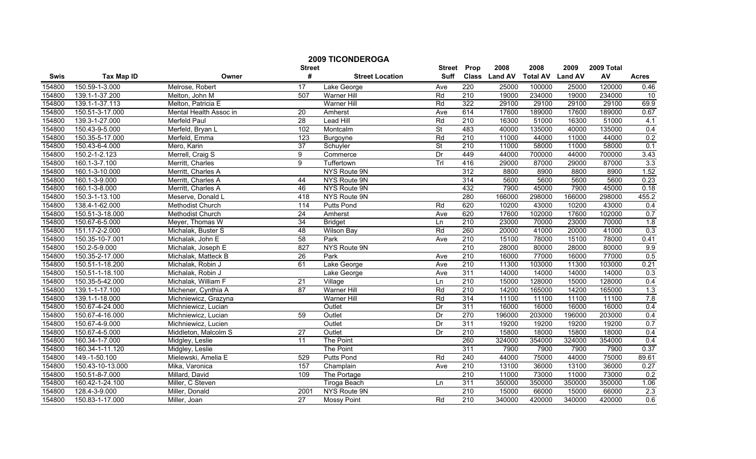# 2009 TICONDEROGA

| Swis | Tax Map ID | Owner | Street # | Street Location | Street Suff | Prop Class | 2008 Land AV | 2008 Total AV | 2009 Land AV | 2009 Total AV | Acres |
|---|---|---|---|---|---|---|---|---|---|---|---|
| 154800 | 150.59-1-3.000 | Melrose, Robert | 17 | Lake George | Ave | 220 | 25000 | 100000 | 25000 | 120000 | 0.46 |
| 154800 | 139.1-1-37.200 | Melton, John M | 507 | Warner Hill | Rd | 210 | 19000 | 234000 | 19000 | 234000 | 10 |
| 154800 | 139.1-1-37.113 | Melton, Patricia E | | Warner Hill | Rd | 322 | 29100 | 29100 | 29100 | 29100 | 69.9 |
| 154800 | 150.51-3-17.000 | Mental Health Assoc in | 20 | Amherst | Ave | 614 | 17600 | 189000 | 17600 | 189000 | 0.67 |
| 154800 | 139.3-1-27.000 | Merfeld Paul | 28 | Lead Hill | Rd | 210 | 16300 | 51000 | 16300 | 51000 | 4.1 |
| 154800 | 150.43-9-5.000 | Merfeld, Bryan L | 102 | Montcalm | St | 483 | 40000 | 135000 | 40000 | 135000 | 0.4 |
| 154800 | 150.35-5-17.000 | Merfeld, Emma | 123 | Burgoyne | Rd | 210 | 11000 | 44000 | 11000 | 44000 | 0.2 |
| 154800 | 150.43-6-4.000 | Mero, Karin | 37 | Schuyler | St | 210 | 11000 | 58000 | 11000 | 58000 | 0.1 |
| 154800 | 150.2-1-2.123 | Merrell, Craig S | 9 | Commerce | Dr | 449 | 44000 | 700000 | 44000 | 700000 | 3.43 |
| 154800 | 160.1-3-7.100 | Merritt, Charles | 9 | Tuffertown | Trl | 416 | 29000 | 87000 | 29000 | 87000 | 3.3 |
| 154800 | 160.1-3-10.000 | Merritt, Charles A | | NYS Route 9N | | 312 | 8800 | 8900 | 8800 | 8900 | 1.52 |
| 154800 | 160.1-3-9.000 | Merritt, Charles A | 44 | NYS Route 9N | | 314 | 5600 | 5600 | 5600 | 5600 | 0.23 |
| 154800 | 160.1-3-8.000 | Merritt, Charles A | 46 | NYS Route 9N | | 432 | 7900 | 45000 | 7900 | 45000 | 0.18 |
| 154800 | 150.3-1-13.100 | Meserve, Donald L | 418 | NYS Route 9N | | 280 | 166000 | 298000 | 166000 | 298000 | 455.2 |
| 154800 | 138.4-1-62.000 | Methodist Church | 114 | Putts Pond | Rd | 620 | 10200 | 43000 | 10200 | 43000 | 0.4 |
| 154800 | 150.51-3-18.000 | Methodist Church | 24 | Amherst | Ave | 620 | 17600 | 102000 | 17600 | 102000 | 0.7 |
| 154800 | 150.67-6-5.000 | Meyer, Thomas W | 34 | Bridget | Ln | 210 | 23000 | 70000 | 23000 | 70000 | 1.8 |
| 154800 | 151.17-2-2.000 | Michalak, Buster S | 48 | Wilson Bay | Rd | 260 | 20000 | 41000 | 20000 | 41000 | 0.3 |
| 154800 | 150.35-10-7.001 | Michalak, John E | 58 | Park | Ave | 210 | 15100 | 78000 | 15100 | 78000 | 0.41 |
| 154800 | 150.2-5-9.000 | Michalak, Joseph E | 827 | NYS Route 9N | | 210 | 28000 | 80000 | 28000 | 80000 | 9.9 |
| 154800 | 150.35-2-17.000 | Michalak, Matteck B | 26 | Park | Ave | 210 | 16000 | 77000 | 16000 | 77000 | 0.5 |
| 154800 | 150.51-1-18.200 | Michalak, Robin J | 61 | Lake George | Ave | 210 | 11300 | 103000 | 11300 | 103000 | 0.21 |
| 154800 | 150.51-1-18.100 | Michalak, Robin J | | Lake George | Ave | 311 | 14000 | 14000 | 14000 | 14000 | 0.3 |
| 154800 | 150.35-5-42.000 | Michalak, William F | 21 | Village | Ln | 210 | 15000 | 128000 | 15000 | 128000 | 0.4 |
| 154800 | 139.1-1-17.100 | Michener, Cynthia A | 87 | Warner Hill | Rd | 210 | 14200 | 165000 | 14200 | 165000 | 1.3 |
| 154800 | 139.1-1-18.000 | Michniewicz, Grazyna | | Warner Hill | Rd | 314 | 11100 | 11100 | 11100 | 11100 | 7.8 |
| 154800 | 150.67-4-24.000 | Michniewicz, Lucian | | Outlet | Dr | 311 | 16000 | 16000 | 16000 | 16000 | 0.4 |
| 154800 | 150.67-4-16.000 | Michniewicz, Lucian | 59 | Outlet | Dr | 270 | 196000 | 203000 | 196000 | 203000 | 0.4 |
| 154800 | 150.67-4-9.000 | Michniewicz, Lucien | | Outlet | Dr | 311 | 19200 | 19200 | 19200 | 19200 | 0.7 |
| 154800 | 150.67-4-5.000 | Middleton, Malcolm S | 27 | Outlet | Dr | 210 | 15800 | 18000 | 15800 | 18000 | 0.4 |
| 154800 | 160.34-1-7.000 | Midgley, Leslie | 11 | The Point | | 260 | 324000 | 354000 | 324000 | 354000 | 0.4 |
| 154800 | 160.34-1-11.120 | Midgley, Leslie | | The Point | | 311 | 7900 | 7900 | 7900 | 7900 | 0.37 |
| 154800 | 149.-1-50.100 | Mielewski, Amelia E | 529 | Putts Pond | Rd | 240 | 44000 | 75000 | 44000 | 75000 | 89.61 |
| 154800 | 150.43-10-13.000 | Mika, Varonica | 157 | Champlain | Ave | 210 | 13100 | 36000 | 13100 | 36000 | 0.27 |
| 154800 | 150.51-8-7.000 | Millard, David | 109 | The Portage | | 210 | 11000 | 73000 | 11000 | 73000 | 0.2 |
| 154800 | 160.42-1-24.100 | Miller, C Steven | | Tiroga Beach | Ln | 311 | 350000 | 350000 | 350000 | 350000 | 1.06 |
| 154800 | 128.4-3-9.000 | Miller, Donald | 2001 | NYS Route 9N | | 210 | 15000 | 66000 | 15000 | 66000 | 2.3 |
| 154800 | 150.83-1-17.000 | Miller, Joan | 27 | Mossy Point | Rd | 210 | 340000 | 420000 | 340000 | 420000 | 0.6 |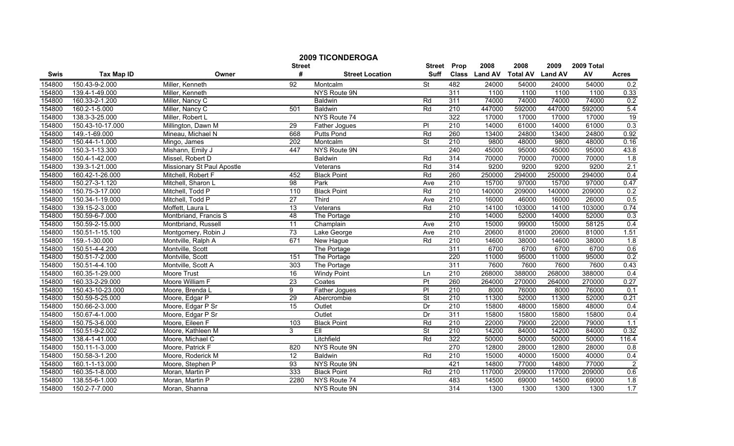# 2009 TICONDEROGA

| Swis | Tax Map ID | Owner | Street # | Street Location | Street Suff | Prop Class | 2008 Land AV | 2008 Total AV | 2009 Land AV | 2009 Total AV | Acres |
|---|---|---|---|---|---|---|---|---|---|---|---|
| 154800 | 150.43-9-2.000 | Miller, Kenneth | 92 | Montcalm | St | 482 | 24000 | 54000 | 24000 | 54000 | 0.2 |
| 154800 | 139.4-1-49.000 | Miller, Kenneth | | NYS Route 9N | | 311 | 1100 | 1100 | 1100 | 1100 | 0.33 |
| 154800 | 160.33-2-1.200 | Miller, Nancy C | | Baldwin | Rd | 311 | 74000 | 74000 | 74000 | 74000 | 0.2 |
| 154800 | 160.2-1-5.000 | Miller, Nancy C | 501 | Baldwin | Rd | 210 | 447000 | 592000 | 447000 | 592000 | 5.4 |
| 154800 | 138.3-3-25.000 | Miller, Robert L | | NYS Route 74 | | 322 | 17000 | 17000 | 17000 | 17000 | 19 |
| 154800 | 150.43-10-17.000 | Millington, Dawn M | 29 | Father Jogues | Pl | 210 | 14000 | 61000 | 14000 | 61000 | 0.3 |
| 154800 | 149.-1-69.000 | Mineau, Michael N | 668 | Putts Pond | Rd | 260 | 13400 | 24800 | 13400 | 24800 | 0.92 |
| 154800 | 150.44-1-1.000 | Mingo, James | 202 | Montcalm | St | 210 | 9800 | 48000 | 9800 | 48000 | 0.16 |
| 154800 | 150.3-1-13.300 | Mishann, Emily J | 447 | NYS Route 9N | | 240 | 45000 | 95000 | 45000 | 95000 | 43.8 |
| 154800 | 150.4-1-42.000 | Missel, Robert D | | Baldwin | Rd | 314 | 70000 | 70000 | 70000 | 70000 | 1.8 |
| 154800 | 139.3-1-21.000 | Missionary St Paul Apostle | | Veterans | Rd | 314 | 9200 | 9200 | 9200 | 9200 | 2.1 |
| 154800 | 160.42-1-26.000 | Mitchell, Robert F | 452 | Black Point | Rd | 260 | 250000 | 294000 | 250000 | 294000 | 0.4 |
| 154800 | 150.27-3-1.120 | Mitchell, Sharon L | 98 | Park | Ave | 210 | 15700 | 97000 | 15700 | 97000 | 0.47 |
| 154800 | 150.75-3-17.000 | Mitchell, Todd P | 110 | Black Point | Rd | 210 | 140000 | 209000 | 140000 | 209000 | 0.2 |
| 154800 | 150.34-1-19.000 | Mitchell, Todd P | 27 | Third | Ave | 210 | 16000 | 46000 | 16000 | 26000 | 0.5 |
| 154800 | 139.15-2-3.000 | Moffett, Laura L | 13 | Veterans | Rd | 210 | 14100 | 103000 | 14100 | 103000 | 0.74 |
| 154800 | 150.59-6-7.000 | Montbriand, Francis S | 48 | The Portage | | 210 | 14000 | 52000 | 14000 | 52000 | 0.3 |
| 154800 | 150.59-2-15.000 | Montbriand, Russell | 11 | Champlain | Ave | 210 | 15000 | 99000 | 15000 | 58125 | 0.4 |
| 154800 | 150.51-1-15.100 | Montgomery, Robin J | 73 | Lake George | Ave | 210 | 20600 | 81000 | 20600 | 81000 | 1.51 |
| 154800 | 159.-1-30.000 | Montville, Ralph A | 671 | New Hague | Rd | 210 | 14600 | 38000 | 14600 | 38000 | 1.8 |
| 154800 | 150.51-4-4.200 | Montville, Scott | | The Portage | | 311 | 6700 | 6700 | 6700 | 6700 | 0.6 |
| 154800 | 150.51-7-2.000 | Montville, Scott | 151 | The Portage | | 220 | 11000 | 95000 | 11000 | 95000 | 0.2 |
| 154800 | 150.51-4-4.100 | Montville, Scott A | 303 | The Portage | | 311 | 7600 | 7600 | 7600 | 7600 | 0.43 |
| 154800 | 160.35-1-29.000 | Moore Trust | 16 | Windy Point | Ln | 210 | 268000 | 388000 | 268000 | 388000 | 0.4 |
| 154800 | 160.33-2-29.000 | Moore William F | 23 | Coates | Pt | 260 | 264000 | 270000 | 264000 | 270000 | 0.27 |
| 154800 | 150.43-10-23.000 | Moore, Brenda L | 9 | Father Jogues | Pl | 210 | 8000 | 76000 | 8000 | 76000 | 0.1 |
| 154800 | 150.59-5-25.000 | Moore, Edgar P | 29 | Abercrombie | St | 210 | 11300 | 52000 | 11300 | 52000 | 0.21 |
| 154800 | 150.66-2-3.000 | Moore, Edgar P Sr | 15 | Outlet | Dr | 210 | 15800 | 48000 | 15800 | 48000 | 0.4 |
| 154800 | 150.67-4-1.000 | Moore, Edgar P Sr | | Outlet | Dr | 311 | 15800 | 15800 | 15800 | 15800 | 0.4 |
| 154800 | 150.75-3-6.000 | Moore, Eileen F | 103 | Black Point | Rd | 210 | 22000 | 79000 | 22000 | 79000 | 1.1 |
| 154800 | 150.51-9-2.002 | Moore, Kathleen M | 3 | Ell | St | 210 | 14200 | 84000 | 14200 | 84000 | 0.32 |
| 154800 | 138.4-1-41.000 | Moore, Michael C | | Litchfield | Rd | 322 | 50000 | 50000 | 50000 | 50000 | 116.4 |
| 154800 | 150.11-1-3.000 | Moore, Patrick F | 820 | NYS Route 9N | | 270 | 12800 | 28000 | 12800 | 28000 | 0.8 |
| 154800 | 150.58-3-1.200 | Moore, Roderick M | 12 | Baldwin | Rd | 210 | 15000 | 40000 | 15000 | 40000 | 0.4 |
| 154800 | 160.1-1-13.000 | Moore, Stephen P | 93 | NYS Route 9N | | 421 | 14800 | 77000 | 14800 | 77000 | 2 |
| 154800 | 160.35-1-8.000 | Moran, Martin P | 333 | Black Point | Rd | 210 | 117000 | 209000 | 117000 | 209000 | 0.6 |
| 154800 | 138.55-6-1.000 | Moran, Martin P | 2280 | NYS Route 74 | | 483 | 14500 | 69000 | 14500 | 69000 | 1.8 |
| 154800 | 150.2-7-7.000 | Moran, Shanna | | NYS Route 9N | | 314 | 1300 | 1300 | 1300 | 1300 | 1.7 |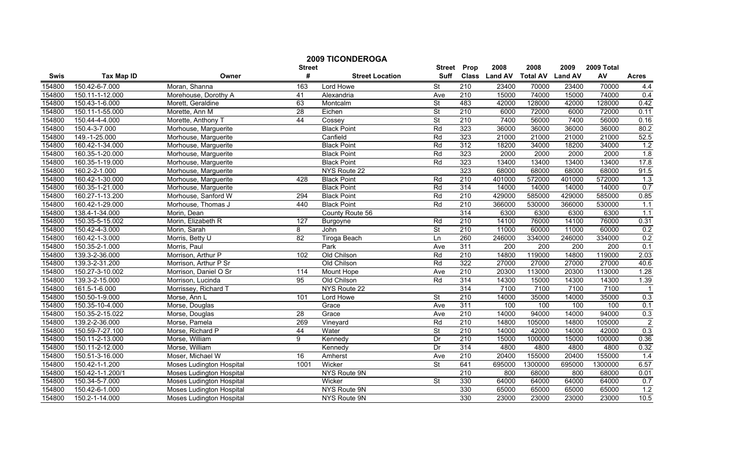# 2009 TICONDEROGA

| Swis | Tax Map ID | Owner | Street # | Street Location | Street Suff | Prop Class | 2008 Land AV | 2008 Total AV | 2009 Land AV | 2009 Total AV | Acres |
|---|---|---|---|---|---|---|---|---|---|---|---|
| 154800 | 150.42-6-7.000 | Moran, Shanna | 163 | Lord Howe | St | 210 | 23400 | 70000 | 23400 | 70000 | 4.4 |
| 154800 | 150.11-1-12.000 | Morehouse, Dorothy A | 41 | Alexandria | Ave | 210 | 15000 | 74000 | 15000 | 74000 | 0.4 |
| 154800 | 150.43-1-6.000 | Morett, Geraldine | 63 | Montcalm | St | 483 | 42000 | 128000 | 42000 | 128000 | 0.42 |
| 154800 | 150.11-1-55.000 | Morette, Ann M | 28 | Eichen | St | 210 | 6000 | 72000 | 6000 | 72000 | 0.11 |
| 154800 | 150.44-4-4.000 | Morette, Anthony T | 44 | Cossey | St | 210 | 7400 | 56000 | 7400 | 56000 | 0.16 |
| 154800 | 150.4-3-7.000 | Morhouse, Marguerite | | Black Point | Rd | 323 | 36000 | 36000 | 36000 | 36000 | 80.2 |
| 154800 | 149.-1-25.000 | Morhouse, Marguerite | | Canfield | Rd | 323 | 21000 | 21000 | 21000 | 21000 | 52.5 |
| 154800 | 160.42-1-34.000 | Morhouse, Marguerite | | Black Point | Rd | 312 | 18200 | 34000 | 18200 | 34000 | 1.2 |
| 154800 | 160.35-1-20.000 | Morhouse, Marguerite | | Black Point | Rd | 323 | 2000 | 2000 | 2000 | 2000 | 1.8 |
| 154800 | 160.35-1-19.000 | Morhouse, Marguerite | | Black Point | Rd | 323 | 13400 | 13400 | 13400 | 13400 | 17.8 |
| 154800 | 160.2-2-1.000 | Morhouse, Marguerite | | NYS Route 22 | | 323 | 68000 | 68000 | 68000 | 68000 | 91.5 |
| 154800 | 160.42-1-30.000 | Morhouse, Marguerite | 428 | Black Point | Rd | 210 | 401000 | 572000 | 401000 | 572000 | 1.3 |
| 154800 | 160.35-1-21.000 | Morhouse, Marguerite | | Black Point | Rd | 314 | 14000 | 14000 | 14000 | 14000 | 0.7 |
| 154800 | 160.27-1-13.200 | Morhouse, Sanford W | 294 | Black Point | Rd | 210 | 429000 | 585000 | 429000 | 585000 | 0.85 |
| 154800 | 160.42-1-29.000 | Morhouse, Thomas J | 440 | Black Point | Rd | 210 | 366000 | 530000 | 366000 | 530000 | 1.1 |
| 154800 | 138.4-1-34.000 | Morin, Dean | | County Route 56 | | 314 | 6300 | 6300 | 6300 | 6300 | 1.1 |
| 154800 | 150.35-5-15.002 | Morin, Elizabeth R | 127 | Burgoyne | Rd | 210 | 14100 | 76000 | 14100 | 76000 | 0.31 |
| 154800 | 150.42-4-3.000 | Morin, Sarah | 8 | John | St | 210 | 11000 | 60000 | 11000 | 60000 | 0.2 |
| 154800 | 160.42-1-3.000 | Morris, Betty U | 82 | Tiroga Beach | Ln | 260 | 246000 | 334000 | 246000 | 334000 | 0.2 |
| 154800 | 150.35-2-1.000 | Morris, Paul | | Park | Ave | 311 | 200 | 200 | 200 | 200 | 0.1 |
| 154800 | 139.3-2-36.000 | Morrison, Arthur P | 102 | Old Chilson | Rd | 210 | 14800 | 119000 | 14800 | 119000 | 2.03 |
| 154800 | 139.3-2-31.200 | Morrison, Arthur P Sr | | Old Chilson | Rd | 322 | 27000 | 27000 | 27000 | 27000 | 40.6 |
| 154800 | 150.27-3-10.002 | Morrison, Daniel O Sr | 114 | Mount Hope | Ave | 210 | 20300 | 113000 | 20300 | 113000 | 1.28 |
| 154800 | 139.3-2-15.000 | Morrison, Lucinda | 95 | Old Chilson | Rd | 314 | 14300 | 15000 | 14300 | 14300 | 1.39 |
| 154800 | 161.5-1-6.000 | Morrissey, Richard T | | NYS Route 22 | | 314 | 7100 | 7100 | 7100 | 7100 | 1 |
| 154800 | 150.50-1-9.000 | Morse, Ann L | 101 | Lord Howe | St | 210 | 14000 | 35000 | 14000 | 35000 | 0.3 |
| 154800 | 150.35-10-4.000 | Morse, Douglas | | Grace | Ave | 311 | 100 | 100 | 100 | 100 | 0.1 |
| 154800 | 150.35-2-15.022 | Morse, Douglas | 28 | Grace | Ave | 210 | 14000 | 94000 | 14000 | 94000 | 0.3 |
| 154800 | 139.2-2-36.000 | Morse, Pamela | 269 | Vineyard | Rd | 210 | 14800 | 105000 | 14800 | 105000 | 2 |
| 154800 | 150.59-7-27.100 | Morse, Richard P | 44 | Water | St | 210 | 14000 | 42000 | 14000 | 42000 | 0.3 |
| 154800 | 150.11-2-13.000 | Morse, William | 9 | Kennedy | Dr | 210 | 15000 | 100000 | 15000 | 100000 | 0.36 |
| 154800 | 150.11-2-12.000 | Morse, William | | Kennedy | Dr | 314 | 4800 | 4800 | 4800 | 4800 | 0.32 |
| 154800 | 150.51-3-16.000 | Moser, Michael W | 16 | Amherst | Ave | 210 | 20400 | 155000 | 20400 | 155000 | 1.4 |
| 154800 | 150.42-1-1.200 | Moses Ludington Hospital | 1001 | Wicker | St | 641 | 695000 | 1300000 | 695000 | 1300000 | 6.57 |
| 154800 | 150.42-1-1.200/1 | Moses Ludington Hospital | | NYS Route 9N | | 210 | 800 | 68000 | 800 | 68000 | 0.01 |
| 154800 | 150.34-5-7.000 | Moses Ludington Hospital | | Wicker | St | 330 | 64000 | 64000 | 64000 | 64000 | 0.7 |
| 154800 | 150.42-6-1.000 | Moses Ludington Hospital | | NYS Route 9N | | 330 | 65000 | 65000 | 65000 | 65000 | 1.2 |
| 154800 | 150.2-1-14.000 | Moses Ludington Hospital | | NYS Route 9N | | 330 | 23000 | 23000 | 23000 | 23000 | 10.5 |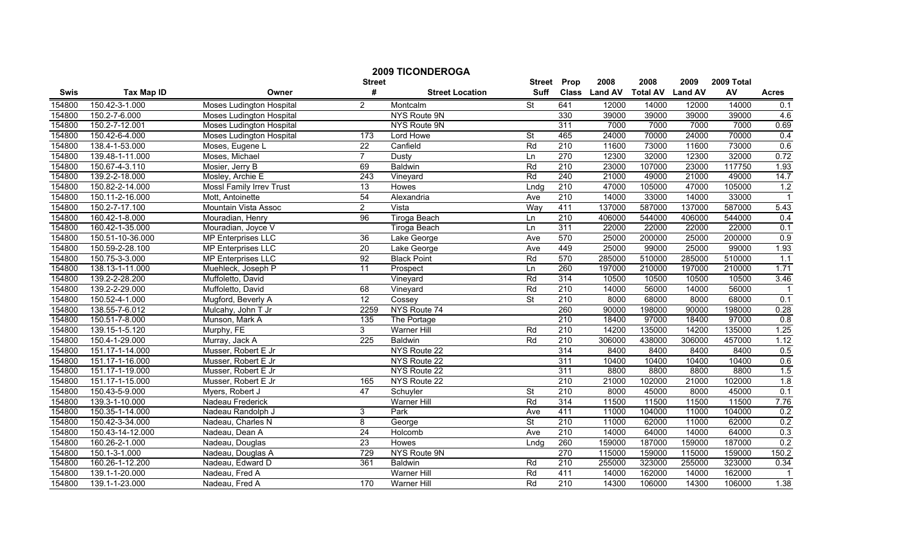# 2009 TICONDEROGA

| Swis | Tax Map ID | Owner | Street # | Street Location | Street Suff | Prop Class | 2008 Land AV | 2008 Total AV | 2009 Land AV | 2009 Total AV | Acres |
|---|---|---|---|---|---|---|---|---|---|---|---|
| 154800 | 150.42-3-1.000 | Moses Ludington Hospital | 2 | Montcalm | St | 641 | 12000 | 14000 | 12000 | 14000 | 0.1 |
| 154800 | 150.2-7-6.000 | Moses Ludington Hospital | | NYS Route 9N | | 330 | 39000 | 39000 | 39000 | 39000 | 4.6 |
| 154800 | 150.2-7-12.001 | Moses Ludington Hospital | | NYS Route 9N | | 311 | 7000 | 7000 | 7000 | 7000 | 0.69 |
| 154800 | 150.42-6-4.000 | Moses Ludington Hospital | 173 | Lord Howe | St | 465 | 24000 | 70000 | 24000 | 70000 | 0.4 |
| 154800 | 138.4-1-53.000 | Moses, Eugene L | 22 | Canfield | Rd | 210 | 11600 | 73000 | 11600 | 73000 | 0.6 |
| 154800 | 139.48-1-11.000 | Moses, Michael | 7 | Dusty | Ln | 270 | 12300 | 32000 | 12300 | 32000 | 0.72 |
| 154800 | 150.67-4-3.110 | Mosier, Jerry B | 69 | Baldwin | Rd | 210 | 23000 | 107000 | 23000 | 117750 | 1.93 |
| 154800 | 139.2-2-18.000 | Mosley, Archie E | 243 | Vineyard | Rd | 240 | 21000 | 49000 | 21000 | 49000 | 14.7 |
| 154800 | 150.82-2-14.000 | Mossl Family Irrev Trust | 13 | Howes | Lndg | 210 | 47000 | 105000 | 47000 | 105000 | 1.2 |
| 154800 | 150.11-2-16.000 | Mott, Antoinette | 54 | Alexandria | Ave | 210 | 14000 | 33000 | 14000 | 33000 | 1 |
| 154800 | 150.2-7-17.100 | Mountain Vista Assoc | 2 | Vista | Way | 411 | 137000 | 587000 | 137000 | 587000 | 5.43 |
| 154800 | 160.42-1-8.000 | Mouradian, Henry | 96 | Tiroga Beach | Ln | 210 | 406000 | 544000 | 406000 | 544000 | 0.4 |
| 154800 | 160.42-1-35.000 | Mouradian, Joyce V | | Tiroga Beach | Ln | 311 | 22000 | 22000 | 22000 | 22000 | 0.1 |
| 154800 | 150.51-10-36.000 | MP Enterprises LLC | 36 | Lake George | Ave | 570 | 25000 | 200000 | 25000 | 200000 | 0.9 |
| 154800 | 150.59-2-28.100 | MP Enterprises LLC | 20 | Lake George | Ave | 449 | 25000 | 99000 | 25000 | 99000 | 1.93 |
| 154800 | 150.75-3-3.000 | MP Enterprises LLC | 92 | Black Point | Rd | 570 | 285000 | 510000 | 285000 | 510000 | 1.1 |
| 154800 | 138.13-1-11.000 | Muehleck, Joseph P | 11 | Prospect | Ln | 260 | 197000 | 210000 | 197000 | 210000 | 1.71 |
| 154800 | 139.2-2-28.200 | Muffoletto, David | | Vineyard | Rd | 314 | 10500 | 10500 | 10500 | 10500 | 3.46 |
| 154800 | 139.2-2-29.000 | Muffoletto, David | 68 | Vineyard | Rd | 210 | 14000 | 56000 | 14000 | 56000 | 1 |
| 154800 | 150.52-4-1.000 | Mugford, Beverly A | 12 | Cossey | St | 210 | 8000 | 68000 | 8000 | 68000 | 0.1 |
| 154800 | 138.55-7-6.012 | Mulcahy, John T Jr | 2259 | NYS Route 74 | | 260 | 90000 | 198000 | 90000 | 198000 | 0.28 |
| 154800 | 150.51-7-8.000 | Munson, Mark A | 135 | The Portage | | 210 | 18400 | 97000 | 18400 | 97000 | 0.8 |
| 154800 | 139.15-1-5.120 | Murphy, FE | 3 | Warner Hill | Rd | 210 | 14200 | 135000 | 14200 | 135000 | 1.25 |
| 154800 | 150.4-1-29.000 | Murray, Jack A | 225 | Baldwin | Rd | 210 | 306000 | 438000 | 306000 | 457000 | 1.12 |
| 154800 | 151.17-1-14.000 | Musser, Robert E Jr | | NYS Route 22 | | 314 | 8400 | 8400 | 8400 | 8400 | 0.5 |
| 154800 | 151.17-1-16.000 | Musser, Robert E Jr | | NYS Route 22 | | 311 | 10400 | 10400 | 10400 | 10400 | 0.6 |
| 154800 | 151.17-1-19.000 | Musser, Robert E Jr | | NYS Route 22 | | 311 | 8800 | 8800 | 8800 | 8800 | 1.5 |
| 154800 | 151.17-1-15.000 | Musser, Robert E Jr | 165 | NYS Route 22 | | 210 | 21000 | 102000 | 21000 | 102000 | 1.8 |
| 154800 | 150.43-5-9.000 | Myers, Robert J | 47 | Schuyler | St | 210 | 8000 | 45000 | 8000 | 45000 | 0.1 |
| 154800 | 139.3-1-10.000 | Nadeau Frederick | | Warner Hill | Rd | 314 | 11500 | 11500 | 11500 | 11500 | 7.76 |
| 154800 | 150.35-1-14.000 | Nadeau Randolph J | 3 | Park | Ave | 411 | 11000 | 104000 | 11000 | 104000 | 0.2 |
| 154800 | 150.42-3-34.000 | Nadeau, Charles N | 8 | George | St | 210 | 11000 | 62000 | 11000 | 62000 | 0.2 |
| 154800 | 150.43-14-12.000 | Nadeau, Dean A | 24 | Holcomb | Ave | 210 | 14000 | 64000 | 14000 | 64000 | 0.3 |
| 154800 | 160.26-2-1.000 | Nadeau, Douglas | 23 | Howes | Lndg | 260 | 159000 | 187000 | 159000 | 187000 | 0.2 |
| 154800 | 150.1-3-1.000 | Nadeau, Douglas A | 729 | NYS Route 9N | | 270 | 115000 | 159000 | 115000 | 159000 | 150.2 |
| 154800 | 160.26-1-12.200 | Nadeau, Edward D | 361 | Baldwin | Rd | 210 | 255000 | 323000 | 255000 | 323000 | 0.34 |
| 154800 | 139.1-1-20.000 | Nadeau, Fred A | | Warner Hill | Rd | 411 | 14000 | 162000 | 14000 | 162000 | 1 |
| 154800 | 139.1-1-23.000 | Nadeau, Fred A | 170 | Warner Hill | Rd | 210 | 14300 | 106000 | 14300 | 106000 | 1.38 |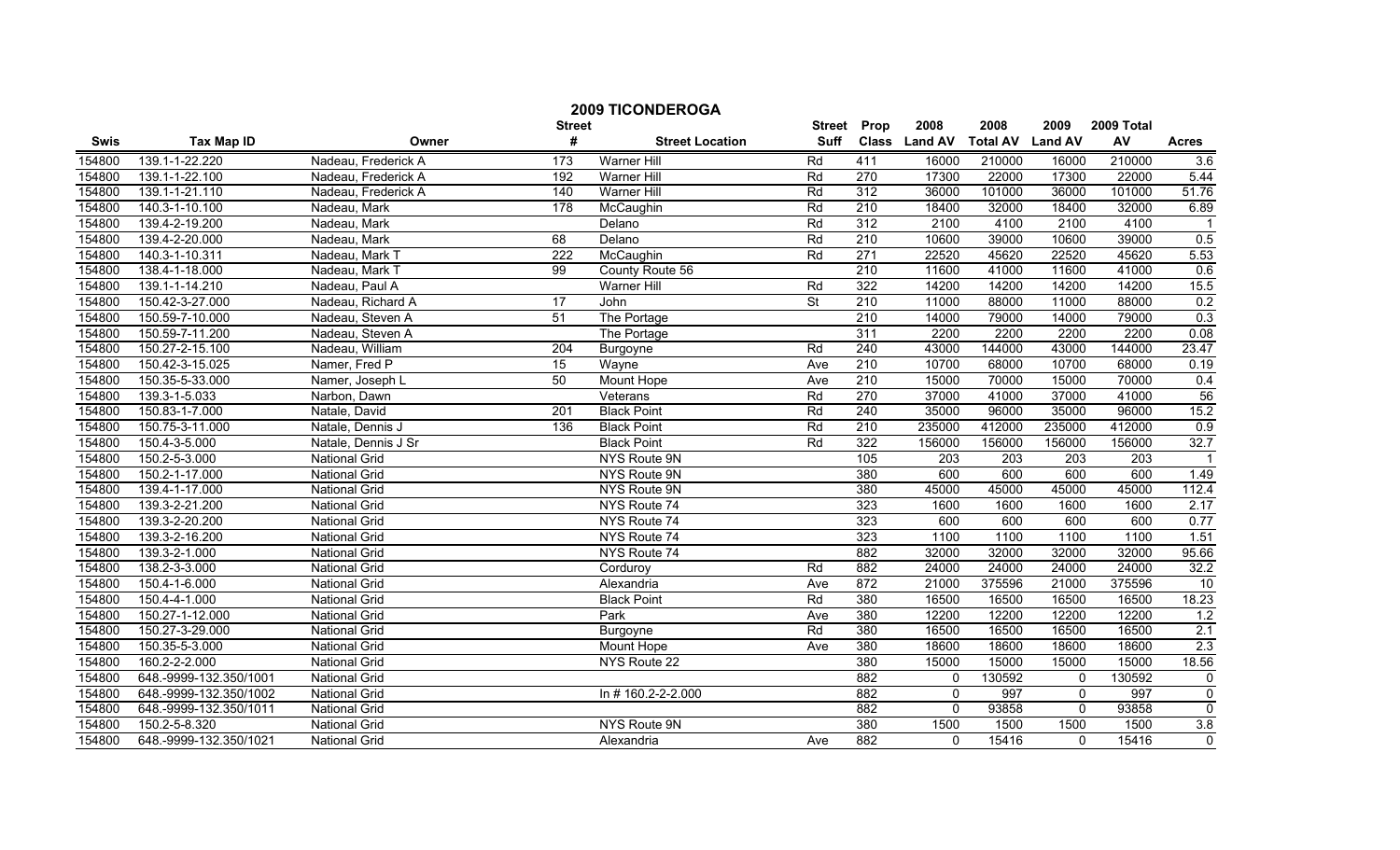# 2009 TICONDEROGA

| Swis | Tax Map ID | Owner | Street # | Street Location | Street Suff | Prop Class | 2008 Land AV | 2008 Total AV | 2009 Land AV | 2009 Total AV | Acres |
|---|---|---|---|---|---|---|---|---|---|---|---|
| 154800 | 139.1-1-22.220 | Nadeau, Frederick A | 173 | Warner Hill | Rd | 411 | 16000 | 210000 | 16000 | 210000 | 3.6 |
| 154800 | 139.1-1-22.100 | Nadeau, Frederick A | 192 | Warner Hill | Rd | 270 | 17300 | 22000 | 17300 | 22000 | 5.44 |
| 154800 | 139.1-1-21.110 | Nadeau, Frederick A | 140 | Warner Hill | Rd | 312 | 36000 | 101000 | 36000 | 101000 | 51.76 |
| 154800 | 140.3-1-10.100 | Nadeau, Mark | 178 | McCaughin | Rd | 210 | 18400 | 32000 | 18400 | 32000 | 6.89 |
| 154800 | 139.4-2-19.200 | Nadeau, Mark | | Delano | Rd | 312 | 2100 | 4100 | 2100 | 4100 | 1 |
| 154800 | 139.4-2-20.000 | Nadeau, Mark | 68 | Delano | Rd | 210 | 10600 | 39000 | 10600 | 39000 | 0.5 |
| 154800 | 140.3-1-10.311 | Nadeau, Mark T | 222 | McCaughin | Rd | 271 | 22520 | 45620 | 22520 | 45620 | 5.53 |
| 154800 | 138.4-1-18.000 | Nadeau, Mark T | 99 | County Route 56 | | 210 | 11600 | 41000 | 11600 | 41000 | 0.6 |
| 154800 | 139.1-1-14.210 | Nadeau, Paul A | | Warner Hill | Rd | 322 | 14200 | 14200 | 14200 | 14200 | 15.5 |
| 154800 | 150.42-3-27.000 | Nadeau, Richard A | 17 | John | St | 210 | 11000 | 88000 | 11000 | 88000 | 0.2 |
| 154800 | 150.59-7-10.000 | Nadeau, Steven A | 51 | The Portage | | 210 | 14000 | 79000 | 14000 | 79000 | 0.3 |
| 154800 | 150.59-7-11.200 | Nadeau, Steven A | | The Portage | | 311 | 2200 | 2200 | 2200 | 2200 | 0.08 |
| 154800 | 150.27-2-15.100 | Nadeau, William | 204 | Burgoyne | Rd | 240 | 43000 | 144000 | 43000 | 144000 | 23.47 |
| 154800 | 150.42-3-15.025 | Namer, Fred P | 15 | Wayne | Ave | 210 | 10700 | 68000 | 10700 | 68000 | 0.19 |
| 154800 | 150.35-5-33.000 | Namer, Joseph L | 50 | Mount Hope | Ave | 210 | 15000 | 70000 | 15000 | 70000 | 0.4 |
| 154800 | 139.3-1-5.033 | Narbon, Dawn | | Veterans | Rd | 270 | 37000 | 41000 | 37000 | 41000 | 56 |
| 154800 | 150.83-1-7.000 | Natale, David | 201 | Black Point | Rd | 240 | 35000 | 96000 | 35000 | 96000 | 15.2 |
| 154800 | 150.75-3-11.000 | Natale, Dennis J | 136 | Black Point | Rd | 210 | 235000 | 412000 | 235000 | 412000 | 0.9 |
| 154800 | 150.4-3-5.000 | Natale, Dennis J Sr | | Black Point | Rd | 322 | 156000 | 156000 | 156000 | 156000 | 32.7 |
| 154800 | 150.2-5-3.000 | National Grid | | NYS Route 9N | | 105 | 203 | 203 | 203 | 203 | 1 |
| 154800 | 150.2-1-17.000 | National Grid | | NYS Route 9N | | 380 | 600 | 600 | 600 | 600 | 1.49 |
| 154800 | 139.4-1-17.000 | National Grid | | NYS Route 9N | | 380 | 45000 | 45000 | 45000 | 45000 | 112.4 |
| 154800 | 139.3-2-21.200 | National Grid | | NYS Route 74 | | 323 | 1600 | 1600 | 1600 | 1600 | 2.17 |
| 154800 | 139.3-2-20.200 | National Grid | | NYS Route 74 | | 323 | 600 | 600 | 600 | 600 | 0.77 |
| 154800 | 139.3-2-16.200 | National Grid | | NYS Route 74 | | 323 | 1100 | 1100 | 1100 | 1100 | 1.51 |
| 154800 | 139.3-2-1.000 | National Grid | | NYS Route 74 | | 882 | 32000 | 32000 | 32000 | 32000 | 95.66 |
| 154800 | 138.2-3-3.000 | National Grid | | Corduroy | Rd | 882 | 24000 | 24000 | 24000 | 24000 | 32.2 |
| 154800 | 150.4-1-6.000 | National Grid | | Alexandria | Ave | 872 | 21000 | 375596 | 21000 | 375596 | 10 |
| 154800 | 150.4-4-1.000 | National Grid | | Black Point | Rd | 380 | 16500 | 16500 | 16500 | 16500 | 18.23 |
| 154800 | 150.27-1-12.000 | National Grid | | Park | Ave | 380 | 12200 | 12200 | 12200 | 12200 | 1.2 |
| 154800 | 150.27-3-29.000 | National Grid | | Burgoyne | Rd | 380 | 16500 | 16500 | 16500 | 16500 | 2.1 |
| 154800 | 150.35-5-3.000 | National Grid | | Mount Hope | Ave | 380 | 18600 | 18600 | 18600 | 18600 | 2.3 |
| 154800 | 160.2-2-2.000 | National Grid | | NYS Route 22 | | 380 | 15000 | 15000 | 15000 | 15000 | 18.56 |
| 154800 | 648.-9999-132.350/1001 | National Grid | | | | 882 | 0 | 130592 | 0 | 130592 | 0 |
| 154800 | 648.-9999-132.350/1002 | National Grid | | In # 160.2-2-2.000 | | 882 | 0 | 997 | 0 | 997 | 0 |
| 154800 | 648.-9999-132.350/1011 | National Grid | | | | 882 | 0 | 93858 | 0 | 93858 | 0 |
| 154800 | 150.2-5-8.320 | National Grid | | NYS Route 9N | | 380 | 1500 | 1500 | 1500 | 1500 | 3.8 |
| 154800 | 648.-9999-132.350/1021 | National Grid | | Alexandria | Ave | 882 | 0 | 15416 | 0 | 15416 | 0 |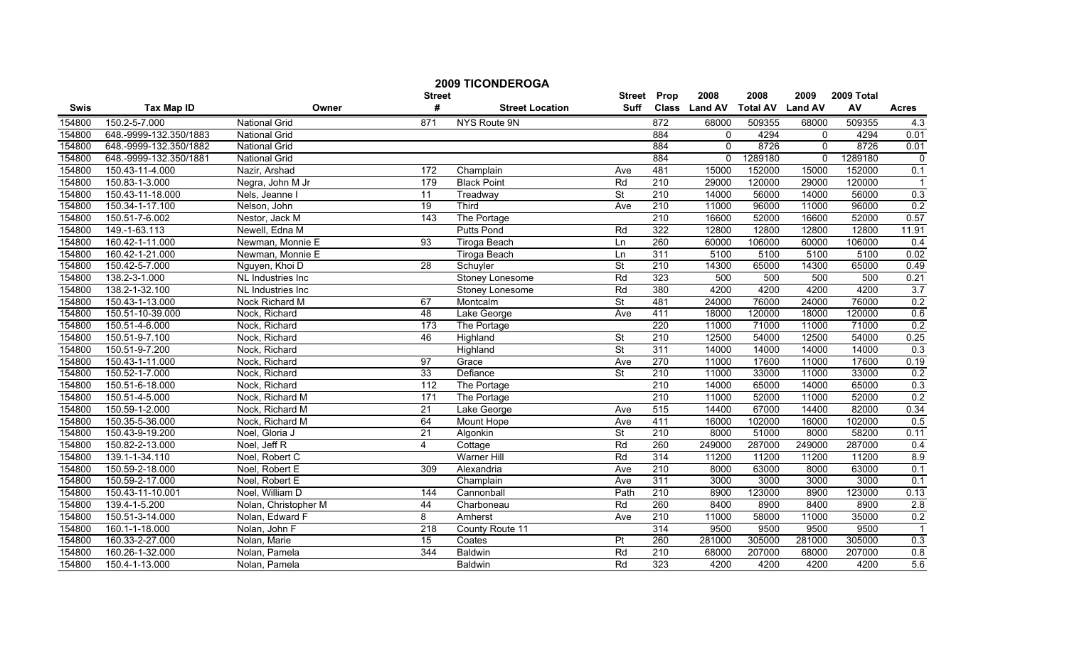# 2009 TICONDEROGA

| Swis | Tax Map ID | Owner | Street # | Street Location | Street Suff | Prop Class | 2008 Land AV | 2008 Total AV | 2009 Land AV | 2009 Total AV | Acres |
|---|---|---|---|---|---|---|---|---|---|---|---|
| 154800 | 150.2-5-7.000 | National Grid | 871 | NYS Route 9N | | 872 | 68000 | 509355 | 68000 | 509355 | 4.3 |
| 154800 | 648.-9999-132.350/1883 | National Grid | | | | 884 | 0 | 4294 | 0 | 4294 | 0.01 |
| 154800 | 648.-9999-132.350/1882 | National Grid | | | | 884 | 0 | 8726 | 0 | 8726 | 0.01 |
| 154800 | 648.-9999-132.350/1881 | National Grid | | | | 884 | 0 | 1289180 | 0 | 1289180 | 0 |
| 154800 | 150.43-11-4.000 | Nazir, Arshad | 172 | Champlain | Ave | 481 | 15000 | 152000 | 15000 | 152000 | 0.1 |
| 154800 | 150.83-1-3.000 | Negra, John M Jr | 179 | Black Point | Rd | 210 | 29000 | 120000 | 29000 | 120000 | 1 |
| 154800 | 150.43-11-18.000 | Nels, Jeanne I | 11 | Treadway | St | 210 | 14000 | 56000 | 14000 | 56000 | 0.3 |
| 154800 | 150.34-1-17.100 | Nelson, John | 19 | Third | Ave | 210 | 11000 | 96000 | 11000 | 96000 | 0.2 |
| 154800 | 150.51-7-6.002 | Nestor, Jack M | 143 | The Portage | | 210 | 16600 | 52000 | 16600 | 52000 | 0.57 |
| 154800 | 149.-1-63.113 | Newell, Edna M | | Putts Pond | Rd | 322 | 12800 | 12800 | 12800 | 12800 | 11.91 |
| 154800 | 160.42-1-11.000 | Newman, Monnie E | 93 | Tiroga Beach | Ln | 260 | 60000 | 106000 | 60000 | 106000 | 0.4 |
| 154800 | 160.42-1-21.000 | Newman, Monnie E | | Tiroga Beach | Ln | 311 | 5100 | 5100 | 5100 | 5100 | 0.02 |
| 154800 | 150.42-5-7.000 | Nguyen, Khoi D | 28 | Schuyler | St | 210 | 14300 | 65000 | 14300 | 65000 | 0.49 |
| 154800 | 138.2-3-1.000 | NL Industries Inc | | Stoney Lonesome | Rd | 323 | 500 | 500 | 500 | 500 | 0.21 |
| 154800 | 138.2-1-32.100 | NL Industries Inc | | Stoney Lonesome | Rd | 380 | 4200 | 4200 | 4200 | 4200 | 3.7 |
| 154800 | 150.43-1-13.000 | Nock Richard M | 67 | Montcalm | St | 481 | 24000 | 76000 | 24000 | 76000 | 0.2 |
| 154800 | 150.51-10-39.000 | Nock, Richard | 48 | Lake George | Ave | 411 | 18000 | 120000 | 18000 | 120000 | 0.6 |
| 154800 | 150.51-4-6.000 | Nock, Richard | 173 | The Portage | | 220 | 11000 | 71000 | 11000 | 71000 | 0.2 |
| 154800 | 150.51-9-7.100 | Nock, Richard | 46 | Highland | St | 210 | 12500 | 54000 | 12500 | 54000 | 0.25 |
| 154800 | 150.51-9-7.200 | Nock, Richard | | Highland | St | 311 | 14000 | 14000 | 14000 | 14000 | 0.3 |
| 154800 | 150.43-1-11.000 | Nock, Richard | 97 | Grace | Ave | 270 | 11000 | 17600 | 11000 | 17600 | 0.19 |
| 154800 | 150.52-1-7.000 | Nock, Richard | 33 | Defiance | St | 210 | 11000 | 33000 | 11000 | 33000 | 0.2 |
| 154800 | 150.51-6-18.000 | Nock, Richard | 112 | The Portage | | 210 | 14000 | 65000 | 14000 | 65000 | 0.3 |
| 154800 | 150.51-4-5.000 | Nock, Richard M | 171 | The Portage | | 210 | 11000 | 52000 | 11000 | 52000 | 0.2 |
| 154800 | 150.59-1-2.000 | Nock, Richard M | 21 | Lake George | Ave | 515 | 14400 | 67000 | 14400 | 82000 | 0.34 |
| 154800 | 150.35-5-36.000 | Nock, Richard M | 64 | Mount Hope | Ave | 411 | 16000 | 102000 | 16000 | 102000 | 0.5 |
| 154800 | 150.43-9-19.200 | Noel, Gloria J | 21 | Algonkin | St | 210 | 8000 | 51000 | 8000 | 58200 | 0.11 |
| 154800 | 150.82-2-13.000 | Noel, Jeff R | 4 | Cottage | Rd | 260 | 249000 | 287000 | 249000 | 287000 | 0.4 |
| 154800 | 139.1-1-34.110 | Noel, Robert C | | Warner Hill | Rd | 314 | 11200 | 11200 | 11200 | 11200 | 8.9 |
| 154800 | 150.59-2-18.000 | Noel, Robert E | 309 | Alexandria | Ave | 210 | 8000 | 63000 | 8000 | 63000 | 0.1 |
| 154800 | 150.59-2-17.000 | Noel, Robert E | | Champlain | Ave | 311 | 3000 | 3000 | 3000 | 3000 | 0.1 |
| 154800 | 150.43-11-10.001 | Noel, William D | 144 | Cannonball | Path | 210 | 8900 | 123000 | 8900 | 123000 | 0.13 |
| 154800 | 139.4-1-5.200 | Nolan, Christopher M | 44 | Charboneau | Rd | 260 | 8400 | 8900 | 8400 | 8900 | 2.8 |
| 154800 | 150.51-3-14.000 | Nolan, Edward F | 8 | Amherst | Ave | 210 | 11000 | 58000 | 11000 | 35000 | 0.2 |
| 154800 | 160.1-1-18.000 | Nolan, John F | 218 | County Route 11 | | 314 | 9500 | 9500 | 9500 | 9500 | 1 |
| 154800 | 160.33-2-27.000 | Nolan, Marie | 15 | Coates | Pt | 260 | 281000 | 305000 | 281000 | 305000 | 0.3 |
| 154800 | 160.26-1-32.000 | Nolan, Pamela | 344 | Baldwin | Rd | 210 | 68000 | 207000 | 68000 | 207000 | 0.8 |
| 154800 | 150.4-1-13.000 | Nolan, Pamela | | Baldwin | Rd | 323 | 4200 | 4200 | 4200 | 4200 | 5.6 |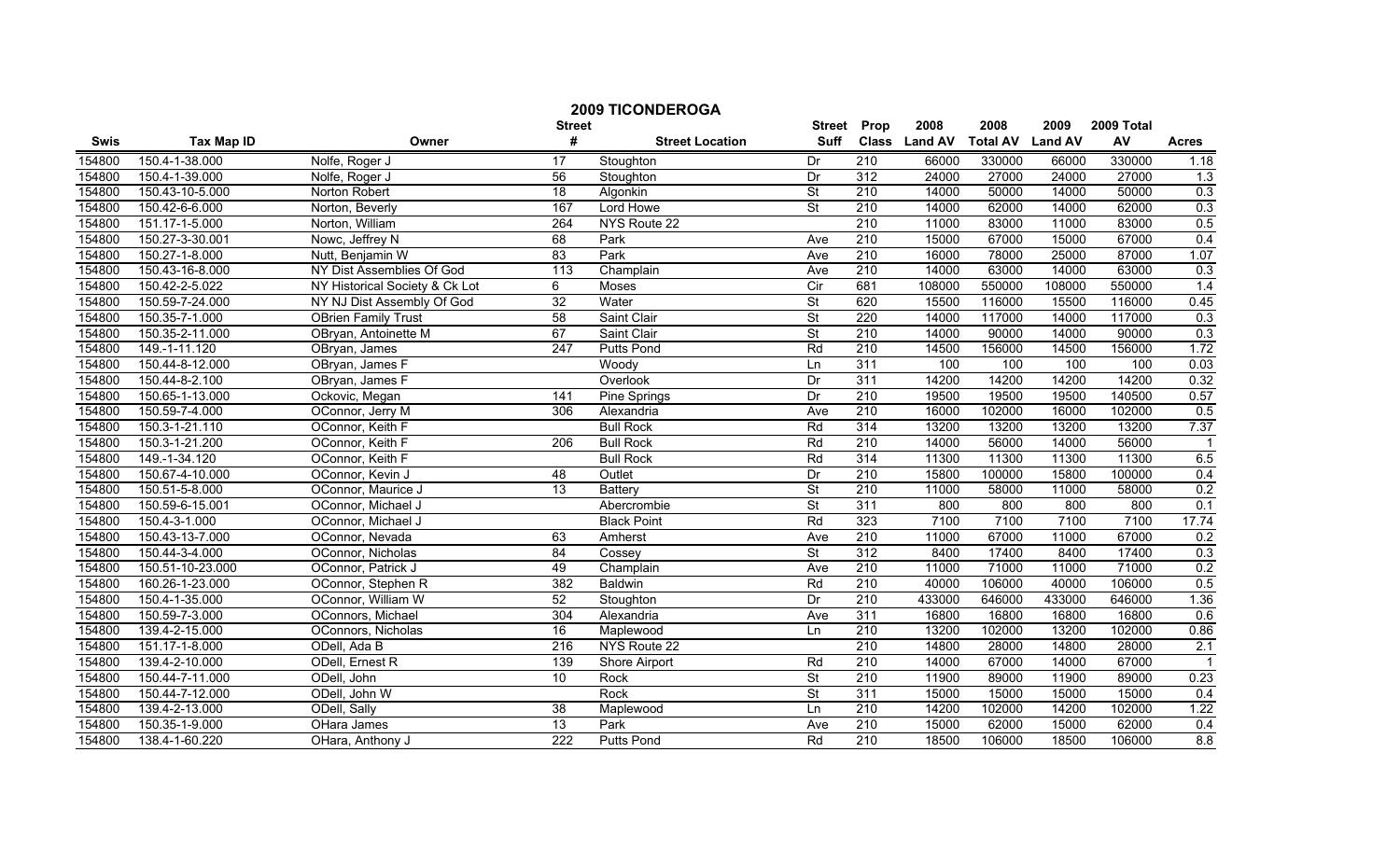# 2009 TICONDEROGA

| Swis | Tax Map ID | Owner | Street # | Street Location | Street Suff | Prop Class | 2008 Land AV | 2008 Total AV | 2009 Land AV | 2009 Total AV | Acres |
|---|---|---|---|---|---|---|---|---|---|---|---|
| 154800 | 150.4-1-38.000 | Nolfe, Roger J | 17 | Stoughton | Dr | 210 | 66000 | 330000 | 66000 | 330000 | 1.18 |
| 154800 | 150.4-1-39.000 | Nolfe, Roger J | 56 | Stoughton | Dr | 312 | 24000 | 27000 | 24000 | 27000 | 1.3 |
| 154800 | 150.43-10-5.000 | Norton Robert | 18 | Algonkin | St | 210 | 14000 | 50000 | 14000 | 50000 | 0.3 |
| 154800 | 150.42-6-6.000 | Norton, Beverly | 167 | Lord Howe | St | 210 | 14000 | 62000 | 14000 | 62000 | 0.3 |
| 154800 | 151.17-1-5.000 | Norton, William | 264 | NYS Route 22 | | 210 | 11000 | 83000 | 11000 | 83000 | 0.5 |
| 154800 | 150.27-3-30.001 | Nowc, Jeffrey N | 68 | Park | Ave | 210 | 15000 | 67000 | 15000 | 67000 | 0.4 |
| 154800 | 150.27-1-8.000 | Nutt, Benjamin W | 83 | Park | Ave | 210 | 16000 | 78000 | 25000 | 87000 | 1.07 |
| 154800 | 150.43-16-8.000 | NY Dist Assemblies Of God | 113 | Champlain | Ave | 210 | 14000 | 63000 | 14000 | 63000 | 0.3 |
| 154800 | 150.42-2-5.022 | NY Historical Society & Ck Lot | 6 | Moses | Cir | 681 | 108000 | 550000 | 108000 | 550000 | 1.4 |
| 154800 | 150.59-7-24.000 | NY NJ Dist Assembly Of God | 32 | Water | St | 620 | 15500 | 116000 | 15500 | 116000 | 0.45 |
| 154800 | 150.35-7-1.000 | OBrien Family Trust | 58 | Saint Clair | St | 220 | 14000 | 117000 | 14000 | 117000 | 0.3 |
| 154800 | 150.35-2-11.000 | OBryan, Antoinette M | 67 | Saint Clair | St | 210 | 14000 | 90000 | 14000 | 90000 | 0.3 |
| 154800 | 149.-1-11.120 | OBryan, James | 247 | Putts Pond | Rd | 210 | 14500 | 156000 | 14500 | 156000 | 1.72 |
| 154800 | 150.44-8-12.000 | OBryan, James F | | Woody | Ln | 311 | 100 | 100 | 100 | 100 | 0.03 |
| 154800 | 150.44-8-2.100 | OBryan, James F | | Overlook | Dr | 311 | 14200 | 14200 | 14200 | 14200 | 0.32 |
| 154800 | 150.65-1-13.000 | Ockovic, Megan | 141 | Pine Springs | Dr | 210 | 19500 | 19500 | 19500 | 140500 | 0.57 |
| 154800 | 150.59-7-4.000 | OConnor, Jerry M | 306 | Alexandria | Ave | 210 | 16000 | 102000 | 16000 | 102000 | 0.5 |
| 154800 | 150.3-1-21.110 | OConnor, Keith F | | Bull Rock | Rd | 314 | 13200 | 13200 | 13200 | 13200 | 7.37 |
| 154800 | 150.3-1-21.200 | OConnor, Keith F | 206 | Bull Rock | Rd | 210 | 14000 | 56000 | 14000 | 56000 | 1 |
| 154800 | 149.-1-34.120 | OConnor, Keith F | | Bull Rock | Rd | 314 | 11300 | 11300 | 11300 | 11300 | 6.5 |
| 154800 | 150.67-4-10.000 | OConnor, Kevin J | 48 | Outlet | Dr | 210 | 15800 | 100000 | 15800 | 100000 | 0.4 |
| 154800 | 150.51-5-8.000 | OConnor, Maurice J | 13 | Battery | St | 210 | 11000 | 58000 | 11000 | 58000 | 0.2 |
| 154800 | 150.59-6-15.001 | OConnor, Michael J | | Abercrombie | St | 311 | 800 | 800 | 800 | 800 | 0.1 |
| 154800 | 150.4-3-1.000 | OConnor, Michael J | | Black Point | Rd | 323 | 7100 | 7100 | 7100 | 7100 | 17.74 |
| 154800 | 150.43-13-7.000 | OConnor, Nevada | 63 | Amherst | Ave | 210 | 11000 | 67000 | 11000 | 67000 | 0.2 |
| 154800 | 150.44-3-4.000 | OConnor, Nicholas | 84 | Cossey | St | 312 | 8400 | 17400 | 8400 | 17400 | 0.3 |
| 154800 | 150.51-10-23.000 | OConnor, Patrick J | 49 | Champlain | Ave | 210 | 11000 | 71000 | 11000 | 71000 | 0.2 |
| 154800 | 160.26-1-23.000 | OConnor, Stephen R | 382 | Baldwin | Rd | 210 | 40000 | 106000 | 40000 | 106000 | 0.5 |
| 154800 | 150.4-1-35.000 | OConnor, William W | 52 | Stoughton | Dr | 210 | 433000 | 646000 | 433000 | 646000 | 1.36 |
| 154800 | 150.59-7-3.000 | OConnors, Michael | 304 | Alexandria | Ave | 311 | 16800 | 16800 | 16800 | 16800 | 0.6 |
| 154800 | 139.4-2-15.000 | OConnors, Nicholas | 16 | Maplewood | Ln | 210 | 13200 | 102000 | 13200 | 102000 | 0.86 |
| 154800 | 151.17-1-8.000 | ODell, Ada B | 216 | NYS Route 22 | | 210 | 14800 | 28000 | 14800 | 28000 | 2.1 |
| 154800 | 139.4-2-10.000 | ODell, Ernest R | 139 | Shore Airport | Rd | 210 | 14000 | 67000 | 14000 | 67000 | 1 |
| 154800 | 150.44-7-11.000 | ODell, John | 10 | Rock | St | 210 | 11900 | 89000 | 11900 | 89000 | 0.23 |
| 154800 | 150.44-7-12.000 | ODell, John W | | Rock | St | 311 | 15000 | 15000 | 15000 | 15000 | 0.4 |
| 154800 | 139.4-2-13.000 | ODell, Sally | 38 | Maplewood | Ln | 210 | 14200 | 102000 | 14200 | 102000 | 1.22 |
| 154800 | 150.35-1-9.000 | OHara James | 13 | Park | Ave | 210 | 15000 | 62000 | 15000 | 62000 | 0.4 |
| 154800 | 138.4-1-60.220 | OHara, Anthony J | 222 | Putts Pond | Rd | 210 | 18500 | 106000 | 18500 | 106000 | 8.8 |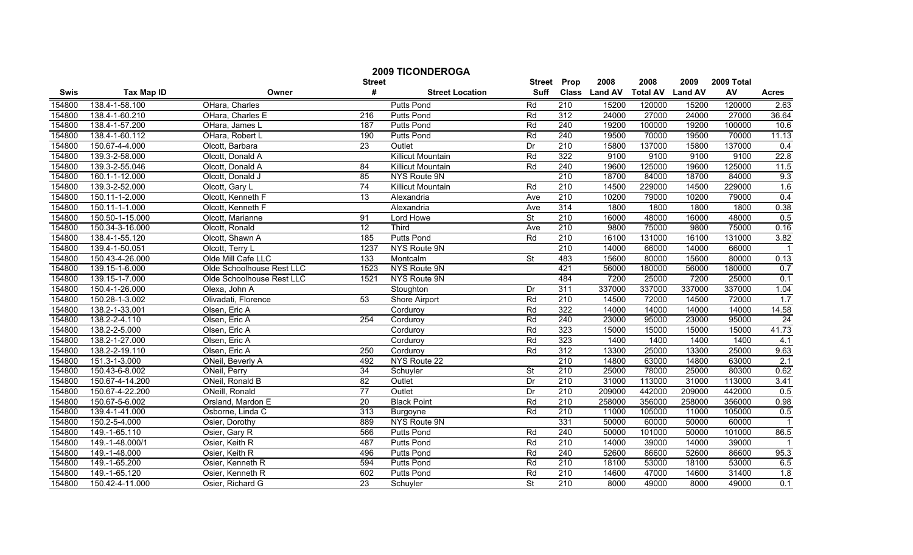# 2009 TICONDEROGA

| Swis | Tax Map ID | Owner | Street # | Street Location | Street Suff | Prop Class | 2008 Land AV | 2008 Total AV | 2009 Land AV | 2009 Total AV | Acres |
|---|---|---|---|---|---|---|---|---|---|---|---|
| 154800 | 138.4-1-58.100 | OHara, Charles | | Putts Pond | Rd | 210 | 15200 | 120000 | 15200 | 120000 | 2.63 |
| 154800 | 138.4-1-60.210 | OHara, Charles E | 216 | Putts Pond | Rd | 312 | 24000 | 27000 | 24000 | 27000 | 36.64 |
| 154800 | 138.4-1-57.200 | OHara, James L | 187 | Putts Pond | Rd | 240 | 19200 | 100000 | 19200 | 100000 | 10.6 |
| 154800 | 138.4-1-60.112 | OHara, Robert L | 190 | Putts Pond | Rd | 240 | 19500 | 70000 | 19500 | 70000 | 11.13 |
| 154800 | 150.67-4-4.000 | Olcott, Barbara | 23 | Outlet | Dr | 210 | 15800 | 137000 | 15800 | 137000 | 0.4 |
| 154800 | 139.3-2-58.000 | Olcott, Donald A | | Killicut Mountain | Rd | 322 | 9100 | 9100 | 9100 | 9100 | 22.8 |
| 154800 | 139.3-2-55.046 | Olcott, Donald A | 84 | Killicut Mountain | Rd | 240 | 19600 | 125000 | 19600 | 125000 | 11.5 |
| 154800 | 160.1-1-12.000 | Olcott, Donald J | 85 | NYS Route 9N | | 210 | 18700 | 84000 | 18700 | 84000 | 9.3 |
| 154800 | 139.3-2-52.000 | Olcott, Gary L | 74 | Killicut Mountain | Rd | 210 | 14500 | 229000 | 14500 | 229000 | 1.6 |
| 154800 | 150.11-1-2.000 | Olcott, Kenneth F | 13 | Alexandria | Ave | 210 | 10200 | 79000 | 10200 | 79000 | 0.4 |
| 154800 | 150.11-1-1.000 | Olcott, Kenneth F | | Alexandria | Ave | 314 | 1800 | 1800 | 1800 | 1800 | 0.38 |
| 154800 | 150.50-1-15.000 | Olcott, Marianne | 91 | Lord Howe | St | 210 | 16000 | 48000 | 16000 | 48000 | 0.5 |
| 154800 | 150.34-3-16.000 | Olcott, Ronald | 12 | Third | Ave | 210 | 9800 | 75000 | 9800 | 75000 | 0.16 |
| 154800 | 138.4-1-55.120 | Olcott, Shawn A | 185 | Putts Pond | Rd | 210 | 16100 | 131000 | 16100 | 131000 | 3.82 |
| 154800 | 139.4-1-50.051 | Olcott, Terry L | 1237 | NYS Route 9N | | 210 | 14000 | 66000 | 14000 | 66000 | 1 |
| 154800 | 150.43-4-26.000 | Olde Mill Cafe LLC | 133 | Montcalm | St | 483 | 15600 | 80000 | 15600 | 80000 | 0.13 |
| 154800 | 139.15-1-6.000 | Olde Schoolhouse Rest LLC | 1523 | NYS Route 9N | | 421 | 56000 | 180000 | 56000 | 180000 | 0.7 |
| 154800 | 139.15-1-7.000 | Olde Schoolhouse Rest LLC | 1521 | NYS Route 9N | | 484 | 7200 | 25000 | 7200 | 25000 | 0.1 |
| 154800 | 150.4-1-26.000 | Olexa, John A | | Stoughton | Dr | 311 | 337000 | 337000 | 337000 | 337000 | 1.04 |
| 154800 | 150.28-1-3.002 | Olivadati, Florence | 53 | Shore Airport | Rd | 210 | 14500 | 72000 | 14500 | 72000 | 1.7 |
| 154800 | 138.2-1-33.001 | Olsen, Eric A | | Corduroy | Rd | 322 | 14000 | 14000 | 14000 | 14000 | 14.58 |
| 154800 | 138.2-2-4.110 | Olsen, Eric A | 254 | Corduroy | Rd | 240 | 23000 | 95000 | 23000 | 95000 | 24 |
| 154800 | 138.2-2-5.000 | Olsen, Eric A | | Corduroy | Rd | 323 | 15000 | 15000 | 15000 | 15000 | 41.73 |
| 154800 | 138.2-1-27.000 | Olsen, Eric A | | Corduroy | Rd | 323 | 1400 | 1400 | 1400 | 1400 | 4.1 |
| 154800 | 138.2-2-19.110 | Olsen, Eric A | 250 | Corduroy | Rd | 312 | 13300 | 25000 | 13300 | 25000 | 9.63 |
| 154800 | 151.3-1-3.000 | ONeil, Beverly A | 492 | NYS Route 22 | | 210 | 14800 | 63000 | 14800 | 63000 | 2.1 |
| 154800 | 150.43-6-8.002 | ONeil, Perry | 34 | Schuyler | St | 210 | 25000 | 78000 | 25000 | 80300 | 0.62 |
| 154800 | 150.67-4-14.200 | ONeil, Ronald B | 82 | Outlet | Dr | 210 | 31000 | 113000 | 31000 | 113000 | 3.41 |
| 154800 | 150.67-4-22.200 | ONeill, Ronald | 77 | Outlet | Dr | 210 | 209000 | 442000 | 209000 | 442000 | 0.5 |
| 154800 | 150.67-5-6.002 | Orsland, Mardon E | 20 | Black Point | Rd | 210 | 258000 | 356000 | 258000 | 356000 | 0.98 |
| 154800 | 139.4-1-41.000 | Osborne, Linda C | 313 | Burgoyne | Rd | 210 | 11000 | 105000 | 11000 | 105000 | 0.5 |
| 154800 | 150.2-5-4.000 | Osier, Dorothy | 889 | NYS Route 9N | | 331 | 50000 | 60000 | 50000 | 60000 | 1 |
| 154800 | 149.-1-65.110 | Osier, Gary R | 566 | Putts Pond | Rd | 240 | 50000 | 101000 | 50000 | 101000 | 86.5 |
| 154800 | 149.-1-48.000/1 | Osier, Keith R | 487 | Putts Pond | Rd | 210 | 14000 | 39000 | 14000 | 39000 | 1 |
| 154800 | 149.-1-48.000 | Osier, Keith R | 496 | Putts Pond | Rd | 240 | 52600 | 86600 | 52600 | 86600 | 95.3 |
| 154800 | 149.-1-65.200 | Osier, Kenneth R | 594 | Putts Pond | Rd | 210 | 18100 | 53000 | 18100 | 53000 | 6.5 |
| 154800 | 149.-1-65.120 | Osier, Kenneth R | 602 | Putts Pond | Rd | 210 | 14600 | 47000 | 14600 | 31400 | 1.8 |
| 154800 | 150.42-4-11.000 | Osier, Richard G | 23 | Schuyler | St | 210 | 8000 | 49000 | 8000 | 49000 | 0.1 |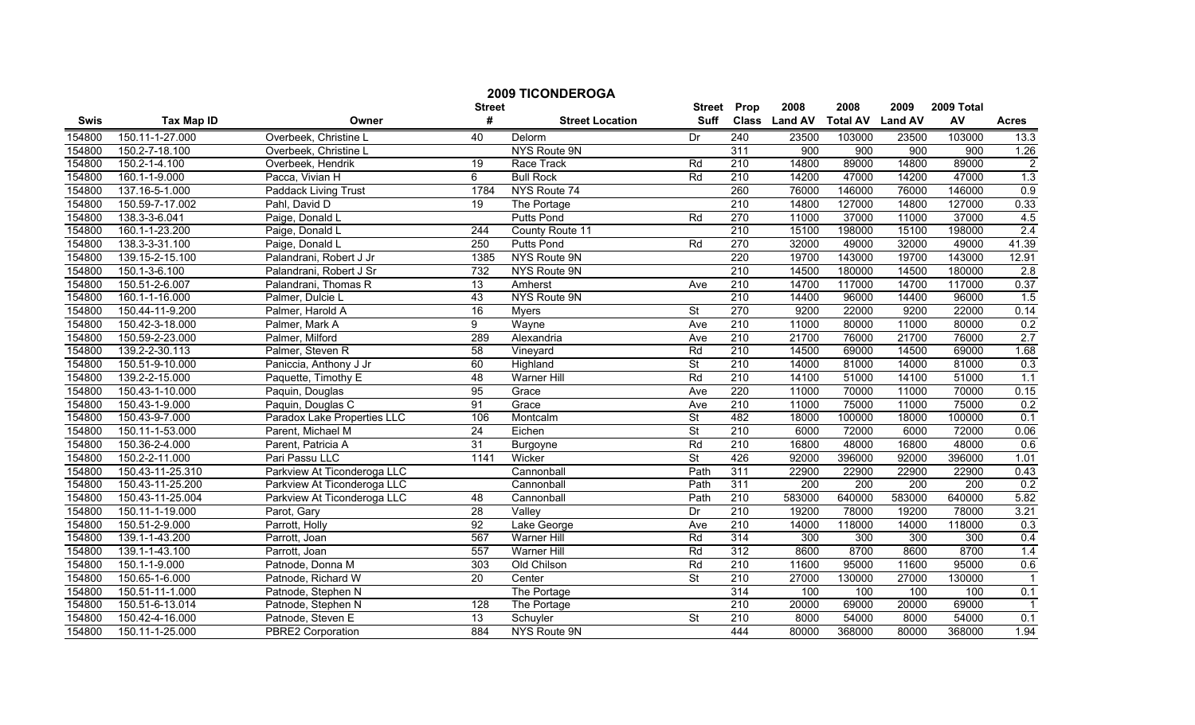# 2009 TICONDEROGA

| Swis | Tax Map ID | Owner | Street # | Street Location | Street Suff | Prop Class | 2008 Land AV | 2008 Total AV | 2009 Land AV | 2009 Total AV | Acres |
|---|---|---|---|---|---|---|---|---|---|---|---|
| 154800 | 150.11-1-27.000 | Overbeek, Christine L | 40 | Delorm | Dr | 240 | 23500 | 103000 | 23500 | 103000 | 13.3 |
| 154800 | 150.2-7-18.100 | Overbeek, Christine L | | NYS Route 9N | | 311 | 900 | 900 | 900 | 900 | 1.26 |
| 154800 | 150.2-1-4.100 | Overbeek, Hendrik | 19 | Race Track | Rd | 210 | 14800 | 89000 | 14800 | 89000 | 2 |
| 154800 | 160.1-1-9.000 | Pacca, Vivian H | 6 | Bull Rock | Rd | 210 | 14200 | 47000 | 14200 | 47000 | 1.3 |
| 154800 | 137.16-5-1.000 | Paddack Living Trust | 1784 | NYS Route 74 | | 260 | 76000 | 146000 | 76000 | 146000 | 0.9 |
| 154800 | 150.59-7-17.002 | Pahl, David D | 19 | The Portage | | 210 | 14800 | 127000 | 14800 | 127000 | 0.33 |
| 154800 | 138.3-3-6.041 | Paige, Donald L | | Putts Pond | Rd | 270 | 11000 | 37000 | 11000 | 37000 | 4.5 |
| 154800 | 160.1-1-23.200 | Paige, Donald L | 244 | County Route 11 | | 210 | 15100 | 198000 | 15100 | 198000 | 2.4 |
| 154800 | 138.3-3-31.100 | Paige, Donald L | 250 | Putts Pond | Rd | 270 | 32000 | 49000 | 32000 | 49000 | 41.39 |
| 154800 | 139.15-2-15.100 | Palandrani, Robert J Jr | 1385 | NYS Route 9N | | 220 | 19700 | 143000 | 19700 | 143000 | 12.91 |
| 154800 | 150.1-3-6.100 | Palandrani, Robert J Sr | 732 | NYS Route 9N | | 210 | 14500 | 180000 | 14500 | 180000 | 2.8 |
| 154800 | 150.51-2-6.007 | Palandrani, Thomas R | 13 | Amherst | Ave | 210 | 14700 | 117000 | 14700 | 117000 | 0.37 |
| 154800 | 160.1-1-16.000 | Palmer, Dulcie L | 43 | NYS Route 9N | | 210 | 14400 | 96000 | 14400 | 96000 | 1.5 |
| 154800 | 150.44-11-9.200 | Palmer, Harold A | 16 | Myers | St | 270 | 9200 | 22000 | 9200 | 22000 | 0.14 |
| 154800 | 150.42-3-18.000 | Palmer, Mark A | 9 | Wayne | Ave | 210 | 11000 | 80000 | 11000 | 80000 | 0.2 |
| 154800 | 150.59-2-23.000 | Palmer, Milford | 289 | Alexandria | Ave | 210 | 21700 | 76000 | 21700 | 76000 | 2.7 |
| 154800 | 139.2-2-30.113 | Palmer, Steven R | 58 | Vineyard | Rd | 210 | 14500 | 69000 | 14500 | 69000 | 1.68 |
| 154800 | 150.51-9-10.000 | Paniccia, Anthony J Jr | 60 | Highland | St | 210 | 14000 | 81000 | 14000 | 81000 | 0.3 |
| 154800 | 139.2-2-15.000 | Paquette, Timothy E | 48 | Warner Hill | Rd | 210 | 14100 | 51000 | 14100 | 51000 | 1.1 |
| 154800 | 150.43-1-10.000 | Paquin, Douglas | 95 | Grace | Ave | 220 | 11000 | 70000 | 11000 | 70000 | 0.15 |
| 154800 | 150.43-1-9.000 | Paquin, Douglas C | 91 | Grace | Ave | 210 | 11000 | 75000 | 11000 | 75000 | 0.2 |
| 154800 | 150.43-9-7.000 | Paradox Lake Properties LLC | 106 | Montcalm | St | 482 | 18000 | 100000 | 18000 | 100000 | 0.1 |
| 154800 | 150.11-1-53.000 | Parent, Michael M | 24 | Eichen | St | 210 | 6000 | 72000 | 6000 | 72000 | 0.06 |
| 154800 | 150.36-2-4.000 | Parent, Patricia A | 31 | Burgoyne | Rd | 210 | 16800 | 48000 | 16800 | 48000 | 0.6 |
| 154800 | 150.2-2-11.000 | Pari Passu LLC | 1141 | Wicker | St | 426 | 92000 | 396000 | 92000 | 396000 | 1.01 |
| 154800 | 150.43-11-25.310 | Parkview At Ticonderoga LLC | | Cannonball | Path | 311 | 22900 | 22900 | 22900 | 22900 | 0.43 |
| 154800 | 150.43-11-25.200 | Parkview At Ticonderoga LLC | | Cannonball | Path | 311 | 200 | 200 | 200 | 200 | 0.2 |
| 154800 | 150.43-11-25.004 | Parkview At Ticonderoga LLC | 48 | Cannonball | Path | 210 | 583000 | 640000 | 583000 | 640000 | 5.82 |
| 154800 | 150.11-1-19.000 | Parot, Gary | 28 | Valley | Dr | 210 | 19200 | 78000 | 19200 | 78000 | 3.21 |
| 154800 | 150.51-2-9.000 | Parrott, Holly | 92 | Lake George | Ave | 210 | 14000 | 118000 | 14000 | 118000 | 0.3 |
| 154800 | 139.1-1-43.200 | Parrott, Joan | 567 | Warner Hill | Rd | 314 | 300 | 300 | 300 | 300 | 0.4 |
| 154800 | 139.1-1-43.100 | Parrott, Joan | 557 | Warner Hill | Rd | 312 | 8600 | 8700 | 8600 | 8700 | 1.4 |
| 154800 | 150.1-1-9.000 | Patnode, Donna M | 303 | Old Chilson | Rd | 210 | 11600 | 95000 | 11600 | 95000 | 0.6 |
| 154800 | 150.65-1-6.000 | Patnode, Richard W | 20 | Center | St | 210 | 27000 | 130000 | 27000 | 130000 | 1 |
| 154800 | 150.51-11-1.000 | Patnode, Stephen N | | The Portage | | 314 | 100 | 100 | 100 | 100 | 0.1 |
| 154800 | 150.51-6-13.014 | Patnode, Stephen N | 128 | The Portage | | 210 | 20000 | 69000 | 20000 | 69000 | 1 |
| 154800 | 150.42-4-16.000 | Patnode, Steven E | 13 | Schuyler | St | 210 | 8000 | 54000 | 8000 | 54000 | 0.1 |
| 154800 | 150.11-1-25.000 | PBRE2 Corporation | 884 | NYS Route 9N | | 444 | 80000 | 368000 | 80000 | 368000 | 1.94 |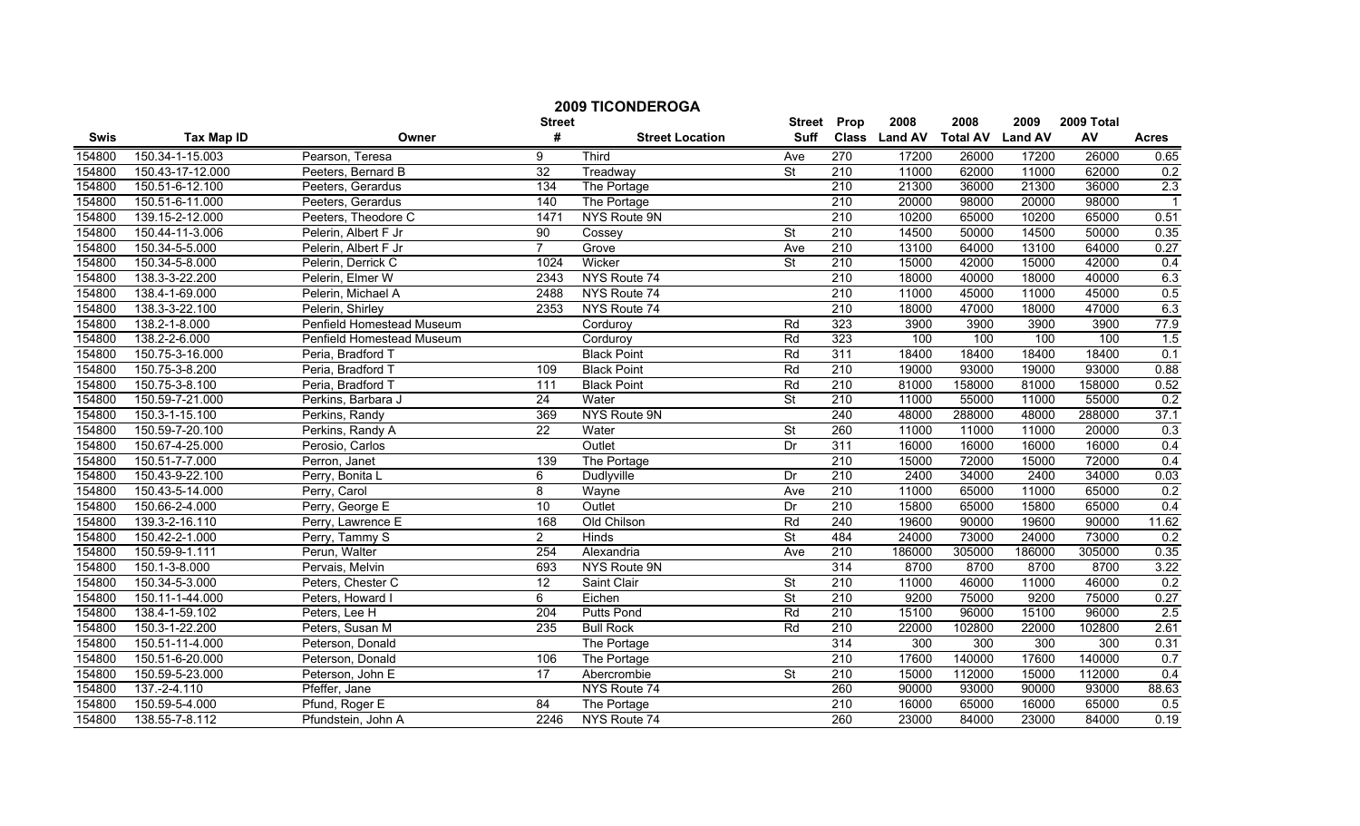# 2009 TICONDEROGA

| Swis | Tax Map ID | Owner | Street # | Street Location | Street Suff | Prop Class | 2008 Land AV | 2008 Total AV | 2009 Land AV | 2009 Total AV | Acres |
|---|---|---|---|---|---|---|---|---|---|---|---|
| 154800 | 150.34-1-15.003 | Pearson, Teresa | 9 | Third | Ave | 270 | 17200 | 26000 | 17200 | 26000 | 0.65 |
| 154800 | 150.43-17-12.000 | Peeters, Bernard B | 32 | Treadway | St | 210 | 11000 | 62000 | 11000 | 62000 | 0.2 |
| 154800 | 150.51-6-12.100 | Peeters, Gerardus | 134 | The Portage | | 210 | 21300 | 36000 | 21300 | 36000 | 2.3 |
| 154800 | 150.51-6-11.000 | Peeters, Gerardus | 140 | The Portage | | 210 | 20000 | 98000 | 20000 | 98000 | 1 |
| 154800 | 139.15-2-12.000 | Peeters, Theodore C | 1471 | NYS Route 9N | | 210 | 10200 | 65000 | 10200 | 65000 | 0.51 |
| 154800 | 150.44-11-3.006 | Pelerin, Albert F Jr | 90 | Cossey | St | 210 | 14500 | 50000 | 14500 | 50000 | 0.35 |
| 154800 | 150.34-5-5.000 | Pelerin, Albert F Jr | 7 | Grove | Ave | 210 | 13100 | 64000 | 13100 | 64000 | 0.27 |
| 154800 | 150.34-5-8.000 | Pelerin, Derrick C | 1024 | Wicker | St | 210 | 15000 | 42000 | 15000 | 42000 | 0.4 |
| 154800 | 138.3-3-22.200 | Pelerin, Elmer W | 2343 | NYS Route 74 | | 210 | 18000 | 40000 | 18000 | 40000 | 6.3 |
| 154800 | 138.4-1-69.000 | Pelerin, Michael A | 2488 | NYS Route 74 | | 210 | 11000 | 45000 | 11000 | 45000 | 0.5 |
| 154800 | 138.3-3-22.100 | Pelerin, Shirley | 2353 | NYS Route 74 | | 210 | 18000 | 47000 | 18000 | 47000 | 6.3 |
| 154800 | 138.2-1-8.000 | Penfield Homestead Museum | | Corduroy | Rd | 323 | 3900 | 3900 | 3900 | 3900 | 77.9 |
| 154800 | 138.2-2-6.000 | Penfield Homestead Museum | | Corduroy | Rd | 323 | 100 | 100 | 100 | 100 | 1.5 |
| 154800 | 150.75-3-16.000 | Peria, Bradford T | | Black Point | Rd | 311 | 18400 | 18400 | 18400 | 18400 | 0.1 |
| 154800 | 150.75-3-8.200 | Peria, Bradford T | 109 | Black Point | Rd | 210 | 19000 | 93000 | 19000 | 93000 | 0.88 |
| 154800 | 150.75-3-8.100 | Peria, Bradford T | 111 | Black Point | Rd | 210 | 81000 | 158000 | 81000 | 158000 | 0.52 |
| 154800 | 150.59-7-21.000 | Perkins, Barbara J | 24 | Water | St | 210 | 11000 | 55000 | 11000 | 55000 | 0.2 |
| 154800 | 150.3-1-15.100 | Perkins, Randy | 369 | NYS Route 9N | | 240 | 48000 | 288000 | 48000 | 288000 | 37.1 |
| 154800 | 150.59-7-20.100 | Perkins, Randy A | 22 | Water | St | 260 | 11000 | 11000 | 11000 | 20000 | 0.3 |
| 154800 | 150.67-4-25.000 | Perosio, Carlos | | Outlet | Dr | 311 | 16000 | 16000 | 16000 | 16000 | 0.4 |
| 154800 | 150.51-7-7.000 | Perron, Janet | 139 | The Portage | | 210 | 15000 | 72000 | 15000 | 72000 | 0.4 |
| 154800 | 150.43-9-22.100 | Perry, Bonita L | 6 | Dudlyville | Dr | 210 | 2400 | 34000 | 2400 | 34000 | 0.03 |
| 154800 | 150.43-5-14.000 | Perry, Carol | 8 | Wayne | Ave | 210 | 11000 | 65000 | 11000 | 65000 | 0.2 |
| 154800 | 150.66-2-4.000 | Perry, George E | 10 | Outlet | Dr | 210 | 15800 | 65000 | 15800 | 65000 | 0.4 |
| 154800 | 139.3-2-16.110 | Perry, Lawrence E | 168 | Old Chilson | Rd | 240 | 19600 | 90000 | 19600 | 90000 | 11.62 |
| 154800 | 150.42-2-1.000 | Perry, Tammy S | 2 | Hinds | St | 484 | 24000 | 73000 | 24000 | 73000 | 0.2 |
| 154800 | 150.59-9-1.111 | Perun, Walter | 254 | Alexandria | Ave | 210 | 186000 | 305000 | 186000 | 305000 | 0.35 |
| 154800 | 150.1-3-8.000 | Pervais, Melvin | 693 | NYS Route 9N | | 314 | 8700 | 8700 | 8700 | 8700 | 3.22 |
| 154800 | 150.34-5-3.000 | Peters, Chester C | 12 | Saint Clair | St | 210 | 11000 | 46000 | 11000 | 46000 | 0.2 |
| 154800 | 150.11-1-44.000 | Peters, Howard I | 6 | Eichen | St | 210 | 9200 | 75000 | 9200 | 75000 | 0.27 |
| 154800 | 138.4-1-59.102 | Peters, Lee H | 204 | Putts Pond | Rd | 210 | 15100 | 96000 | 15100 | 96000 | 2.5 |
| 154800 | 150.3-1-22.200 | Peters, Susan M | 235 | Bull Rock | Rd | 210 | 22000 | 102800 | 22000 | 102800 | 2.61 |
| 154800 | 150.51-11-4.000 | Peterson, Donald | | The Portage | | 314 | 300 | 300 | 300 | 300 | 0.31 |
| 154800 | 150.51-6-20.000 | Peterson, Donald | 106 | The Portage | | 210 | 17600 | 140000 | 17600 | 140000 | 0.7 |
| 154800 | 150.59-5-23.000 | Peterson, John E | 17 | Abercrombie | St | 210 | 15000 | 112000 | 15000 | 112000 | 0.4 |
| 154800 | 137.-2-4.110 | Pfeffer, Jane | | NYS Route 74 | | 260 | 90000 | 93000 | 90000 | 93000 | 88.63 |
| 154800 | 150.59-5-4.000 | Pfund, Roger E | 84 | The Portage | | 210 | 16000 | 65000 | 16000 | 65000 | 0.5 |
| 154800 | 138.55-7-8.112 | Pfundstein, John A | 2246 | NYS Route 74 | | 260 | 23000 | 84000 | 23000 | 84000 | 0.19 |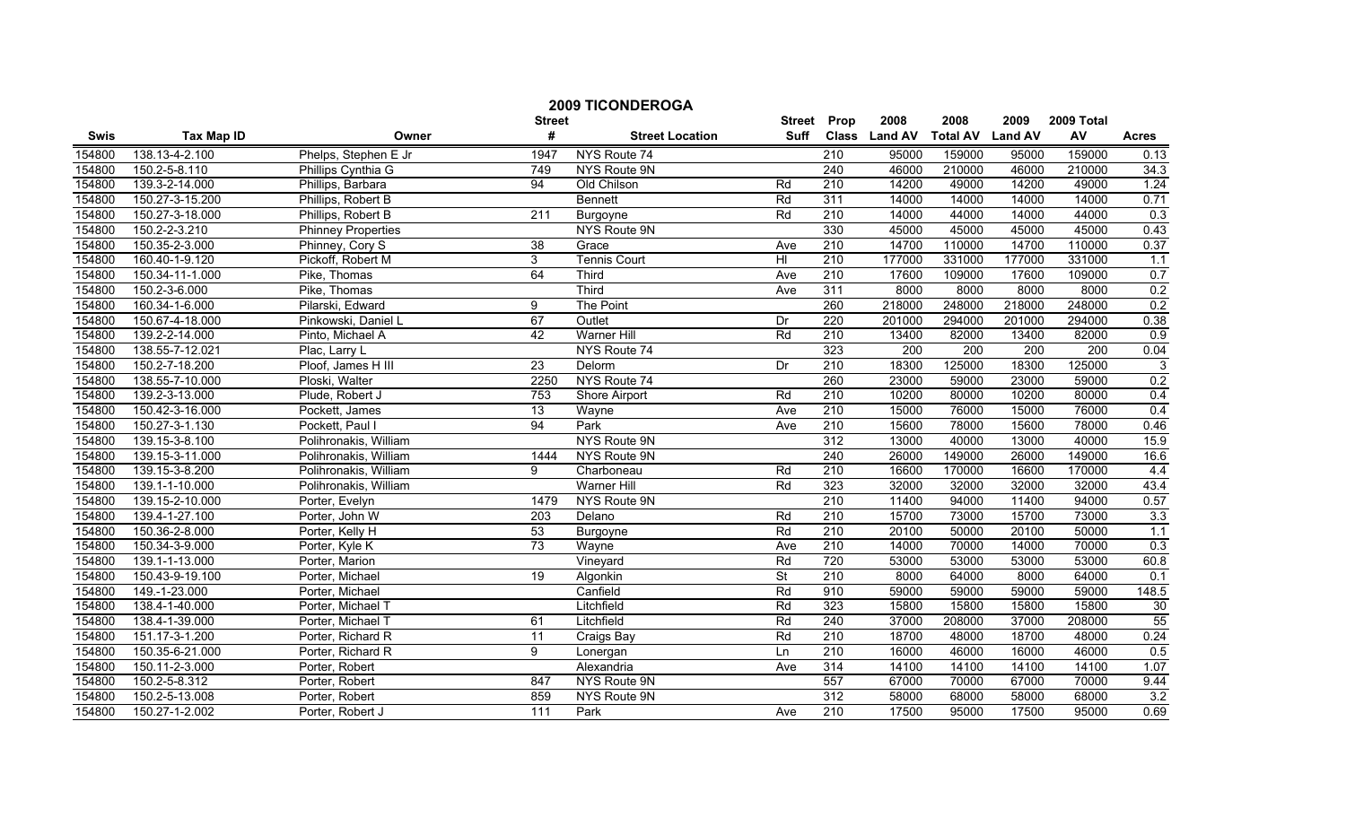# 2009 TICONDEROGA

| Swis | Tax Map ID | Owner | Street # | Street Location | Street Suff | Prop Class | 2008 Land AV | 2008 Total AV | 2009 Land AV | 2009 Total AV | Acres |
|---|---|---|---|---|---|---|---|---|---|---|---|
| 154800 | 138.13-4-2.100 | Phelps, Stephen E Jr | 1947 | NYS Route 74 | | 210 | 95000 | 159000 | 95000 | 159000 | 0.13 |
| 154800 | 150.2-5-8.110 | Phillips Cynthia G | 749 | NYS Route 9N | | 240 | 46000 | 210000 | 46000 | 210000 | 34.3 |
| 154800 | 139.3-2-14.000 | Phillips, Barbara | 94 | Old Chilson | Rd | 210 | 14200 | 49000 | 14200 | 49000 | 1.24 |
| 154800 | 150.27-3-15.200 | Phillips, Robert B | | Bennett | Rd | 311 | 14000 | 14000 | 14000 | 14000 | 0.71 |
| 154800 | 150.27-3-18.000 | Phillips, Robert B | 211 | Burgoyne | Rd | 210 | 14000 | 44000 | 14000 | 44000 | 0.3 |
| 154800 | 150.2-2-3.210 | Phinney Properties | | NYS Route 9N | | 330 | 45000 | 45000 | 45000 | 45000 | 0.43 |
| 154800 | 150.35-2-3.000 | Phinney, Cory S | 38 | Grace | Ave | 210 | 14700 | 110000 | 14700 | 110000 | 0.37 |
| 154800 | 160.40-1-9.120 | Pickoff, Robert M | 3 | Tennis Court | Hl | 210 | 177000 | 331000 | 177000 | 331000 | 1.1 |
| 154800 | 150.34-11-1.000 | Pike, Thomas | 64 | Third | Ave | 210 | 17600 | 109000 | 17600 | 109000 | 0.7 |
| 154800 | 150.2-3-6.000 | Pike, Thomas | | Third | Ave | 311 | 8000 | 8000 | 8000 | 8000 | 0.2 |
| 154800 | 160.34-1-6.000 | Pilarski, Edward | 9 | The Point | | 260 | 218000 | 248000 | 218000 | 248000 | 0.2 |
| 154800 | 150.67-4-18.000 | Pinkowski, Daniel L | 67 | Outlet | Dr | 220 | 201000 | 294000 | 201000 | 294000 | 0.38 |
| 154800 | 139.2-2-14.000 | Pinto, Michael A | 42 | Warner Hill | Rd | 210 | 13400 | 82000 | 13400 | 82000 | 0.9 |
| 154800 | 138.55-7-12.021 | Plac, Larry L | | NYS Route 74 | | 323 | 200 | 200 | 200 | 200 | 0.04 |
| 154800 | 150.2-7-18.200 | Ploof, James H III | 23 | Delorm | Dr | 210 | 18300 | 125000 | 18300 | 125000 | 3 |
| 154800 | 138.55-7-10.000 | Ploski, Walter | 2250 | NYS Route 74 | | 260 | 23000 | 59000 | 23000 | 59000 | 0.2 |
| 154800 | 139.2-3-13.000 | Plude, Robert J | 753 | Shore Airport | Rd | 210 | 10200 | 80000 | 10200 | 80000 | 0.4 |
| 154800 | 150.42-3-16.000 | Pockett, James | 13 | Wayne | Ave | 210 | 15000 | 76000 | 15000 | 76000 | 0.4 |
| 154800 | 150.27-3-1.130 | Pockett, Paul I | 94 | Park | Ave | 210 | 15600 | 78000 | 15600 | 78000 | 0.46 |
| 154800 | 139.15-3-8.100 | Polihronakis, William | | NYS Route 9N | | 312 | 13000 | 40000 | 13000 | 40000 | 15.9 |
| 154800 | 139.15-3-11.000 | Polihronakis, William | 1444 | NYS Route 9N | | 240 | 26000 | 149000 | 26000 | 149000 | 16.6 |
| 154800 | 139.15-3-8.200 | Polihronakis, William | 9 | Charboneau | Rd | 210 | 16600 | 170000 | 16600 | 170000 | 4.4 |
| 154800 | 139.1-1-10.000 | Polihronakis, William | | Warner Hill | Rd | 323 | 32000 | 32000 | 32000 | 32000 | 43.4 |
| 154800 | 139.15-2-10.000 | Porter, Evelyn | 1479 | NYS Route 9N | | 210 | 11400 | 94000 | 11400 | 94000 | 0.57 |
| 154800 | 139.4-1-27.100 | Porter, John W | 203 | Delano | Rd | 210 | 15700 | 73000 | 15700 | 73000 | 3.3 |
| 154800 | 150.36-2-8.000 | Porter, Kelly H | 53 | Burgoyne | Rd | 210 | 20100 | 50000 | 20100 | 50000 | 1.1 |
| 154800 | 150.34-3-9.000 | Porter, Kyle K | 73 | Wayne | Ave | 210 | 14000 | 70000 | 14000 | 70000 | 0.3 |
| 154800 | 139.1-1-13.000 | Porter, Marion | | Vineyard | Rd | 720 | 53000 | 53000 | 53000 | 53000 | 60.8 |
| 154800 | 150.43-9-19.100 | Porter, Michael | 19 | Algonkin | St | 210 | 8000 | 64000 | 8000 | 64000 | 0.1 |
| 154800 | 149.-1-23.000 | Porter, Michael | | Canfield | Rd | 910 | 59000 | 59000 | 59000 | 59000 | 148.5 |
| 154800 | 138.4-1-40.000 | Porter, Michael T | | Litchfield | Rd | 323 | 15800 | 15800 | 15800 | 15800 | 30 |
| 154800 | 138.4-1-39.000 | Porter, Michael T | 61 | Litchfield | Rd | 240 | 37000 | 208000 | 37000 | 208000 | 55 |
| 154800 | 151.17-3-1.200 | Porter, Richard R | 11 | Craigs Bay | Rd | 210 | 18700 | 48000 | 18700 | 48000 | 0.24 |
| 154800 | 150.35-6-21.000 | Porter, Richard R | 9 | Lonergan | Ln | 210 | 16000 | 46000 | 16000 | 46000 | 0.5 |
| 154800 | 150.11-2-3.000 | Porter, Robert | | Alexandria | Ave | 314 | 14100 | 14100 | 14100 | 14100 | 1.07 |
| 154800 | 150.2-5-8.312 | Porter, Robert | 847 | NYS Route 9N | | 557 | 67000 | 70000 | 67000 | 70000 | 9.44 |
| 154800 | 150.2-5-13.008 | Porter, Robert | 859 | NYS Route 9N | | 312 | 58000 | 68000 | 58000 | 68000 | 3.2 |
| 154800 | 150.27-1-2.002 | Porter, Robert J | 111 | Park | Ave | 210 | 17500 | 95000 | 17500 | 95000 | 0.69 |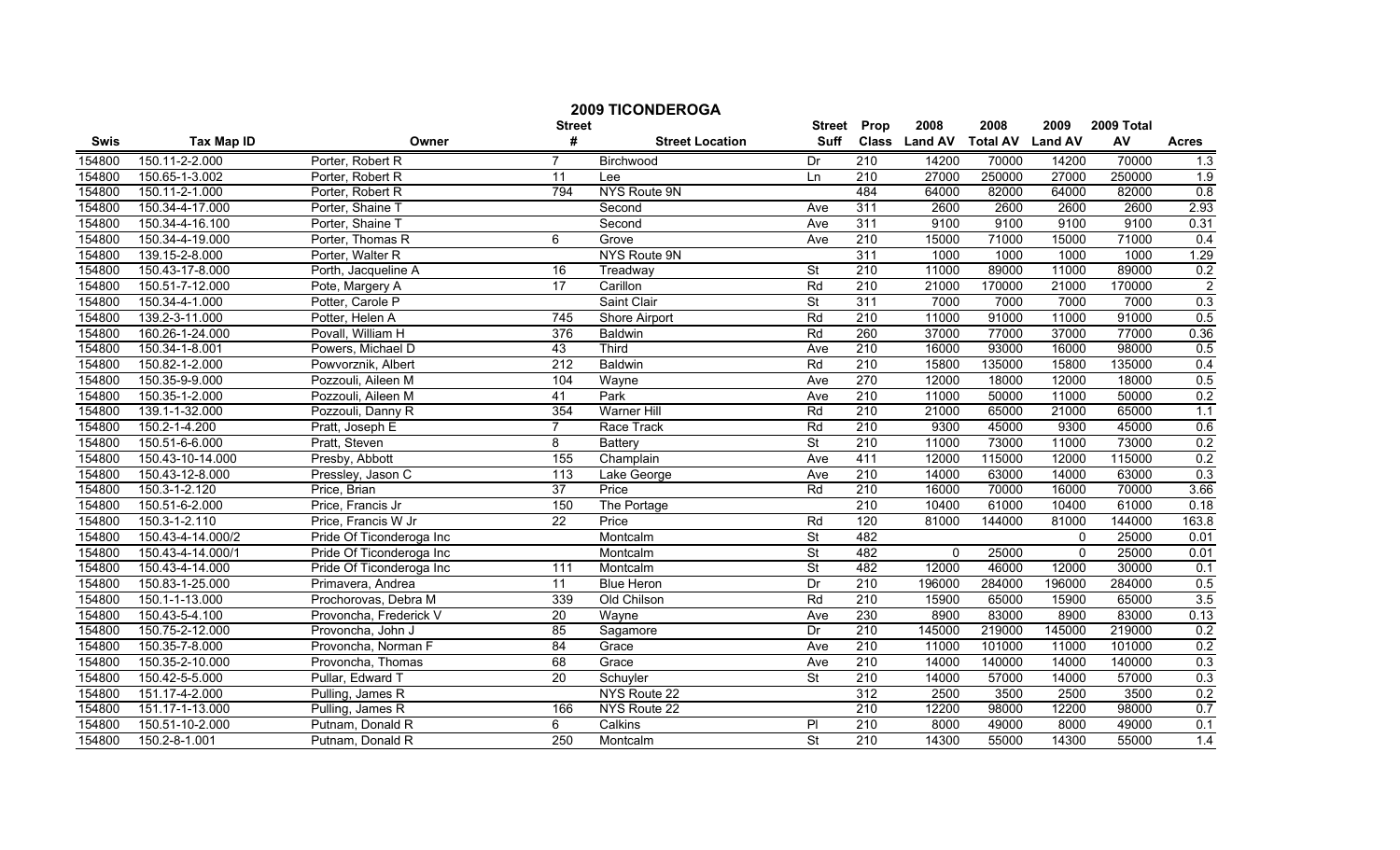# 2009 TICONDEROGA

| Swis | Tax Map ID | Owner | Street # | Street Location | Street Suff | Prop Class | 2008 Land AV | 2008 Total AV | 2009 Land AV | 2009 Total AV | Acres |
|---|---|---|---|---|---|---|---|---|---|---|---|
| 154800 | 150.11-2-2.000 | Porter, Robert R | 7 | Birchwood | Dr | 210 | 14200 | 70000 | 14200 | 70000 | 1.3 |
| 154800 | 150.65-1-3.002 | Porter, Robert R | 11 | Lee | Ln | 210 | 27000 | 250000 | 27000 | 250000 | 1.9 |
| 154800 | 150.11-2-1.000 | Porter, Robert R | 794 | NYS Route 9N | | 484 | 64000 | 82000 | 64000 | 82000 | 0.8 |
| 154800 | 150.34-4-17.000 | Porter, Shaine T | | Second | Ave | 311 | 2600 | 2600 | 2600 | 2600 | 2.93 |
| 154800 | 150.34-4-16.100 | Porter, Shaine T | | Second | Ave | 311 | 9100 | 9100 | 9100 | 9100 | 0.31 |
| 154800 | 150.34-4-19.000 | Porter, Thomas R | 6 | Grove | Ave | 210 | 15000 | 71000 | 15000 | 71000 | 0.4 |
| 154800 | 139.15-2-8.000 | Porter, Walter R | | NYS Route 9N | | 311 | 1000 | 1000 | 1000 | 1000 | 1.29 |
| 154800 | 150.43-17-8.000 | Porth, Jacqueline A | 16 | Treadway | St | 210 | 11000 | 89000 | 11000 | 89000 | 0.2 |
| 154800 | 150.51-7-12.000 | Pote, Margery A | 17 | Carillon | Rd | 210 | 21000 | 170000 | 21000 | 170000 | 2 |
| 154800 | 150.34-4-1.000 | Potter, Carole P | | Saint Clair | St | 311 | 7000 | 7000 | 7000 | 7000 | 0.3 |
| 154800 | 139.2-3-11.000 | Potter, Helen A | 745 | Shore Airport | Rd | 210 | 11000 | 91000 | 11000 | 91000 | 0.5 |
| 154800 | 160.26-1-24.000 | Povall, William H | 376 | Baldwin | Rd | 260 | 37000 | 77000 | 37000 | 77000 | 0.36 |
| 154800 | 150.34-1-8.001 | Powers, Michael D | 43 | Third | Ave | 210 | 16000 | 93000 | 16000 | 98000 | 0.5 |
| 154800 | 150.82-1-2.000 | Powvorznik, Albert | 212 | Baldwin | Rd | 210 | 15800 | 135000 | 15800 | 135000 | 0.4 |
| 154800 | 150.35-9-9.000 | Pozzouli, Aileen M | 104 | Wayne | Ave | 270 | 12000 | 18000 | 12000 | 18000 | 0.5 |
| 154800 | 150.35-1-2.000 | Pozzouli, Aileen M | 41 | Park | Ave | 210 | 11000 | 50000 | 11000 | 50000 | 0.2 |
| 154800 | 139.1-1-32.000 | Pozzouli, Danny R | 354 | Warner Hill | Rd | 210 | 21000 | 65000 | 21000 | 65000 | 1.1 |
| 154800 | 150.2-1-4.200 | Pratt, Joseph E | 7 | Race Track | Rd | 210 | 9300 | 45000 | 9300 | 45000 | 0.6 |
| 154800 | 150.51-6-6.000 | Pratt, Steven | 8 | Battery | St | 210 | 11000 | 73000 | 11000 | 73000 | 0.2 |
| 154800 | 150.43-10-14.000 | Presby, Abbott | 155 | Champlain | Ave | 411 | 12000 | 115000 | 12000 | 115000 | 0.2 |
| 154800 | 150.43-12-8.000 | Pressley, Jason C | 113 | Lake George | Ave | 210 | 14000 | 63000 | 14000 | 63000 | 0.3 |
| 154800 | 150.3-1-2.120 | Price, Brian | 37 | Price | Rd | 210 | 16000 | 70000 | 16000 | 70000 | 3.66 |
| 154800 | 150.51-6-2.000 | Price, Francis Jr | 150 | The Portage | | 210 | 10400 | 61000 | 10400 | 61000 | 0.18 |
| 154800 | 150.3-1-2.110 | Price, Francis W Jr | 22 | Price | Rd | 120 | 81000 | 144000 | 81000 | 144000 | 163.8 |
| 154800 | 150.43-4-14.000/2 | Pride Of Ticonderoga Inc | | Montcalm | St | 482 | | | 0 | 25000 | 0.01 |
| 154800 | 150.43-4-14.000/1 | Pride Of Ticonderoga Inc | | Montcalm | St | 482 | 0 | 25000 | 0 | 25000 | 0.01 |
| 154800 | 150.43-4-14.000 | Pride Of Ticonderoga Inc | 111 | Montcalm | St | 482 | 12000 | 46000 | 12000 | 30000 | 0.1 |
| 154800 | 150.83-1-25.000 | Primavera, Andrea | 11 | Blue Heron | Dr | 210 | 196000 | 284000 | 196000 | 284000 | 0.5 |
| 154800 | 150.1-1-13.000 | Prochorovas, Debra M | 339 | Old Chilson | Rd | 210 | 15900 | 65000 | 15900 | 65000 | 3.5 |
| 154800 | 150.43-5-4.100 | Provoncha, Frederick V | 20 | Wayne | Ave | 230 | 8900 | 83000 | 8900 | 83000 | 0.13 |
| 154800 | 150.75-2-12.000 | Provoncha, John J | 85 | Sagamore | Dr | 210 | 145000 | 219000 | 145000 | 219000 | 0.2 |
| 154800 | 150.35-7-8.000 | Provoncha, Norman F | 84 | Grace | Ave | 210 | 11000 | 101000 | 11000 | 101000 | 0.2 |
| 154800 | 150.35-2-10.000 | Provoncha, Thomas | 68 | Grace | Ave | 210 | 14000 | 140000 | 14000 | 140000 | 0.3 |
| 154800 | 150.42-5-5.000 | Pullar, Edward T | 20 | Schuyler | St | 210 | 14000 | 57000 | 14000 | 57000 | 0.3 |
| 154800 | 151.17-4-2.000 | Pulling, James R | | NYS Route 22 | | 312 | 2500 | 3500 | 2500 | 3500 | 0.2 |
| 154800 | 151.17-1-13.000 | Pulling, James R | 166 | NYS Route 22 | | 210 | 12200 | 98000 | 12200 | 98000 | 0.7 |
| 154800 | 150.51-10-2.000 | Putnam, Donald R | 6 | Calkins | Pl | 210 | 8000 | 49000 | 8000 | 49000 | 0.1 |
| 154800 | 150.2-8-1.001 | Putnam, Donald R | 250 | Montcalm | St | 210 | 14300 | 55000 | 14300 | 55000 | 1.4 |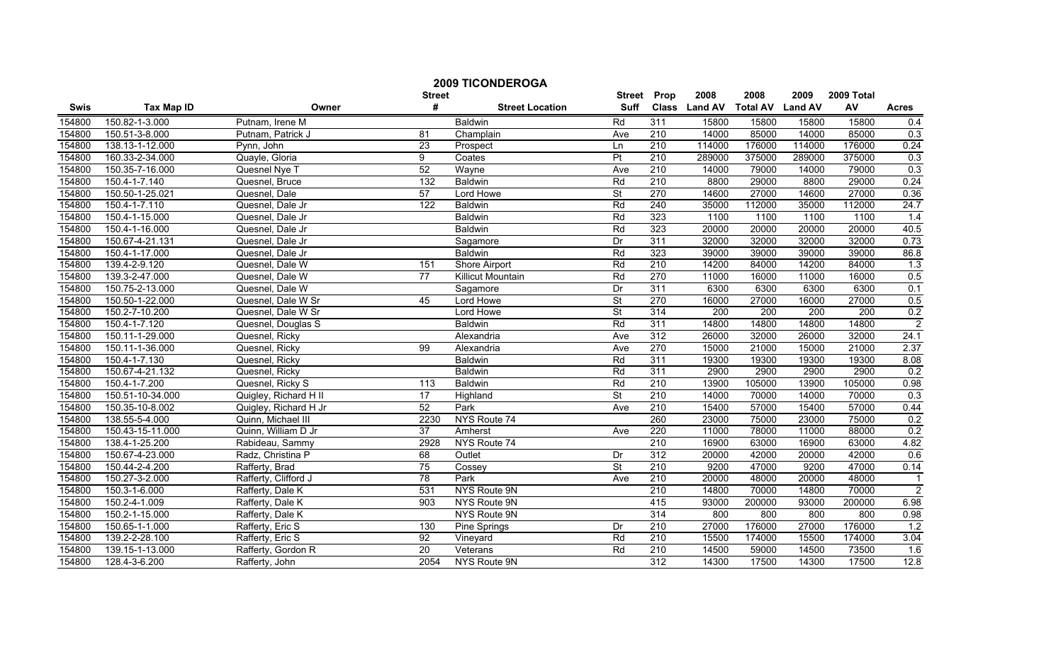# 2009 TICONDEROGA

| Swis | Tax Map ID | Owner | Street # | Street Location | Street Suff | Prop Class | 2008 Land AV | 2008 Total AV | 2009 Land AV | 2009 Total AV | Acres |
|---|---|---|---|---|---|---|---|---|---|---|---|
| 154800 | 150.82-1-3.000 | Putnam, Irene M | | Baldwin | Rd | 311 | 15800 | 15800 | 15800 | 15800 | 0.4 |
| 154800 | 150.51-3-8.000 | Putnam, Patrick J | 81 | Champlain | Ave | 210 | 14000 | 85000 | 14000 | 85000 | 0.3 |
| 154800 | 138.13-1-12.000 | Pynn, John | 23 | Prospect | Ln | 210 | 114000 | 176000 | 114000 | 176000 | 0.24 |
| 154800 | 160.33-2-34.000 | Quayle, Gloria | 9 | Coates | Pt | 210 | 289000 | 375000 | 289000 | 375000 | 0.3 |
| 154800 | 150.35-7-16.000 | Quesnel Nye T | 52 | Wayne | Ave | 210 | 14000 | 79000 | 14000 | 79000 | 0.3 |
| 154800 | 150.4-1-7.140 | Quesnel, Bruce | 132 | Baldwin | Rd | 210 | 8800 | 29000 | 8800 | 29000 | 0.24 |
| 154800 | 150.50-1-25.021 | Quesnel, Dale | 57 | Lord Howe | St | 270 | 14600 | 27000 | 14600 | 27000 | 0.36 |
| 154800 | 150.4-1-7.110 | Quesnel, Dale Jr | 122 | Baldwin | Rd | 240 | 35000 | 112000 | 35000 | 112000 | 24.7 |
| 154800 | 150.4-1-15.000 | Quesnel, Dale Jr | | Baldwin | Rd | 323 | 1100 | 1100 | 1100 | 1100 | 1.4 |
| 154800 | 150.4-1-16.000 | Quesnel, Dale Jr | | Baldwin | Rd | 323 | 20000 | 20000 | 20000 | 20000 | 40.5 |
| 154800 | 150.67-4-21.131 | Quesnel, Dale Jr | | Sagamore | Dr | 311 | 32000 | 32000 | 32000 | 32000 | 0.73 |
| 154800 | 150.4-1-17.000 | Quesnel, Dale Jr | | Baldwin | Rd | 323 | 39000 | 39000 | 39000 | 39000 | 86.8 |
| 154800 | 139.4-2-9.120 | Quesnel, Dale W | 151 | Shore Airport | Rd | 210 | 14200 | 84000 | 14200 | 84000 | 1.3 |
| 154800 | 139.3-2-47.000 | Quesnel, Dale W | 77 | Killicut Mountain | Rd | 270 | 11000 | 16000 | 11000 | 16000 | 0.5 |
| 154800 | 150.75-2-13.000 | Quesnel, Dale W | | Sagamore | Dr | 311 | 6300 | 6300 | 6300 | 6300 | 0.1 |
| 154800 | 150.50-1-22.000 | Quesnel, Dale W Sr | 45 | Lord Howe | St | 270 | 16000 | 27000 | 16000 | 27000 | 0.5 |
| 154800 | 150.2-7-10.200 | Quesnel, Dale W Sr | | Lord Howe | St | 314 | 200 | 200 | 200 | 200 | 0.2 |
| 154800 | 150.4-1-7.120 | Quesnel, Douglas S | | Baldwin | Rd | 311 | 14800 | 14800 | 14800 | 14800 | 2 |
| 154800 | 150.11-1-29.000 | Quesnel, Ricky | | Alexandria | Ave | 312 | 26000 | 32000 | 26000 | 32000 | 24.1 |
| 154800 | 150.11-1-36.000 | Quesnel, Ricky | 99 | Alexandria | Ave | 270 | 15000 | 21000 | 15000 | 21000 | 2.37 |
| 154800 | 150.4-1-7.130 | Quesnel, Ricky | | Baldwin | Rd | 311 | 19300 | 19300 | 19300 | 19300 | 8.08 |
| 154800 | 150.67-4-21.132 | Quesnel, Ricky | | Baldwin | Rd | 311 | 2900 | 2900 | 2900 | 2900 | 0.2 |
| 154800 | 150.4-1-7.200 | Quesnel, Ricky S | 113 | Baldwin | Rd | 210 | 13900 | 105000 | 13900 | 105000 | 0.98 |
| 154800 | 150.51-10-34.000 | Quigley, Richard H II | 17 | Highland | St | 210 | 14000 | 70000 | 14000 | 70000 | 0.3 |
| 154800 | 150.35-10-8.002 | Quigley, Richard H Jr | 52 | Park | Ave | 210 | 15400 | 57000 | 15400 | 57000 | 0.44 |
| 154800 | 138.55-5-4.000 | Quinn, Michael III | 2230 | NYS Route 74 | | 260 | 23000 | 75000 | 23000 | 75000 | 0.2 |
| 154800 | 150.43-15-11.000 | Quinn, William D Jr | 37 | Amherst | Ave | 220 | 11000 | 78000 | 11000 | 88000 | 0.2 |
| 154800 | 138.4-1-25.200 | Rabideau, Sammy | 2928 | NYS Route 74 | | 210 | 16900 | 63000 | 16900 | 63000 | 4.82 |
| 154800 | 150.67-4-23.000 | Radz, Christina P | 68 | Outlet | Dr | 312 | 20000 | 42000 | 20000 | 42000 | 0.6 |
| 154800 | 150.44-2-4.200 | Rafferty, Brad | 75 | Cossey | St | 210 | 9200 | 47000 | 9200 | 47000 | 0.14 |
| 154800 | 150.27-3-2.000 | Rafferty, Clifford J | 78 | Park | Ave | 210 | 20000 | 48000 | 20000 | 48000 | 1 |
| 154800 | 150.3-1-6.000 | Rafferty, Dale K | 531 | NYS Route 9N | | 210 | 14800 | 70000 | 14800 | 70000 | 2 |
| 154800 | 150.2-4-1.009 | Rafferty, Dale K | 903 | NYS Route 9N | | 415 | 93000 | 200000 | 93000 | 200000 | 6.98 |
| 154800 | 150.2-1-15.000 | Rafferty, Dale K | | NYS Route 9N | | 314 | 800 | 800 | 800 | 800 | 0.98 |
| 154800 | 150.65-1-1.000 | Rafferty, Eric S | 130 | Pine Springs | Dr | 210 | 27000 | 176000 | 27000 | 176000 | 1.2 |
| 154800 | 139.2-2-28.100 | Rafferty, Eric S | 92 | Vineyard | Rd | 210 | 15500 | 174000 | 15500 | 174000 | 3.04 |
| 154800 | 139.15-1-13.000 | Rafferty, Gordon R | 20 | Veterans | Rd | 210 | 14500 | 59000 | 14500 | 73500 | 1.6 |
| 154800 | 128.4-3-6.200 | Rafferty, John | 2054 | NYS Route 9N | | 312 | 14300 | 17500 | 14300 | 17500 | 12.8 |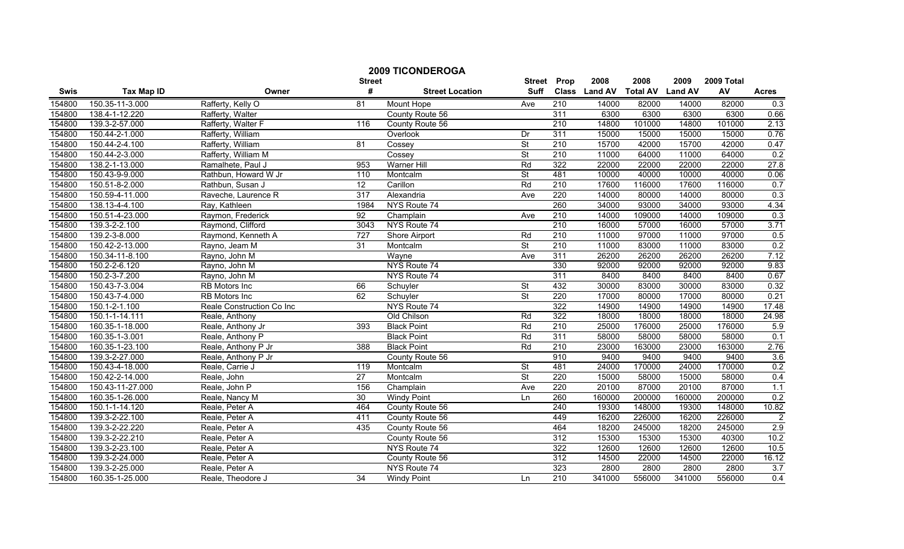# 2009 TICONDEROGA

| Swis | Tax Map ID | Owner | Street # | Street Location | Street Suff | Prop Class | 2008 Land AV | 2008 Total AV | 2009 Land AV | 2009 Total AV | Acres |
|---|---|---|---|---|---|---|---|---|---|---|---|
| 154800 | 150.35-11-3.000 | Rafferty, Kelly O | 81 | Mount Hope | Ave | 210 | 14000 | 82000 | 14000 | 82000 | 0.3 |
| 154800 | 138.4-1-12.220 | Rafferty, Walter | | County Route 56 | | 311 | 6300 | 6300 | 6300 | 6300 | 0.66 |
| 154800 | 139.3-2-57.000 | Rafferty, Walter F | 116 | County Route 56 | | 210 | 14800 | 101000 | 14800 | 101000 | 2.13 |
| 154800 | 150.44-2-1.000 | Rafferty, William | | Overlook | Dr | 311 | 15000 | 15000 | 15000 | 15000 | 0.76 |
| 154800 | 150.44-2-4.100 | Rafferty, William | 81 | Cossey | St | 210 | 15700 | 42000 | 15700 | 42000 | 0.47 |
| 154800 | 150.44-2-3.000 | Rafferty, William M | | Cossey | St | 210 | 11000 | 64000 | 11000 | 64000 | 0.2 |
| 154800 | 138.2-1-13.000 | Ramalhete, Paul J | 953 | Warner Hill | Rd | 322 | 22000 | 22000 | 22000 | 22000 | 27.8 |
| 154800 | 150.43-9-9.000 | Rathbun, Howard W Jr | 110 | Montcalm | St | 481 | 10000 | 40000 | 10000 | 40000 | 0.06 |
| 154800 | 150.51-8-2.000 | Rathbun, Susan J | 12 | Carillon | Rd | 210 | 17600 | 116000 | 17600 | 116000 | 0.7 |
| 154800 | 150.59-4-11.000 | Raveche, Laurence R | 317 | Alexandria | Ave | 220 | 14000 | 80000 | 14000 | 80000 | 0.3 |
| 154800 | 138.13-4-4.100 | Ray, Kathleen | 1984 | NYS Route 74 | | 260 | 34000 | 93000 | 34000 | 93000 | 4.34 |
| 154800 | 150.51-4-23.000 | Raymon, Frederick | 92 | Champlain | Ave | 210 | 14000 | 109000 | 14000 | 109000 | 0.3 |
| 154800 | 139.3-2-2.100 | Raymond, Clifford | 3043 | NYS Route 74 | | 210 | 16000 | 57000 | 16000 | 57000 | 3.71 |
| 154800 | 139.2-3-8.000 | Raymond, Kenneth A | 727 | Shore Airport | Rd | 210 | 11000 | 97000 | 11000 | 97000 | 0.5 |
| 154800 | 150.42-2-13.000 | Rayno, Jeam M | 31 | Montcalm | St | 210 | 11000 | 83000 | 11000 | 83000 | 0.2 |
| 154800 | 150.34-11-8.100 | Rayno, John M | | Wayne | Ave | 311 | 26200 | 26200 | 26200 | 26200 | 7.12 |
| 154800 | 150.2-2-6.120 | Rayno, John M | | NYS Route 74 | | 330 | 92000 | 92000 | 92000 | 92000 | 9.83 |
| 154800 | 150.2-3-7.200 | Rayno, John M | | NYS Route 74 | | 311 | 8400 | 8400 | 8400 | 8400 | 0.67 |
| 154800 | 150.43-7-3.004 | RB Motors Inc | 66 | Schuyler | St | 432 | 30000 | 83000 | 30000 | 83000 | 0.32 |
| 154800 | 150.43-7-4.000 | RB Motors Inc | 62 | Schuyler | St | 220 | 17000 | 80000 | 17000 | 80000 | 0.21 |
| 154800 | 150.1-2-1.100 | Reale Construction Co Inc | | NYS Route 74 | | 322 | 14900 | 14900 | 14900 | 14900 | 17.48 |
| 154800 | 150.1-1-14.111 | Reale, Anthony | | Old Chilson | Rd | 322 | 18000 | 18000 | 18000 | 18000 | 24.98 |
| 154800 | 160.35-1-18.000 | Reale, Anthony Jr | 393 | Black Point | Rd | 210 | 25000 | 176000 | 25000 | 176000 | 5.9 |
| 154800 | 160.35-1-3.001 | Reale, Anthony P | | Black Point | Rd | 311 | 58000 | 58000 | 58000 | 58000 | 0.1 |
| 154800 | 160.35-1-23.100 | Reale, Anthony P Jr | 388 | Black Point | Rd | 210 | 23000 | 163000 | 23000 | 163000 | 2.76 |
| 154800 | 139.3-2-27.000 | Reale, Anthony P Jr | | County Route 56 | | 910 | 9400 | 9400 | 9400 | 9400 | 3.6 |
| 154800 | 150.43-4-18.000 | Reale, Carrie J | 119 | Montcalm | St | 481 | 24000 | 170000 | 24000 | 170000 | 0.2 |
| 154800 | 150.42-2-14.000 | Reale, John | 27 | Montcalm | St | 220 | 15000 | 58000 | 15000 | 58000 | 0.4 |
| 154800 | 150.43-11-27.000 | Reale, John P | 156 | Champlain | Ave | 220 | 20100 | 87000 | 20100 | 87000 | 1.1 |
| 154800 | 160.35-1-26.000 | Reale, Nancy M | 30 | Windy Point | Ln | 260 | 160000 | 200000 | 160000 | 200000 | 0.2 |
| 154800 | 150.1-1-14.120 | Reale, Peter A | 464 | County Route 56 | | 240 | 19300 | 148000 | 19300 | 148000 | 10.82 |
| 154800 | 139.3-2-22.100 | Reale, Peter A | 411 | County Route 56 | | 449 | 16200 | 226000 | 16200 | 226000 | 2 |
| 154800 | 139.3-2-22.220 | Reale, Peter A | 435 | County Route 56 | | 464 | 18200 | 245000 | 18200 | 245000 | 2.9 |
| 154800 | 139.3-2-22.210 | Reale, Peter A | | County Route 56 | | 312 | 15300 | 15300 | 15300 | 40300 | 10.2 |
| 154800 | 139.3-2-23.100 | Reale, Peter A | | NYS Route 74 | | 322 | 12600 | 12600 | 12600 | 12600 | 10.5 |
| 154800 | 139.3-2-24.000 | Reale, Peter A | | County Route 56 | | 312 | 14500 | 22000 | 14500 | 22000 | 16.12 |
| 154800 | 139.3-2-25.000 | Reale, Peter A | | NYS Route 74 | | 323 | 2800 | 2800 | 2800 | 2800 | 3.7 |
| 154800 | 160.35-1-25.000 | Reale, Theodore J | 34 | Windy Point | Ln | 210 | 341000 | 556000 | 341000 | 556000 | 0.4 |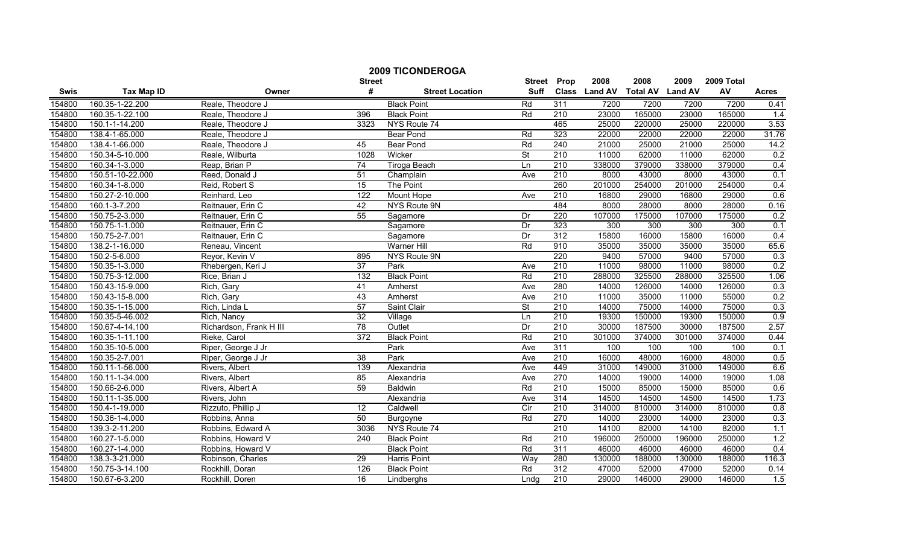# 2009 TICONDEROGA

| Swis | Tax Map ID | Owner | Street # | Street Location | Street Suff | Prop Class | 2008 Land AV | 2008 Total AV | 2009 Land AV | 2009 Total AV | Acres |
|---|---|---|---|---|---|---|---|---|---|---|---|
| 154800 | 160.35-1-22.200 | Reale, Theodore J | | Black Point | Rd | 311 | 7200 | 7200 | 7200 | 7200 | 0.41 |
| 154800 | 160.35-1-22.100 | Reale, Theodore J | 396 | Black Point | Rd | 210 | 23000 | 165000 | 23000 | 165000 | 1.4 |
| 154800 | 150.1-1-14.200 | Reale, Theodore J | 3323 | NYS Route 74 | | 465 | 25000 | 220000 | 25000 | 220000 | 3.53 |
| 154800 | 138.4-1-65.000 | Reale, Theodore J | | Bear Pond | Rd | 323 | 22000 | 22000 | 22000 | 22000 | 31.76 |
| 154800 | 138.4-1-66.000 | Reale, Theodore J | 45 | Bear Pond | Rd | 240 | 21000 | 25000 | 21000 | 25000 | 14.2 |
| 154800 | 150.34-5-10.000 | Reale, Wilburta | 1028 | Wicker | St | 210 | 11000 | 62000 | 11000 | 62000 | 0.2 |
| 154800 | 160.34-1-3.000 | Reap, Brian P | 74 | Tiroga Beach | Ln | 210 | 338000 | 379000 | 338000 | 379000 | 0.4 |
| 154800 | 150.51-10-22.000 | Reed, Donald J | 51 | Champlain | Ave | 210 | 8000 | 43000 | 8000 | 43000 | 0.1 |
| 154800 | 160.34-1-8.000 | Reid, Robert S | 15 | The Point | | 260 | 201000 | 254000 | 201000 | 254000 | 0.4 |
| 154800 | 150.27-2-10.000 | Reinhard, Leo | 122 | Mount Hope | Ave | 210 | 16800 | 29000 | 16800 | 29000 | 0.6 |
| 154800 | 160.1-3-7.200 | Reitnauer, Erin C | 42 | NYS Route 9N | | 484 | 8000 | 28000 | 8000 | 28000 | 0.16 |
| 154800 | 150.75-2-3.000 | Reitnauer, Erin C | 55 | Sagamore | Dr | 220 | 107000 | 175000 | 107000 | 175000 | 0.2 |
| 154800 | 150.75-1-1.000 | Reitnauer, Erin C | | Sagamore | Dr | 323 | 300 | 300 | 300 | 300 | 0.1 |
| 154800 | 150.75-2-7.001 | Reitnauer, Erin C | | Sagamore | Dr | 312 | 15800 | 16000 | 15800 | 16000 | 0.4 |
| 154800 | 138.2-1-16.000 | Reneau, Vincent | | Warner Hill | Rd | 910 | 35000 | 35000 | 35000 | 35000 | 65.6 |
| 154800 | 150.2-5-6.000 | Reyor, Kevin V | 895 | NYS Route 9N | | 220 | 9400 | 57000 | 9400 | 57000 | 0.3 |
| 154800 | 150.35-1-3.000 | Rhebergen, Keri J | 37 | Park | Ave | 210 | 11000 | 98000 | 11000 | 98000 | 0.2 |
| 154800 | 150.75-3-12.000 | Rice, Brian J | 132 | Black Point | Rd | 210 | 288000 | 325500 | 288000 | 325500 | 1.06 |
| 154800 | 150.43-15-9.000 | Rich, Gary | 41 | Amherst | Ave | 280 | 14000 | 126000 | 14000 | 126000 | 0.3 |
| 154800 | 150.43-15-8.000 | Rich, Gary | 43 | Amherst | Ave | 210 | 11000 | 35000 | 11000 | 55000 | 0.2 |
| 154800 | 150.35-1-15.000 | Rich, Linda L | 57 | Saint Clair | St | 210 | 14000 | 75000 | 14000 | 75000 | 0.3 |
| 154800 | 150.35-5-46.002 | Rich, Nancy | 32 | Village | Ln | 210 | 19300 | 150000 | 19300 | 150000 | 0.9 |
| 154800 | 150.67-4-14.100 | Richardson, Frank H III | 78 | Outlet | Dr | 210 | 30000 | 187500 | 30000 | 187500 | 2.57 |
| 154800 | 160.35-1-11.100 | Rieke, Carol | 372 | Black Point | Rd | 210 | 301000 | 374000 | 301000 | 374000 | 0.44 |
| 154800 | 150.35-10-5.000 | Riper, George J Jr | | Park | Ave | 311 | 100 | 100 | 100 | 100 | 0.1 |
| 154800 | 150.35-2-7.001 | Riper, George J Jr | 38 | Park | Ave | 210 | 16000 | 48000 | 16000 | 48000 | 0.5 |
| 154800 | 150.11-1-56.000 | Rivers, Albert | 139 | Alexandria | Ave | 449 | 31000 | 149000 | 31000 | 149000 | 6.6 |
| 154800 | 150.11-1-34.000 | Rivers, Albert | 85 | Alexandria | Ave | 270 | 14000 | 19000 | 14000 | 19000 | 1.08 |
| 154800 | 150.66-2-6.000 | Rivers, Albert A | 59 | Baldwin | Rd | 210 | 15000 | 85000 | 15000 | 85000 | 0.6 |
| 154800 | 150.11-1-35.000 | Rivers, John | | Alexandria | Ave | 314 | 14500 | 14500 | 14500 | 14500 | 1.73 |
| 154800 | 150.4-1-19.000 | Rizzuto, Phillip J | 12 | Caldwell | Cir | 210 | 314000 | 810000 | 314000 | 810000 | 0.8 |
| 154800 | 150.36-1-4.000 | Robbins, Anna | 50 | Burgoyne | Rd | 270 | 14000 | 23000 | 14000 | 23000 | 0.3 |
| 154800 | 139.3-2-11.200 | Robbins, Edward A | 3036 | NYS Route 74 | | 210 | 14100 | 82000 | 14100 | 82000 | 1.1 |
| 154800 | 160.27-1-5.000 | Robbins, Howard V | 240 | Black Point | Rd | 210 | 196000 | 250000 | 196000 | 250000 | 1.2 |
| 154800 | 160.27-1-4.000 | Robbins, Howard V | | Black Point | Rd | 311 | 46000 | 46000 | 46000 | 46000 | 0.4 |
| 154800 | 138.3-3-21.000 | Robinson, Charles | 29 | Harris Point | Way | 280 | 130000 | 188000 | 130000 | 188000 | 116.3 |
| 154800 | 150.75-3-14.100 | Rockhill, Doran | 126 | Black Point | Rd | 312 | 47000 | 52000 | 47000 | 52000 | 0.14 |
| 154800 | 150.67-6-3.200 | Rockhill, Doren | 16 | Lindberghs | Lndg | 210 | 29000 | 146000 | 29000 | 146000 | 1.5 |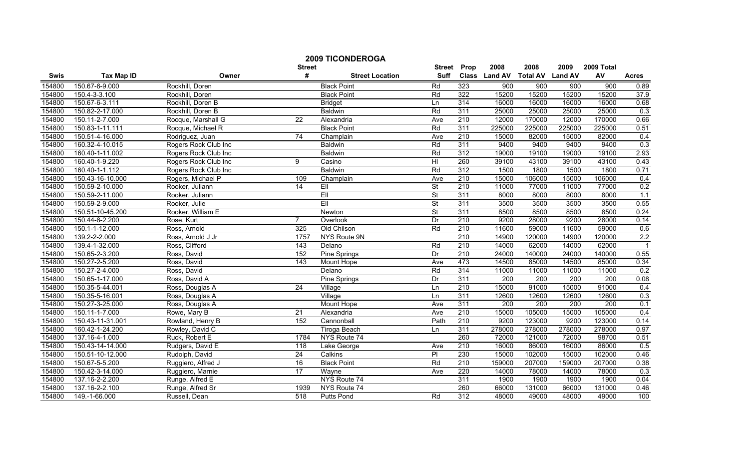# 2009 TICONDEROGA

| Swis | Tax Map ID | Owner | Street # | Street Location | Street Suff | Prop Class | 2008 Land AV | 2008 Total AV | 2009 Land AV | 2009 Total AV | Acres |
|---|---|---|---|---|---|---|---|---|---|---|---|
| 154800 | 150.67-6-9.000 | Rockhill, Doren | | Black Point | Rd | 323 | 900 | 900 | 900 | 900 | 0.89 |
| 154800 | 150.4-3-3.100 | Rockhill, Doren | | Black Point | Rd | 322 | 15200 | 15200 | 15200 | 15200 | 37.9 |
| 154800 | 150.67-6-3.111 | Rockhill, Doren B | | Bridget | Ln | 314 | 16000 | 16000 | 16000 | 16000 | 0.68 |
| 154800 | 150.82-2-17.000 | Rockhill, Doren B | | Baldwin | Rd | 311 | 25000 | 25000 | 25000 | 25000 | 0.3 |
| 154800 | 150.11-2-7.000 | Rocque, Marshall G | 22 | Alexandria | Ave | 210 | 12000 | 170000 | 12000 | 170000 | 0.66 |
| 154800 | 150.83-1-11.111 | Rocque, Michael R | | Black Point | Rd | 311 | 225000 | 225000 | 225000 | 225000 | 0.51 |
| 154800 | 150.51-4-16.000 | Rodriguez, Juan | 74 | Champlain | Ave | 210 | 15000 | 82000 | 15000 | 82000 | 0.4 |
| 154800 | 160.32-4-10.015 | Rogers Rock Club Inc | | Baldwin | Rd | 311 | 9400 | 9400 | 9400 | 9400 | 0.3 |
| 154800 | 160.40-1-11.002 | Rogers Rock Club Inc | | Baldwin | Rd | 312 | 19000 | 19100 | 19000 | 19100 | 2.93 |
| 154800 | 160.40-1-9.220 | Rogers Rock Club Inc | 9 | Casino | Hl | 260 | 39100 | 43100 | 39100 | 43100 | 0.43 |
| 154800 | 160.40-1-1.112 | Rogers Rock Club Inc | | Baldwin | Rd | 312 | 1500 | 1800 | 1500 | 1800 | 0.71 |
| 154800 | 150.43-16-10.000 | Rogers, Michael P | 109 | Champlain | Ave | 210 | 15000 | 106000 | 15000 | 106000 | 0.4 |
| 154800 | 150.59-2-10.000 | Rooker, Juliann | 14 | Ell | St | 210 | 11000 | 77000 | 11000 | 77000 | 0.2 |
| 154800 | 150.59-2-11.000 | Rooker, Juliann | | Ell | St | 311 | 8000 | 8000 | 8000 | 8000 | 1.1 |
| 154800 | 150.59-2-9.000 | Rooker, Julie | | Ell | St | 311 | 3500 | 3500 | 3500 | 3500 | 0.55 |
| 154800 | 150.51-10-45.200 | Rooker, William E | | Newton | St | 311 | 8500 | 8500 | 8500 | 8500 | 0.24 |
| 154800 | 150.44-8-2.200 | Rose, Kurt | 7 | Overlook | Dr | 210 | 9200 | 28000 | 9200 | 28000 | 0.14 |
| 154800 | 150.1-1-12.000 | Ross, Arnold | 325 | Old Chilson | Rd | 210 | 11600 | 59000 | 11600 | 59000 | 0.6 |
| 154800 | 139.2-2-2.000 | Ross, Arnold J Jr | 1757 | NYS Route 9N | | 210 | 14900 | 120000 | 14900 | 120000 | 2.2 |
| 154800 | 139.4-1-32.000 | Ross, Clifford | 143 | Delano | Rd | 210 | 14000 | 62000 | 14000 | 62000 | 1 |
| 154800 | 150.65-2-3.200 | Ross, David | 152 | Pine Springs | Dr | 210 | 24000 | 140000 | 24000 | 140000 | 0.55 |
| 154800 | 150.27-2-5.200 | Ross, David | 143 | Mount Hope | Ave | 473 | 14500 | 85000 | 14500 | 85000 | 0.34 |
| 154800 | 150.27-2-4.000 | Ross, David | | Delano | Rd | 314 | 11000 | 11000 | 11000 | 11000 | 0.2 |
| 154800 | 150.65-1-17.000 | Ross, David A | | Pine Springs | Dr | 311 | 200 | 200 | 200 | 200 | 0.08 |
| 154800 | 150.35-5-44.001 | Ross, Douglas A | 24 | Village | Ln | 210 | 15000 | 91000 | 15000 | 91000 | 0.4 |
| 154800 | 150.35-5-16.001 | Ross, Douglas A | | Village | Ln | 311 | 12600 | 12600 | 12600 | 12600 | 0.3 |
| 154800 | 150.27-3-25.000 | Ross, Douglas A | | Mount Hope | Ave | 311 | 200 | 200 | 200 | 200 | 0.1 |
| 154800 | 150.11-1-7.000 | Rowe, Mary B | 21 | Alexandria | Ave | 210 | 15000 | 105000 | 15000 | 105000 | 0.4 |
| 154800 | 150.43-11-31.001 | Rowland, Henry B | 152 | Cannonball | Path | 210 | 9200 | 123000 | 9200 | 123000 | 0.14 |
| 154800 | 160.42-1-24.200 | Rowley, David C | | Tiroga Beach | Ln | 311 | 278000 | 278000 | 278000 | 278000 | 0.97 |
| 154800 | 137.16-4-1.000 | Ruck, Robert E | 1784 | NYS Route 74 | | 260 | 72000 | 121000 | 72000 | 98700 | 0.51 |
| 154800 | 150.43-14-14.000 | Rudgers, David E | 118 | Lake George | Ave | 210 | 16000 | 86000 | 16000 | 86000 | 0.5 |
| 154800 | 150.51-10-12.000 | Rudolph, David | 24 | Calkins | Pl | 230 | 15000 | 102000 | 15000 | 102000 | 0.46 |
| 154800 | 150.67-5-5.200 | Ruggiero, Alfred J | 16 | Black Point | Rd | 210 | 159000 | 207000 | 159000 | 207000 | 0.38 |
| 154800 | 150.42-3-14.000 | Ruggiero, Marnie | 17 | Wayne | Ave | 220 | 14000 | 78000 | 14000 | 78000 | 0.3 |
| 154800 | 137.16-2-2.200 | Runge, Alfred E | | NYS Route 74 | | 311 | 1900 | 1900 | 1900 | 1900 | 0.04 |
| 154800 | 137.16-2-2.100 | Runge, Alfred Sr | 1939 | NYS Route 74 | | 260 | 66000 | 131000 | 66000 | 131000 | 0.46 |
| 154800 | 149.-1-66.000 | Russell, Dean | 518 | Putts Pond | Rd | 312 | 48000 | 49000 | 48000 | 49000 | 100 |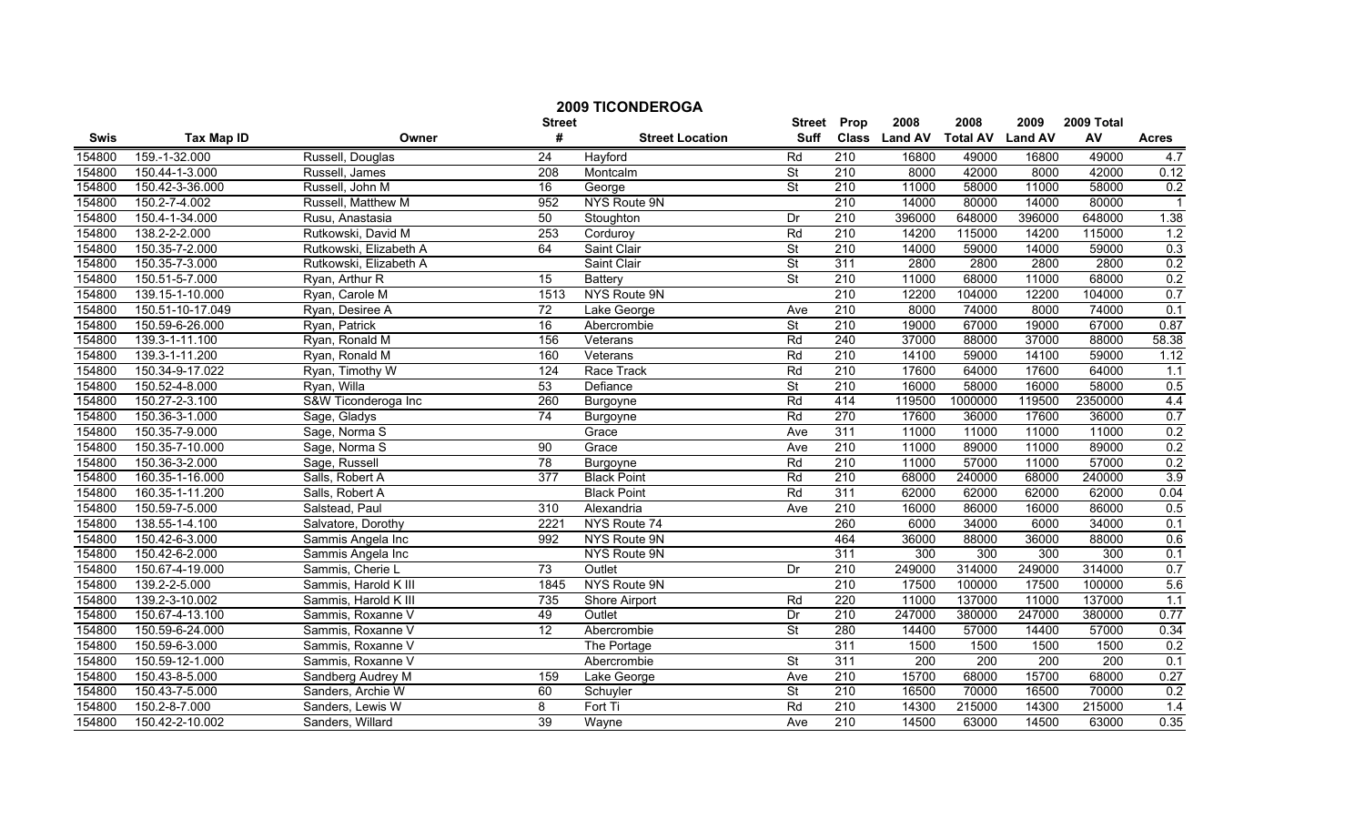# 2009 TICONDEROGA

| Swis | Tax Map ID | Owner | Street # | Street Location | Street Suff | Prop Class | 2008 Land AV | 2008 Total AV | 2009 Land AV | 2009 Total AV | Acres |
|---|---|---|---|---|---|---|---|---|---|---|---|
| 154800 | 159.-1-32.000 | Russell, Douglas | 24 | Hayford | Rd | 210 | 16800 | 49000 | 16800 | 49000 | 4.7 |
| 154800 | 150.44-1-3.000 | Russell, James | 208 | Montcalm | St | 210 | 8000 | 42000 | 8000 | 42000 | 0.12 |
| 154800 | 150.42-3-36.000 | Russell, John M | 16 | George | St | 210 | 11000 | 58000 | 11000 | 58000 | 0.2 |
| 154800 | 150.2-7-4.002 | Russell, Matthew M | 952 | NYS Route 9N | | 210 | 14000 | 80000 | 14000 | 80000 | 1 |
| 154800 | 150.4-1-34.000 | Rusu, Anastasia | 50 | Stoughton | Dr | 210 | 396000 | 648000 | 396000 | 648000 | 1.38 |
| 154800 | 138.2-2-2.000 | Rutkowski, David M | 253 | Corduroy | Rd | 210 | 14200 | 115000 | 14200 | 115000 | 1.2 |
| 154800 | 150.35-7-2.000 | Rutkowski, Elizabeth A | 64 | Saint Clair | St | 210 | 14000 | 59000 | 14000 | 59000 | 0.3 |
| 154800 | 150.35-7-3.000 | Rutkowski, Elizabeth A | | Saint Clair | St | 311 | 2800 | 2800 | 2800 | 2800 | 0.2 |
| 154800 | 150.51-5-7.000 | Ryan, Arthur R | 15 | Battery | St | 210 | 11000 | 68000 | 11000 | 68000 | 0.2 |
| 154800 | 139.15-1-10.000 | Ryan, Carole M | 1513 | NYS Route 9N | | 210 | 12200 | 104000 | 12200 | 104000 | 0.7 |
| 154800 | 150.51-10-17.049 | Ryan, Desiree A | 72 | Lake George | Ave | 210 | 8000 | 74000 | 8000 | 74000 | 0.1 |
| 154800 | 150.59-6-26.000 | Ryan, Patrick | 16 | Abercrombie | St | 210 | 19000 | 67000 | 19000 | 67000 | 0.87 |
| 154800 | 139.3-1-11.100 | Ryan, Ronald M | 156 | Veterans | Rd | 240 | 37000 | 88000 | 37000 | 88000 | 58.38 |
| 154800 | 139.3-1-11.200 | Ryan, Ronald M | 160 | Veterans | Rd | 210 | 14100 | 59000 | 14100 | 59000 | 1.12 |
| 154800 | 150.34-9-17.022 | Ryan, Timothy W | 124 | Race Track | Rd | 210 | 17600 | 64000 | 17600 | 64000 | 1.1 |
| 154800 | 150.52-4-8.000 | Ryan, Willa | 53 | Defiance | St | 210 | 16000 | 58000 | 16000 | 58000 | 0.5 |
| 154800 | 150.27-2-3.100 | S&W Ticonderoga Inc | 260 | Burgoyne | Rd | 414 | 119500 | 1000000 | 119500 | 2350000 | 4.4 |
| 154800 | 150.36-3-1.000 | Sage, Gladys | 74 | Burgoyne | Rd | 270 | 17600 | 36000 | 17600 | 36000 | 0.7 |
| 154800 | 150.35-7-9.000 | Sage, Norma S | | Grace | Ave | 311 | 11000 | 11000 | 11000 | 11000 | 0.2 |
| 154800 | 150.35-7-10.000 | Sage, Norma S | 90 | Grace | Ave | 210 | 11000 | 89000 | 11000 | 89000 | 0.2 |
| 154800 | 150.36-3-2.000 | Sage, Russell | 78 | Burgoyne | Rd | 210 | 11000 | 57000 | 11000 | 57000 | 0.2 |
| 154800 | 160.35-1-16.000 | Salls, Robert A | 377 | Black Point | Rd | 210 | 68000 | 240000 | 68000 | 240000 | 3.9 |
| 154800 | 160.35-1-11.200 | Salls, Robert A | | Black Point | Rd | 311 | 62000 | 62000 | 62000 | 62000 | 0.04 |
| 154800 | 150.59-7-5.000 | Salstead, Paul | 310 | Alexandria | Ave | 210 | 16000 | 86000 | 16000 | 86000 | 0.5 |
| 154800 | 138.55-1-4.100 | Salvatore, Dorothy | 2221 | NYS Route 74 | | 260 | 6000 | 34000 | 6000 | 34000 | 0.1 |
| 154800 | 150.42-6-3.000 | Sammis Angela Inc | 992 | NYS Route 9N | | 464 | 36000 | 88000 | 36000 | 88000 | 0.6 |
| 154800 | 150.42-6-2.000 | Sammis Angela Inc | | NYS Route 9N | | 311 | 300 | 300 | 300 | 300 | 0.1 |
| 154800 | 150.67-4-19.000 | Sammis, Cherie L | 73 | Outlet | Dr | 210 | 249000 | 314000 | 249000 | 314000 | 0.7 |
| 154800 | 139.2-2-5.000 | Sammis, Harold K III | 1845 | NYS Route 9N | | 210 | 17500 | 100000 | 17500 | 100000 | 5.6 |
| 154800 | 139.2-3-10.002 | Sammis, Harold K III | 735 | Shore Airport | Rd | 220 | 11000 | 137000 | 11000 | 137000 | 1.1 |
| 154800 | 150.67-4-13.100 | Sammis, Roxanne V | 49 | Outlet | Dr | 210 | 247000 | 380000 | 247000 | 380000 | 0.77 |
| 154800 | 150.59-6-24.000 | Sammis, Roxanne V | 12 | Abercrombie | St | 280 | 14400 | 57000 | 14400 | 57000 | 0.34 |
| 154800 | 150.59-6-3.000 | Sammis, Roxanne V | | The Portage | | 311 | 1500 | 1500 | 1500 | 1500 | 0.2 |
| 154800 | 150.59-12-1.000 | Sammis, Roxanne V | | Abercrombie | St | 311 | 200 | 200 | 200 | 200 | 0.1 |
| 154800 | 150.43-8-5.000 | Sandberg Audrey M | 159 | Lake George | Ave | 210 | 15700 | 68000 | 15700 | 68000 | 0.27 |
| 154800 | 150.43-7-5.000 | Sanders, Archie W | 60 | Schuyler | St | 210 | 16500 | 70000 | 16500 | 70000 | 0.2 |
| 154800 | 150.2-8-7.000 | Sanders, Lewis W | 8 | Fort Ti | Rd | 210 | 14300 | 215000 | 14300 | 215000 | 1.4 |
| 154800 | 150.42-2-10.002 | Sanders, Willard | 39 | Wayne | Ave | 210 | 14500 | 63000 | 14500 | 63000 | 0.35 |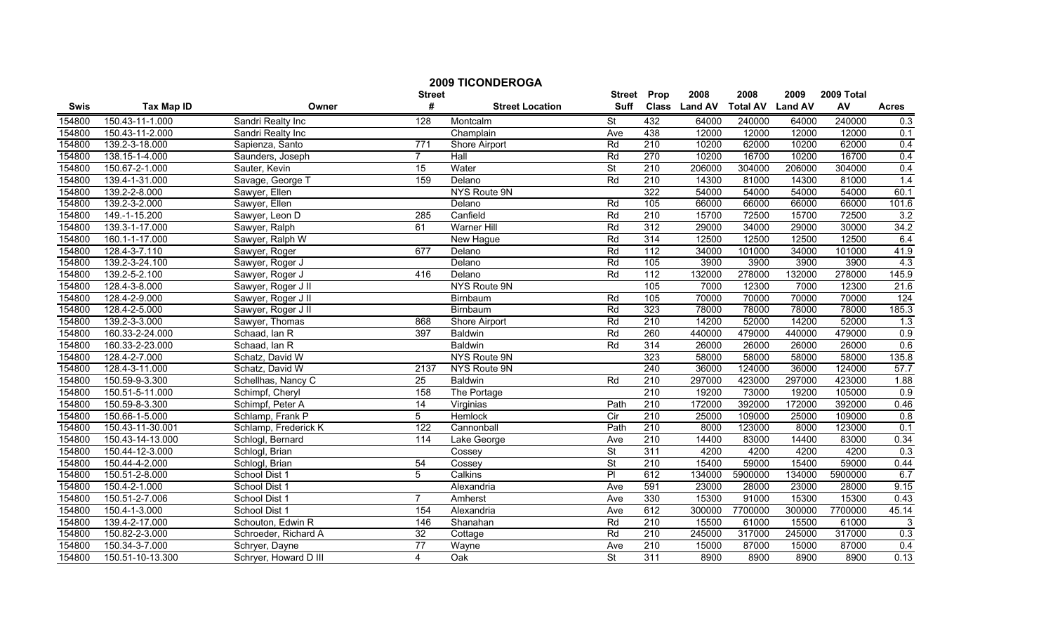# 2009 TICONDEROGA

| Swis | Tax Map ID | Owner | Street # | Street Location | Street Suff | Prop Class | 2008 Land AV | 2008 Total AV | 2009 Land AV | 2009 Total AV | Acres |
|---|---|---|---|---|---|---|---|---|---|---|---|
| 154800 | 150.43-11-1.000 | Sandri Realty Inc | 128 | Montcalm | St | 432 | 64000 | 240000 | 64000 | 240000 | 0.3 |
| 154800 | 150.43-11-2.000 | Sandri Realty Inc | | Champlain | Ave | 438 | 12000 | 12000 | 12000 | 12000 | 0.1 |
| 154800 | 139.2-3-18.000 | Sapienza, Santo | 771 | Shore Airport | Rd | 210 | 10200 | 62000 | 10200 | 62000 | 0.4 |
| 154800 | 138.15-1-4.000 | Saunders, Joseph | 7 | Hall | Rd | 270 | 10200 | 16700 | 10200 | 16700 | 0.4 |
| 154800 | 150.67-2-1.000 | Sauter, Kevin | 15 | Water | St | 210 | 206000 | 304000 | 206000 | 304000 | 0.4 |
| 154800 | 139.4-1-31.000 | Savage, George T | 159 | Delano | Rd | 210 | 14300 | 81000 | 14300 | 81000 | 1.4 |
| 154800 | 139.2-2-8.000 | Sawyer, Ellen | | NYS Route 9N | | 322 | 54000 | 54000 | 54000 | 54000 | 60.1 |
| 154800 | 139.2-3-2.000 | Sawyer, Ellen | | Delano | Rd | 105 | 66000 | 66000 | 66000 | 66000 | 101.6 |
| 154800 | 149.-1-15.200 | Sawyer, Leon D | 285 | Canfield | Rd | 210 | 15700 | 72500 | 15700 | 72500 | 3.2 |
| 154800 | 139.3-1-17.000 | Sawyer, Ralph | 61 | Warner Hill | Rd | 312 | 29000 | 34000 | 29000 | 30000 | 34.2 |
| 154800 | 160.1-1-17.000 | Sawyer, Ralph W | | New Hague | Rd | 314 | 12500 | 12500 | 12500 | 12500 | 6.4 |
| 154800 | 128.4-3-7.110 | Sawyer, Roger | 677 | Delano | Rd | 112 | 34000 | 101000 | 34000 | 101000 | 41.9 |
| 154800 | 139.2-3-24.100 | Sawyer, Roger J | | Delano | Rd | 105 | 3900 | 3900 | 3900 | 3900 | 4.3 |
| 154800 | 139.2-5-2.100 | Sawyer, Roger J | 416 | Delano | Rd | 112 | 132000 | 278000 | 132000 | 278000 | 145.9 |
| 154800 | 128.4-3-8.000 | Sawyer, Roger J II | | NYS Route 9N | | 105 | 7000 | 12300 | 7000 | 12300 | 21.6 |
| 154800 | 128.4-2-9.000 | Sawyer, Roger J II | | Birnbaum | Rd | 105 | 70000 | 70000 | 70000 | 70000 | 124 |
| 154800 | 128.4-2-5.000 | Sawyer, Roger J II | | Birnbaum | Rd | 323 | 78000 | 78000 | 78000 | 78000 | 185.3 |
| 154800 | 139.2-3-3.000 | Sawyer, Thomas | 868 | Shore Airport | Rd | 210 | 14200 | 52000 | 14200 | 52000 | 1.3 |
| 154800 | 160.33-2-24.000 | Schaad, Ian R | 397 | Baldwin | Rd | 260 | 440000 | 479000 | 440000 | 479000 | 0.9 |
| 154800 | 160.33-2-23.000 | Schaad, Ian R | | Baldwin | Rd | 314 | 26000 | 26000 | 26000 | 26000 | 0.6 |
| 154800 | 128.4-2-7.000 | Schatz, David W | | NYS Route 9N | | 323 | 58000 | 58000 | 58000 | 58000 | 135.8 |
| 154800 | 128.4-3-11.000 | Schatz, David W | 2137 | NYS Route 9N | | 240 | 36000 | 124000 | 36000 | 124000 | 57.7 |
| 154800 | 150.59-9-3.300 | Schellhas, Nancy C | 25 | Baldwin | Rd | 210 | 297000 | 423000 | 297000 | 423000 | 1.88 |
| 154800 | 150.51-5-11.000 | Schimpf, Cheryl | 158 | The Portage | | 210 | 19200 | 73000 | 19200 | 105000 | 0.9 |
| 154800 | 150.59-8-3.300 | Schimpf, Peter A | 14 | Virginias | Path | 210 | 172000 | 392000 | 172000 | 392000 | 0.46 |
| 154800 | 150.66-1-5.000 | Schlamp, Frank P | 5 | Hemlock | Cir | 210 | 25000 | 109000 | 25000 | 109000 | 0.8 |
| 154800 | 150.43-11-30.001 | Schlamp, Frederick K | 122 | Cannonball | Path | 210 | 8000 | 123000 | 8000 | 123000 | 0.1 |
| 154800 | 150.43-14-13.000 | Schlogl, Bernard | 114 | Lake George | Ave | 210 | 14400 | 83000 | 14400 | 83000 | 0.34 |
| 154800 | 150.44-12-3.000 | Schlogl, Brian | | Cossey | St | 311 | 4200 | 4200 | 4200 | 4200 | 0.3 |
| 154800 | 150.44-4-2.000 | Schlogl, Brian | 54 | Cossey | St | 210 | 15400 | 59000 | 15400 | 59000 | 0.44 |
| 154800 | 150.51-2-8.000 | School Dist 1 | 5 | Calkins | Pl | 612 | 134000 | 5900000 | 134000 | 5900000 | 6.7 |
| 154800 | 150.4-2-1.000 | School Dist 1 | | Alexandria | Ave | 591 | 23000 | 28000 | 23000 | 28000 | 9.15 |
| 154800 | 150.51-2-7.006 | School Dist 1 | 7 | Amherst | Ave | 330 | 15300 | 91000 | 15300 | 15300 | 0.43 |
| 154800 | 150.4-1-3.000 | School Dist 1 | 154 | Alexandria | Ave | 612 | 300000 | 7700000 | 300000 | 7700000 | 45.14 |
| 154800 | 139.4-2-17.000 | Schouton, Edwin R | 146 | Shanahan | Rd | 210 | 15500 | 61000 | 15500 | 61000 | 3 |
| 154800 | 150.82-2-3.000 | Schroeder, Richard A | 32 | Cottage | Rd | 210 | 245000 | 317000 | 245000 | 317000 | 0.3 |
| 154800 | 150.34-3-7.000 | Schryer, Dayne | 77 | Wayne | Ave | 210 | 15000 | 87000 | 15000 | 87000 | 0.4 |
| 154800 | 150.51-10-13.300 | Schryer, Howard D III | 4 | Oak | St | 311 | 8900 | 8900 | 8900 | 8900 | 0.13 |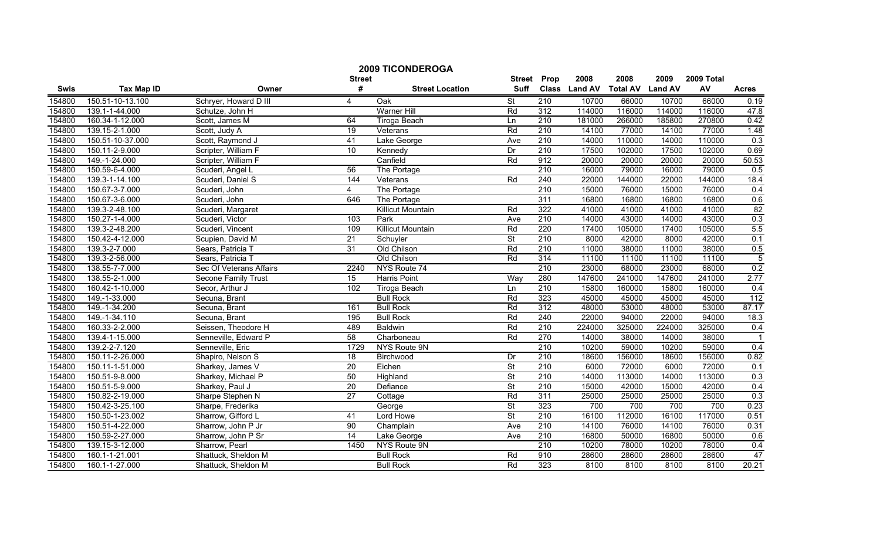# 2009 TICONDEROGA

| Swis | Tax Map ID | Owner | Street # | Street Location | Street Suff | Prop Class | 2008 Land AV | 2008 Total AV | 2009 Land AV | 2009 Total AV | Acres |
|---|---|---|---|---|---|---|---|---|---|---|---|
| 154800 | 150.51-10-13.100 | Schryer, Howard D III | 4 | Oak | St | 210 | 10700 | 66000 | 10700 | 66000 | 0.19 |
| 154800 | 139.1-1-44.000 | Schutze, John H | | Warner Hill | Rd | 312 | 114000 | 116000 | 114000 | 116000 | 47.8 |
| 154800 | 160.34-1-12.000 | Scott, James M | 64 | Tiroga Beach | Ln | 210 | 181000 | 266000 | 185800 | 270800 | 0.42 |
| 154800 | 139.15-2-1.000 | Scott, Judy A | 19 | Veterans | Rd | 210 | 14100 | 77000 | 14100 | 77000 | 1.48 |
| 154800 | 150.51-10-37.000 | Scott, Raymond J | 41 | Lake George | Ave | 210 | 14000 | 110000 | 14000 | 110000 | 0.3 |
| 154800 | 150.11-2-9.000 | Scripter, William F | 10 | Kennedy | Dr | 210 | 17500 | 102000 | 17500 | 102000 | 0.69 |
| 154800 | 149.-1-24.000 | Scripter, William F | | Canfield | Rd | 912 | 20000 | 20000 | 20000 | 20000 | 50.53 |
| 154800 | 150.59-6-4.000 | Scuderi, Angel L | 56 | The Portage | | 210 | 16000 | 79000 | 16000 | 79000 | 0.5 |
| 154800 | 139.3-1-14.100 | Scuderi, Daniel S | 144 | Veterans | Rd | 240 | 22000 | 144000 | 22000 | 144000 | 18.4 |
| 154800 | 150.67-3-7.000 | Scuderi, John | 4 | The Portage | | 210 | 15000 | 76000 | 15000 | 76000 | 0.4 |
| 154800 | 150.67-3-6.000 | Scuderi, John | 646 | The Portage | | 311 | 16800 | 16800 | 16800 | 16800 | 0.6 |
| 154800 | 139.3-2-48.100 | Scuderi, Margaret | | Killicut Mountain | Rd | 322 | 41000 | 41000 | 41000 | 41000 | 82 |
| 154800 | 150.27-1-4.000 | Scuderi, Victor | 103 | Park | Ave | 210 | 14000 | 43000 | 14000 | 43000 | 0.3 |
| 154800 | 139.3-2-48.200 | Scuderi, Vincent | 109 | Killicut Mountain | Rd | 220 | 17400 | 105000 | 17400 | 105000 | 5.5 |
| 154800 | 150.42-4-12.000 | Scupien, David M | 21 | Schuyler | St | 210 | 8000 | 42000 | 8000 | 42000 | 0.1 |
| 154800 | 139.3-2-7.000 | Sears, Patricia T | 31 | Old Chilson | Rd | 210 | 11000 | 38000 | 11000 | 38000 | 0.5 |
| 154800 | 139.3-2-56.000 | Sears, Patricia T | | Old Chilson | Rd | 314 | 11100 | 11100 | 11100 | 11100 | 5 |
| 154800 | 138.55-7-7.000 | Sec Of Veterans Affairs | 2240 | NYS Route 74 | | 210 | 23000 | 68000 | 23000 | 68000 | 0.2 |
| 154800 | 138.55-2-1.000 | Secone Family Trust | 15 | Harris Point | Way | 280 | 147600 | 241000 | 147600 | 241000 | 2.77 |
| 154800 | 160.42-1-10.000 | Secor, Arthur J | 102 | Tiroga Beach | Ln | 210 | 15800 | 160000 | 15800 | 160000 | 0.4 |
| 154800 | 149.-1-33.000 | Secuna, Brant | | Bull Rock | Rd | 323 | 45000 | 45000 | 45000 | 45000 | 112 |
| 154800 | 149.-1-34.200 | Secuna, Brant | 161 | Bull Rock | Rd | 312 | 48000 | 53000 | 48000 | 53000 | 87.17 |
| 154800 | 149.-1-34.110 | Secuna, Brant | 195 | Bull Rock | Rd | 240 | 22000 | 94000 | 22000 | 94000 | 18.3 |
| 154800 | 160.33-2-2.000 | Seissen, Theodore H | 489 | Baldwin | Rd | 210 | 224000 | 325000 | 224000 | 325000 | 0.4 |
| 154800 | 139.4-1-15.000 | Senneville, Edward P | 58 | Charboneau | Rd | 270 | 14000 | 38000 | 14000 | 38000 | 1 |
| 154800 | 139.2-2-7.120 | Senneville, Eric | 1729 | NYS Route 9N | | 210 | 10200 | 59000 | 10200 | 59000 | 0.4 |
| 154800 | 150.11-2-26.000 | Shapiro, Nelson S | 18 | Birchwood | Dr | 210 | 18600 | 156000 | 18600 | 156000 | 0.82 |
| 154800 | 150.11-1-51.000 | Sharkey, James V | 20 | Eichen | St | 210 | 6000 | 72000 | 6000 | 72000 | 0.1 |
| 154800 | 150.51-9-8.000 | Sharkey, Michael P | 50 | Highland | St | 210 | 14000 | 113000 | 14000 | 113000 | 0.3 |
| 154800 | 150.51-5-9.000 | Sharkey, Paul J | 20 | Defiance | St | 210 | 15000 | 42000 | 15000 | 42000 | 0.4 |
| 154800 | 150.82-2-19.000 | Sharpe Stephen N | 27 | Cottage | Rd | 311 | 25000 | 25000 | 25000 | 25000 | 0.3 |
| 154800 | 150.42-3-25.100 | Sharpe, Frederika | | George | St | 323 | 700 | 700 | 700 | 700 | 0.23 |
| 154800 | 150.50-1-23.002 | Sharrow, Gifford L | 41 | Lord Howe | St | 210 | 16100 | 112000 | 16100 | 117000 | 0.51 |
| 154800 | 150.51-4-22.000 | Sharrow, John P Jr | 90 | Champlain | Ave | 210 | 14100 | 76000 | 14100 | 76000 | 0.31 |
| 154800 | 150.59-2-27.000 | Sharrow, John P Sr | 14 | Lake George | Ave | 210 | 16800 | 50000 | 16800 | 50000 | 0.6 |
| 154800 | 139.15-3-12.000 | Sharrow, Pearl | 1450 | NYS Route 9N | | 210 | 10200 | 78000 | 10200 | 78000 | 0.4 |
| 154800 | 160.1-1-21.001 | Shattuck, Sheldon M | | Bull Rock | Rd | 910 | 28600 | 28600 | 28600 | 28600 | 47 |
| 154800 | 160.1-1-27.000 | Shattuck, Sheldon M | | Bull Rock | Rd | 323 | 8100 | 8100 | 8100 | 8100 | 20.21 |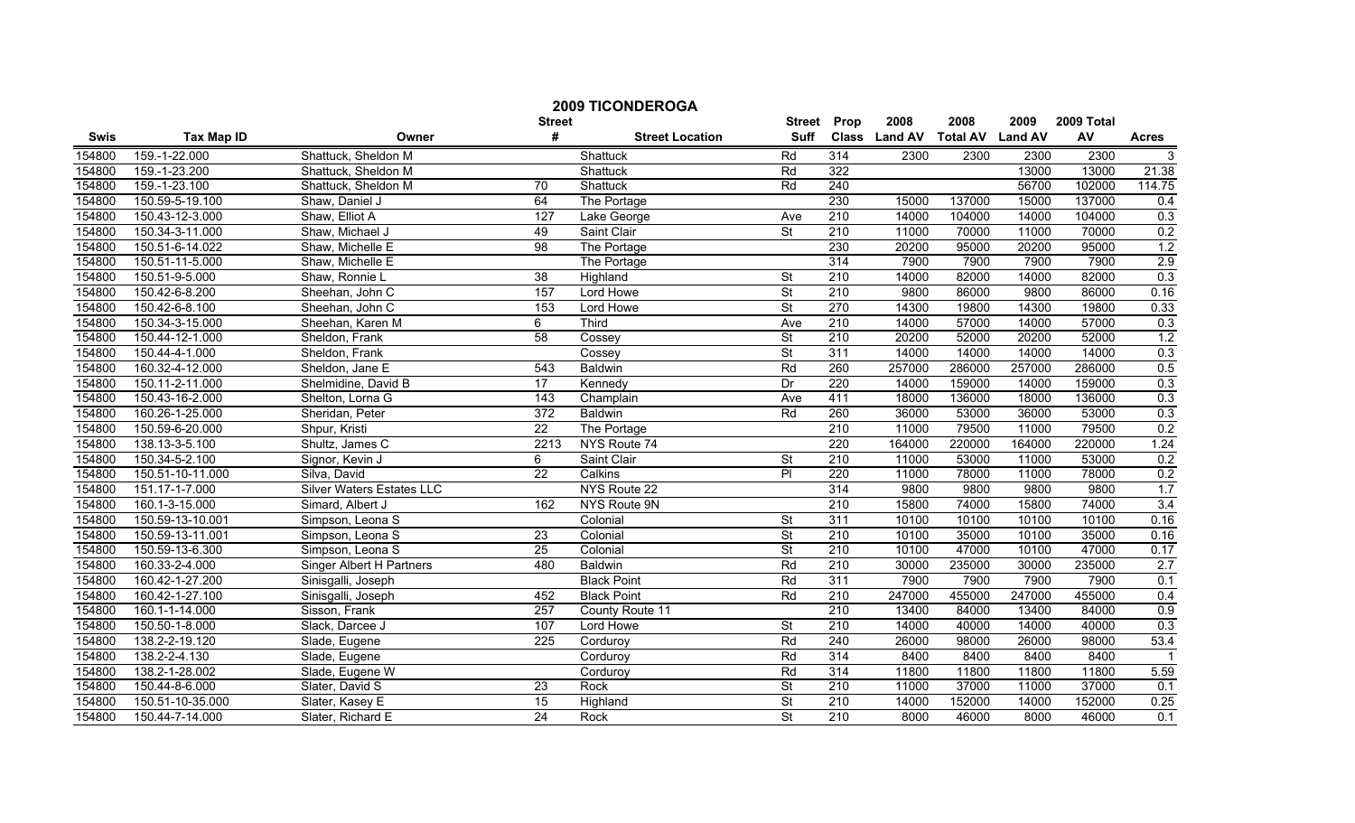# 2009 TICONDEROGA

| Swis | Tax Map ID | Owner | Street # | Street Location | Street Suff | Prop Class | 2008 Land AV | 2008 Total AV | 2009 Land AV | 2009 Total AV | Acres |
|---|---|---|---|---|---|---|---|---|---|---|---|
| 154800 | 159.-1-22.000 | Shattuck, Sheldon M | | Shattuck | Rd | 314 | 2300 | 2300 | 2300 | 2300 | 3 |
| 154800 | 159.-1-23.200 | Shattuck, Sheldon M | | Shattuck | Rd | 322 | | | 13000 | 13000 | 21.38 |
| 154800 | 159.-1-23.100 | Shattuck, Sheldon M | 70 | Shattuck | Rd | 240 | | | 56700 | 102000 | 114.75 |
| 154800 | 150.59-5-19.100 | Shaw, Daniel J | 64 | The Portage | | 230 | 15000 | 137000 | 15000 | 137000 | 0.4 |
| 154800 | 150.43-12-3.000 | Shaw, Elliot A | 127 | Lake George | Ave | 210 | 14000 | 104000 | 14000 | 104000 | 0.3 |
| 154800 | 150.34-3-11.000 | Shaw, Michael J | 49 | Saint Clair | St | 210 | 11000 | 70000 | 11000 | 70000 | 0.2 |
| 154800 | 150.51-6-14.022 | Shaw, Michelle E | 98 | The Portage | | 230 | 20200 | 95000 | 20200 | 95000 | 1.2 |
| 154800 | 150.51-11-5.000 | Shaw, Michelle E | | The Portage | | 314 | 7900 | 7900 | 7900 | 7900 | 2.9 |
| 154800 | 150.51-9-5.000 | Shaw, Ronnie L | 38 | Highland | St | 210 | 14000 | 82000 | 14000 | 82000 | 0.3 |
| 154800 | 150.42-6-8.200 | Sheehan, John C | 157 | Lord Howe | St | 210 | 9800 | 86000 | 9800 | 86000 | 0.16 |
| 154800 | 150.42-6-8.100 | Sheehan, John C | 153 | Lord Howe | St | 270 | 14300 | 19800 | 14300 | 19800 | 0.33 |
| 154800 | 150.34-3-15.000 | Sheehan, Karen M | 6 | Third | Ave | 210 | 14000 | 57000 | 14000 | 57000 | 0.3 |
| 154800 | 150.44-12-1.000 | Sheldon, Frank | 58 | Cossey | St | 210 | 20200 | 52000 | 20200 | 52000 | 1.2 |
| 154800 | 150.44-4-1.000 | Sheldon, Frank | | Cossey | St | 311 | 14000 | 14000 | 14000 | 14000 | 0.3 |
| 154800 | 160.32-4-12.000 | Sheldon, Jane E | 543 | Baldwin | Rd | 260 | 257000 | 286000 | 257000 | 286000 | 0.5 |
| 154800 | 150.11-2-11.000 | Shelmidine, David B | 17 | Kennedy | Dr | 220 | 14000 | 159000 | 14000 | 159000 | 0.3 |
| 154800 | 150.43-16-2.000 | Shelton, Lorna G | 143 | Champlain | Ave | 411 | 18000 | 136000 | 18000 | 136000 | 0.3 |
| 154800 | 160.26-1-25.000 | Sheridan, Peter | 372 | Baldwin | Rd | 260 | 36000 | 53000 | 36000 | 53000 | 0.3 |
| 154800 | 150.59-6-20.000 | Shpur, Kristi | 22 | The Portage | | 210 | 11000 | 79500 | 11000 | 79500 | 0.2 |
| 154800 | 138.13-3-5.100 | Shultz, James C | 2213 | NYS Route 74 | | 220 | 164000 | 220000 | 164000 | 220000 | 1.24 |
| 154800 | 150.34-5-2.100 | Signor, Kevin J | 6 | Saint Clair | St | 210 | 11000 | 53000 | 11000 | 53000 | 0.2 |
| 154800 | 150.51-10-11.000 | Silva, David | 22 | Calkins | Pl | 220 | 11000 | 78000 | 11000 | 78000 | 0.2 |
| 154800 | 151.17-1-7.000 | Silver Waters Estates LLC | | NYS Route 22 | | 314 | 9800 | 9800 | 9800 | 9800 | 1.7 |
| 154800 | 160.1-3-15.000 | Simard, Albert J | 162 | NYS Route 9N | | 210 | 15800 | 74000 | 15800 | 74000 | 3.4 |
| 154800 | 150.59-13-10.001 | Simpson, Leona S | | Colonial | St | 311 | 10100 | 10100 | 10100 | 10100 | 0.16 |
| 154800 | 150.59-13-11.001 | Simpson, Leona S | 23 | Colonial | St | 210 | 10100 | 35000 | 10100 | 35000 | 0.16 |
| 154800 | 150.59-13-6.300 | Simpson, Leona S | 25 | Colonial | St | 210 | 10100 | 47000 | 10100 | 47000 | 0.17 |
| 154800 | 160.33-2-4.000 | Singer Albert H Partners | 480 | Baldwin | Rd | 210 | 30000 | 235000 | 30000 | 235000 | 2.7 |
| 154800 | 160.42-1-27.200 | Sinisgalli, Joseph | | Black Point | Rd | 311 | 7900 | 7900 | 7900 | 7900 | 0.1 |
| 154800 | 160.42-1-27.100 | Sinisgalli, Joseph | 452 | Black Point | Rd | 210 | 247000 | 455000 | 247000 | 455000 | 0.4 |
| 154800 | 160.1-1-14.000 | Sisson, Frank | 257 | County Route 11 | | 210 | 13400 | 84000 | 13400 | 84000 | 0.9 |
| 154800 | 150.50-1-8.000 | Slack, Darcee J | 107 | Lord Howe | St | 210 | 14000 | 40000 | 14000 | 40000 | 0.3 |
| 154800 | 138.2-2-19.120 | Slade, Eugene | 225 | Corduroy | Rd | 240 | 26000 | 98000 | 26000 | 98000 | 53.4 |
| 154800 | 138.2-2-4.130 | Slade, Eugene | | Corduroy | Rd | 314 | 8400 | 8400 | 8400 | 8400 | 1 |
| 154800 | 138.2-1-28.002 | Slade, Eugene W | | Corduroy | Rd | 314 | 11800 | 11800 | 11800 | 11800 | 5.59 |
| 154800 | 150.44-8-6.000 | Slater, David S | 23 | Rock | St | 210 | 11000 | 37000 | 11000 | 37000 | 0.1 |
| 154800 | 150.51-10-35.000 | Slater, Kasey E | 15 | Highland | St | 210 | 14000 | 152000 | 14000 | 152000 | 0.25 |
| 154800 | 150.44-7-14.000 | Slater, Richard E | 24 | Rock | St | 210 | 8000 | 46000 | 8000 | 46000 | 0.1 |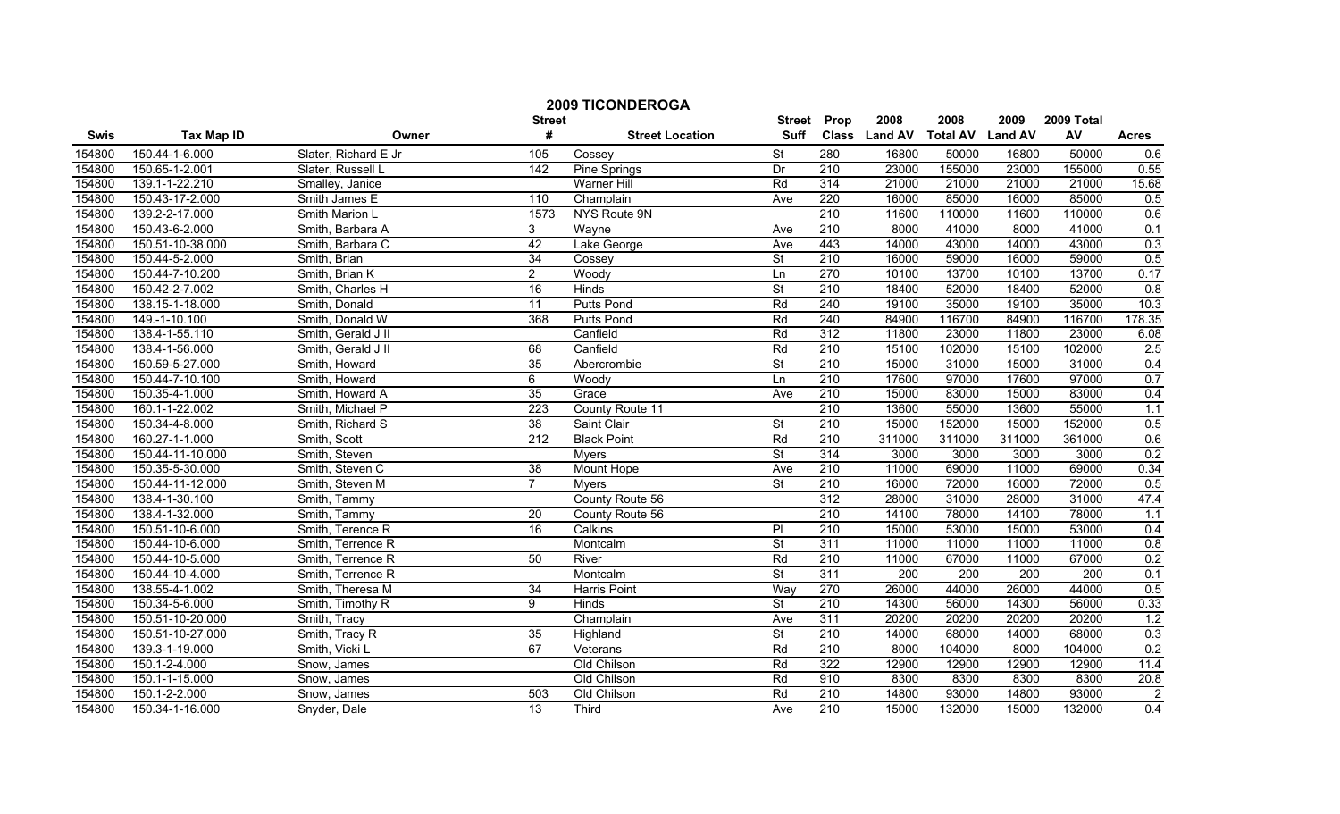# 2009 TICONDEROGA

| Swis | Tax Map ID | Owner | Street # | Street Location | Street Suff | Prop Class | 2008 Land AV | 2008 Total AV | 2009 Land AV | 2009 Total AV | Acres |
|---|---|---|---|---|---|---|---|---|---|---|---|
| 154800 | 150.44-1-6.000 | Slater, Richard E Jr | 105 | Cossey | St | 280 | 16800 | 50000 | 16800 | 50000 | 0.6 |
| 154800 | 150.65-1-2.001 | Slater, Russell L | 142 | Pine Springs | Dr | 210 | 23000 | 155000 | 23000 | 155000 | 0.55 |
| 154800 | 139.1-1-22.210 | Smalley, Janice | | Warner Hill | Rd | 314 | 21000 | 21000 | 21000 | 21000 | 15.68 |
| 154800 | 150.43-17-2.000 | Smith James E | 110 | Champlain | Ave | 220 | 16000 | 85000 | 16000 | 85000 | 0.5 |
| 154800 | 139.2-2-17.000 | Smith Marion L | 1573 | NYS Route 9N | | 210 | 11600 | 110000 | 11600 | 110000 | 0.6 |
| 154800 | 150.43-6-2.000 | Smith, Barbara A | 3 | Wayne | Ave | 210 | 8000 | 41000 | 8000 | 41000 | 0.1 |
| 154800 | 150.51-10-38.000 | Smith, Barbara C | 42 | Lake George | Ave | 443 | 14000 | 43000 | 14000 | 43000 | 0.3 |
| 154800 | 150.44-5-2.000 | Smith, Brian | 34 | Cossey | St | 210 | 16000 | 59000 | 16000 | 59000 | 0.5 |
| 154800 | 150.44-7-10.200 | Smith, Brian K | 2 | Woody | Ln | 270 | 10100 | 13700 | 10100 | 13700 | 0.17 |
| 154800 | 150.42-2-7.002 | Smith, Charles H | 16 | Hinds | St | 210 | 18400 | 52000 | 18400 | 52000 | 0.8 |
| 154800 | 138.15-1-18.000 | Smith, Donald | 11 | Putts Pond | Rd | 240 | 19100 | 35000 | 19100 | 35000 | 10.3 |
| 154800 | 149.-1-10.100 | Smith, Donald W | 368 | Putts Pond | Rd | 240 | 84900 | 116700 | 84900 | 116700 | 178.35 |
| 154800 | 138.4-1-55.110 | Smith, Gerald J II | | Canfield | Rd | 312 | 11800 | 23000 | 11800 | 23000 | 6.08 |
| 154800 | 138.4-1-56.000 | Smith, Gerald J II | 68 | Canfield | Rd | 210 | 15100 | 102000 | 15100 | 102000 | 2.5 |
| 154800 | 150.59-5-27.000 | Smith, Howard | 35 | Abercrombie | St | 210 | 15000 | 31000 | 15000 | 31000 | 0.4 |
| 154800 | 150.44-7-10.100 | Smith, Howard | 6 | Woody | Ln | 210 | 17600 | 97000 | 17600 | 97000 | 0.7 |
| 154800 | 150.35-4-1.000 | Smith, Howard A | 35 | Grace | Ave | 210 | 15000 | 83000 | 15000 | 83000 | 0.4 |
| 154800 | 160.1-1-22.002 | Smith, Michael P | 223 | County Route 11 | | 210 | 13600 | 55000 | 13600 | 55000 | 1.1 |
| 154800 | 150.34-4-8.000 | Smith, Richard S | 38 | Saint Clair | St | 210 | 15000 | 152000 | 15000 | 152000 | 0.5 |
| 154800 | 160.27-1-1.000 | Smith, Scott | 212 | Black Point | Rd | 210 | 311000 | 311000 | 311000 | 361000 | 0.6 |
| 154800 | 150.44-11-10.000 | Smith, Steven | | Myers | St | 314 | 3000 | 3000 | 3000 | 3000 | 0.2 |
| 154800 | 150.35-5-30.000 | Smith, Steven C | 38 | Mount Hope | Ave | 210 | 11000 | 69000 | 11000 | 69000 | 0.34 |
| 154800 | 150.44-11-12.000 | Smith, Steven M | 7 | Myers | St | 210 | 16000 | 72000 | 16000 | 72000 | 0.5 |
| 154800 | 138.4-1-30.100 | Smith, Tammy | | County Route 56 | | 312 | 28000 | 31000 | 28000 | 31000 | 47.4 |
| 154800 | 138.4-1-32.000 | Smith, Tammy | 20 | County Route 56 | | 210 | 14100 | 78000 | 14100 | 78000 | 1.1 |
| 154800 | 150.51-10-6.000 | Smith, Terence R | 16 | Calkins | Pl | 210 | 15000 | 53000 | 15000 | 53000 | 0.4 |
| 154800 | 150.44-10-6.000 | Smith, Terrence R | | Montcalm | St | 311 | 11000 | 11000 | 11000 | 11000 | 0.8 |
| 154800 | 150.44-10-5.000 | Smith, Terrence R | 50 | River | Rd | 210 | 11000 | 67000 | 11000 | 67000 | 0.2 |
| 154800 | 150.44-10-4.000 | Smith, Terrence R | | Montcalm | St | 311 | 200 | 200 | 200 | 200 | 0.1 |
| 154800 | 138.55-4-1.002 | Smith, Theresa M | 34 | Harris Point | Way | 270 | 26000 | 44000 | 26000 | 44000 | 0.5 |
| 154800 | 150.34-5-6.000 | Smith, Timothy R | 9 | Hinds | St | 210 | 14300 | 56000 | 14300 | 56000 | 0.33 |
| 154800 | 150.51-10-20.000 | Smith, Tracy | | Champlain | Ave | 311 | 20200 | 20200 | 20200 | 20200 | 1.2 |
| 154800 | 150.51-10-27.000 | Smith, Tracy R | 35 | Highland | St | 210 | 14000 | 68000 | 14000 | 68000 | 0.3 |
| 154800 | 139.3-1-19.000 | Smith, Vicki L | 67 | Veterans | Rd | 210 | 8000 | 104000 | 8000 | 104000 | 0.2 |
| 154800 | 150.1-2-4.000 | Snow, James | | Old Chilson | Rd | 322 | 12900 | 12900 | 12900 | 12900 | 11.4 |
| 154800 | 150.1-1-15.000 | Snow, James | | Old Chilson | Rd | 910 | 8300 | 8300 | 8300 | 8300 | 20.8 |
| 154800 | 150.1-2-2.000 | Snow, James | 503 | Old Chilson | Rd | 210 | 14800 | 93000 | 14800 | 93000 | 2 |
| 154800 | 150.34-1-16.000 | Snyder, Dale | 13 | Third | Ave | 210 | 15000 | 132000 | 15000 | 132000 | 0.4 |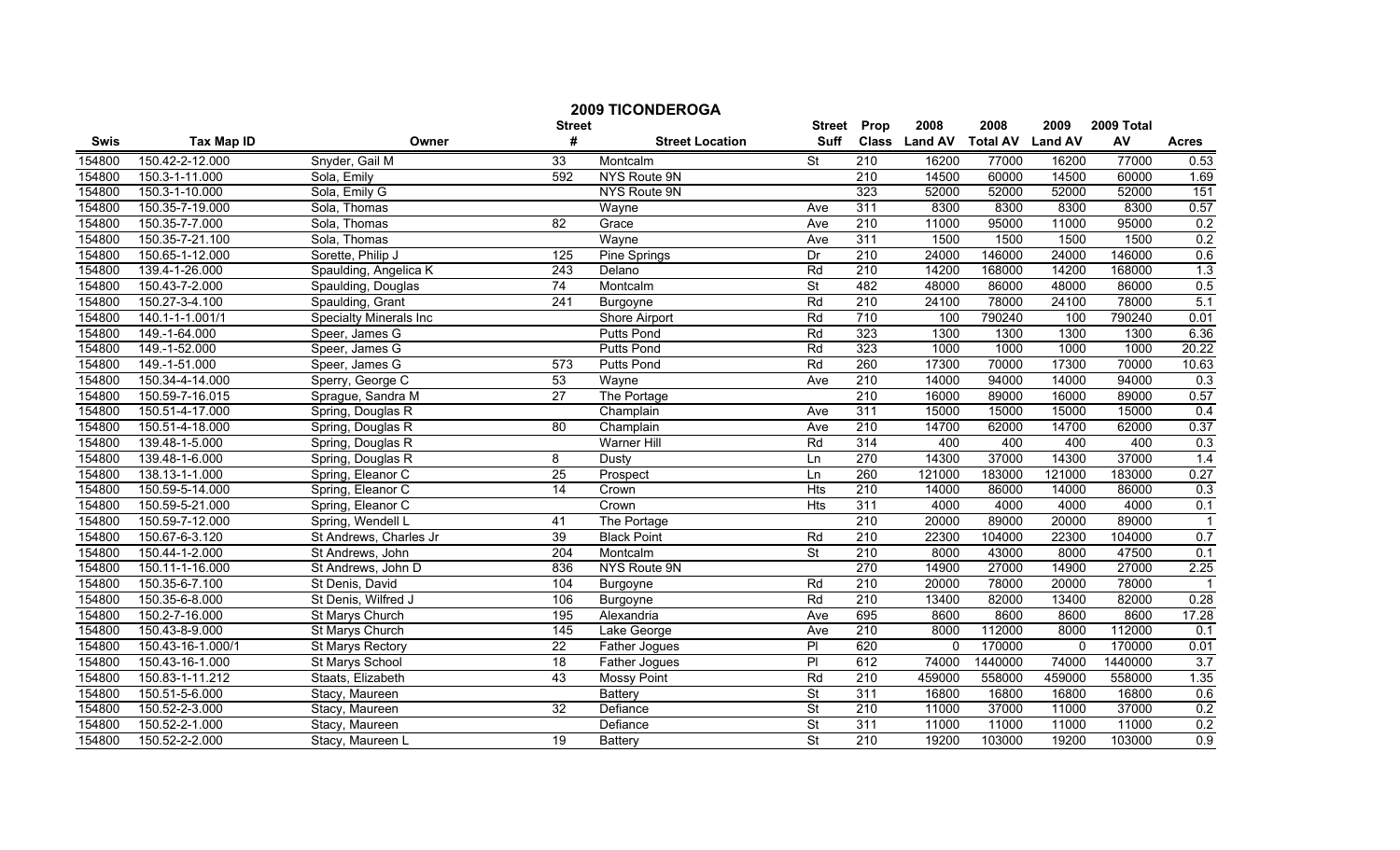# 2009 TICONDEROGA

| Swis | Tax Map ID | Owner | Street # | Street Location | Street Suff | Prop Class | 2008 Land AV | 2008 Total AV | 2009 Land AV | 2009 Total AV | Acres |
|---|---|---|---|---|---|---|---|---|---|---|---|
| 154800 | 150.42-2-12.000 | Snyder, Gail M | 33 | Montcalm | St | 210 | 16200 | 77000 | 16200 | 77000 | 0.53 |
| 154800 | 150.3-1-11.000 | Sola, Emily | 592 | NYS Route 9N | | 210 | 14500 | 60000 | 14500 | 60000 | 1.69 |
| 154800 | 150.3-1-10.000 | Sola, Emily G | | NYS Route 9N | | 323 | 52000 | 52000 | 52000 | 52000 | 151 |
| 154800 | 150.35-7-19.000 | Sola, Thomas | | Wayne | Ave | 311 | 8300 | 8300 | 8300 | 8300 | 0.57 |
| 154800 | 150.35-7-7.000 | Sola, Thomas | 82 | Grace | Ave | 210 | 11000 | 95000 | 11000 | 95000 | 0.2 |
| 154800 | 150.35-7-21.100 | Sola, Thomas | | Wayne | Ave | 311 | 1500 | 1500 | 1500 | 1500 | 0.2 |
| 154800 | 150.65-1-12.000 | Sorette, Philip J | 125 | Pine Springs | Dr | 210 | 24000 | 146000 | 24000 | 146000 | 0.6 |
| 154800 | 139.4-1-26.000 | Spaulding, Angelica K | 243 | Delano | Rd | 210 | 14200 | 168000 | 14200 | 168000 | 1.3 |
| 154800 | 150.43-7-2.000 | Spaulding, Douglas | 74 | Montcalm | St | 482 | 48000 | 86000 | 48000 | 86000 | 0.5 |
| 154800 | 150.27-3-4.100 | Spaulding, Grant | 241 | Burgoyne | Rd | 210 | 24100 | 78000 | 24100 | 78000 | 5.1 |
| 154800 | 140.1-1-1.001/1 | Specialty Minerals Inc | | Shore Airport | Rd | 710 | 100 | 790240 | 100 | 790240 | 0.01 |
| 154800 | 149.-1-64.000 | Speer, James G | | Putts Pond | Rd | 323 | 1300 | 1300 | 1300 | 1300 | 6.36 |
| 154800 | 149.-1-52.000 | Speer, James G | | Putts Pond | Rd | 323 | 1000 | 1000 | 1000 | 1000 | 20.22 |
| 154800 | 149.-1-51.000 | Speer, James G | 573 | Putts Pond | Rd | 260 | 17300 | 70000 | 17300 | 70000 | 10.63 |
| 154800 | 150.34-4-14.000 | Sperry, George C | 53 | Wayne | Ave | 210 | 14000 | 94000 | 14000 | 94000 | 0.3 |
| 154800 | 150.59-7-16.015 | Sprague, Sandra M | 27 | The Portage | | 210 | 16000 | 89000 | 16000 | 89000 | 0.57 |
| 154800 | 150.51-4-17.000 | Spring, Douglas R | | Champlain | Ave | 311 | 15000 | 15000 | 15000 | 15000 | 0.4 |
| 154800 | 150.51-4-18.000 | Spring, Douglas R | 80 | Champlain | Ave | 210 | 14700 | 62000 | 14700 | 62000 | 0.37 |
| 154800 | 139.48-1-5.000 | Spring, Douglas R | | Warner Hill | Rd | 314 | 400 | 400 | 400 | 400 | 0.3 |
| 154800 | 139.48-1-6.000 | Spring, Douglas R | 8 | Dusty | Ln | 270 | 14300 | 37000 | 14300 | 37000 | 1.4 |
| 154800 | 138.13-1-1.000 | Spring, Eleanor C | 25 | Prospect | Ln | 260 | 121000 | 183000 | 121000 | 183000 | 0.27 |
| 154800 | 150.59-5-14.000 | Spring, Eleanor C | 14 | Crown | Hts | 210 | 14000 | 86000 | 14000 | 86000 | 0.3 |
| 154800 | 150.59-5-21.000 | Spring, Eleanor C | | Crown | Hts | 311 | 4000 | 4000 | 4000 | 4000 | 0.1 |
| 154800 | 150.59-7-12.000 | Spring, Wendell L | 41 | The Portage | | 210 | 20000 | 89000 | 20000 | 89000 | 1 |
| 154800 | 150.67-6-3.120 | St Andrews, Charles Jr | 39 | Black Point | Rd | 210 | 22300 | 104000 | 22300 | 104000 | 0.7 |
| 154800 | 150.44-1-2.000 | St Andrews, John | 204 | Montcalm | St | 210 | 8000 | 43000 | 8000 | 47500 | 0.1 |
| 154800 | 150.11-1-16.000 | St Andrews, John D | 836 | NYS Route 9N | | 270 | 14900 | 27000 | 14900 | 27000 | 2.25 |
| 154800 | 150.35-6-7.100 | St Denis, David | 104 | Burgoyne | Rd | 210 | 20000 | 78000 | 20000 | 78000 | 1 |
| 154800 | 150.35-6-8.000 | St Denis, Wilfred J | 106 | Burgoyne | Rd | 210 | 13400 | 82000 | 13400 | 82000 | 0.28 |
| 154800 | 150.2-7-16.000 | St Marys Church | 195 | Alexandria | Ave | 695 | 8600 | 8600 | 8600 | 8600 | 17.28 |
| 154800 | 150.43-8-9.000 | St Marys Church | 145 | Lake George | Ave | 210 | 8000 | 112000 | 8000 | 112000 | 0.1 |
| 154800 | 150.43-16-1.000/1 | St Marys Rectory | 22 | Father Jogues | Pl | 620 | 0 | 170000 | 0 | 170000 | 0.01 |
| 154800 | 150.43-16-1.000 | St Marys School | 18 | Father Jogues | Pl | 612 | 74000 | 1440000 | 74000 | 1440000 | 3.7 |
| 154800 | 150.83-1-11.212 | Staats, Elizabeth | 43 | Mossy Point | Rd | 210 | 459000 | 558000 | 459000 | 558000 | 1.35 |
| 154800 | 150.51-5-6.000 | Stacy, Maureen | | Battery | St | 311 | 16800 | 16800 | 16800 | 16800 | 0.6 |
| 154800 | 150.52-2-3.000 | Stacy, Maureen | 32 | Defiance | St | 210 | 11000 | 37000 | 11000 | 37000 | 0.2 |
| 154800 | 150.52-2-1.000 | Stacy, Maureen | | Defiance | St | 311 | 11000 | 11000 | 11000 | 11000 | 0.2 |
| 154800 | 150.52-2-2.000 | Stacy, Maureen L | 19 | Battery | St | 210 | 19200 | 103000 | 19200 | 103000 | 0.9 |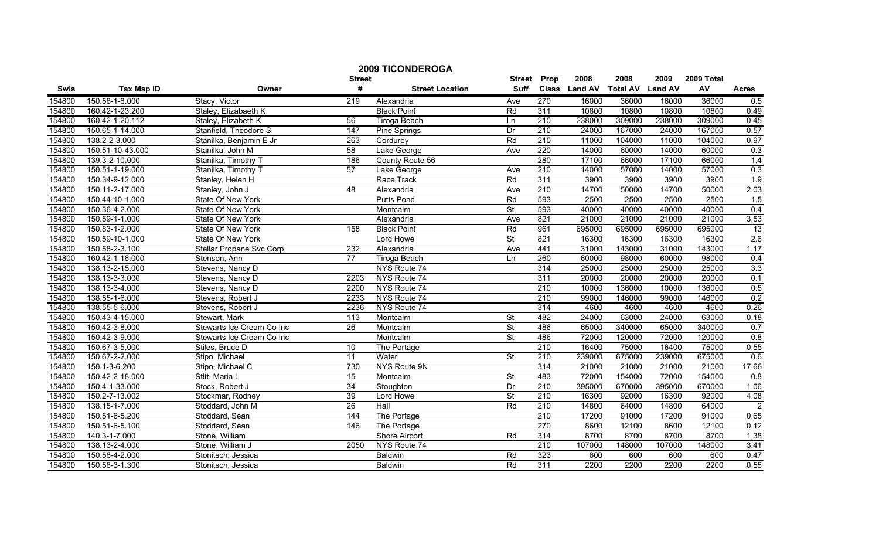# 2009 TICONDEROGA

| Swis | Tax Map ID | Owner | Street # | Street Location | Street Suff | Prop Class | 2008 Land AV | 2008 Total AV | 2009 Land AV | 2009 Total AV | Acres |
|---|---|---|---|---|---|---|---|---|---|---|---|
| 154800 | 150.58-1-8.000 | Stacy, Victor | 219 | Alexandria | Ave | 270 | 16000 | 36000 | 16000 | 36000 | 0.5 |
| 154800 | 160.42-1-23.200 | Staley, Elizabaeth K | | Black Point | Rd | 311 | 10800 | 10800 | 10800 | 10800 | 0.49 |
| 154800 | 160.42-1-20.112 | Staley, Elizabeth K | 56 | Tiroga Beach | Ln | 210 | 238000 | 309000 | 238000 | 309000 | 0.45 |
| 154800 | 150.65-1-14.000 | Stanfield, Theodore S | 147 | Pine Springs | Dr | 210 | 24000 | 167000 | 24000 | 167000 | 0.57 |
| 154800 | 138.2-2-3.000 | Stanilka, Benjamin E Jr | 263 | Corduroy | Rd | 210 | 11000 | 104000 | 11000 | 104000 | 0.97 |
| 154800 | 150.51-10-43.000 | Stanilka, John M | 58 | Lake George | Ave | 220 | 14000 | 60000 | 14000 | 60000 | 0.3 |
| 154800 | 139.3-2-10.000 | Stanilka, Timothy T | 186 | County Route 56 | | 280 | 17100 | 66000 | 17100 | 66000 | 1.4 |
| 154800 | 150.51-1-19.000 | Stanilka, Timothy T | 57 | Lake George | Ave | 210 | 14000 | 57000 | 14000 | 57000 | 0.3 |
| 154800 | 150.34-9-12.000 | Stanley, Helen H | | Race Track | Rd | 311 | 3900 | 3900 | 3900 | 3900 | 1.9 |
| 154800 | 150.11-2-17.000 | Stanley, John J | 48 | Alexandria | Ave | 210 | 14700 | 50000 | 14700 | 50000 | 2.03 |
| 154800 | 150.44-10-1.000 | State Of New York | | Putts Pond | Rd | 593 | 2500 | 2500 | 2500 | 2500 | 1.5 |
| 154800 | 150.36-4-2.000 | State Of New York | | Montcalm | St | 593 | 40000 | 40000 | 40000 | 40000 | 0.4 |
| 154800 | 150.59-1-1.000 | State Of New York | | Alexandria | Ave | 821 | 21000 | 21000 | 21000 | 21000 | 3.53 |
| 154800 | 150.83-1-2.000 | State Of New York | 158 | Black Point | Rd | 961 | 695000 | 695000 | 695000 | 695000 | 13 |
| 154800 | 150.59-10-1.000 | State Of New York | | Lord Howe | St | 821 | 16300 | 16300 | 16300 | 16300 | 2.6 |
| 154800 | 150.58-2-3.100 | Stellar Propane Svc Corp | 232 | Alexandria | Ave | 441 | 31000 | 143000 | 31000 | 143000 | 1.17 |
| 154800 | 160.42-1-16.000 | Stenson, Ann | 77 | Tiroga Beach | Ln | 260 | 60000 | 98000 | 60000 | 98000 | 0.4 |
| 154800 | 138.13-2-15.000 | Stevens, Nancy D | | NYS Route 74 | | 314 | 25000 | 25000 | 25000 | 25000 | 3.3 |
| 154800 | 138.13-3-3.000 | Stevens, Nancy D | 2203 | NYS Route 74 | | 311 | 20000 | 20000 | 20000 | 20000 | 0.1 |
| 154800 | 138.13-3-4.000 | Stevens, Nancy D | 2200 | NYS Route 74 | | 210 | 10000 | 136000 | 10000 | 136000 | 0.5 |
| 154800 | 138.55-1-6.000 | Stevens, Robert J | 2233 | NYS Route 74 | | 210 | 99000 | 146000 | 99000 | 146000 | 0.2 |
| 154800 | 138.55-5-6.000 | Stevens, Robert J | 2236 | NYS Route 74 | | 314 | 4600 | 4600 | 4600 | 4600 | 0.26 |
| 154800 | 150.43-4-15.000 | Stewart, Mark | 113 | Montcalm | St | 482 | 24000 | 63000 | 24000 | 63000 | 0.18 |
| 154800 | 150.42-3-8.000 | Stewarts Ice Cream Co Inc | 26 | Montcalm | St | 486 | 65000 | 340000 | 65000 | 340000 | 0.7 |
| 154800 | 150.42-3-9.000 | Stewarts Ice Cream Co Inc | | Montcalm | St | 486 | 72000 | 120000 | 72000 | 120000 | 0.8 |
| 154800 | 150.67-3-5.000 | Stiles, Bruce D | 10 | The Portage | | 210 | 16400 | 75000 | 16400 | 75000 | 0.55 |
| 154800 | 150.67-2-2.000 | Stipo, Michael | 11 | Water | St | 210 | 239000 | 675000 | 239000 | 675000 | 0.6 |
| 154800 | 150.1-3-6.200 | Stipo, Michael C | 730 | NYS Route 9N | | 314 | 21000 | 21000 | 21000 | 21000 | 17.66 |
| 154800 | 150.42-2-18.000 | Stitt, Maria L | 15 | Montcalm | St | 483 | 72000 | 154000 | 72000 | 154000 | 0.8 |
| 154800 | 150.4-1-33.000 | Stock, Robert J | 34 | Stoughton | Dr | 210 | 395000 | 670000 | 395000 | 670000 | 1.06 |
| 154800 | 150.2-7-13.002 | Stockmar, Rodney | 39 | Lord Howe | St | 210 | 16300 | 92000 | 16300 | 92000 | 4.08 |
| 154800 | 138.15-1-7.000 | Stoddard, John M | 26 | Hall | Rd | 210 | 14800 | 64000 | 14800 | 64000 | 2 |
| 154800 | 150.51-6-5.200 | Stoddard, Sean | 144 | The Portage | | 210 | 17200 | 91000 | 17200 | 91000 | 0.65 |
| 154800 | 150.51-6-5.100 | Stoddard, Sean | 146 | The Portage | | 270 | 8600 | 12100 | 8600 | 12100 | 0.12 |
| 154800 | 140.3-1-7.000 | Stone, William | | Shore Airport | Rd | 314 | 8700 | 8700 | 8700 | 8700 | 1.38 |
| 154800 | 138.13-2-4.000 | Stone, William J | 2050 | NYS Route 74 | | 210 | 107000 | 148000 | 107000 | 148000 | 3.41 |
| 154800 | 150.58-4-2.000 | Stonitsch, Jessica | | Baldwin | Rd | 323 | 600 | 600 | 600 | 600 | 0.47 |
| 154800 | 150.58-3-1.300 | Stonitsch, Jessica | | Baldwin | Rd | 311 | 2200 | 2200 | 2200 | 2200 | 0.55 |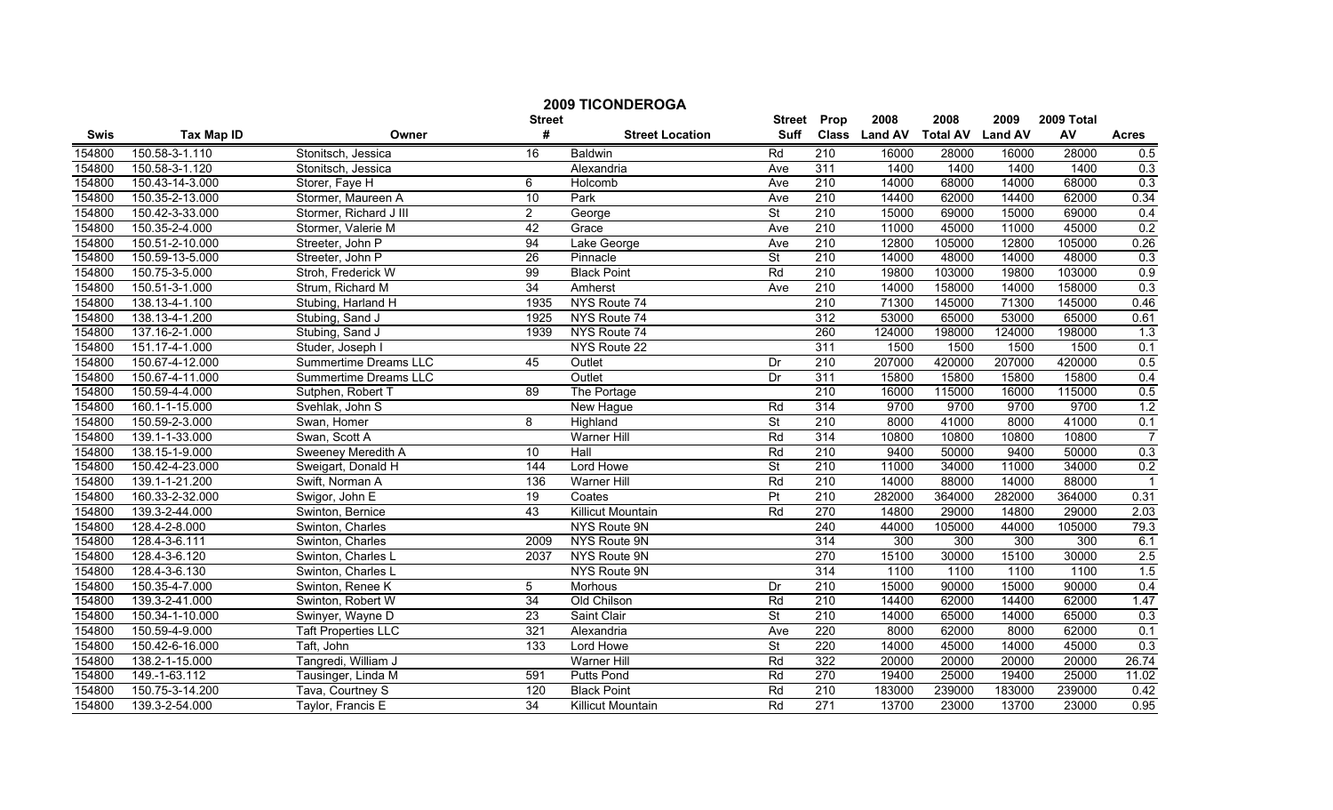# 2009 TICONDEROGA

| Swis | Tax Map ID | Owner | Street # | Street Location | Street Suff | Prop Class | 2008 Land AV | 2008 Total AV | 2009 Land AV | 2009 Total AV | Acres |
|---|---|---|---|---|---|---|---|---|---|---|---|
| 154800 | 150.58-3-1.110 | Stonitsch, Jessica | 16 | Baldwin | Rd | 210 | 16000 | 28000 | 16000 | 28000 | 0.5 |
| 154800 | 150.58-3-1.120 | Stonitsch, Jessica | | Alexandria | Ave | 311 | 1400 | 1400 | 1400 | 1400 | 0.3 |
| 154800 | 150.43-14-3.000 | Storer, Faye H | 6 | Holcomb | Ave | 210 | 14000 | 68000 | 14000 | 68000 | 0.3 |
| 154800 | 150.35-2-13.000 | Stormer, Maureen A | 10 | Park | Ave | 210 | 14400 | 62000 | 14400 | 62000 | 0.34 |
| 154800 | 150.42-3-33.000 | Stormer, Richard J III | 2 | George | St | 210 | 15000 | 69000 | 15000 | 69000 | 0.4 |
| 154800 | 150.35-2-4.000 | Stormer, Valerie M | 42 | Grace | Ave | 210 | 11000 | 45000 | 11000 | 45000 | 0.2 |
| 154800 | 150.51-2-10.000 | Streeter, John P | 94 | Lake George | Ave | 210 | 12800 | 105000 | 12800 | 105000 | 0.26 |
| 154800 | 150.59-13-5.000 | Streeter, John P | 26 | Pinnacle | St | 210 | 14000 | 48000 | 14000 | 48000 | 0.3 |
| 154800 | 150.75-3-5.000 | Stroh, Frederick W | 99 | Black Point | Rd | 210 | 19800 | 103000 | 19800 | 103000 | 0.9 |
| 154800 | 150.51-3-1.000 | Strum, Richard M | 34 | Amherst | Ave | 210 | 14000 | 158000 | 14000 | 158000 | 0.3 |
| 154800 | 138.13-4-1.100 | Stubing, Harland H | 1935 | NYS Route 74 | | 210 | 71300 | 145000 | 71300 | 145000 | 0.46 |
| 154800 | 138.13-4-1.200 | Stubing, Sand J | 1925 | NYS Route 74 | | 312 | 53000 | 65000 | 53000 | 65000 | 0.61 |
| 154800 | 137.16-2-1.000 | Stubing, Sand J | 1939 | NYS Route 74 | | 260 | 124000 | 198000 | 124000 | 198000 | 1.3 |
| 154800 | 151.17-4-1.000 | Studer, Joseph I | | NYS Route 22 | | 311 | 1500 | 1500 | 1500 | 1500 | 0.1 |
| 154800 | 150.67-4-12.000 | Summertime Dreams LLC | 45 | Outlet | Dr | 210 | 207000 | 420000 | 207000 | 420000 | 0.5 |
| 154800 | 150.67-4-11.000 | Summertime Dreams LLC | | Outlet | Dr | 311 | 15800 | 15800 | 15800 | 15800 | 0.4 |
| 154800 | 150.59-4-4.000 | Sutphen, Robert T | 89 | The Portage | | 210 | 16000 | 115000 | 16000 | 115000 | 0.5 |
| 154800 | 160.1-1-15.000 | Svehlak, John S | | New Hague | Rd | 314 | 9700 | 9700 | 9700 | 9700 | 1.2 |
| 154800 | 150.59-2-3.000 | Swan, Homer | 8 | Highland | St | 210 | 8000 | 41000 | 8000 | 41000 | 0.1 |
| 154800 | 139.1-1-33.000 | Swan, Scott A | | Warner Hill | Rd | 314 | 10800 | 10800 | 10800 | 10800 | 7 |
| 154800 | 138.15-1-9.000 | Sweeney Meredith A | 10 | Hall | Rd | 210 | 9400 | 50000 | 9400 | 50000 | 0.3 |
| 154800 | 150.42-4-23.000 | Sweigart, Donald H | 144 | Lord Howe | St | 210 | 11000 | 34000 | 11000 | 34000 | 0.2 |
| 154800 | 139.1-1-21.200 | Swift, Norman A | 136 | Warner Hill | Rd | 210 | 14000 | 88000 | 14000 | 88000 | 1 |
| 154800 | 160.33-2-32.000 | Swigor, John E | 19 | Coates | Pt | 210 | 282000 | 364000 | 282000 | 364000 | 0.31 |
| 154800 | 139.3-2-44.000 | Swinton, Bernice | 43 | Killicut Mountain | Rd | 270 | 14800 | 29000 | 14800 | 29000 | 2.03 |
| 154800 | 128.4-2-8.000 | Swinton, Charles | | NYS Route 9N | | 240 | 44000 | 105000 | 44000 | 105000 | 79.3 |
| 154800 | 128.4-3-6.111 | Swinton, Charles | 2009 | NYS Route 9N | | 314 | 300 | 300 | 300 | 300 | 6.1 |
| 154800 | 128.4-3-6.120 | Swinton, Charles L | 2037 | NYS Route 9N | | 270 | 15100 | 30000 | 15100 | 30000 | 2.5 |
| 154800 | 128.4-3-6.130 | Swinton, Charles L | | NYS Route 9N | | 314 | 1100 | 1100 | 1100 | 1100 | 1.5 |
| 154800 | 150.35-4-7.000 | Swinton, Renee K | 5 | Morhous | Dr | 210 | 15000 | 90000 | 15000 | 90000 | 0.4 |
| 154800 | 139.3-2-41.000 | Swinton, Robert W | 34 | Old Chilson | Rd | 210 | 14400 | 62000 | 14400 | 62000 | 1.47 |
| 154800 | 150.34-1-10.000 | Swinyer, Wayne D | 23 | Saint Clair | St | 210 | 14000 | 65000 | 14000 | 65000 | 0.3 |
| 154800 | 150.59-4-9.000 | Taft Properties LLC | 321 | Alexandria | Ave | 220 | 8000 | 62000 | 8000 | 62000 | 0.1 |
| 154800 | 150.42-6-16.000 | Taft, John | 133 | Lord Howe | St | 220 | 14000 | 45000 | 14000 | 45000 | 0.3 |
| 154800 | 138.2-1-15.000 | Tangredi, William J | | Warner Hill | Rd | 322 | 20000 | 20000 | 20000 | 20000 | 26.74 |
| 154800 | 149.-1-63.112 | Tausinger, Linda M | 591 | Putts Pond | Rd | 270 | 19400 | 25000 | 19400 | 25000 | 11.02 |
| 154800 | 150.75-3-14.200 | Tava, Courtney S | 120 | Black Point | Rd | 210 | 183000 | 239000 | 183000 | 239000 | 0.42 |
| 154800 | 139.3-2-54.000 | Taylor, Francis E | 34 | Killicut Mountain | Rd | 271 | 13700 | 23000 | 13700 | 23000 | 0.95 |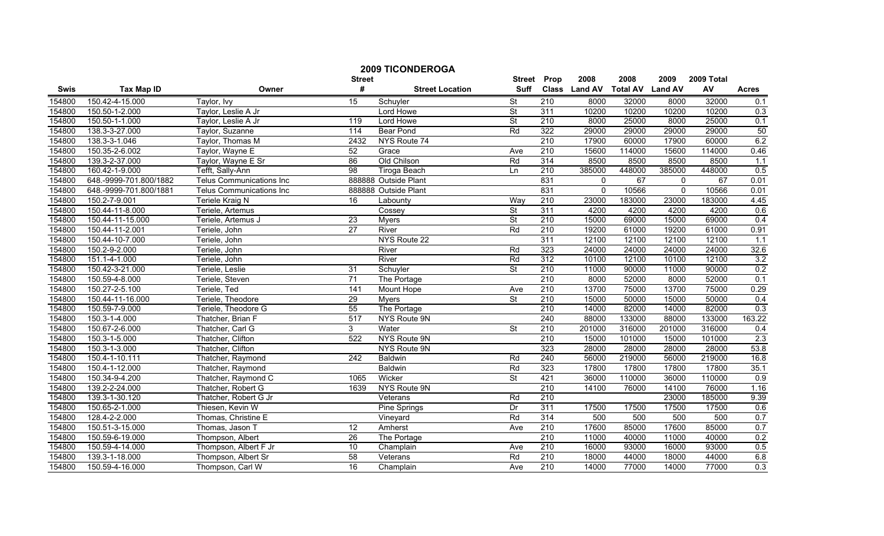# 2009 TICONDEROGA

| Swis | Tax Map ID | Owner | Street # | Street Location | Street Suff | Prop Class | 2008 Land AV | 2008 Total AV | 2009 Land AV | 2009 Total AV | Acres |
|---|---|---|---|---|---|---|---|---|---|---|---|
| 154800 | 150.42-4-15.000 | Taylor, Ivy | 15 | Schuyler | St | 210 | 8000 | 32000 | 8000 | 32000 | 0.1 |
| 154800 | 150.50-1-2.000 | Taylor, Leslie A Jr | | Lord Howe | St | 311 | 10200 | 10200 | 10200 | 10200 | 0.3 |
| 154800 | 150.50-1-1.000 | Taylor, Leslie A Jr | 119 | Lord Howe | St | 210 | 8000 | 25000 | 8000 | 25000 | 0.1 |
| 154800 | 138.3-3-27.000 | Taylor, Suzanne | 114 | Bear Pond | Rd | 322 | 29000 | 29000 | 29000 | 29000 | 50 |
| 154800 | 138.3-3-1.046 | Taylor, Thomas M | 2432 | NYS Route 74 | | 210 | 17900 | 60000 | 17900 | 60000 | 6.2 |
| 154800 | 150.35-2-6.002 | Taylor, Wayne E | 52 | Grace | Ave | 210 | 15600 | 114000 | 15600 | 114000 | 0.46 |
| 154800 | 139.3-2-37.000 | Taylor, Wayne E Sr | 86 | Old Chilson | Rd | 314 | 8500 | 8500 | 8500 | 8500 | 1.1 |
| 154800 | 160.42-1-9.000 | Tefft, Sally-Ann | 98 | Tiroga Beach | Ln | 210 | 385000 | 448000 | 385000 | 448000 | 0.5 |
| 154800 | 648.-9999-701.800/1882 | Telus Communications Inc | 888888 | Outside Plant | | 831 | 0 | 67 | 0 | 67 | 0.01 |
| 154800 | 648.-9999-701.800/1881 | Telus Communications Inc | 888888 | Outside Plant | | 831 | 0 | 10566 | 0 | 10566 | 0.01 |
| 154800 | 150.2-7-9.001 | Teriele Kraig N | 16 | Labounty | Way | 210 | 23000 | 183000 | 23000 | 183000 | 4.45 |
| 154800 | 150.44-11-8.000 | Teriele, Artemus | | Cossey | St | 311 | 4200 | 4200 | 4200 | 4200 | 0.6 |
| 154800 | 150.44-11-15.000 | Teriele, Artemus J | 23 | Myers | St | 210 | 15000 | 69000 | 15000 | 69000 | 0.4 |
| 154800 | 150.44-11-2.001 | Teriele, John | 27 | River | Rd | 210 | 19200 | 61000 | 19200 | 61000 | 0.91 |
| 154800 | 150.44-10-7.000 | Teriele, John | | NYS Route 22 | | 311 | 12100 | 12100 | 12100 | 12100 | 1.1 |
| 154800 | 150.2-9-2.000 | Teriele, John | | River | Rd | 323 | 24000 | 24000 | 24000 | 24000 | 32.6 |
| 154800 | 151.1-4-1.000 | Teriele, John | | River | Rd | 312 | 10100 | 12100 | 10100 | 12100 | 3.2 |
| 154800 | 150.42-3-21.000 | Teriele, Leslie | 31 | Schuyler | St | 210 | 11000 | 90000 | 11000 | 90000 | 0.2 |
| 154800 | 150.59-4-8.000 | Teriele, Steven | 71 | The Portage | | 210 | 8000 | 52000 | 8000 | 52000 | 0.1 |
| 154800 | 150.27-2-5.100 | Teriele, Ted | 141 | Mount Hope | Ave | 210 | 13700 | 75000 | 13700 | 75000 | 0.29 |
| 154800 | 150.44-11-16.000 | Teriele, Theodore | 29 | Myers | St | 210 | 15000 | 50000 | 15000 | 50000 | 0.4 |
| 154800 | 150.59-7-9.000 | Teriele, Theodore G | 55 | The Portage | | 210 | 14000 | 82000 | 14000 | 82000 | 0.3 |
| 154800 | 150.3-1-4.000 | Thatcher, Brian F | 517 | NYS Route 9N | | 240 | 88000 | 133000 | 88000 | 133000 | 163.22 |
| 154800 | 150.67-2-6.000 | Thatcher, Carl G | 3 | Water | St | 210 | 201000 | 316000 | 201000 | 316000 | 0.4 |
| 154800 | 150.3-1-5.000 | Thatcher, Clifton | 522 | NYS Route 9N | | 210 | 15000 | 101000 | 15000 | 101000 | 2.3 |
| 154800 | 150.3-1-3.000 | Thatcher, Clifton | | NYS Route 9N | | 323 | 28000 | 28000 | 28000 | 28000 | 53.8 |
| 154800 | 150.4-1-10.111 | Thatcher, Raymond | 242 | Baldwin | Rd | 240 | 56000 | 219000 | 56000 | 219000 | 16.8 |
| 154800 | 150.4-1-12.000 | Thatcher, Raymond | | Baldwin | Rd | 323 | 17800 | 17800 | 17800 | 17800 | 35.1 |
| 154800 | 150.34-9-4.200 | Thatcher, Raymond C | 1065 | Wicker | St | 421 | 36000 | 110000 | 36000 | 110000 | 0.9 |
| 154800 | 139.2-2-24.000 | Thatcher, Robert G | 1639 | NYS Route 9N | | 210 | 14100 | 76000 | 14100 | 76000 | 1.16 |
| 154800 | 139.3-1-30.120 | Thatcher, Robert G Jr | | Veterans | Rd | 210 | | | 23000 | 185000 | 9.39 |
| 154800 | 150.65-2-1.000 | Thiesen, Kevin W | | Pine Springs | Dr | 311 | 17500 | 17500 | 17500 | 17500 | 0.6 |
| 154800 | 128.4-2-2.000 | Thomas, Christine E | | Vineyard | Rd | 314 | 500 | 500 | 500 | 500 | 0.7 |
| 154800 | 150.51-3-15.000 | Thomas, Jason T | 12 | Amherst | Ave | 210 | 17600 | 85000 | 17600 | 85000 | 0.7 |
| 154800 | 150.59-6-19.000 | Thompson, Albert | 26 | The Portage | | 210 | 11000 | 40000 | 11000 | 40000 | 0.2 |
| 154800 | 150.59-4-14.000 | Thompson, Albert F Jr | 10 | Champlain | Ave | 210 | 16000 | 93000 | 16000 | 93000 | 0.5 |
| 154800 | 139.3-1-18.000 | Thompson, Albert Sr | 58 | Veterans | Rd | 210 | 18000 | 44000 | 18000 | 44000 | 6.8 |
| 154800 | 150.59-4-16.000 | Thompson, Carl W | 16 | Champlain | Ave | 210 | 14000 | 77000 | 14000 | 77000 | 0.3 |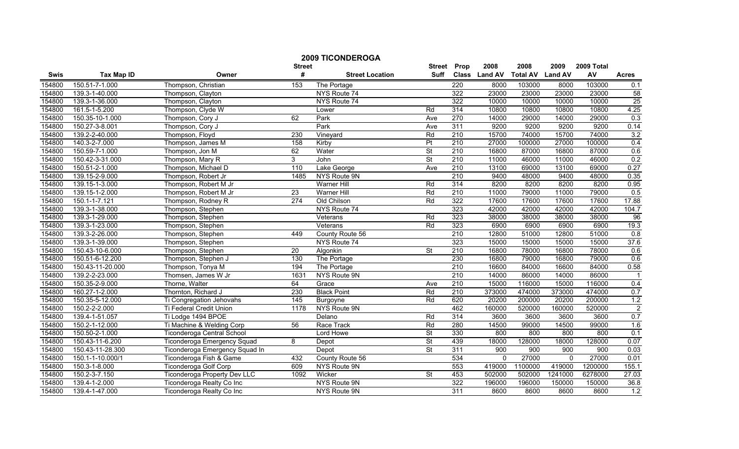## 2009 TICONDEROGA

| Swis | Tax Map ID | Owner | Street # | Street Location | Street Suff | Prop Class | 2008 Land AV | 2008 Total AV | 2009 Land AV | 2009 Total AV | Acres |
|---|---|---|---|---|---|---|---|---|---|---|---|
| 154800 | 150.51-7-1.000 | Thompson, Christian | 153 | The Portage | | 220 | 8000 | 103000 | 8000 | 103000 | 0.1 |
| 154800 | 139.3-1-40.000 | Thompson, Clayton | | NYS Route 74 | | 322 | 23000 | 23000 | 23000 | 23000 | 58 |
| 154800 | 139.3-1-36.000 | Thompson, Clayton | | NYS Route 74 | | 322 | 10000 | 10000 | 10000 | 10000 | 25 |
| 154800 | 161.5-1-5.200 | Thompson, Clyde W | | Lower | Rd | 314 | 10800 | 10800 | 10800 | 10800 | 4.25 |
| 154800 | 150.35-10-1.000 | Thompson, Cory J | 62 | Park | Ave | 270 | 14000 | 29000 | 14000 | 29000 | 0.3 |
| 154800 | 150.27-3-8.001 | Thompson, Cory J | | Park | Ave | 311 | 9200 | 9200 | 9200 | 9200 | 0.14 |
| 154800 | 139.2-2-40.000 | Thompson, Floyd | 230 | Vineyard | Rd | 210 | 15700 | 74000 | 15700 | 74000 | 3.2 |
| 154800 | 140.3-2-7.000 | Thompson, James M | 158 | Kirby | Pt | 210 | 27000 | 100000 | 27000 | 100000 | 0.4 |
| 154800 | 150.59-7-1.000 | Thompson, Jon M | 62 | Water | St | 210 | 16800 | 87000 | 16800 | 87000 | 0.6 |
| 154800 | 150.42-3-31.000 | Thompson, Mary R | 3 | John | St | 210 | 11000 | 46000 | 11000 | 46000 | 0.2 |
| 154800 | 150.51-2-1.000 | Thompson, Michael D | 110 | Lake George | Ave | 210 | 13100 | 69000 | 13100 | 69000 | 0.27 |
| 154800 | 139.15-2-9.000 | Thompson, Robert Jr | 1485 | NYS Route 9N | | 210 | 9400 | 48000 | 9400 | 48000 | 0.35 |
| 154800 | 139.15-1-3.000 | Thompson, Robert M Jr | | Warner Hill | Rd | 314 | 8200 | 8200 | 8200 | 8200 | 0.95 |
| 154800 | 139.15-1-2.000 | Thompson, Robert M Jr | 23 | Warner Hill | Rd | 210 | 11000 | 79000 | 11000 | 79000 | 0.5 |
| 154800 | 150.1-1-7.121 | Thompson, Rodney R | 274 | Old Chilson | Rd | 322 | 17600 | 17600 | 17600 | 17600 | 17.88 |
| 154800 | 139.3-1-38.000 | Thompson, Stephen | | NYS Route 74 | | 323 | 42000 | 42000 | 42000 | 42000 | 104.7 |
| 154800 | 139.3-1-29.000 | Thompson, Stephen | | Veterans | Rd | 323 | 38000 | 38000 | 38000 | 38000 | 96 |
| 154800 | 139.3-1-23.000 | Thompson, Stephen | | Veterans | Rd | 323 | 6900 | 6900 | 6900 | 6900 | 19.3 |
| 154800 | 139.3-2-26.000 | Thompson, Stephen | 449 | County Route 56 | | 210 | 12800 | 51000 | 12800 | 51000 | 0.8 |
| 154800 | 139.3-1-39.000 | Thompson, Stephen | | NYS Route 74 | | 323 | 15000 | 15000 | 15000 | 15000 | 37.6 |
| 154800 | 150.43-10-6.000 | Thompson, Stephen | 20 | Algonkin | St | 210 | 16800 | 78000 | 16800 | 78000 | 0.6 |
| 154800 | 150.51-6-12.200 | Thompson, Stephen J | 130 | The Portage | | 230 | 16800 | 79000 | 16800 | 79000 | 0.6 |
| 154800 | 150.43-11-20.000 | Thompson, Tonya M | 194 | The Portage | | 210 | 16600 | 84000 | 16600 | 84000 | 0.58 |
| 154800 | 139.2-2-23.000 | Thomsen, James W Jr | 1631 | NYS Route 9N | | 210 | 14000 | 86000 | 14000 | 86000 | 1 |
| 154800 | 150.35-2-9.000 | Thorne, Walter | 64 | Grace | Ave | 210 | 15000 | 116000 | 15000 | 116000 | 0.4 |
| 154800 | 160.27-1-2.000 | Thornton, Richard J | 230 | Black Point | Rd | 210 | 373000 | 474000 | 373000 | 474000 | 0.7 |
| 154800 | 150.35-5-12.000 | Ti Congregation Jehovahs | 145 | Burgoyne | Rd | 620 | 20200 | 200000 | 20200 | 200000 | 1.2 |
| 154800 | 150.2-2-2.000 | Ti Federal Credit Union | 1178 | NYS Route 9N | | 462 | 160000 | 520000 | 160000 | 520000 | 2 |
| 154800 | 139.4-1-51.057 | Ti Lodge 1494 BPOE | | Delano | Rd | 314 | 3600 | 3600 | 3600 | 3600 | 0.7 |
| 154800 | 150.2-1-12.000 | Ti Machine & Welding Corp | 56 | Race Track | Rd | 280 | 14500 | 99000 | 14500 | 99000 | 1.6 |
| 154800 | 150.50-2-1.000 | Ticonderoga Central School | | Lord Howe | St | 330 | 800 | 800 | 800 | 800 | 0.1 |
| 154800 | 150.43-11-6.200 | Ticonderoga Emergency Squad | 8 | Depot | St | 439 | 18000 | 128000 | 18000 | 128000 | 0.07 |
| 154800 | 150.43-11-28.300 | Ticonderoga Emergency Squad In | | Depot | St | 311 | 900 | 900 | 900 | 900 | 0.03 |
| 154800 | 150.1-1-10.000/1 | Ticonderoga Fish & Game | 432 | County Route 56 | | 534 | 0 | 27000 | 0 | 27000 | 0.01 |
| 154800 | 150.3-1-8.000 | Ticonderoga Golf Corp | 609 | NYS Route 9N | | 553 | 419000 | 1100000 | 419000 | 1200000 | 155.1 |
| 154800 | 150.2-3-7.150 | Ticonderoga Property Dev LLC | 1092 | Wicker | St | 453 | 502000 | 502000 | 1241000 | 6278000 | 27.03 |
| 154800 | 139.4-1-2.000 | Ticonderoga Realty Co Inc | | NYS Route 9N | | 322 | 196000 | 196000 | 150000 | 150000 | 36.8 |
| 154800 | 139.4-1-47.000 | Ticonderoga Realty Co Inc | | NYS Route 9N | | 311 | 8600 | 8600 | 8600 | 8600 | 1.2 |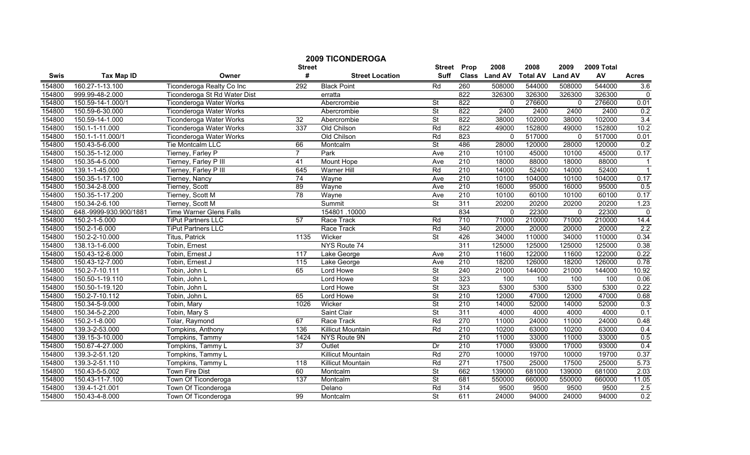# 2009 TICONDEROGA

| Swis | Tax Map ID | Owner | Street # | Street Location | Street Suff | Prop Class | 2008 Land AV | 2008 Total AV | 2009 Land AV | 2009 Total AV | Acres |
|---|---|---|---|---|---|---|---|---|---|---|---|
| 154800 | 160.27-1-13.100 | Ticonderoga Realty Co Inc | 292 | Black Point | Rd | 260 | 508000 | 544000 | 508000 | 544000 | 3.6 |
| 154800 | 999.99-48-2.000 | Ticonderoga St Rd Water Dist | | erratta | | 822 | 326300 | 326300 | 326300 | 326300 | 0 |
| 154800 | 150.59-14-1.000/1 | Ticonderoga Water Works | | Abercrombie | St | 822 | 0 | 276600 | 0 | 276600 | 0.01 |
| 154800 | 150.59-6-30.000 | Ticonderoga Water Works | | Abercrombie | St | 822 | 2400 | 2400 | 2400 | 2400 | 0.2 |
| 154800 | 150.59-14-1.000 | Ticonderoga Water Works | 32 | Abercrombie | St | 822 | 38000 | 102000 | 38000 | 102000 | 3.4 |
| 154800 | 150.1-1-11.000 | Ticonderoga Water Works | 337 | Old Chilson | Rd | 822 | 49000 | 152800 | 49000 | 152800 | 10.2 |
| 154800 | 150.1-1-11.000/1 | Ticonderoga Water Works | | Old Chilson | Rd | 823 | 0 | 517000 | 0 | 517000 | 0.01 |
| 154800 | 150.43-5-6.000 | Tie Montcalm LLC | 66 | Montcalm | St | 486 | 28000 | 120000 | 28000 | 120000 | 0.2 |
| 154800 | 150.35-1-12.000 | Tierney, Farley P | 7 | Park | Ave | 210 | 10100 | 45000 | 10100 | 45000 | 0.17 |
| 154800 | 150.35-4-5.000 | Tierney, Farley P III | 41 | Mount Hope | Ave | 210 | 18000 | 88000 | 18000 | 88000 | 1 |
| 154800 | 139.1-1-45.000 | Tierney, Farley P III | 645 | Warner Hill | Rd | 210 | 14000 | 52400 | 14000 | 52400 | 1 |
| 154800 | 150.35-1-17.100 | Tierney, Nancy | 74 | Wayne | Ave | 210 | 10100 | 104000 | 10100 | 104000 | 0.17 |
| 154800 | 150.34-2-8.000 | Tierney, Scott | 89 | Wayne | Ave | 210 | 16000 | 95000 | 16000 | 95000 | 0.5 |
| 154800 | 150.35-1-17.200 | Tierney, Scott M | 78 | Wayne | Ave | 210 | 10100 | 60100 | 10100 | 60100 | 0.17 |
| 154800 | 150.34-2-6.100 | Tierney, Scott M | | Summit | St | 311 | 20200 | 20200 | 20200 | 20200 | 1.23 |
| 154800 | 648.-9999-930.900/1881 | Time Warner Glens Falls | | 154801 .10000 | | 834 | 0 | 22300 | 0 | 22300 | 0 |
| 154800 | 150.2-1-5.000 | TiPut Partners LLC | 57 | Race Track | Rd | 710 | 71000 | 210000 | 71000 | 210000 | 14.4 |
| 154800 | 150.2-1-6.000 | TiPut Partners LLC | | Race Track | Rd | 340 | 20000 | 20000 | 20000 | 20000 | 2.2 |
| 154800 | 150.2-2-10.000 | Titus, Patrick | 1135 | Wicker | St | 426 | 34000 | 110000 | 34000 | 110000 | 0.34 |
| 154800 | 138.13-1-6.000 | Tobin, Ernest | | NYS Route 74 | | 311 | 125000 | 125000 | 125000 | 125000 | 0.38 |
| 154800 | 150.43-12-6.000 | Tobin, Ernest J | 117 | Lake George | Ave | 210 | 11600 | 122000 | 11600 | 122000 | 0.22 |
| 154800 | 150.43-12-7.000 | Tobin, Ernest J | 115 | Lake George | Ave | 210 | 18200 | 126000 | 18200 | 126000 | 0.78 |
| 154800 | 150.2-7-10.111 | Tobin, John L | 65 | Lord Howe | St | 240 | 21000 | 144000 | 21000 | 144000 | 10.92 |
| 154800 | 150.50-1-19.110 | Tobin, John L | | Lord Howe | St | 323 | 100 | 100 | 100 | 100 | 0.06 |
| 154800 | 150.50-1-19.120 | Tobin, John L | | Lord Howe | St | 323 | 5300 | 5300 | 5300 | 5300 | 0.22 |
| 154800 | 150.2-7-10.112 | Tobin, John L | 65 | Lord Howe | St | 210 | 12000 | 47000 | 12000 | 47000 | 0.68 |
| 154800 | 150.34-5-9.000 | Tobin, Mary | 1026 | Wicker | St | 210 | 14000 | 52000 | 14000 | 52000 | 0.3 |
| 154800 | 150.34-5-2.200 | Tobin, Mary S | | Saint Clair | St | 311 | 4000 | 4000 | 4000 | 4000 | 0.1 |
| 154800 | 150.2-1-8.000 | Tolar, Raymond | 67 | Race Track | Rd | 270 | 11000 | 24000 | 11000 | 24000 | 0.48 |
| 154800 | 139.3-2-53.000 | Tompkins, Anthony | 136 | Killicut Mountain | Rd | 210 | 10200 | 63000 | 10200 | 63000 | 0.4 |
| 154800 | 139.15-3-10.000 | Tompkins, Tammy | 1424 | NYS Route 9N | | 210 | 11000 | 33000 | 11000 | 33000 | 0.5 |
| 154800 | 150.67-4-27.000 | Tompkins, Tammy L | 37 | Outlet | Dr | 210 | 17000 | 93000 | 17000 | 93000 | 0.4 |
| 154800 | 139.3-2-51.120 | Tompkins, Tammy L | | Killicut Mountain | Rd | 270 | 10000 | 19700 | 10000 | 19700 | 0.37 |
| 154800 | 139.3-2-51.110 | Tompkins, Tammy L | 118 | Killicut Mountain | Rd | 271 | 17500 | 25000 | 17500 | 25000 | 5.73 |
| 154800 | 150.43-5-5.002 | Town Fire Dist | 60 | Montcalm | St | 662 | 139000 | 681000 | 139000 | 681000 | 2.03 |
| 154800 | 150.43-11-7.100 | Town Of Ticonderoga | 137 | Montcalm | St | 681 | 550000 | 660000 | 550000 | 660000 | 11.05 |
| 154800 | 139.4-1-21.001 | Town Of Ticonderoga | | Delano | Rd | 314 | 9500 | 9500 | 9500 | 9500 | 2.5 |
| 154800 | 150.43-4-8.000 | Town Of Ticonderoga | 99 | Montcalm | St | 611 | 24000 | 94000 | 24000 | 94000 | 0.2 |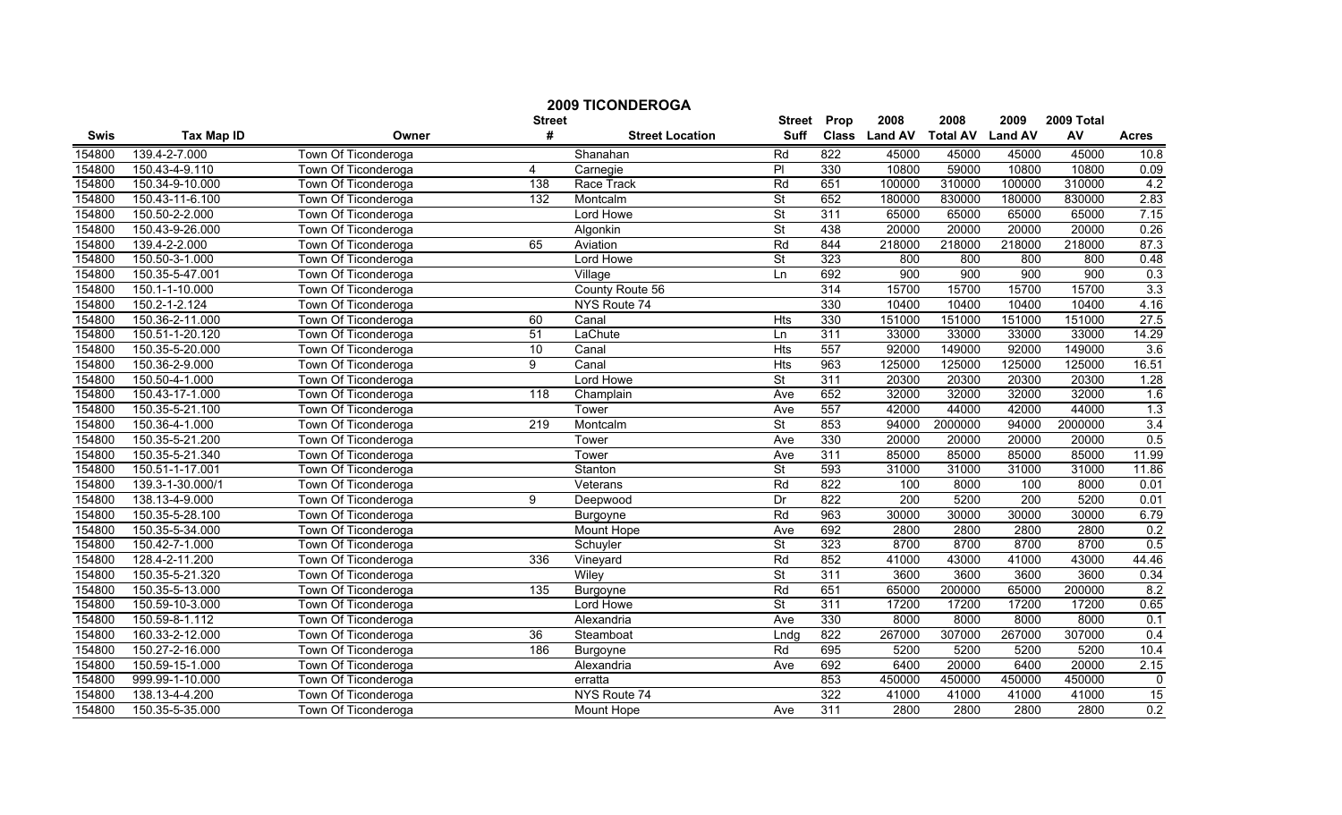# 2009 TICONDEROGA

| Swis | Tax Map ID | Owner | Street # | Street Location | Street Suff | Prop Class | 2008 Land AV | 2008 Total AV | 2009 Land AV | 2009 Total AV | Acres |
|---|---|---|---|---|---|---|---|---|---|---|---|
| 154800 | 139.4-2-7.000 | Town Of Ticonderoga | | Shanahan | Rd | 822 | 45000 | 45000 | 45000 | 45000 | 10.8 |
| 154800 | 150.43-4-9.110 | Town Of Ticonderoga | 4 | Carnegie | Pl | 330 | 10800 | 59000 | 10800 | 10800 | 0.09 |
| 154800 | 150.34-9-10.000 | Town Of Ticonderoga | 138 | Race Track | Rd | 651 | 100000 | 310000 | 100000 | 310000 | 4.2 |
| 154800 | 150.43-11-6.100 | Town Of Ticonderoga | 132 | Montcalm | St | 652 | 180000 | 830000 | 180000 | 830000 | 2.83 |
| 154800 | 150.50-2-2.000 | Town Of Ticonderoga | | Lord Howe | St | 311 | 65000 | 65000 | 65000 | 65000 | 7.15 |
| 154800 | 150.43-9-26.000 | Town Of Ticonderoga | | Algonkin | St | 438 | 20000 | 20000 | 20000 | 20000 | 0.26 |
| 154800 | 139.4-2-2.000 | Town Of Ticonderoga | 65 | Aviation | Rd | 844 | 218000 | 218000 | 218000 | 218000 | 87.3 |
| 154800 | 150.50-3-1.000 | Town Of Ticonderoga | | Lord Howe | St | 323 | 800 | 800 | 800 | 800 | 0.48 |
| 154800 | 150.35-5-47.001 | Town Of Ticonderoga | | Village | Ln | 692 | 900 | 900 | 900 | 900 | 0.3 |
| 154800 | 150.1-1-10.000 | Town Of Ticonderoga | | County Route 56 | | 314 | 15700 | 15700 | 15700 | 15700 | 3.3 |
| 154800 | 150.2-1-2.124 | Town Of Ticonderoga | | NYS Route 74 | | 330 | 10400 | 10400 | 10400 | 10400 | 4.16 |
| 154800 | 150.36-2-11.000 | Town Of Ticonderoga | 60 | Canal | Hts | 330 | 151000 | 151000 | 151000 | 151000 | 27.5 |
| 154800 | 150.51-1-20.120 | Town Of Ticonderoga | 51 | LaChute | Ln | 311 | 33000 | 33000 | 33000 | 33000 | 14.29 |
| 154800 | 150.35-5-20.000 | Town Of Ticonderoga | 10 | Canal | Hts | 557 | 92000 | 149000 | 92000 | 149000 | 3.6 |
| 154800 | 150.36-2-9.000 | Town Of Ticonderoga | 9 | Canal | Hts | 963 | 125000 | 125000 | 125000 | 125000 | 16.51 |
| 154800 | 150.50-4-1.000 | Town Of Ticonderoga | | Lord Howe | St | 311 | 20300 | 20300 | 20300 | 20300 | 1.28 |
| 154800 | 150.43-17-1.000 | Town Of Ticonderoga | 118 | Champlain | Ave | 652 | 32000 | 32000 | 32000 | 32000 | 1.6 |
| 154800 | 150.35-5-21.100 | Town Of Ticonderoga | | Tower | Ave | 557 | 42000 | 44000 | 42000 | 44000 | 1.3 |
| 154800 | 150.36-4-1.000 | Town Of Ticonderoga | 219 | Montcalm | St | 853 | 94000 | 2000000 | 94000 | 2000000 | 3.4 |
| 154800 | 150.35-5-21.200 | Town Of Ticonderoga | | Tower | Ave | 330 | 20000 | 20000 | 20000 | 20000 | 0.5 |
| 154800 | 150.35-5-21.340 | Town Of Ticonderoga | | Tower | Ave | 311 | 85000 | 85000 | 85000 | 85000 | 11.99 |
| 154800 | 150.51-1-17.001 | Town Of Ticonderoga | | Stanton | St | 593 | 31000 | 31000 | 31000 | 31000 | 11.86 |
| 154800 | 139.3-1-30.000/1 | Town Of Ticonderoga | | Veterans | Rd | 822 | 100 | 8000 | 100 | 8000 | 0.01 |
| 154800 | 138.13-4-9.000 | Town Of Ticonderoga | 9 | Deepwood | Dr | 822 | 200 | 5200 | 200 | 5200 | 0.01 |
| 154800 | 150.35-5-28.100 | Town Of Ticonderoga | | Burgoyne | Rd | 963 | 30000 | 30000 | 30000 | 30000 | 6.79 |
| 154800 | 150.35-5-34.000 | Town Of Ticonderoga | | Mount Hope | Ave | 692 | 2800 | 2800 | 2800 | 2800 | 0.2 |
| 154800 | 150.42-7-1.000 | Town Of Ticonderoga | | Schuyler | St | 323 | 8700 | 8700 | 8700 | 8700 | 0.5 |
| 154800 | 128.4-2-11.200 | Town Of Ticonderoga | 336 | Vineyard | Rd | 852 | 41000 | 43000 | 41000 | 43000 | 44.46 |
| 154800 | 150.35-5-21.320 | Town Of Ticonderoga | | Wiley | St | 311 | 3600 | 3600 | 3600 | 3600 | 0.34 |
| 154800 | 150.35-5-13.000 | Town Of Ticonderoga | 135 | Burgoyne | Rd | 651 | 65000 | 200000 | 65000 | 200000 | 8.2 |
| 154800 | 150.59-10-3.000 | Town Of Ticonderoga | | Lord Howe | St | 311 | 17200 | 17200 | 17200 | 17200 | 0.65 |
| 154800 | 150.59-8-1.112 | Town Of Ticonderoga | | Alexandria | Ave | 330 | 8000 | 8000 | 8000 | 8000 | 0.1 |
| 154800 | 160.33-2-12.000 | Town Of Ticonderoga | 36 | Steamboat | Lndg | 822 | 267000 | 307000 | 267000 | 307000 | 0.4 |
| 154800 | 150.27-2-16.000 | Town Of Ticonderoga | 186 | Burgoyne | Rd | 695 | 5200 | 5200 | 5200 | 5200 | 10.4 |
| 154800 | 150.59-15-1.000 | Town Of Ticonderoga | | Alexandria | Ave | 692 | 6400 | 20000 | 6400 | 20000 | 2.15 |
| 154800 | 999.99-1-10.000 | Town Of Ticonderoga | | erratta | | 853 | 450000 | 450000 | 450000 | 450000 | 0 |
| 154800 | 138.13-4-4.200 | Town Of Ticonderoga | | NYS Route 74 | | 322 | 41000 | 41000 | 41000 | 41000 | 15 |
| 154800 | 150.35-5-35.000 | Town Of Ticonderoga | | Mount Hope | Ave | 311 | 2800 | 2800 | 2800 | 2800 | 0.2 |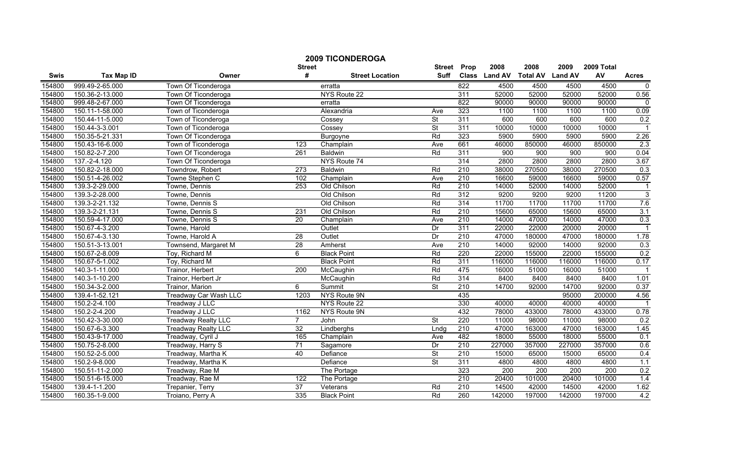# 2009 TICONDEROGA

| Swis | Tax Map ID | Owner | Street # | Street Location | Street Suff | Prop Class | 2008 Land AV | 2008 Total AV | 2009 Land AV | 2009 Total AV | Acres |
|---|---|---|---|---|---|---|---|---|---|---|---|
| 154800 | 999.49-2-65.000 | Town Of Ticonderoga | | erratta | | 822 | 4500 | 4500 | 4500 | 4500 | 0 |
| 154800 | 150.36-2-13.000 | Town Of Ticonderoga | | NYS Route 22 | | 311 | 52000 | 52000 | 52000 | 52000 | 0.56 |
| 154800 | 999.48-2-67.000 | Town Of Ticonderoga | | erratta | | 822 | 90000 | 90000 | 90000 | 90000 | 0 |
| 154800 | 150.11-1-58.000 | Town of Ticonderoga | | Alexandria | Ave | 323 | 1100 | 1100 | 1100 | 1100 | 0.09 |
| 154800 | 150.44-11-5.000 | Town of Ticonderoga | | Cossey | St | 311 | 600 | 600 | 600 | 600 | 0.2 |
| 154800 | 150.44-3-3.001 | Town of Ticonderoga | | Cossey | St | 311 | 10000 | 10000 | 10000 | 10000 | 1 |
| 154800 | 150.35-5-21.331 | Town Of Ticonderoga | | Burgoyne | Rd | 323 | 5900 | 5900 | 5900 | 5900 | 2.26 |
| 154800 | 150.43-16-6.000 | Town of Ticonderoga | 123 | Champlain | Ave | 661 | 46000 | 850000 | 46000 | 850000 | 2.3 |
| 154800 | 150.82-2-7.200 | Town Of Ticonderoga | 261 | Baldwin | Rd | 311 | 900 | 900 | 900 | 900 | 0.04 |
| 154800 | 137.-2-4.120 | Town Of Ticonderoga | | NYS Route 74 | | 314 | 2800 | 2800 | 2800 | 2800 | 3.67 |
| 154800 | 150.82-2-18.000 | Towndrow, Robert | 273 | Baldwin | Rd | 210 | 38000 | 270500 | 38000 | 270500 | 0.3 |
| 154800 | 150.51-4-26.002 | Towne Stephen C | 102 | Champlain | Ave | 210 | 16600 | 59000 | 16600 | 59000 | 0.57 |
| 154800 | 139.3-2-29.000 | Towne, Dennis | 253 | Old Chilson | Rd | 210 | 14000 | 52000 | 14000 | 52000 | 1 |
| 154800 | 139.3-2-28.000 | Towne, Dennis | | Old Chilson | Rd | 312 | 9200 | 9200 | 9200 | 11200 | 3 |
| 154800 | 139.3-2-21.132 | Towne, Dennis S | | Old Chilson | Rd | 314 | 11700 | 11700 | 11700 | 11700 | 7.6 |
| 154800 | 139.3-2-21.131 | Towne, Dennis S | 231 | Old Chilson | Rd | 210 | 15600 | 65000 | 15600 | 65000 | 3.1 |
| 154800 | 150.59-4-17.000 | Towne, Dennis S | 20 | Champlain | Ave | 210 | 14000 | 47000 | 14000 | 47000 | 0.3 |
| 154800 | 150.67-4-3.200 | Towne, Harold | | Outlet | Dr | 311 | 22000 | 22000 | 20000 | 20000 | 1 |
| 154800 | 150.67-4-3.130 | Towne, Harold A | 28 | Outlet | Dr | 210 | 47000 | 180000 | 47000 | 180000 | 1.78 |
| 154800 | 150.51-3-13.001 | Townsend, Margaret M | 28 | Amherst | Ave | 210 | 14000 | 92000 | 14000 | 92000 | 0.3 |
| 154800 | 150.67-2-8.009 | Toy, Richard M | 6 | Black Point | Rd | 220 | 22000 | 155000 | 22000 | 155000 | 0.2 |
| 154800 | 150.67-5-1.002 | Toy, Richard M | | Black Point | Rd | 311 | 116000 | 116000 | 116000 | 116000 | 0.17 |
| 154800 | 140.3-1-11.000 | Trainor, Herbert | 200 | McCaughin | Rd | 475 | 16000 | 51000 | 16000 | 51000 | 1 |
| 154800 | 140.3-1-10.200 | Trainor, Herbert Jr | | McCaughin | Rd | 314 | 8400 | 8400 | 8400 | 8400 | 1.01 |
| 154800 | 150.34-3-2.000 | Trainor, Marion | 6 | Summit | St | 210 | 14700 | 92000 | 14700 | 92000 | 0.37 |
| 154800 | 139.4-1-52.121 | Treadway Car Wash LLC | 1203 | NYS Route 9N | | 435 | | | 95000 | 200000 | 4.56 |
| 154800 | 150.2-2-4.100 | Treadway J LLC | | NYS Route 22 | | 330 | 40000 | 40000 | 40000 | 40000 | 1 |
| 154800 | 150.2-2-4.200 | Treadway J LLC | 1162 | NYS Route 9N | | 432 | 78000 | 433000 | 78000 | 433000 | 0.78 |
| 154800 | 150.42-3-30.000 | Treadway Realty LLC | 7 | John | St | 220 | 11000 | 98000 | 11000 | 98000 | 0.2 |
| 154800 | 150.67-6-3.300 | Treadway Realty LLC | 32 | Lindberghs | Lndg | 210 | 47000 | 163000 | 47000 | 163000 | 1.45 |
| 154800 | 150.43-9-17.000 | Treadway, Cyril J | 165 | Champlain | Ave | 482 | 18000 | 55000 | 18000 | 55000 | 0.1 |
| 154800 | 150.75-2-8.000 | Treadway, Harry S | 71 | Sagamore | Dr | 210 | 227000 | 357000 | 227000 | 357000 | 0.6 |
| 154800 | 150.52-2-5.000 | Treadway, Martha K | 40 | Defiance | St | 210 | 15000 | 65000 | 15000 | 65000 | 0.4 |
| 154800 | 150.2-9-8.000 | Treadway, Martha K | | Defiance | St | 311 | 4800 | 4800 | 4800 | 4800 | 1.1 |
| 154800 | 150.51-11-2.000 | Treadway, Rae M | | The Portage | | 323 | 200 | 200 | 200 | 200 | 0.2 |
| 154800 | 150.51-6-15.000 | Treadway, Rae M | 122 | The Portage | | 210 | 20400 | 101000 | 20400 | 101000 | 1.4 |
| 154800 | 139.4-1-1.200 | Trepanier, Terry | 37 | Veterans | Rd | 210 | 14500 | 42000 | 14500 | 42000 | 1.62 |
| 154800 | 160.35-1-9.000 | Troiano, Perry A | 335 | Black Point | Rd | 260 | 142000 | 197000 | 142000 | 197000 | 4.2 |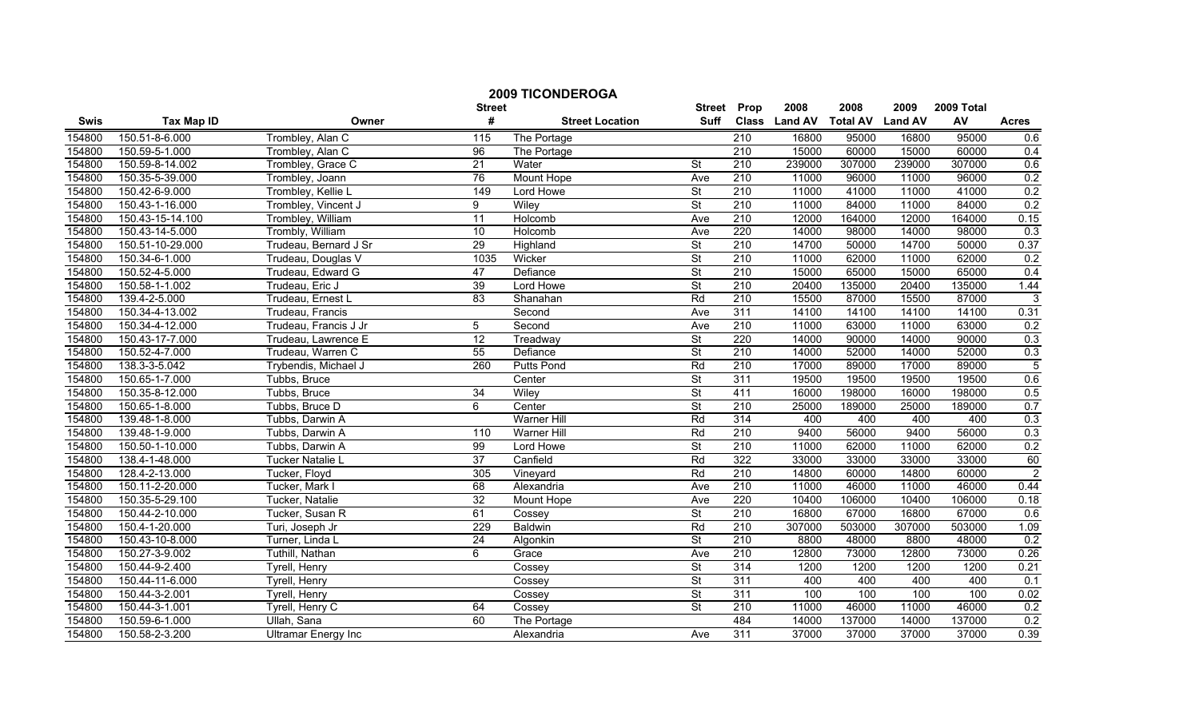# 2009 TICONDEROGA

| Swis | Tax Map ID | Owner | Street # | Street Location | Street Suff | Prop Class | 2008 Land AV | 2008 Total AV | 2009 Land AV | 2009 Total AV | Acres |
|---|---|---|---|---|---|---|---|---|---|---|---|
| 154800 | 150.51-8-6.000 | Trombley, Alan C | 115 | The Portage | | 210 | 16800 | 95000 | 16800 | 95000 | 0.6 |
| 154800 | 150.59-5-1.000 | Trombley, Alan C | 96 | The Portage | | 210 | 15000 | 60000 | 15000 | 60000 | 0.4 |
| 154800 | 150.59-8-14.002 | Trombley, Grace C | 21 | Water | St | 210 | 239000 | 307000 | 239000 | 307000 | 0.6 |
| 154800 | 150.35-5-39.000 | Trombley, Joann | 76 | Mount Hope | Ave | 210 | 11000 | 96000 | 11000 | 96000 | 0.2 |
| 154800 | 150.42-6-9.000 | Trombley, Kellie L | 149 | Lord Howe | St | 210 | 11000 | 41000 | 11000 | 41000 | 0.2 |
| 154800 | 150.43-1-16.000 | Trombley, Vincent J | 9 | Wiley | St | 210 | 11000 | 84000 | 11000 | 84000 | 0.2 |
| 154800 | 150.43-15-14.100 | Trombley, William | 11 | Holcomb | Ave | 210 | 12000 | 164000 | 12000 | 164000 | 0.15 |
| 154800 | 150.43-14-5.000 | Trombly, William | 10 | Holcomb | Ave | 220 | 14000 | 98000 | 14000 | 98000 | 0.3 |
| 154800 | 150.51-10-29.000 | Trudeau, Bernard J Sr | 29 | Highland | St | 210 | 14700 | 50000 | 14700 | 50000 | 0.37 |
| 154800 | 150.34-6-1.000 | Trudeau, Douglas V | 1035 | Wicker | St | 210 | 11000 | 62000 | 11000 | 62000 | 0.2 |
| 154800 | 150.52-4-5.000 | Trudeau, Edward G | 47 | Defiance | St | 210 | 15000 | 65000 | 15000 | 65000 | 0.4 |
| 154800 | 150.58-1-1.002 | Trudeau, Eric J | 39 | Lord Howe | St | 210 | 20400 | 135000 | 20400 | 135000 | 1.44 |
| 154800 | 139.4-2-5.000 | Trudeau, Ernest L | 83 | Shanahan | Rd | 210 | 15500 | 87000 | 15500 | 87000 | 3 |
| 154800 | 150.34-4-13.002 | Trudeau, Francis | | Second | Ave | 311 | 14100 | 14100 | 14100 | 14100 | 0.31 |
| 154800 | 150.34-4-12.000 | Trudeau, Francis J Jr | 5 | Second | Ave | 210 | 11000 | 63000 | 11000 | 63000 | 0.2 |
| 154800 | 150.43-17-7.000 | Trudeau, Lawrence E | 12 | Treadway | St | 220 | 14000 | 90000 | 14000 | 90000 | 0.3 |
| 154800 | 150.52-4-7.000 | Trudeau, Warren C | 55 | Defiance | St | 210 | 14000 | 52000 | 14000 | 52000 | 0.3 |
| 154800 | 138.3-3-5.042 | Trybendis, Michael J | 260 | Putts Pond | Rd | 210 | 17000 | 89000 | 17000 | 89000 | 5 |
| 154800 | 150.65-1-7.000 | Tubbs, Bruce | | Center | St | 311 | 19500 | 19500 | 19500 | 19500 | 0.6 |
| 154800 | 150.35-8-12.000 | Tubbs, Bruce | 34 | Wiley | St | 411 | 16000 | 198000 | 16000 | 198000 | 0.5 |
| 154800 | 150.65-1-8.000 | Tubbs, Bruce D | 6 | Center | St | 210 | 25000 | 189000 | 25000 | 189000 | 0.7 |
| 154800 | 139.48-1-8.000 | Tubbs, Darwin A | | Warner Hill | Rd | 314 | 400 | 400 | 400 | 400 | 0.3 |
| 154800 | 139.48-1-9.000 | Tubbs, Darwin A | 110 | Warner Hill | Rd | 210 | 9400 | 56000 | 9400 | 56000 | 0.3 |
| 154800 | 150.50-1-10.000 | Tubbs, Darwin A | 99 | Lord Howe | St | 210 | 11000 | 62000 | 11000 | 62000 | 0.2 |
| 154800 | 138.4-1-48.000 | Tucker Natalie L | 37 | Canfield | Rd | 322 | 33000 | 33000 | 33000 | 33000 | 60 |
| 154800 | 128.4-2-13.000 | Tucker, Floyd | 305 | Vineyard | Rd | 210 | 14800 | 60000 | 14800 | 60000 | 2 |
| 154800 | 150.11-2-20.000 | Tucker, Mark I | 68 | Alexandria | Ave | 210 | 11000 | 46000 | 11000 | 46000 | 0.44 |
| 154800 | 150.35-5-29.100 | Tucker, Natalie | 32 | Mount Hope | Ave | 220 | 10400 | 106000 | 10400 | 106000 | 0.18 |
| 154800 | 150.44-2-10.000 | Tucker, Susan R | 61 | Cossey | St | 210 | 16800 | 67000 | 16800 | 67000 | 0.6 |
| 154800 | 150.4-1-20.000 | Turi, Joseph Jr | 229 | Baldwin | Rd | 210 | 307000 | 503000 | 307000 | 503000 | 1.09 |
| 154800 | 150.43-10-8.000 | Turner, Linda L | 24 | Algonkin | St | 210 | 8800 | 48000 | 8800 | 48000 | 0.2 |
| 154800 | 150.27-3-9.002 | Tuthill, Nathan | 6 | Grace | Ave | 210 | 12800 | 73000 | 12800 | 73000 | 0.26 |
| 154800 | 150.44-9-2.400 | Tyrell, Henry | | Cossey | St | 314 | 1200 | 1200 | 1200 | 1200 | 0.21 |
| 154800 | 150.44-11-6.000 | Tyrell, Henry | | Cossey | St | 311 | 400 | 400 | 400 | 400 | 0.1 |
| 154800 | 150.44-3-2.001 | Tyrell, Henry | | Cossey | St | 311 | 100 | 100 | 100 | 100 | 0.02 |
| 154800 | 150.44-3-1.001 | Tyrell, Henry C | 64 | Cossey | St | 210 | 11000 | 46000 | 11000 | 46000 | 0.2 |
| 154800 | 150.59-6-1.000 | Ullah, Sana | 60 | The Portage | | 484 | 14000 | 137000 | 14000 | 137000 | 0.2 |
| 154800 | 150.58-2-3.200 | Ultramar Energy Inc | | Alexandria | Ave | 311 | 37000 | 37000 | 37000 | 37000 | 0.39 |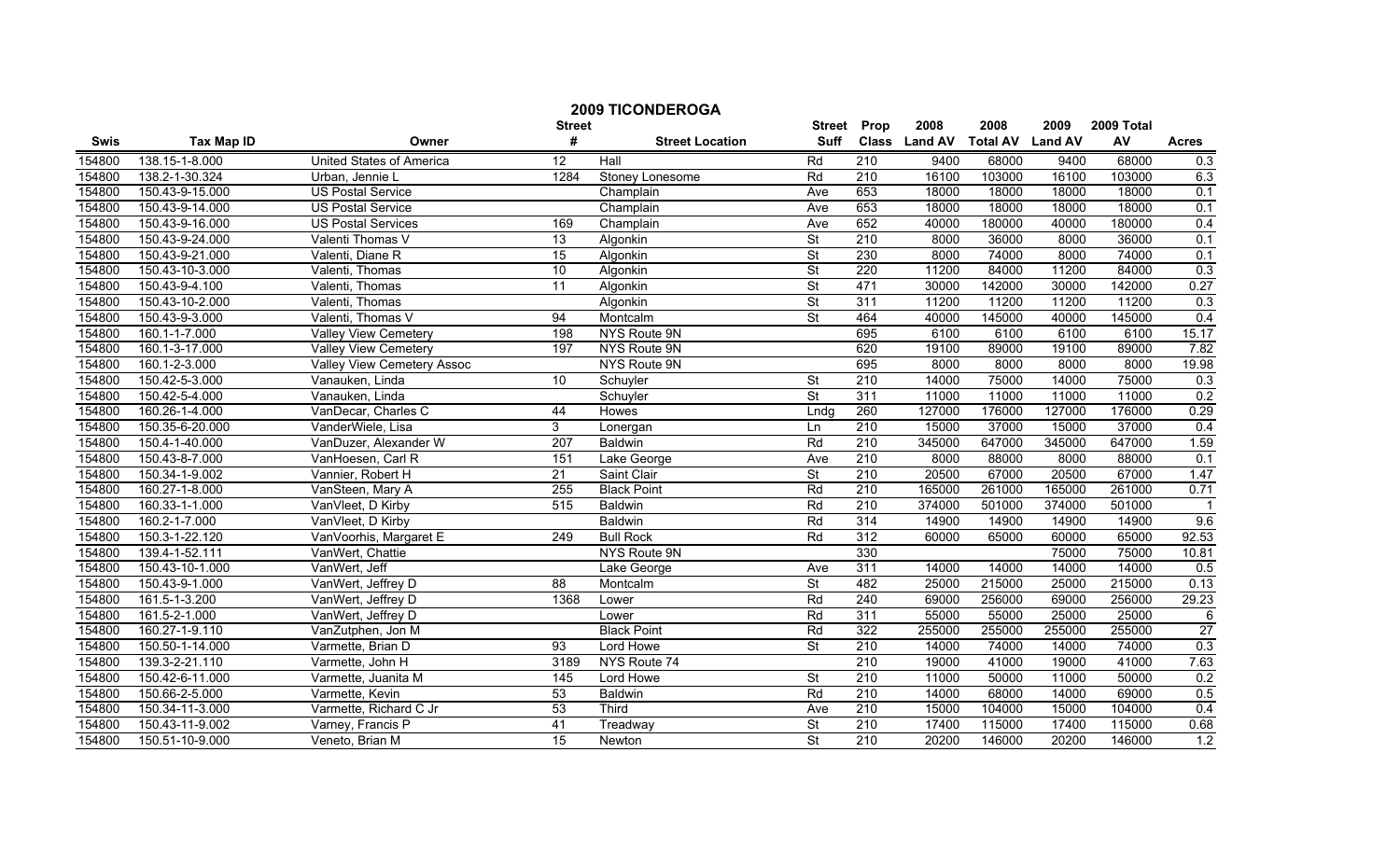## 2009 TICONDEROGA

| Swis | Tax Map ID | Owner | Street # | Street Location | Street Suff | Prop Class | 2008 Land AV | 2008 Total AV | 2009 Land AV | 2009 Total AV | Acres |
|---|---|---|---|---|---|---|---|---|---|---|---|
| 154800 | 138.15-1-8.000 | United States of America | 12 | Hall | Rd | 210 | 9400 | 68000 | 9400 | 68000 | 0.3 |
| 154800 | 138.2-1-30.324 | Urban, Jennie L | 1284 | Stoney Lonesome | Rd | 210 | 16100 | 103000 | 16100 | 103000 | 6.3 |
| 154800 | 150.43-9-15.000 | US Postal Service | | Champlain | Ave | 653 | 18000 | 18000 | 18000 | 18000 | 0.1 |
| 154800 | 150.43-9-14.000 | US Postal Service | | Champlain | Ave | 653 | 18000 | 18000 | 18000 | 18000 | 0.1 |
| 154800 | 150.43-9-16.000 | US Postal Services | 169 | Champlain | Ave | 652 | 40000 | 180000 | 40000 | 180000 | 0.4 |
| 154800 | 150.43-9-24.000 | Valenti Thomas V | 13 | Algonkin | St | 210 | 8000 | 36000 | 8000 | 36000 | 0.1 |
| 154800 | 150.43-9-21.000 | Valenti, Diane R | 15 | Algonkin | St | 230 | 8000 | 74000 | 8000 | 74000 | 0.1 |
| 154800 | 150.43-10-3.000 | Valenti, Thomas | 10 | Algonkin | St | 220 | 11200 | 84000 | 11200 | 84000 | 0.3 |
| 154800 | 150.43-9-4.100 | Valenti, Thomas | 11 | Algonkin | St | 471 | 30000 | 142000 | 30000 | 142000 | 0.27 |
| 154800 | 150.43-10-2.000 | Valenti, Thomas | | Algonkin | St | 311 | 11200 | 11200 | 11200 | 11200 | 0.3 |
| 154800 | 150.43-9-3.000 | Valenti, Thomas V | 94 | Montcalm | St | 464 | 40000 | 145000 | 40000 | 145000 | 0.4 |
| 154800 | 160.1-1-7.000 | Valley View Cemetery | 198 | NYS Route 9N | | 695 | 6100 | 6100 | 6100 | 6100 | 15.17 |
| 154800 | 160.1-3-17.000 | Valley View Cemetery | 197 | NYS Route 9N | | 620 | 19100 | 89000 | 19100 | 89000 | 7.82 |
| 154800 | 160.1-2-3.000 | Valley View Cemetery Assoc | | NYS Route 9N | | 695 | 8000 | 8000 | 8000 | 8000 | 19.98 |
| 154800 | 150.42-5-3.000 | Vanauken, Linda | 10 | Schuyler | St | 210 | 14000 | 75000 | 14000 | 75000 | 0.3 |
| 154800 | 150.42-5-4.000 | Vanauken, Linda | | Schuyler | St | 311 | 11000 | 11000 | 11000 | 11000 | 0.2 |
| 154800 | 160.26-1-4.000 | VanDecar, Charles C | 44 | Howes | Lndg | 260 | 127000 | 176000 | 127000 | 176000 | 0.29 |
| 154800 | 150.35-6-20.000 | VanderWiele, Lisa | 3 | Lonergan | Ln | 210 | 15000 | 37000 | 15000 | 37000 | 0.4 |
| 154800 | 150.4-1-40.000 | VanDuzer, Alexander W | 207 | Baldwin | Rd | 210 | 345000 | 647000 | 345000 | 647000 | 1.59 |
| 154800 | 150.43-8-7.000 | VanHoesen, Carl R | 151 | Lake George | Ave | 210 | 8000 | 88000 | 8000 | 88000 | 0.1 |
| 154800 | 150.34-1-9.002 | Vannier, Robert H | 21 | Saint Clair | St | 210 | 20500 | 67000 | 20500 | 67000 | 1.47 |
| 154800 | 160.27-1-8.000 | VanSteen, Mary A | 255 | Black Point | Rd | 210 | 165000 | 261000 | 165000 | 261000 | 0.71 |
| 154800 | 160.33-1-1.000 | VanVleet, D Kirby | 515 | Baldwin | Rd | 210 | 374000 | 501000 | 374000 | 501000 | 1 |
| 154800 | 160.2-1-7.000 | VanVleet, D Kirby | | Baldwin | Rd | 314 | 14900 | 14900 | 14900 | 14900 | 9.6 |
| 154800 | 150.3-1-22.120 | VanVoorhis, Margaret E | 249 | Bull Rock | Rd | 312 | 60000 | 65000 | 60000 | 65000 | 92.53 |
| 154800 | 139.4-1-52.111 | VanWert, Chattie | | NYS Route 9N | | 330 | | | 75000 | 75000 | 10.81 |
| 154800 | 150.43-10-1.000 | VanWert, Jeff | | Lake George | Ave | 311 | 14000 | 14000 | 14000 | 14000 | 0.5 |
| 154800 | 150.43-9-1.000 | VanWert, Jeffrey D | 88 | Montcalm | St | 482 | 25000 | 215000 | 25000 | 215000 | 0.13 |
| 154800 | 161.5-1-3.200 | VanWert, Jeffrey D | 1368 | Lower | Rd | 240 | 69000 | 256000 | 69000 | 256000 | 29.23 |
| 154800 | 161.5-2-1.000 | VanWert, Jeffrey D | | Lower | Rd | 311 | 55000 | 55000 | 25000 | 25000 | 6 |
| 154800 | 160.27-1-9.110 | VanZutphen, Jon M | | Black Point | Rd | 322 | 255000 | 255000 | 255000 | 255000 | 27 |
| 154800 | 150.50-1-14.000 | Varmette, Brian D | 93 | Lord Howe | St | 210 | 14000 | 74000 | 14000 | 74000 | 0.3 |
| 154800 | 139.3-2-21.110 | Varmette, John H | 3189 | NYS Route 74 | | 210 | 19000 | 41000 | 19000 | 41000 | 7.63 |
| 154800 | 150.42-6-11.000 | Varmette, Juanita M | 145 | Lord Howe | St | 210 | 11000 | 50000 | 11000 | 50000 | 0.2 |
| 154800 | 150.66-2-5.000 | Varmette, Kevin | 53 | Baldwin | Rd | 210 | 14000 | 68000 | 14000 | 69000 | 0.5 |
| 154800 | 150.34-11-3.000 | Varmette, Richard C Jr | 53 | Third | Ave | 210 | 15000 | 104000 | 15000 | 104000 | 0.4 |
| 154800 | 150.43-11-9.002 | Varney, Francis P | 41 | Treadway | St | 210 | 17400 | 115000 | 17400 | 115000 | 0.68 |
| 154800 | 150.51-10-9.000 | Veneto, Brian M | 15 | Newton | St | 210 | 20200 | 146000 | 20200 | 146000 | 1.2 |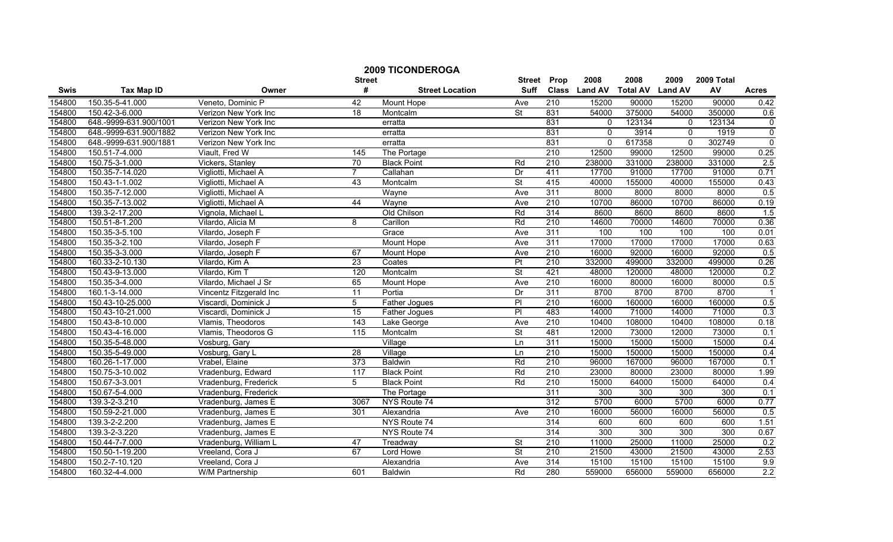# 2009 TICONDEROGA

| Swis | Tax Map ID | Owner | Street # | Street Location | Street Suff | Prop Class | 2008 Land AV | 2008 Total AV | 2009 Land AV | 2009 Total AV | Acres |
|---|---|---|---|---|---|---|---|---|---|---|---|
| 154800 | 150.35-5-41.000 | Veneto, Dominic P | 42 | Mount Hope | Ave | 210 | 15200 | 90000 | 15200 | 90000 | 0.42 |
| 154800 | 150.42-3-6.000 | Verizon New York Inc | 18 | Montcalm | St | 831 | 54000 | 375000 | 54000 | 350000 | 0.6 |
| 154800 | 648.-9999-631.900/1001 | Verizon New York Inc | | erratta | | 831 | 0 | 123134 | 0 | 123134 | 0 |
| 154800 | 648.-9999-631.900/1882 | Verizon New York Inc | | erratta | | 831 | 0 | 3914 | 0 | 1919 | 0 |
| 154800 | 648.-9999-631.900/1881 | Verizon New York Inc | | erratta | | 831 | 0 | 617358 | 0 | 302749 | 0 |
| 154800 | 150.51-7-4.000 | Viault, Fred W | 145 | The Portage | | 210 | 12500 | 99000 | 12500 | 99000 | 0.25 |
| 154800 | 150.75-3-1.000 | Vickers, Stanley | 70 | Black Point | Rd | 210 | 238000 | 331000 | 238000 | 331000 | 2.5 |
| 154800 | 150.35-7-14.020 | Vigliotti, Michael A | 7 | Callahan | Dr | 411 | 17700 | 91000 | 17700 | 91000 | 0.71 |
| 154800 | 150.43-1-1.002 | Vigliotti, Michael A | 43 | Montcalm | St | 415 | 40000 | 155000 | 40000 | 155000 | 0.43 |
| 154800 | 150.35-7-12.000 | Vigliotti, Michael A | | Wayne | Ave | 311 | 8000 | 8000 | 8000 | 8000 | 0.5 |
| 154800 | 150.35-7-13.002 | Vigliotti, Michael A | 44 | Wayne | Ave | 210 | 10700 | 86000 | 10700 | 86000 | 0.19 |
| 154800 | 139.3-2-17.200 | Vignola, Michael L | | Old Chilson | Rd | 314 | 8600 | 8600 | 8600 | 8600 | 1.5 |
| 154800 | 150.51-8-1.200 | Vilardo, Alicia M | 8 | Carillon | Rd | 210 | 14600 | 70000 | 14600 | 70000 | 0.36 |
| 154800 | 150.35-3-5.100 | Vilardo, Joseph F | | Grace | Ave | 311 | 100 | 100 | 100 | 100 | 0.01 |
| 154800 | 150.35-3-2.100 | Vilardo, Joseph F | | Mount Hope | Ave | 311 | 17000 | 17000 | 17000 | 17000 | 0.63 |
| 154800 | 150.35-3-3.000 | Vilardo, Joseph F | 67 | Mount Hope | Ave | 210 | 16000 | 92000 | 16000 | 92000 | 0.5 |
| 154800 | 160.33-2-10.130 | Vilardo, Kim A | 23 | Coates | Pt | 210 | 332000 | 499000 | 332000 | 499000 | 0.26 |
| 154800 | 150.43-9-13.000 | Vilardo, Kim T | 120 | Montcalm | St | 421 | 48000 | 120000 | 48000 | 120000 | 0.2 |
| 154800 | 150.35-3-4.000 | Vilardo, Michael J Sr | 65 | Mount Hope | Ave | 210 | 16000 | 80000 | 16000 | 80000 | 0.5 |
| 154800 | 160.1-3-14.000 | Vincentz Fitzgerald Inc | 11 | Portia | Dr | 311 | 8700 | 8700 | 8700 | 8700 | 1 |
| 154800 | 150.43-10-25.000 | Viscardi, Dominick J | 5 | Father Jogues | Pl | 210 | 16000 | 160000 | 16000 | 160000 | 0.5 |
| 154800 | 150.43-10-21.000 | Viscardi, Dominick J | 15 | Father Jogues | Pl | 483 | 14000 | 71000 | 14000 | 71000 | 0.3 |
| 154800 | 150.43-8-10.000 | Vlamis, Theodoros | 143 | Lake George | Ave | 210 | 10400 | 108000 | 10400 | 108000 | 0.18 |
| 154800 | 150.43-4-16.000 | Vlamis, Theodoros G | 115 | Montcalm | St | 481 | 12000 | 73000 | 12000 | 73000 | 0.1 |
| 154800 | 150.35-5-48.000 | Vosburg, Gary | | Village | Ln | 311 | 15000 | 15000 | 15000 | 15000 | 0.4 |
| 154800 | 150.35-5-49.000 | Vosburg, Gary L | 28 | Village | Ln | 210 | 15000 | 150000 | 15000 | 150000 | 0.4 |
| 154800 | 160.26-1-17.000 | Vrabel, Elaine | 373 | Baldwin | Rd | 210 | 96000 | 167000 | 96000 | 167000 | 0.1 |
| 154800 | 150.75-3-10.002 | Vradenburg, Edward | 117 | Black Point | Rd | 210 | 23000 | 80000 | 23000 | 80000 | 1.99 |
| 154800 | 150.67-3-3.001 | Vradenburg, Frederick | 5 | Black Point | Rd | 210 | 15000 | 64000 | 15000 | 64000 | 0.4 |
| 154800 | 150.67-5-4.000 | Vradenburg, Frederick | | The Portage | | 311 | 300 | 300 | 300 | 300 | 0.1 |
| 154800 | 139.3-2-3.210 | Vradenburg, James E | 3067 | NYS Route 74 | | 312 | 5700 | 6000 | 5700 | 6000 | 0.77 |
| 154800 | 150.59-2-21.000 | Vradenburg, James E | 301 | Alexandria | Ave | 210 | 16000 | 56000 | 16000 | 56000 | 0.5 |
| 154800 | 139.3-2-2.200 | Vradenburg, James E | | NYS Route 74 | | 314 | 600 | 600 | 600 | 600 | 1.51 |
| 154800 | 139.3-2-3.220 | Vradenburg, James E | | NYS Route 74 | | 314 | 300 | 300 | 300 | 300 | 0.67 |
| 154800 | 150.44-7-7.000 | Vradenburg, William L | 47 | Treadway | St | 210 | 11000 | 25000 | 11000 | 25000 | 0.2 |
| 154800 | 150.50-1-19.200 | Vreeland, Cora J | 67 | Lord Howe | St | 210 | 21500 | 43000 | 21500 | 43000 | 2.53 |
| 154800 | 150.2-7-10.120 | Vreeland, Cora J | | Alexandria | Ave | 314 | 15100 | 15100 | 15100 | 15100 | 9.9 |
| 154800 | 160.32-4-4.000 | W/M Partnership | 601 | Baldwin | Rd | 280 | 559000 | 656000 | 559000 | 656000 | 2.2 |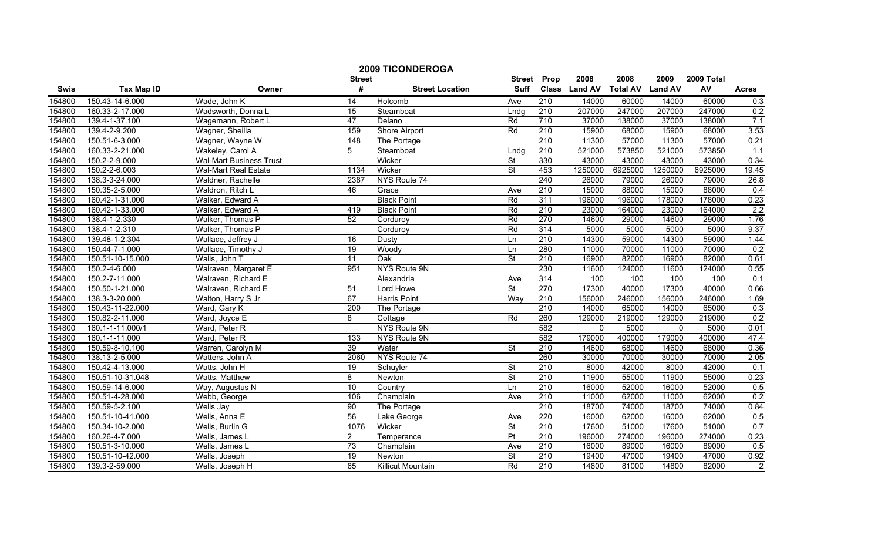# 2009 TICONDEROGA

| Swis | Tax Map ID | Owner | Street # | Street Location | Street Suff | Prop Class | 2008 Land AV | 2008 Total AV | 2009 Land AV | 2009 Total AV | Acres |
|---|---|---|---|---|---|---|---|---|---|---|---|
| 154800 | 150.43-14-6.000 | Wade, John K | 14 | Holcomb | Ave | 210 | 14000 | 60000 | 14000 | 60000 | 0.3 |
| 154800 | 160.33-2-17.000 | Wadsworth, Donna L | 15 | Steamboat | Lndg | 210 | 207000 | 247000 | 207000 | 247000 | 0.2 |
| 154800 | 139.4-1-37.100 | Wagemann, Robert L | 47 | Delano | Rd | 710 | 37000 | 138000 | 37000 | 138000 | 7.1 |
| 154800 | 139.4-2-9.200 | Wagner, Sheilla | 159 | Shore Airport | Rd | 210 | 15900 | 68000 | 15900 | 68000 | 3.53 |
| 154800 | 150.51-6-3.000 | Wagner, Wayne W | 148 | The Portage | | 210 | 11300 | 57000 | 11300 | 57000 | 0.21 |
| 154800 | 160.33-2-21.000 | Wakeley, Carol A | 5 | Steamboat | Lndg | 210 | 521000 | 573850 | 521000 | 573850 | 1.1 |
| 154800 | 150.2-2-9.000 | Wal-Mart Business Trust | | Wicker | St | 330 | 43000 | 43000 | 43000 | 43000 | 0.34 |
| 154800 | 150.2-2-6.003 | Wal-Mart Real Estate | 1134 | Wicker | St | 453 | 1250000 | 6925000 | 1250000 | 6925000 | 19.45 |
| 154800 | 138.3-3-24.000 | Waldner, Rachelle | 2387 | NYS Route 74 | | 240 | 26000 | 79000 | 26000 | 79000 | 26.8 |
| 154800 | 150.35-2-5.000 | Waldron, Ritch L | 46 | Grace | Ave | 210 | 15000 | 88000 | 15000 | 88000 | 0.4 |
| 154800 | 160.42-1-31.000 | Walker, Edward A | | Black Point | Rd | 311 | 196000 | 196000 | 178000 | 178000 | 0.23 |
| 154800 | 160.42-1-33.000 | Walker, Edward A | 419 | Black Point | Rd | 210 | 23000 | 164000 | 23000 | 164000 | 2.2 |
| 154800 | 138.4-1-2.330 | Walker, Thomas P | 52 | Corduroy | Rd | 270 | 14600 | 29000 | 14600 | 29000 | 1.76 |
| 154800 | 138.4-1-2.310 | Walker, Thomas P | | Corduroy | Rd | 314 | 5000 | 5000 | 5000 | 5000 | 9.37 |
| 154800 | 139.48-1-2.304 | Wallace, Jeffrey J | 16 | Dusty | Ln | 210 | 14300 | 59000 | 14300 | 59000 | 1.44 |
| 154800 | 150.44-7-1.000 | Wallace, Timothy J | 19 | Woody | Ln | 280 | 11000 | 70000 | 11000 | 70000 | 0.2 |
| 154800 | 150.51-10-15.000 | Walls, John T | 11 | Oak | St | 210 | 16900 | 82000 | 16900 | 82000 | 0.61 |
| 154800 | 150.2-4-6.000 | Walraven, Margaret E | 951 | NYS Route 9N | | 230 | 11600 | 124000 | 11600 | 124000 | 0.55 |
| 154800 | 150.2-7-11.000 | Walraven, Richard E | | Alexandria | Ave | 314 | 100 | 100 | 100 | 100 | 0.1 |
| 154800 | 150.50-1-21.000 | Walraven, Richard E | 51 | Lord Howe | St | 270 | 17300 | 40000 | 17300 | 40000 | 0.66 |
| 154800 | 138.3-3-20.000 | Walton, Harry S Jr | 67 | Harris Point | Way | 210 | 156000 | 246000 | 156000 | 246000 | 1.69 |
| 154800 | 150.43-11-22.000 | Ward, Gary K | 200 | The Portage | | 210 | 14000 | 65000 | 14000 | 65000 | 0.3 |
| 154800 | 150.82-2-11.000 | Ward, Joyce E | 8 | Cottage | Rd | 260 | 129000 | 219000 | 129000 | 219000 | 0.2 |
| 154800 | 160.1-1-11.000/1 | Ward, Peter R | | NYS Route 9N | | 582 | 0 | 5000 | 0 | 5000 | 0.01 |
| 154800 | 160.1-1-11.000 | Ward, Peter R | 133 | NYS Route 9N | | 582 | 179000 | 400000 | 179000 | 400000 | 47.4 |
| 154800 | 150.59-8-10.100 | Warren, Carolyn M | 39 | Water | St | 210 | 14600 | 68000 | 14600 | 68000 | 0.36 |
| 154800 | 138.13-2-5.000 | Watters, John A | 2060 | NYS Route 74 | | 260 | 30000 | 70000 | 30000 | 70000 | 2.05 |
| 154800 | 150.42-4-13.000 | Watts, John H | 19 | Schuyler | St | 210 | 8000 | 42000 | 8000 | 42000 | 0.1 |
| 154800 | 150.51-10-31.048 | Watts, Matthew | 8 | Newton | St | 210 | 11900 | 55000 | 11900 | 55000 | 0.23 |
| 154800 | 150.59-14-6.000 | Way, Augustus N | 10 | Country | Ln | 210 | 16000 | 52000 | 16000 | 52000 | 0.5 |
| 154800 | 150.51-4-28.000 | Webb, George | 106 | Champlain | Ave | 210 | 11000 | 62000 | 11000 | 62000 | 0.2 |
| 154800 | 150.59-5-2.100 | Wells Jay | 90 | The Portage | | 210 | 18700 | 74000 | 18700 | 74000 | 0.84 |
| 154800 | 150.51-10-41.000 | Wells, Anna E | 56 | Lake George | Ave | 220 | 16000 | 62000 | 16000 | 62000 | 0.5 |
| 154800 | 150.34-10-2.000 | Wells, Burlin G | 1076 | Wicker | St | 210 | 17600 | 51000 | 17600 | 51000 | 0.7 |
| 154800 | 160.26-4-7.000 | Wells, James L | 2 | Temperance | Pt | 210 | 196000 | 274000 | 196000 | 274000 | 0.23 |
| 154800 | 150.51-3-10.000 | Wells, James L | 73 | Champlain | Ave | 210 | 16000 | 89000 | 16000 | 89000 | 0.5 |
| 154800 | 150.51-10-42.000 | Wells, Joseph | 19 | Newton | St | 210 | 19400 | 47000 | 19400 | 47000 | 0.92 |
| 154800 | 139.3-2-59.000 | Wells, Joseph H | 65 | Killicut Mountain | Rd | 210 | 14800 | 81000 | 14800 | 82000 | 2 |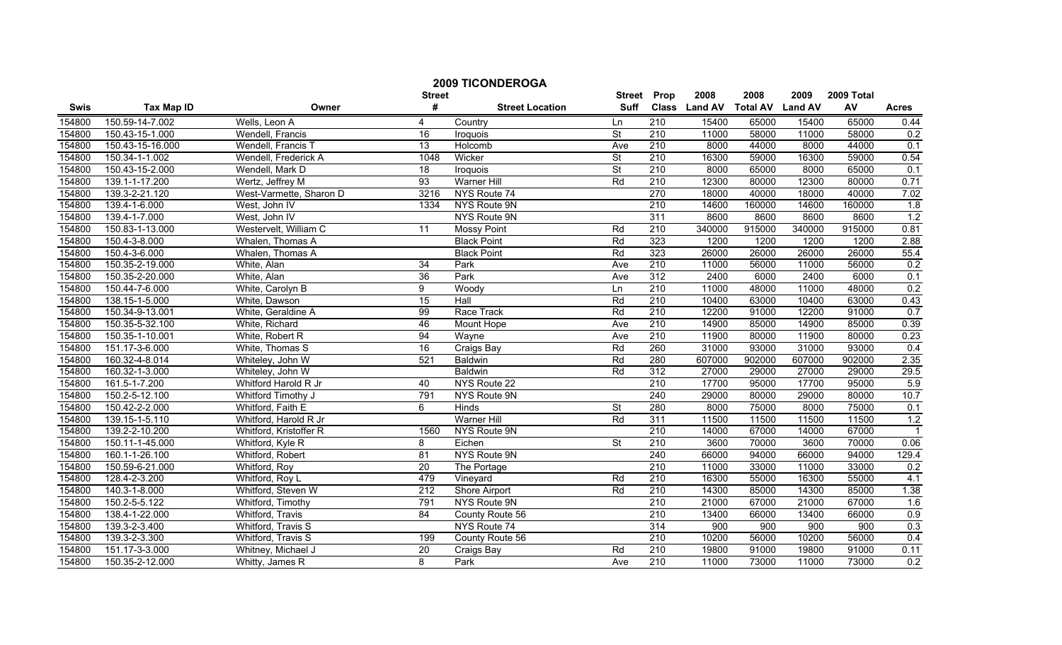# 2009 TICONDEROGA

| Swis | Tax Map ID | Owner | Street # | Street Location | Street Suff | Prop Class | 2008 Land AV | 2008 Total AV | 2009 Land AV | 2009 Total AV | Acres |
|---|---|---|---|---|---|---|---|---|---|---|---|
| 154800 | 150.59-14-7.002 | Wells, Leon A | 4 | Country | Ln | 210 | 15400 | 65000 | 15400 | 65000 | 0.44 |
| 154800 | 150.43-15-1.000 | Wendell, Francis | 16 | Iroquois | St | 210 | 11000 | 58000 | 11000 | 58000 | 0.2 |
| 154800 | 150.43-15-16.000 | Wendell, Francis T | 13 | Holcomb | Ave | 210 | 8000 | 44000 | 8000 | 44000 | 0.1 |
| 154800 | 150.34-1-1.002 | Wendell, Frederick A | 1048 | Wicker | St | 210 | 16300 | 59000 | 16300 | 59000 | 0.54 |
| 154800 | 150.43-15-2.000 | Wendell, Mark D | 18 | Iroquois | St | 210 | 8000 | 65000 | 8000 | 65000 | 0.1 |
| 154800 | 139.1-1-17.200 | Wertz, Jeffrey M | 93 | Warner Hill | Rd | 210 | 12300 | 80000 | 12300 | 80000 | 0.71 |
| 154800 | 139.3-2-21.120 | West-Varmette, Sharon D | 3216 | NYS Route 74 | | 270 | 18000 | 40000 | 18000 | 40000 | 7.02 |
| 154800 | 139.4-1-6.000 | West, John IV | 1334 | NYS Route 9N | | 210 | 14600 | 160000 | 14600 | 160000 | 1.8 |
| 154800 | 139.4-1-7.000 | West, John IV | | NYS Route 9N | | 311 | 8600 | 8600 | 8600 | 8600 | 1.2 |
| 154800 | 150.83-1-13.000 | Westervelt, William C | 11 | Mossy Point | Rd | 210 | 340000 | 915000 | 340000 | 915000 | 0.81 |
| 154800 | 150.4-3-8.000 | Whalen, Thomas A | | Black Point | Rd | 323 | 1200 | 1200 | 1200 | 1200 | 2.88 |
| 154800 | 150.4-3-6.000 | Whalen, Thomas A | | Black Point | Rd | 323 | 26000 | 26000 | 26000 | 26000 | 55.4 |
| 154800 | 150.35-2-19.000 | White, Alan | 34 | Park | Ave | 210 | 11000 | 56000 | 11000 | 56000 | 0.2 |
| 154800 | 150.35-2-20.000 | White, Alan | 36 | Park | Ave | 312 | 2400 | 6000 | 2400 | 6000 | 0.1 |
| 154800 | 150.44-7-6.000 | White, Carolyn B | 9 | Woody | Ln | 210 | 11000 | 48000 | 11000 | 48000 | 0.2 |
| 154800 | 138.15-1-5.000 | White, Dawson | 15 | Hall | Rd | 210 | 10400 | 63000 | 10400 | 63000 | 0.43 |
| 154800 | 150.34-9-13.001 | White, Geraldine A | 99 | Race Track | Rd | 210 | 12200 | 91000 | 12200 | 91000 | 0.7 |
| 154800 | 150.35-5-32.100 | White, Richard | 46 | Mount Hope | Ave | 210 | 14900 | 85000 | 14900 | 85000 | 0.39 |
| 154800 | 150.35-1-10.001 | White, Robert R | 94 | Wayne | Ave | 210 | 11900 | 80000 | 11900 | 80000 | 0.23 |
| 154800 | 151.17-3-6.000 | White, Thomas S | 16 | Craigs Bay | Rd | 260 | 31000 | 93000 | 31000 | 93000 | 0.4 |
| 154800 | 160.32-4-8.014 | Whiteley, John W | 521 | Baldwin | Rd | 280 | 607000 | 902000 | 607000 | 902000 | 2.35 |
| 154800 | 160.32-1-3.000 | Whiteley, John W | | Baldwin | Rd | 312 | 27000 | 29000 | 27000 | 29000 | 29.5 |
| 154800 | 161.5-1-7.200 | Whitford Harold R Jr | 40 | NYS Route 22 | | 210 | 17700 | 95000 | 17700 | 95000 | 5.9 |
| 154800 | 150.2-5-12.100 | Whitford Timothy J | 791 | NYS Route 9N | | 240 | 29000 | 80000 | 29000 | 80000 | 10.7 |
| 154800 | 150.42-2-2.000 | Whitford, Faith E | 6 | Hinds | St | 280 | 8000 | 75000 | 8000 | 75000 | 0.1 |
| 154800 | 139.15-1-5.110 | Whitford, Harold R Jr | | Warner Hill | Rd | 311 | 11500 | 11500 | 11500 | 11500 | 1.2 |
| 154800 | 139.2-2-10.200 | Whitford, Kristoffer R | 1560 | NYS Route 9N | | 210 | 14000 | 67000 | 14000 | 67000 | 1 |
| 154800 | 150.11-1-45.000 | Whitford, Kyle R | 8 | Eichen | St | 210 | 3600 | 70000 | 3600 | 70000 | 0.06 |
| 154800 | 160.1-1-26.100 | Whitford, Robert | 81 | NYS Route 9N | | 240 | 66000 | 94000 | 66000 | 94000 | 129.4 |
| 154800 | 150.59-6-21.000 | Whitford, Roy | 20 | The Portage | | 210 | 11000 | 33000 | 11000 | 33000 | 0.2 |
| 154800 | 128.4-2-3.200 | Whitford, Roy L | 479 | Vineyard | Rd | 210 | 16300 | 55000 | 16300 | 55000 | 4.1 |
| 154800 | 140.3-1-8.000 | Whitford, Steven W | 212 | Shore Airport | Rd | 210 | 14300 | 85000 | 14300 | 85000 | 1.38 |
| 154800 | 150.2-5-5.122 | Whitford, Timothy | 791 | NYS Route 9N | | 210 | 21000 | 67000 | 21000 | 67000 | 1.6 |
| 154800 | 138.4-1-22.000 | Whitford, Travis | 84 | County Route 56 | | 210 | 13400 | 66000 | 13400 | 66000 | 0.9 |
| 154800 | 139.3-2-3.400 | Whitford, Travis S | | NYS Route 74 | | 314 | 900 | 900 | 900 | 900 | 0.3 |
| 154800 | 139.3-2-3.300 | Whitford, Travis S | 199 | County Route 56 | | 210 | 10200 | 56000 | 10200 | 56000 | 0.4 |
| 154800 | 151.17-3-3.000 | Whitney, Michael J | 20 | Craigs Bay | Rd | 210 | 19800 | 91000 | 19800 | 91000 | 0.11 |
| 154800 | 150.35-2-12.000 | Whitty, James R | 8 | Park | Ave | 210 | 11000 | 73000 | 11000 | 73000 | 0.2 |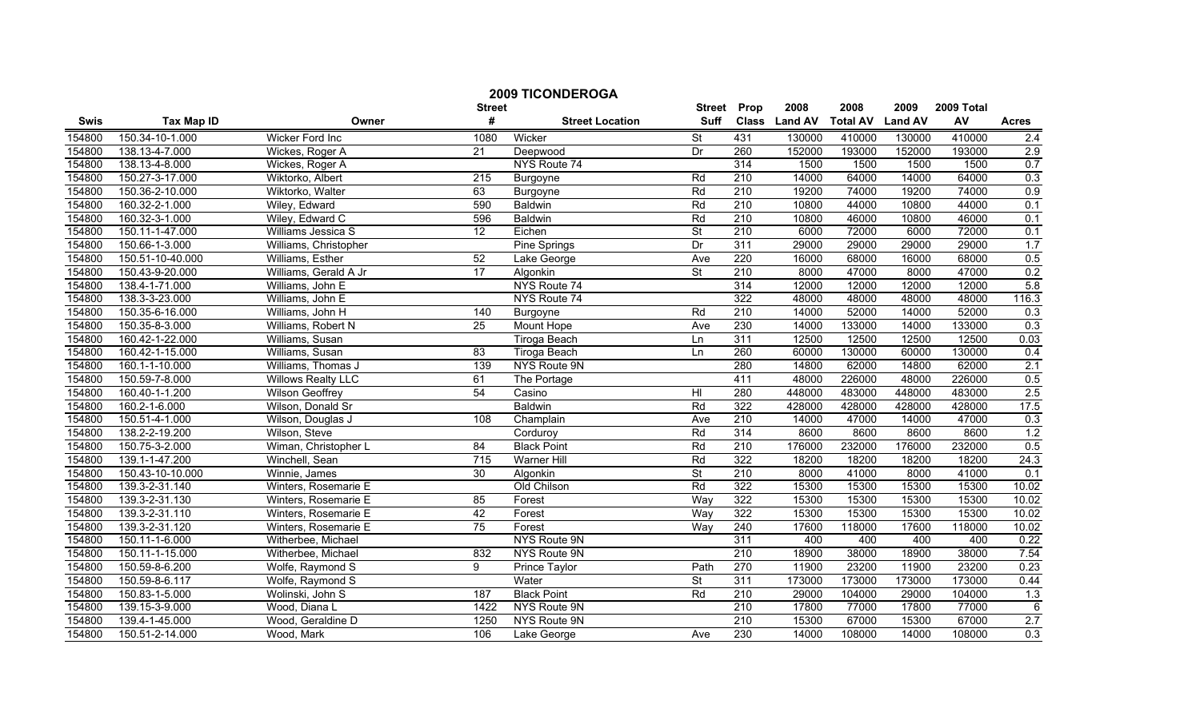# 2009 TICONDEROGA

| Swis | Tax Map ID | Owner | Street # | Street Location | Street Suff | Prop Class | 2008 Land AV | 2008 Total AV | 2009 Land AV | 2009 Total AV | Acres |
|---|---|---|---|---|---|---|---|---|---|---|---|
| 154800 | 150.34-10-1.000 | Wicker Ford Inc | 1080 | Wicker | St | 431 | 130000 | 410000 | 130000 | 410000 | 2.4 |
| 154800 | 138.13-4-7.000 | Wickes, Roger A | 21 | Deepwood | Dr | 260 | 152000 | 193000 | 152000 | 193000 | 2.9 |
| 154800 | 138.13-4-8.000 | Wickes, Roger A | | NYS Route 74 | | 314 | 1500 | 1500 | 1500 | 1500 | 0.7 |
| 154800 | 150.27-3-17.000 | Wiktorko, Albert | 215 | Burgoyne | Rd | 210 | 14000 | 64000 | 14000 | 64000 | 0.3 |
| 154800 | 150.36-2-10.000 | Wiktorko, Walter | 63 | Burgoyne | Rd | 210 | 19200 | 74000 | 19200 | 74000 | 0.9 |
| 154800 | 160.32-2-1.000 | Wiley, Edward | 590 | Baldwin | Rd | 210 | 10800 | 44000 | 10800 | 44000 | 0.1 |
| 154800 | 160.32-3-1.000 | Wiley, Edward C | 596 | Baldwin | Rd | 210 | 10800 | 46000 | 10800 | 46000 | 0.1 |
| 154800 | 150.11-1-47.000 | Williams Jessica S | 12 | Eichen | St | 210 | 6000 | 72000 | 6000 | 72000 | 0.1 |
| 154800 | 150.66-1-3.000 | Williams, Christopher | | Pine Springs | Dr | 311 | 29000 | 29000 | 29000 | 29000 | 1.7 |
| 154800 | 150.51-10-40.000 | Williams, Esther | 52 | Lake George | Ave | 220 | 16000 | 68000 | 16000 | 68000 | 0.5 |
| 154800 | 150.43-9-20.000 | Williams, Gerald A Jr | 17 | Algonkin | St | 210 | 8000 | 47000 | 8000 | 47000 | 0.2 |
| 154800 | 138.4-1-71.000 | Williams, John E | | NYS Route 74 | | 314 | 12000 | 12000 | 12000 | 12000 | 5.8 |
| 154800 | 138.3-3-23.000 | Williams, John E | | NYS Route 74 | | 322 | 48000 | 48000 | 48000 | 48000 | 116.3 |
| 154800 | 150.35-6-16.000 | Williams, John H | 140 | Burgoyne | Rd | 210 | 14000 | 52000 | 14000 | 52000 | 0.3 |
| 154800 | 150.35-8-3.000 | Williams, Robert N | 25 | Mount Hope | Ave | 230 | 14000 | 133000 | 14000 | 133000 | 0.3 |
| 154800 | 160.42-1-22.000 | Williams, Susan | | Tiroga Beach | Ln | 311 | 12500 | 12500 | 12500 | 12500 | 0.03 |
| 154800 | 160.42-1-15.000 | Williams, Susan | 83 | Tiroga Beach | Ln | 260 | 60000 | 130000 | 60000 | 130000 | 0.4 |
| 154800 | 160.1-1-10.000 | Williams, Thomas J | 139 | NYS Route 9N | | 280 | 14800 | 62000 | 14800 | 62000 | 2.1 |
| 154800 | 150.59-7-8.000 | Willows Realty LLC | 61 | The Portage | | 411 | 48000 | 226000 | 48000 | 226000 | 0.5 |
| 154800 | 160.40-1-1.200 | Wilson Geoffrey | 54 | Casino | Hl | 280 | 448000 | 483000 | 448000 | 483000 | 2.5 |
| 154800 | 160.2-1-6.000 | Wilson, Donald Sr | | Baldwin | Rd | 322 | 428000 | 428000 | 428000 | 428000 | 17.5 |
| 154800 | 150.51-4-1.000 | Wilson, Douglas J | 108 | Champlain | Ave | 210 | 14000 | 47000 | 14000 | 47000 | 0.3 |
| 154800 | 138.2-2-19.200 | Wilson, Steve | | Corduroy | Rd | 314 | 8600 | 8600 | 8600 | 8600 | 1.2 |
| 154800 | 150.75-3-2.000 | Wiman, Christopher L | 84 | Black Point | Rd | 210 | 176000 | 232000 | 176000 | 232000 | 0.5 |
| 154800 | 139.1-1-47.200 | Winchell, Sean | 715 | Warner Hill | Rd | 322 | 18200 | 18200 | 18200 | 18200 | 24.3 |
| 154800 | 150.43-10-10.000 | Winnie, James | 30 | Algonkin | St | 210 | 8000 | 41000 | 8000 | 41000 | 0.1 |
| 154800 | 139.3-2-31.140 | Winters, Rosemarie E | | Old Chilson | Rd | 322 | 15300 | 15300 | 15300 | 15300 | 10.02 |
| 154800 | 139.3-2-31.130 | Winters, Rosemarie E | 85 | Forest | Way | 322 | 15300 | 15300 | 15300 | 15300 | 10.02 |
| 154800 | 139.3-2-31.110 | Winters, Rosemarie E | 42 | Forest | Way | 322 | 15300 | 15300 | 15300 | 15300 | 10.02 |
| 154800 | 139.3-2-31.120 | Winters, Rosemarie E | 75 | Forest | Way | 240 | 17600 | 118000 | 17600 | 118000 | 10.02 |
| 154800 | 150.11-1-6.000 | Witherbee, Michael | | NYS Route 9N | | 311 | 400 | 400 | 400 | 400 | 0.22 |
| 154800 | 150.11-1-15.000 | Witherbee, Michael | 832 | NYS Route 9N | | 210 | 18900 | 38000 | 18900 | 38000 | 7.54 |
| 154800 | 150.59-8-6.200 | Wolfe, Raymond S | 9 | Prince Taylor | Path | 270 | 11900 | 23200 | 11900 | 23200 | 0.23 |
| 154800 | 150.59-8-6.117 | Wolfe, Raymond S | | Water | St | 311 | 173000 | 173000 | 173000 | 173000 | 0.44 |
| 154800 | 150.83-1-5.000 | Wolinski, John S | 187 | Black Point | Rd | 210 | 29000 | 104000 | 29000 | 104000 | 1.3 |
| 154800 | 139.15-3-9.000 | Wood, Diana L | 1422 | NYS Route 9N | | 210 | 17800 | 77000 | 17800 | 77000 | 6 |
| 154800 | 139.4-1-45.000 | Wood, Geraldine D | 1250 | NYS Route 9N | | 210 | 15300 | 67000 | 15300 | 67000 | 2.7 |
| 154800 | 150.51-2-14.000 | Wood, Mark | 106 | Lake George | Ave | 230 | 14000 | 108000 | 14000 | 108000 | 0.3 |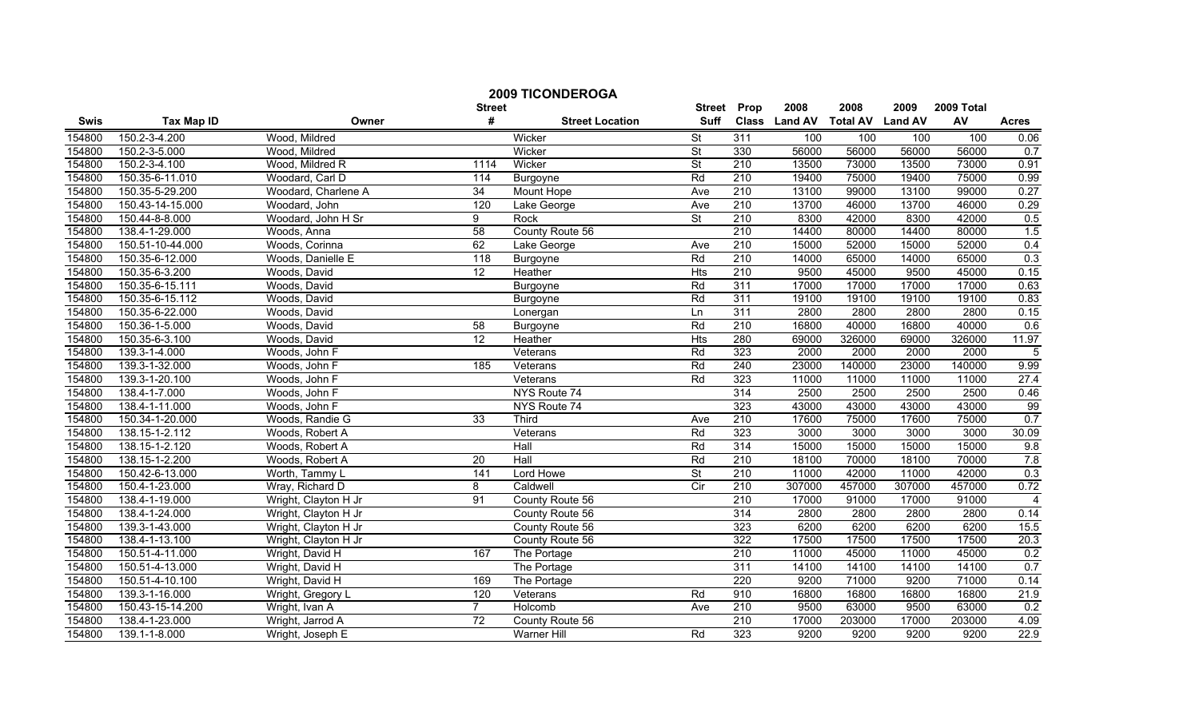# 2009 TICONDEROGA

| Swis | Tax Map ID | Owner | Street # | Street Location | Street Suff | Prop Class | 2008 Land AV | 2008 Total AV | 2009 Land AV | 2009 Total AV | Acres |
|---|---|---|---|---|---|---|---|---|---|---|---|
| 154800 | 150.2-3-4.200 | Wood, Mildred | | Wicker | St | 311 | 100 | 100 | 100 | 100 | 0.06 |
| 154800 | 150.2-3-5.000 | Wood, Mildred | | Wicker | St | 330 | 56000 | 56000 | 56000 | 56000 | 0.7 |
| 154800 | 150.2-3-4.100 | Wood, Mildred R | 1114 | Wicker | St | 210 | 13500 | 73000 | 13500 | 73000 | 0.91 |
| 154800 | 150.35-6-11.010 | Woodard, Carl D | 114 | Burgoyne | Rd | 210 | 19400 | 75000 | 19400 | 75000 | 0.99 |
| 154800 | 150.35-5-29.200 | Woodard, Charlene A | 34 | Mount Hope | Ave | 210 | 13100 | 99000 | 13100 | 99000 | 0.27 |
| 154800 | 150.43-14-15.000 | Woodard, John | 120 | Lake George | Ave | 210 | 13700 | 46000 | 13700 | 46000 | 0.29 |
| 154800 | 150.44-8-8.000 | Woodard, John H Sr | 9 | Rock | St | 210 | 8300 | 42000 | 8300 | 42000 | 0.5 |
| 154800 | 138.4-1-29.000 | Woods, Anna | 58 | County Route 56 | | 210 | 14400 | 80000 | 14400 | 80000 | 1.5 |
| 154800 | 150.51-10-44.000 | Woods, Corinna | 62 | Lake George | Ave | 210 | 15000 | 52000 | 15000 | 52000 | 0.4 |
| 154800 | 150.35-6-12.000 | Woods, Danielle E | 118 | Burgoyne | Rd | 210 | 14000 | 65000 | 14000 | 65000 | 0.3 |
| 154800 | 150.35-6-3.200 | Woods, David | 12 | Heather | Hts | 210 | 9500 | 45000 | 9500 | 45000 | 0.15 |
| 154800 | 150.35-6-15.111 | Woods, David | | Burgoyne | Rd | 311 | 17000 | 17000 | 17000 | 17000 | 0.63 |
| 154800 | 150.35-6-15.112 | Woods, David | | Burgoyne | Rd | 311 | 19100 | 19100 | 19100 | 19100 | 0.83 |
| 154800 | 150.35-6-22.000 | Woods, David | | Lonergan | Ln | 311 | 2800 | 2800 | 2800 | 2800 | 0.15 |
| 154800 | 150.36-1-5.000 | Woods, David | 58 | Burgoyne | Rd | 210 | 16800 | 40000 | 16800 | 40000 | 0.6 |
| 154800 | 150.35-6-3.100 | Woods, David | 12 | Heather | Hts | 280 | 69000 | 326000 | 69000 | 326000 | 11.97 |
| 154800 | 139.3-1-4.000 | Woods, John F | | Veterans | Rd | 323 | 2000 | 2000 | 2000 | 2000 | 5 |
| 154800 | 139.3-1-32.000 | Woods, John F | 185 | Veterans | Rd | 240 | 23000 | 140000 | 23000 | 140000 | 9.99 |
| 154800 | 139.3-1-20.100 | Woods, John F | | Veterans | Rd | 323 | 11000 | 11000 | 11000 | 11000 | 27.4 |
| 154800 | 138.4-1-7.000 | Woods, John F | | NYS Route 74 | | 314 | 2500 | 2500 | 2500 | 2500 | 0.46 |
| 154800 | 138.4-1-11.000 | Woods, John F | | NYS Route 74 | | 323 | 43000 | 43000 | 43000 | 43000 | 99 |
| 154800 | 150.34-1-20.000 | Woods, Randie G | 33 | Third | Ave | 210 | 17600 | 75000 | 17600 | 75000 | 0.7 |
| 154800 | 138.15-1-2.112 | Woods, Robert A | | Veterans | Rd | 323 | 3000 | 3000 | 3000 | 3000 | 30.09 |
| 154800 | 138.15-1-2.120 | Woods, Robert A | | Hall | Rd | 314 | 15000 | 15000 | 15000 | 15000 | 9.8 |
| 154800 | 138.15-1-2.200 | Woods, Robert A | 20 | Hall | Rd | 210 | 18100 | 70000 | 18100 | 70000 | 7.8 |
| 154800 | 150.42-6-13.000 | Worth, Tammy L | 141 | Lord Howe | St | 210 | 11000 | 42000 | 11000 | 42000 | 0.3 |
| 154800 | 150.4-1-23.000 | Wray, Richard D | 8 | Caldwell | Cir | 210 | 307000 | 457000 | 307000 | 457000 | 0.72 |
| 154800 | 138.4-1-19.000 | Wright, Clayton H Jr | 91 | County Route 56 | | 210 | 17000 | 91000 | 17000 | 91000 | 4 |
| 154800 | 138.4-1-24.000 | Wright, Clayton H Jr | | County Route 56 | | 314 | 2800 | 2800 | 2800 | 2800 | 0.14 |
| 154800 | 139.3-1-43.000 | Wright, Clayton H Jr | | County Route 56 | | 323 | 6200 | 6200 | 6200 | 6200 | 15.5 |
| 154800 | 138.4-1-13.100 | Wright, Clayton H Jr | | County Route 56 | | 322 | 17500 | 17500 | 17500 | 17500 | 20.3 |
| 154800 | 150.51-4-11.000 | Wright, David H | 167 | The Portage | | 210 | 11000 | 45000 | 11000 | 45000 | 0.2 |
| 154800 | 150.51-4-13.000 | Wright, David H | | The Portage | | 311 | 14100 | 14100 | 14100 | 14100 | 0.7 |
| 154800 | 150.51-4-10.100 | Wright, David H | 169 | The Portage | | 220 | 9200 | 71000 | 9200 | 71000 | 0.14 |
| 154800 | 139.3-1-16.000 | Wright, Gregory L | 120 | Veterans | Rd | 910 | 16800 | 16800 | 16800 | 16800 | 21.9 |
| 154800 | 150.43-15-14.200 | Wright, Ivan A | 7 | Holcomb | Ave | 210 | 9500 | 63000 | 9500 | 63000 | 0.2 |
| 154800 | 138.4-1-23.000 | Wright, Jarrod A | 72 | County Route 56 | | 210 | 17000 | 203000 | 17000 | 203000 | 4.09 |
| 154800 | 139.1-1-8.000 | Wright, Joseph E | | Warner Hill | Rd | 323 | 9200 | 9200 | 9200 | 9200 | 22.9 |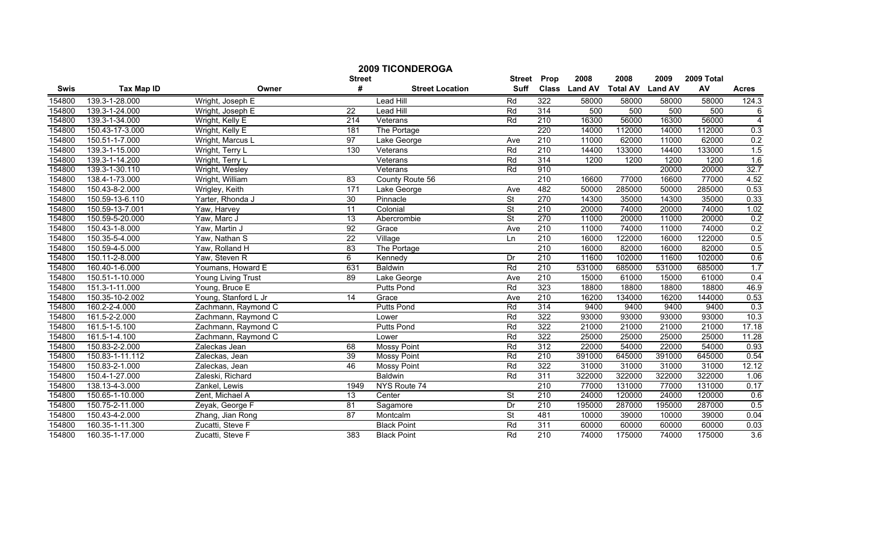# 2009 TICONDEROGA

| Swis | Tax Map ID | Owner | Street # | Street Location | Street Suff | Prop Class | 2008 Land AV | 2008 Total AV | 2009 Land AV | 2009 Total AV | Acres |
|---|---|---|---|---|---|---|---|---|---|---|---|
| 154800 | 139.3-1-28.000 | Wright, Joseph E | | Lead Hill | Rd | 322 | 58000 | 58000 | 58000 | 58000 | 124.3 |
| 154800 | 139.3-1-24.000 | Wright, Joseph E | 22 | Lead Hill | Rd | 314 | 500 | 500 | 500 | 500 | 6 |
| 154800 | 139.3-1-34.000 | Wright, Kelly E | 214 | Veterans | Rd | 210 | 16300 | 56000 | 16300 | 56000 | 4 |
| 154800 | 150.43-17-3.000 | Wright, Kelly E | 181 | The Portage | | 220 | 14000 | 112000 | 14000 | 112000 | 0.3 |
| 154800 | 150.51-1-7.000 | Wright, Marcus L | 97 | Lake George | Ave | 210 | 11000 | 62000 | 11000 | 62000 | 0.2 |
| 154800 | 139.3-1-15.000 | Wright, Terry L | 130 | Veterans | Rd | 210 | 14400 | 133000 | 14400 | 133000 | 1.5 |
| 154800 | 139.3-1-14.200 | Wright, Terry L | | Veterans | Rd | 314 | 1200 | 1200 | 1200 | 1200 | 1.6 |
| 154800 | 139.3-1-30.110 | Wright, Wesley | | Veterans | Rd | 910 | | | 20000 | 20000 | 32.7 |
| 154800 | 138.4-1-73.000 | Wright, William | 83 | County Route 56 | | 210 | 16600 | 77000 | 16600 | 77000 | 4.52 |
| 154800 | 150.43-8-2.000 | Wrigley, Keith | 171 | Lake George | Ave | 482 | 50000 | 285000 | 50000 | 285000 | 0.53 |
| 154800 | 150.59-13-6.110 | Yarter, Rhonda J | 30 | Pinnacle | St | 270 | 14300 | 35000 | 14300 | 35000 | 0.33 |
| 154800 | 150.59-13-7.001 | Yaw, Harvey | 11 | Colonial | St | 210 | 20000 | 74000 | 20000 | 74000 | 1.02 |
| 154800 | 150.59-5-20.000 | Yaw, Marc J | 13 | Abercrombie | St | 270 | 11000 | 20000 | 11000 | 20000 | 0.2 |
| 154800 | 150.43-1-8.000 | Yaw, Martin J | 92 | Grace | Ave | 210 | 11000 | 74000 | 11000 | 74000 | 0.2 |
| 154800 | 150.35-5-4.000 | Yaw, Nathan S | 22 | Village | Ln | 210 | 16000 | 122000 | 16000 | 122000 | 0.5 |
| 154800 | 150.59-4-5.000 | Yaw, Rolland H | 83 | The Portage | | 210 | 16000 | 82000 | 16000 | 82000 | 0.5 |
| 154800 | 150.11-2-8.000 | Yaw, Steven R | 6 | Kennedy | Dr | 210 | 11600 | 102000 | 11600 | 102000 | 0.6 |
| 154800 | 160.40-1-6.000 | Youmans, Howard E | 631 | Baldwin | Rd | 210 | 531000 | 685000 | 531000 | 685000 | 1.7 |
| 154800 | 150.51-1-10.000 | Young Living Trust | 89 | Lake George | Ave | 210 | 15000 | 61000 | 15000 | 61000 | 0.4 |
| 154800 | 151.3-1-11.000 | Young, Bruce E | | Putts Pond | Rd | 323 | 18800 | 18800 | 18800 | 18800 | 46.9 |
| 154800 | 150.35-10-2.002 | Young, Stanford L Jr | 14 | Grace | Ave | 210 | 16200 | 134000 | 16200 | 144000 | 0.53 |
| 154800 | 160.2-2-4.000 | Zachmann, Raymond C | | Putts Pond | Rd | 314 | 9400 | 9400 | 9400 | 9400 | 0.3 |
| 154800 | 161.5-2-2.000 | Zachmann, Raymond C | | Lower | Rd | 322 | 93000 | 93000 | 93000 | 93000 | 10.3 |
| 154800 | 161.5-1-5.100 | Zachmann, Raymond C | | Putts Pond | Rd | 322 | 21000 | 21000 | 21000 | 21000 | 17.18 |
| 154800 | 161.5-1-4.100 | Zachmann, Raymond C | | Lower | Rd | 322 | 25000 | 25000 | 25000 | 25000 | 11.28 |
| 154800 | 150.83-2-2.000 | Zaleckas Jean | 68 | Mossy Point | Rd | 312 | 22000 | 54000 | 22000 | 54000 | 0.93 |
| 154800 | 150.83-1-11.112 | Zaleckas, Jean | 39 | Mossy Point | Rd | 210 | 391000 | 645000 | 391000 | 645000 | 0.54 |
| 154800 | 150.83-2-1.000 | Zaleckas, Jean | 46 | Mossy Point | Rd | 322 | 31000 | 31000 | 31000 | 31000 | 12.12 |
| 154800 | 150.4-1-27.000 | Zaleski, Richard | | Baldwin | Rd | 311 | 322000 | 322000 | 322000 | 322000 | 1.06 |
| 154800 | 138.13-4-3.000 | Zankel, Lewis | 1949 | NYS Route 74 | | 210 | 77000 | 131000 | 77000 | 131000 | 0.17 |
| 154800 | 150.65-1-10.000 | Zent, Michael A | 13 | Center | St | 210 | 24000 | 120000 | 24000 | 120000 | 0.6 |
| 154800 | 150.75-2-11.000 | Zeyak, George F | 81 | Sagamore | Dr | 210 | 195000 | 287000 | 195000 | 287000 | 0.5 |
| 154800 | 150.43-4-2.000 | Zhang, Jian Rong | 87 | Montcalm | St | 481 | 10000 | 39000 | 10000 | 39000 | 0.04 |
| 154800 | 160.35-1-11.300 | Zucatti, Steve F | | Black Point | Rd | 311 | 60000 | 60000 | 60000 | 60000 | 0.03 |
| 154800 | 160.35-1-17.000 | Zucatti, Steve F | 383 | Black Point | Rd | 210 | 74000 | 175000 | 74000 | 175000 | 3.6 |